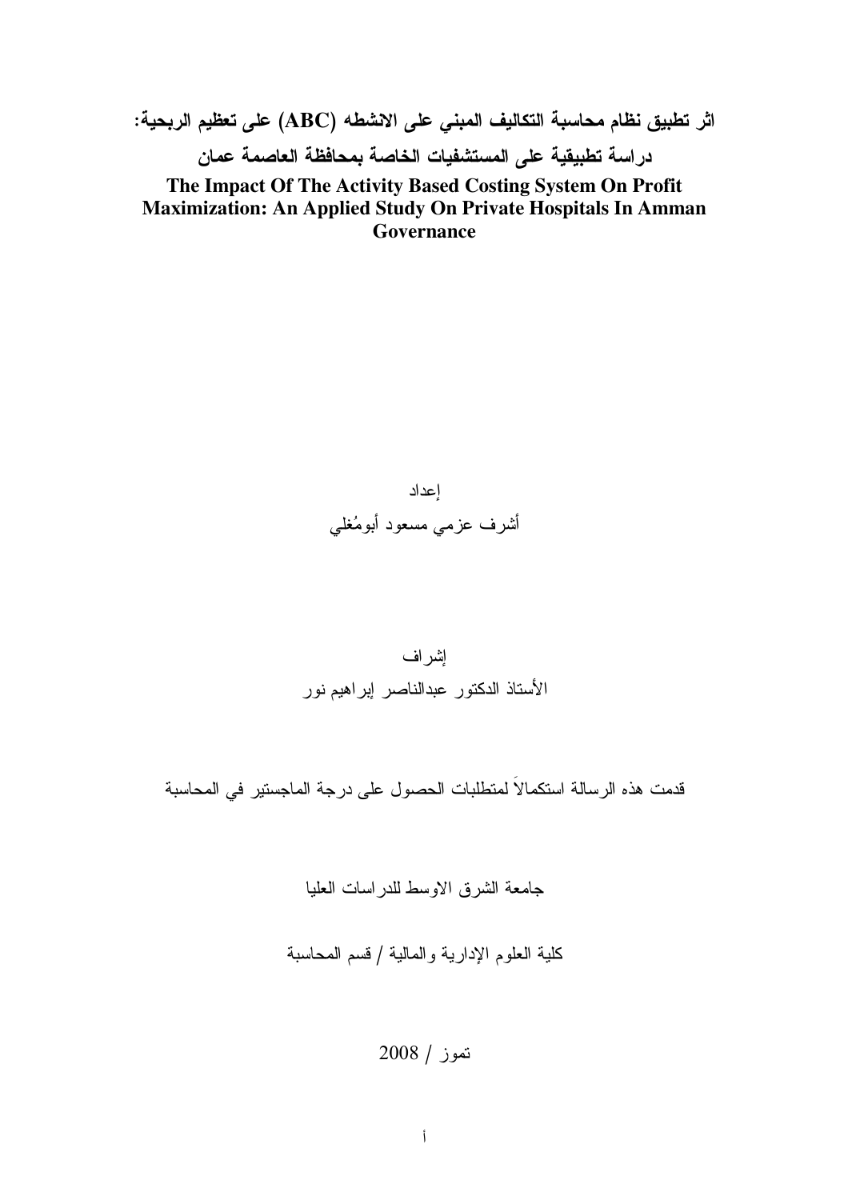# اثر تطبيق نظام محاسبة التكاليف المبني على الانشطه (ABC) على تعظيم الربحية:

## دراسة تطبيقية على المستشفيات الخاصة بمحافظة العاصمة عمان

## The Impact Of The Activity Based Costing System On Profit Maximization: An Applied Study On Private Hospitals In Amman Governance

إعداد

أشرف عزمي مسعود أبومُغلي

إشراف

الأستاذ الدكتور عبدالناصر إبراهيم نور

قدمت هذه الرسالة استكمالاً لمتطلبات الحصول على درجة الماجستير في المحاسبة

جامعة الشرق الاوسط للدراسات العليا

كلية العلوم الإدارية والمالية / قسم المحاسبة

تموز / 2008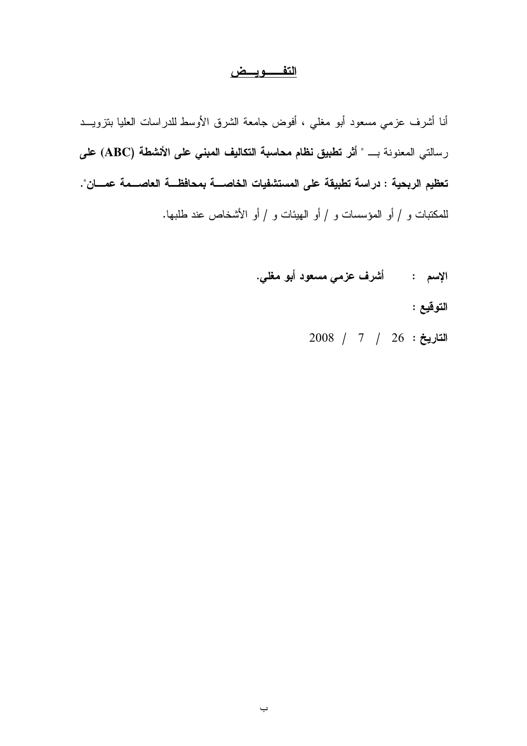## التفـــــويــض

أنا أشرف عزمي مسعود أبو مغلي ، أفوض جامعة الشرق الأوسط للدراسات العليا بتزويـــد رسالتي المعنونة بـــ " **أثر تطبيق نظام محاسبة التكاليف المبني على الأنشطة (ABC) على تعظيم الربحية : دراسة تطبيقة على المستشفيات الخاصـــة بمحافظـــة العاصـــمة عمـــان**". للمكتبات و / أو المؤسسات و / أو الهيئات و / أو الأشخاص عند طلبها.

**الإسم :** **أشرف عزمي مسعود أبو مغلي.**

**التوقيع :**

**التاريخ :** 26 / 7 / 2008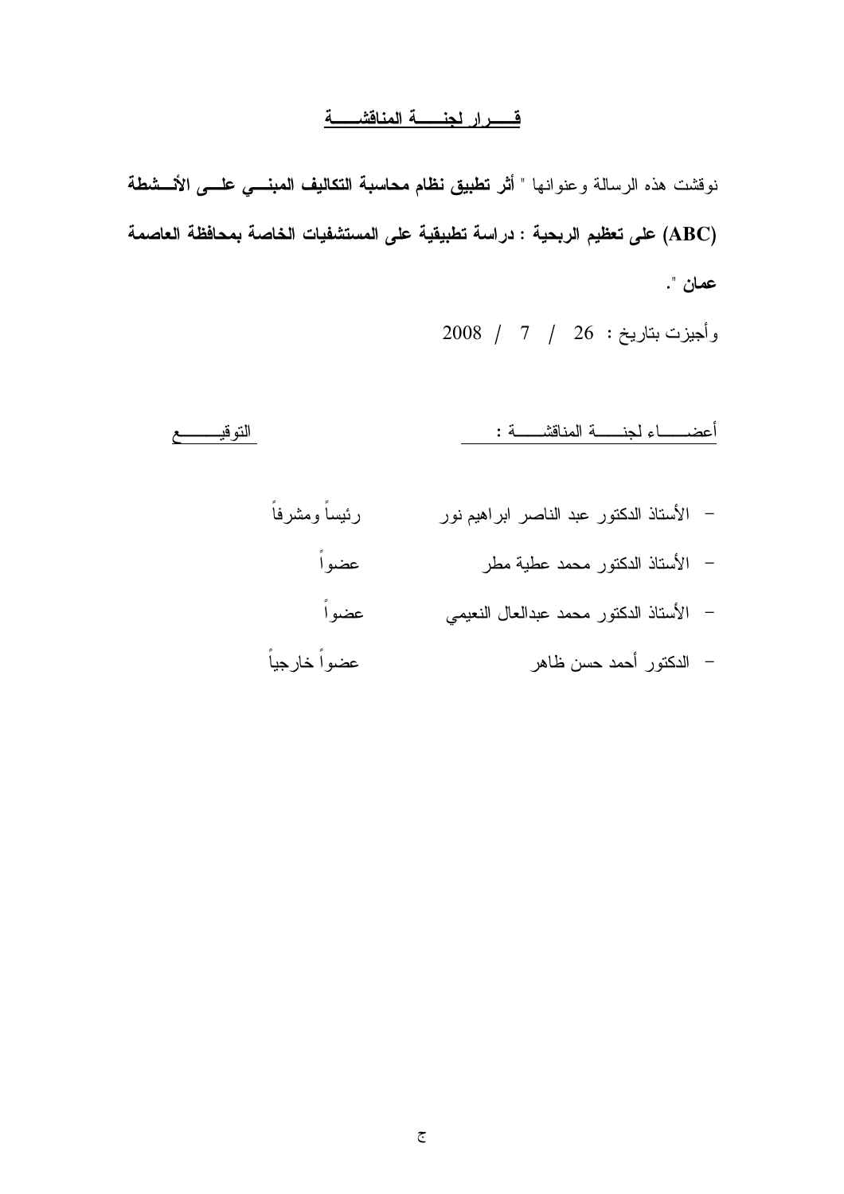## قـــرار لجنـــة المناقشـــة

نوقشت هذه الرسالة وعنوانها " **أثر تطبيق نظام محاسبة التكاليف المبنـي علـى الأنـشطة (ABC) على تعظيم الربحية : دراسة تطبيقية على المستشفيات الخاصة بمحافظة العاصمة عمان** ".

وأجيزت بتاريخ : 26 / 7 / 2008

| أعضـاء لجنـة المناقشـة : | | التوقيـع |
|---|---|---|
| - الأستاذ الدكتور عبد الناصر ابراهيم نور | رئيساً ومشرفاً | |
| - الأستاذ الدكتور محمد عطية مطر | عضواً | |
| - الأستاذ الدكتور محمد عبدالعال النعيمي | عضواً | |
| - الدكتور أحمد حسن ظاهر | عضواً خارجياً | |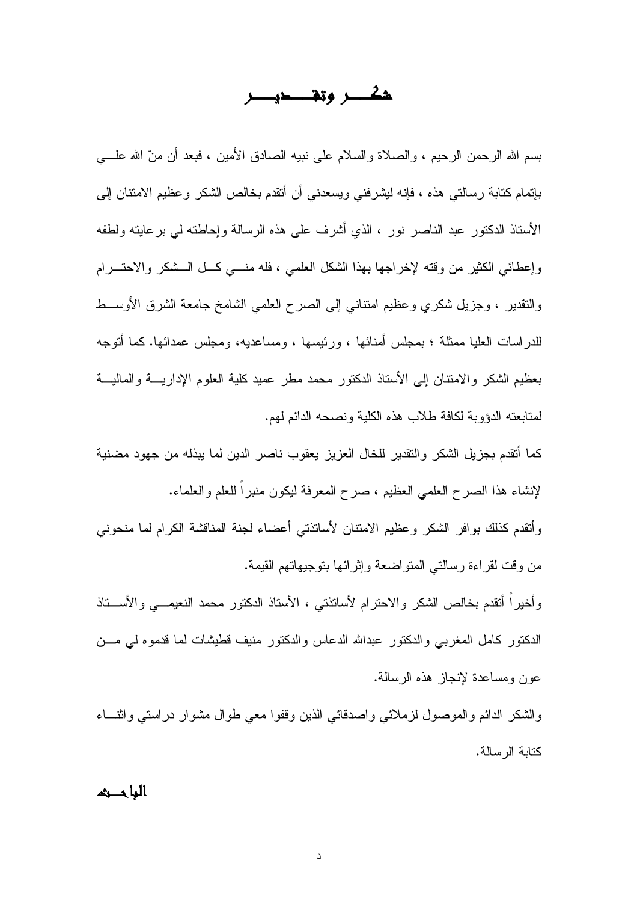# شكر وتقدير

بسم الله الرحمن الرحيم ، والصلاة والسلام على نبيه الصادق الأمين ، فبعد أن منّ الله علي بإتمام كتابة رسالتي هذه ، فإنه ليشرفني ويسعدني أن أتقدم بخالص الشكر وعظيم الامتنان إلى الأستاذ الدكتور عبد الناصر نور ، الذي أشرف على هذه الرسالة وإحاطته لي برعايته ولطفه وإعطائي الكثير من وقته لإخراجها بهذا الشكل العلمي ، فله مني كل الشكر والاحترام والتقدير ، وجزيل شكري وعظيم امتناني إلى الصرح العلمي الشامخ جامعة الشرق الأوسط للدراسات العليا ممثلة ؛ بمجلس أمنائها ، ورئيسها ، ومساعديه، ومجلس عمدائها. كما أتوجه بعظيم الشكر والامتنان إلى الأستاذ الدكتور محمد مطر عميد كلية العلوم الإدارية والمالية لمتابعته الدؤوبة لكافة طلاب هذه الكلية ونصحه الدائم لهم.

كما أتقدم بجزيل الشكر والتقدير للخال العزيز يعقوب ناصر الدين لما يبذله من جهود مضنية لإنشاء هذا الصرح العلمي العظيم ، صرح المعرفة ليكون منبراً للعلم والعلماء.

وأتقدم كذلك بوافر الشكر وعظيم الامتنان لأساتذتي أعضاء لجنة المناقشة الكرام لما منحوني من وقت لقراءة رسالتي المتواضعة وإثرائها بتوجيهاتهم القيمة.

وأخيراً أتقدم بخالص الشكر والاحترام لأساتذتي ، الأستاذ الدكتور محمد النعيمي والأستاذ الدكتور كامل المغربي والدكتور عبدالله الدعاس والدكتور منيف قطيشات لما قدموه لي من عون ومساعدة لإنجاز هذه الرسالة.

والشكر الدائم والموصول لزملائي واصدقائي الذين وقفوا معي طوال مشوار دراستي واثناء كتابة الرسالة.

**الباحث**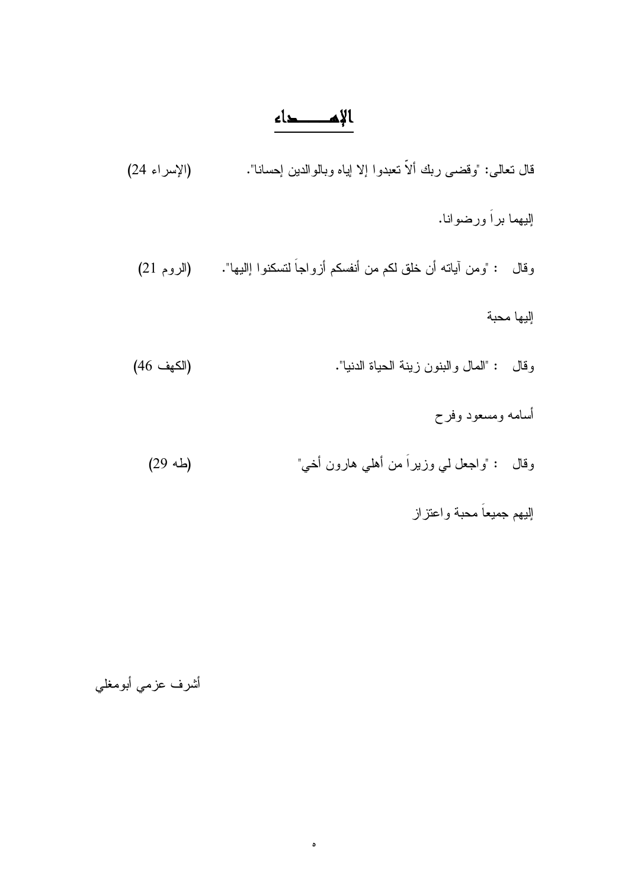# الإهـــــداء

قال تعالى: "وقضى ربك ألاّ تعبدوا إلا إياه وبالوالدين إحسانا". (الإسراء 24)

إليهما براً ورضوانا.

وقال : "ومن آياته أن خلق لكم من أنفسكم أزواجاً لتسكنوا إاليها". (الروم 21)

إليها محبة

وقال : "المال والبنون زينة الحياة الدنيا". (الكهف 46)

أسامه ومسعود وفرح

وقال : "واجعل لي وزيراً من أهلي هارون أخي" (طه 29)

إليهم جميعاً محبة واعتزاز

أشرف عزمي أبومغلي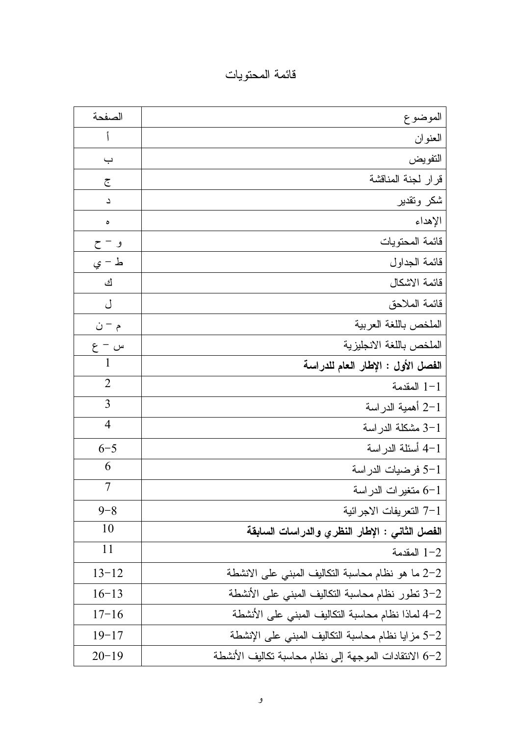# قائمة المحتويات

| الموضوع | الصفحة |
|---|---|
| العنوان | أ |
| التفويض | ب |
| قرار لجنة المناقشة | ج |
| شكر وتقدير | د |
| الإهداء | ه |
| قائمة المحتويات | و – ح |
| قائمة الجداول | ط – ي |
| قائمة الاشكال | ك |
| قائمة الملاحق | ل |
| الملخص باللغة العربية | م – ن |
| الملخص باللغة الانجليزية | س – ع |
| **الفصل الأول : الإطار العام للدراسة** | 1 |
| 1-1 المقدمة | 2 |
| 1-2 أهمية الدراسة | 3 |
| 1-3 مشكلة الدراسة | 4 |
| 1-4 أسئلة الدراسة | 6-5 |
| 1-5 فرضيات الدراسة | 6 |
| 1-6 متغيرات الدراسة | 7 |
| 1-7 التعريفات الاجرائية | 9-8 |
| **الفصل الثاني : الإطار النظري والدراسات السابقة** | 10 |
| 2-1 المقدمة | 11 |
| 2-2 ما هو نظام محاسبة التكاليف المبني على الانشطة | 13-12 |
| 2-3 تطور نظام محاسبة التكاليف المبني على الأنشطة | 16-13 |
| 2-4 لماذا نظام محاسبة التكاليف المبني على الأنشطة | 17-16 |
| 2-5 مزايا نظام محاسبة التكاليف المبني على الإنشطة | 19-17 |
| 2-6 الانتقادات الموجهة إلى نظام محاسبة تكاليف الأنشطة | 20-19 |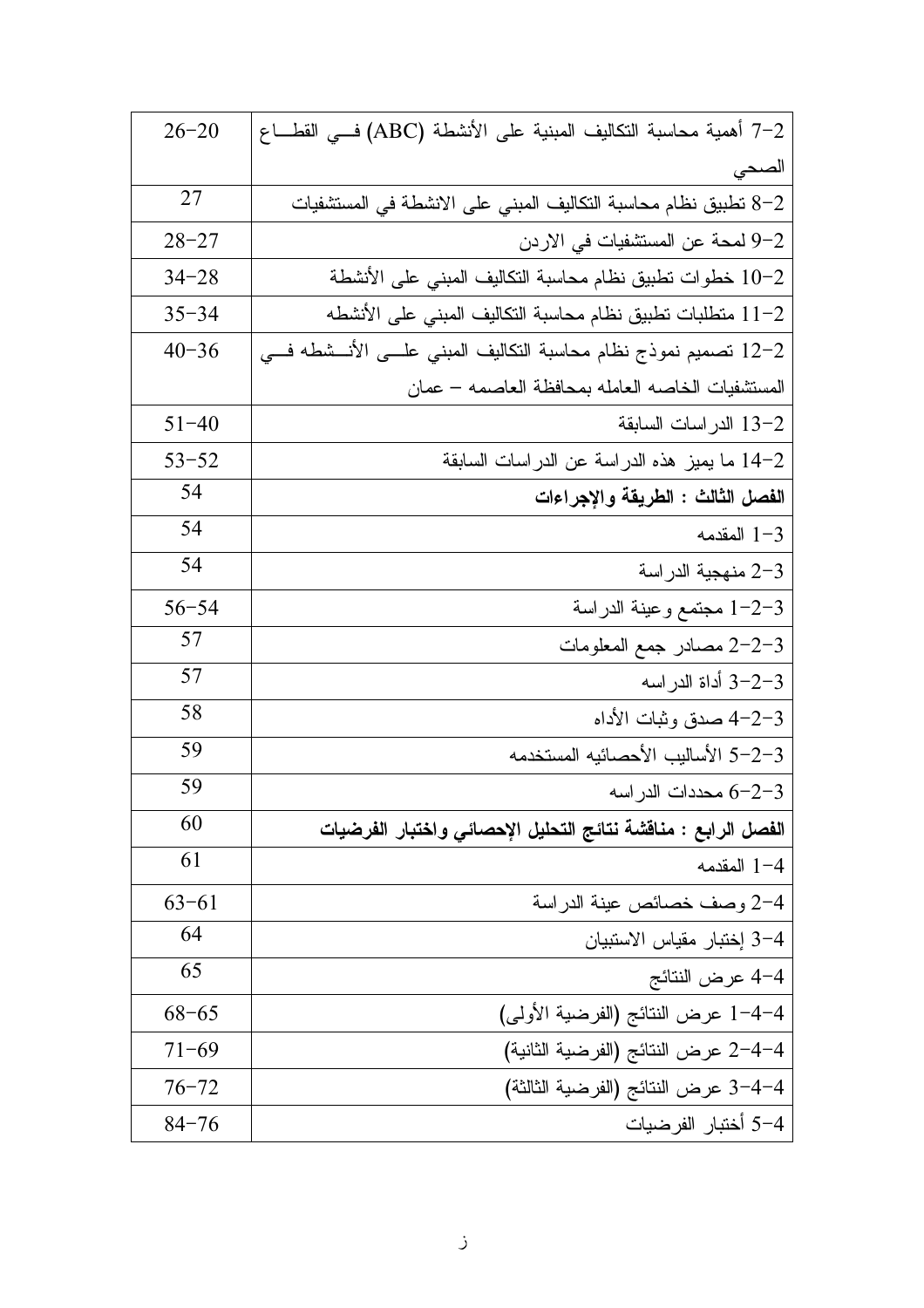| | |
|---|---|
| 2-7 أهمية محاسبة التكاليف المبنية على الأنشطة (ABC) في القطاع الصحي | 26-20 |
| 2-8 تطبيق نظام محاسبة التكاليف المبني على الانشطة في المستشفيات | 27 |
| 2-9 لمحة عن المستشفيات في الاردن | 28-27 |
| 2-10 خطوات تطبيق نظام محاسبة التكاليف المبني على الأنشطة | 34-28 |
| 2-11 متطلبات تطبيق نظام محاسبة التكاليف المبني على الأنشطه | 35-34 |
| 2-12 تصميم نموذج نظام محاسبة التكاليف المبني على الأنشطه في المستشفيات الخاصه العامله بمحافظة العاصمه – عمان | 40-36 |
| 2-13 الدراسات السابقة | 51-40 |
| 2-14 ما يميز هذه الدراسة عن الدراسات السابقة | 53-52 |
| **الفصل الثالث : الطريقة والإجراءات** | 54 |
| 3-1 المقدمه | 54 |
| 3-2 منهجية الدراسة | 54 |
| 3-2-1 مجتمع وعينة الدراسة | 56-54 |
| 3-2-2 مصادر جمع المعلومات | 57 |
| 3-2-3 أداة الدراسه | 57 |
| 3-2-4 صدق وثبات الأداه | 58 |
| 3-2-5 الأساليب الأحصائيه المستخدمه | 59 |
| 3-2-6 محددات الدراسه | 59 |
| **الفصل الرابع : مناقشة نتائج التحليل الإحصائي واختبار الفرضيات** | 60 |
| 4-1 المقدمه | 61 |
| 4-2 وصف خصائص عينة الدراسة | 63-61 |
| 4-3 إختبار مقياس الاستبيان | 64 |
| 4-4 عرض النتائج | 65 |
| 4-4-1 عرض النتائج (الفرضية الأولى) | 68-65 |
| 4-4-2 عرض النتائج (الفرضية الثانية) | 71-69 |
| 4-4-3 عرض النتائج (الفرضية الثالثة) | 76-72 |
| 4-5 أختبار الفرضيات | 84-76 |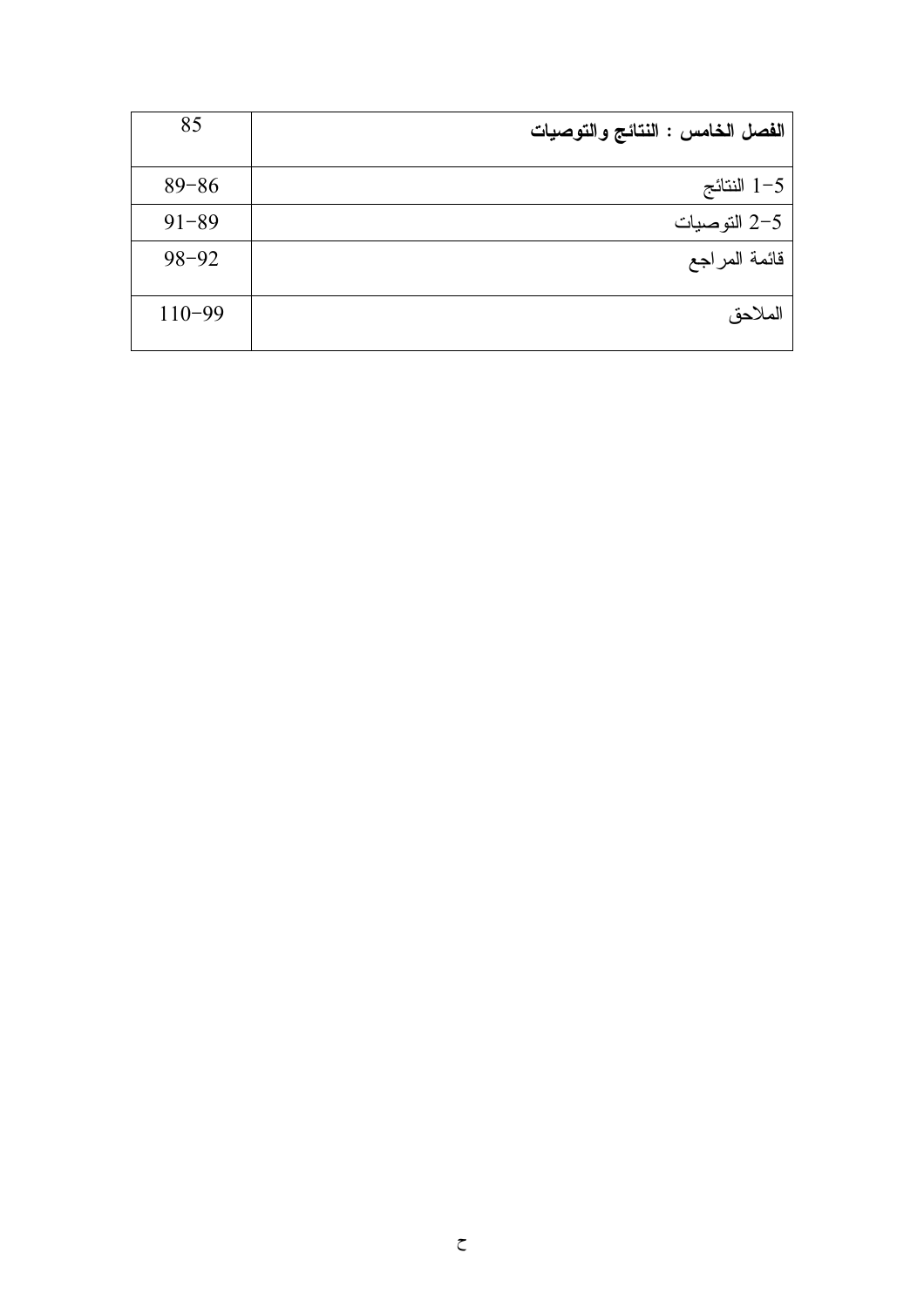| | |
|---|---|
| **الفصل الخامس : النتائج والتوصيات** | 85 |
| 5-1 النتائج | 89-86 |
| 5-2 التوصيات | 91-89 |
| قائمة المراجع | 98-92 |
| الملاحق | 110-99 |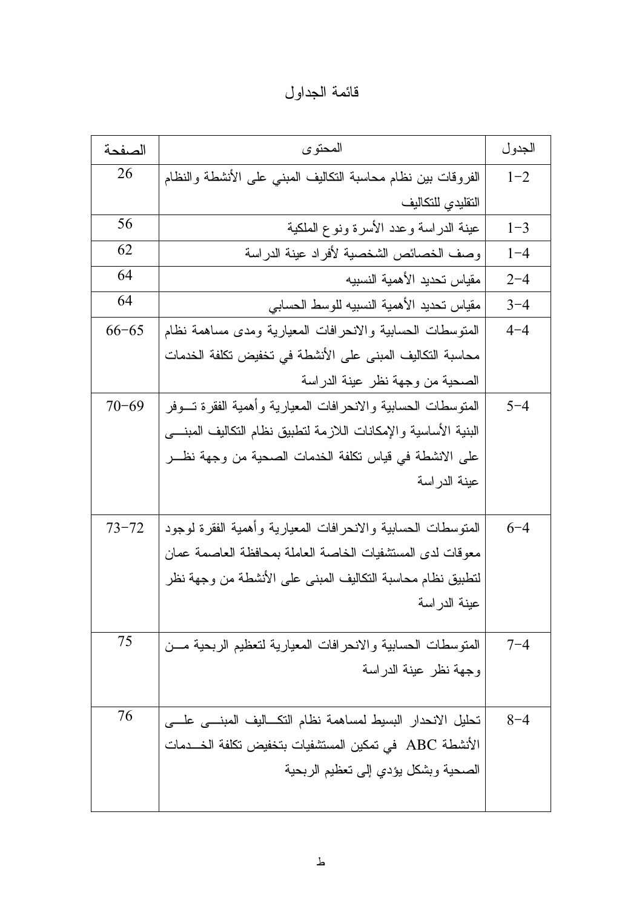# قائمة الجداول

| الصفحة | المحتوى | الجدول |
| --- | --- | --- |
| 26 | الفروقات بين نظام محاسبة التكاليف المبني على الأنشطة والنظام التقليدي للتكاليف | 1−2 |
| 56 | عينة الدراسة وعدد الأسرة ونوع الملكية | 1−3 |
| 62 | وصف الخصائص الشخصية لأفراد عينة الدراسة | 1−4 |
| 64 | مقياس تحديد الأهمية النسبيه | 2−4 |
| 64 | مقياس تحديد الأهمية النسبيه للوسط الحسابي | 3−4 |
| 66−65 | المتوسطات الحسابية والانحرافات المعيارية ومدى مساهمة نظام محاسبة التكاليف المبنى على الأنشطة في تخفيض تكلفة الخدمات الصحية من وجهة نظر عينة الدراسة | 4−4 |
| 70−69 | المتوسطات الحسابية والانحرافات المعيارية وأهمية الفقرة توفر البنية الأساسية والإمكانات اللازمة لتطبيق نظام التكاليف المبنى على الانشطة في قياس تكلفة الخدمات الصحية من وجهة نظر عينة الدراسة | 5−4 |
| 73−72 | المتوسطات الحسابية والانحرافات المعيارية وأهمية الفقرة لوجود معوقات لدى المستشفيات الخاصة العاملة بمحافظة العاصمة عمان لتطبيق نظام محاسبة التكاليف المبنى على الأنشطة من وجهة نظر عينة الدراسة | 6−4 |
| 75 | المتوسطات الحسابية والانحرافات المعيارية لتعظيم الربحية من وجهة نظر عينة الدراسة | 7−4 |
| 76 | تحليل الانحدار البسيط لمساهمة نظام التكاليف المبنى على الأنشطة ABC في تمكين المستشفيات بتخفيض تكلفة الخدمات الصحية وبشكل يؤدي إلى تعظيم الربحية | 8−4 |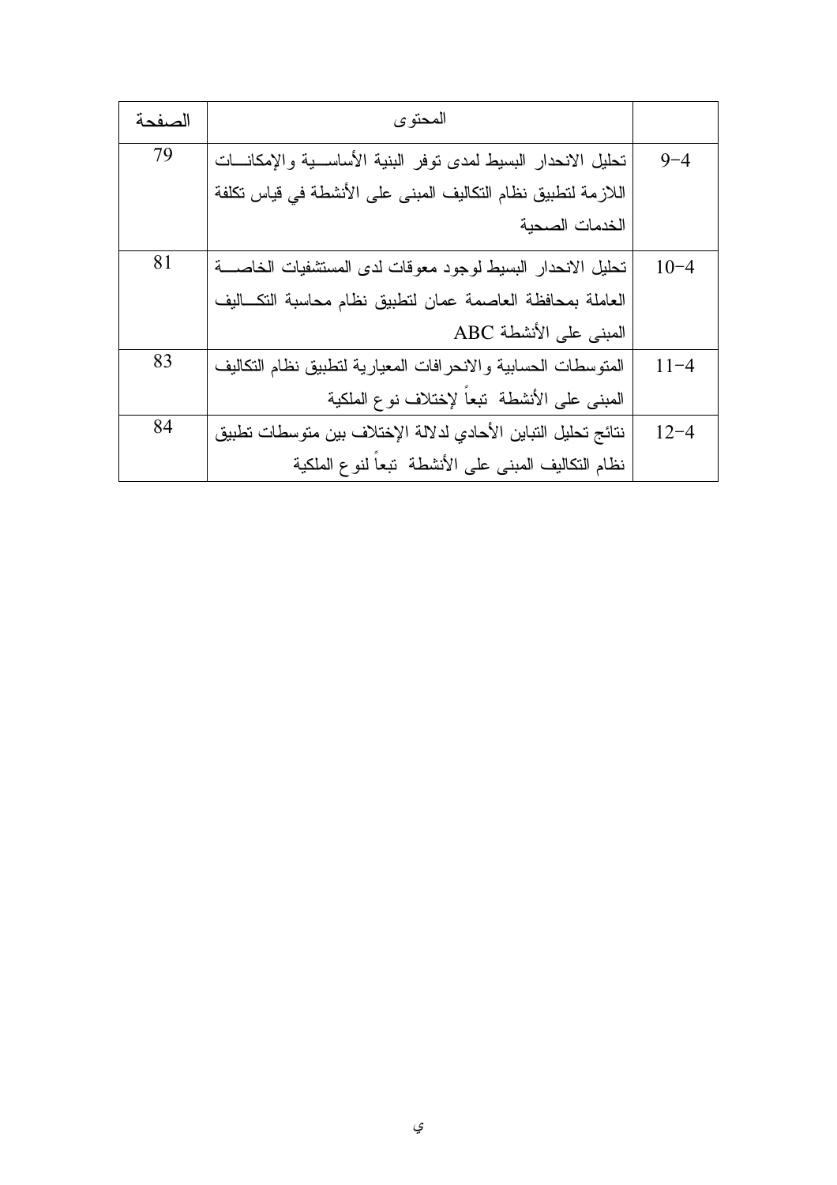| الصفحة | المحتوى | |
|---|---|---|
| 79 | تحليل الانحدار البسيط لمدى توفر البنية الأساسية والإمكانات اللازمة لتطبيق نظام التكاليف المبنى على الأنشطة في قياس تكلفة الخدمات الصحية | 9-4 |
| 81 | تحليل الانحدار البسيط لوجود معوقات لدى المستشفيات الخاصة العاملة بمحافظة العاصمة عمان لتطبيق نظام محاسبة التكاليف المبنى على الأنشطة ABC | 10-4 |
| 83 | المتوسطات الحسابية والانحرافات المعيارية لتطبيق نظام التكاليف المبنى على الأنشطة تبعاً لإختلاف نوع الملكية | 11-4 |
| 84 | نتائج تحليل التباين الأحادي لدلالة الإختلاف بين متوسطات تطبيق نظام التكاليف المبنى على الأنشطة تبعاً لنوع الملكية | 12-4 |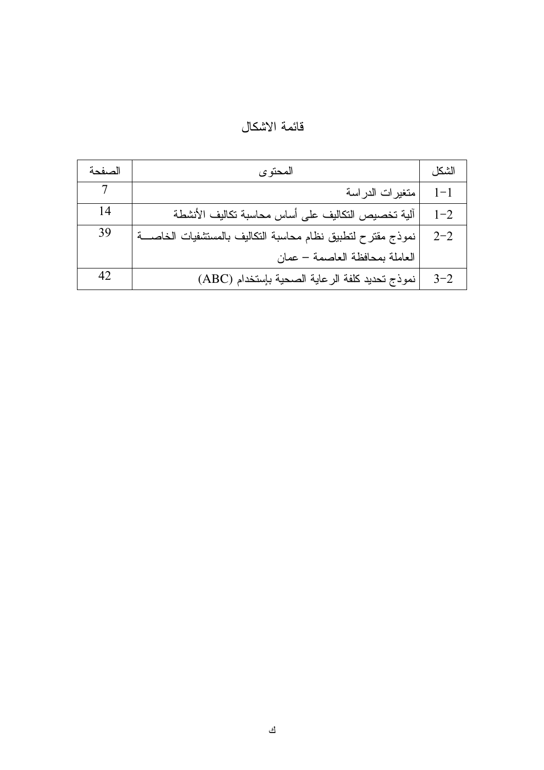# قائمة الاشكال

| الشكل | المحتوى | الصفحة |
|---|---|---|
| 1−1 | متغيرات الدراسة | 7 |
| 1−2 | آلية تخصيص التكاليف على أساس محاسبة تكاليف الأنشطة | 14 |
| 2−2 | نموذج مقترح لتطبيق نظام محاسبة التكاليف بالمستشفيات الخاصة العاملة بمحافظة العاصمة – عمان | 39 |
| 3−2 | نموذج تحديد كلفة الرعاية الصحية بإستخدام (ABC) | 42 |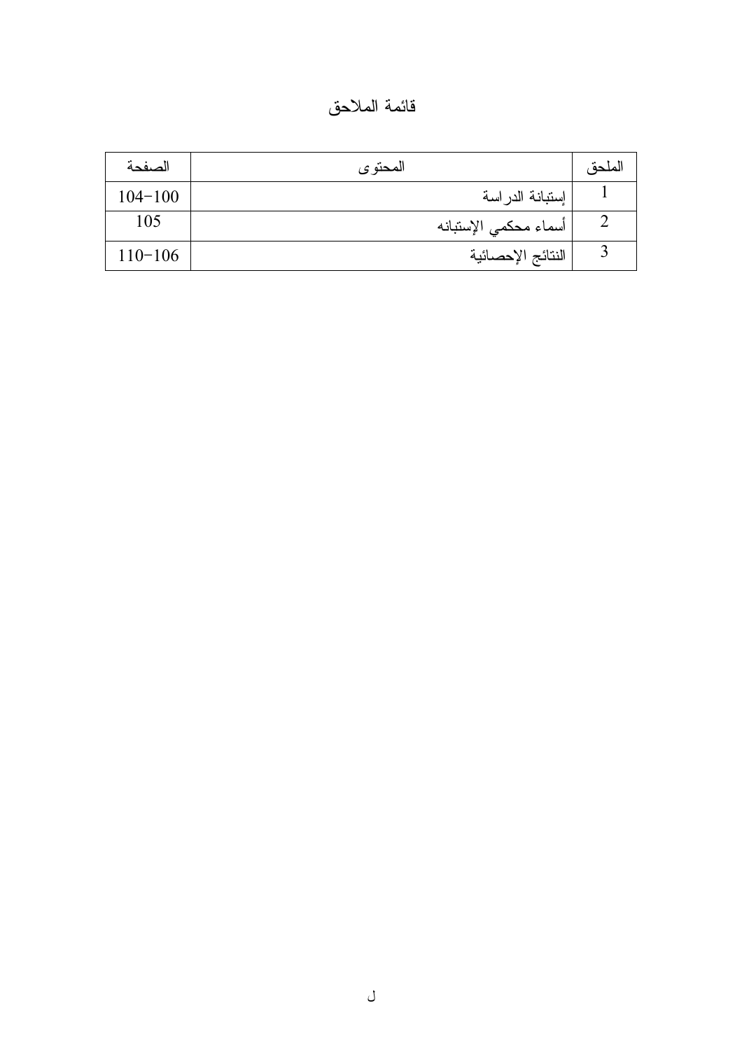# قائمة الملاحق

| الملحق | المحتوى | الصفحة |
|---|---|---|
| 1 | إستبانة الدراسة | 104-100 |
| 2 | أسماء محكمي الإستبانه | 105 |
| 3 | النتائج الإحصائية | 110-106 |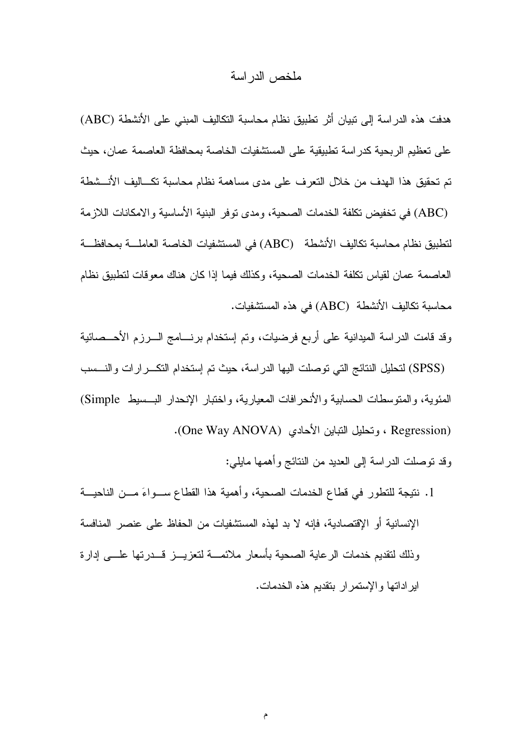# ملخص الدراسة

هدفت هذه الدراسة إلى تبيان أثر تطبيق نظام محاسبة التكاليف المبني على الأنشطة (ABC) على تعظيم الربحية كدراسة تطبيقية على المستشفيات الخاصة بمحافظة العاصمة عمان، حيث تم تحقيق هذا الهدف من خلال التعرف على مدى مساهمة نظام محاسبة تكاليف الأنشطة (ABC) في تخفيض تكلفة الخدمات الصحية، ومدى توفر البنية الأساسية والامكانات اللازمة لتطبيق نظام محاسبة تكاليف الأنشطة (ABC) في المستشفيات الخاصة العاملة بمحافظة العاصمة عمان لقياس تكلفة الخدمات الصحية، وكذلك فيما إذا كان هناك معوقات لتطبيق نظام محاسبة تكاليف الأنشطة (ABC) في هذه المستشفيات.

وقد قامت الدراسة الميدانية على أربع فرضيات، وتم إستخدام برنامج الرزم الأحصائية (SPSS) لتحليل النتائج التي توصلت اليها الدراسة، حيث تم إستخدام التكرارات والنسب المئوية، والمتوسطات الحسابية والأنحرافات المعيارية، واختبار الإنحدار البسيط (Simple Regression)، وتحليل التباين الأحادي (One Way ANOVA).

وقد توصلت الدراسة إلى العديد من النتائج وأهمها مايلي:

1. نتيجة للتطور في قطاع الخدمات الصحية، وأهمية هذا القطاع سواءً من الناحية الإنسانية أو الإقتصادية، فإنه لا بد لهذه المستشفيات من الحفاظ على عنصر المنافسة وذلك لتقديم خدمات الرعاية الصحية بأسعار ملائمة لتعزيز قدرتها على إدارة ايراداتها والإستمرار بتقديم هذه الخدمات.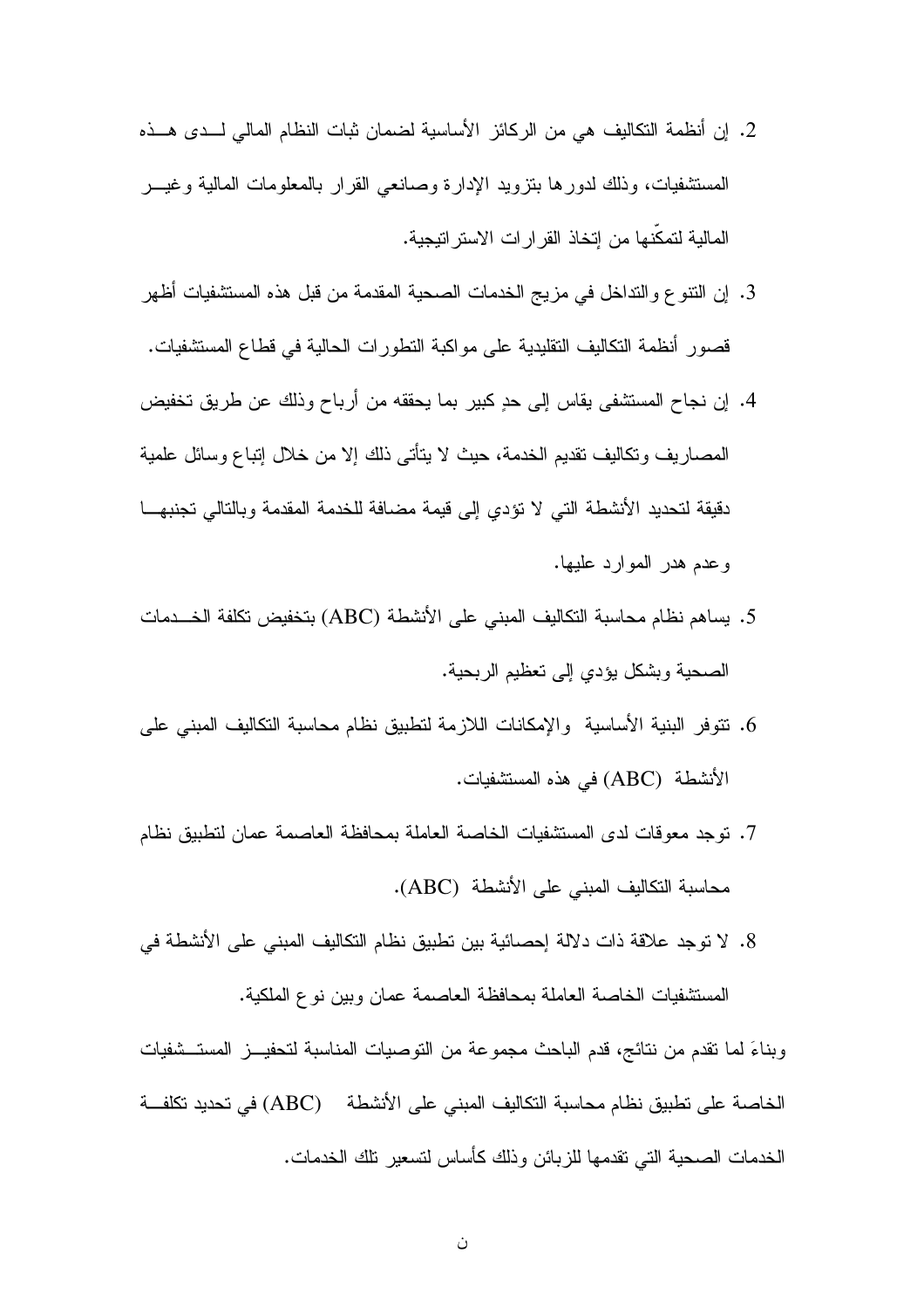2. إن أنظمة التكاليف هي من الركائز الأساسية لضمان ثبات النظام المالي لـدى هـذه المستشفيات، وذلك لدورها بتزويد الإدارة وصانعي القرار بالمعلومات المالية وغير المالية لتمكّنها من إتخاذ القرارات الاستراتيجية.
3. إن التنوع والتداخل في مزيج الخدمات الصحية المقدمة من قبل هذه المستشفيات أظهر قصور أنظمة التكاليف التقليدية على مواكبة التطورات الحالية في قطاع المستشفيات.
4. إن نجاح المستشفى يقاس إلى حدٍ كبير بما يحققه من أرباح وذلك عن طريق تخفيض المصاريف وتكاليف تقديم الخدمة، حيث لا يتأتى ذلك إلا من خلال إتباع وسائل علمية دقيقة لتحديد الأنشطة التي لا تؤدي إلى قيمة مضافة للخدمة المقدمة وبالتالي تجنبها وعدم هدر الموارد عليها.
5. يساهم نظام محاسبة التكاليف المبني على الأنشطة (ABC) بتخفيض تكلفة الخدمات الصحية وبشكل يؤدي إلى تعظيم الربحية.
6. تتوفر البنية الأساسية والإمكانات اللازمة لتطبيق نظام محاسبة التكاليف المبني على الأنشطة (ABC) في هذه المستشفيات.
7. توجد معوقات لدى المستشفيات الخاصة العاملة بمحافظة العاصمة عمان لتطبيق نظام محاسبة التكاليف المبني على الأنشطة (ABC).
8. لا توجد علاقة ذات دلالة إحصائية بين تطبيق نظام التكاليف المبني على الأنشطة في المستشفيات الخاصة العاملة بمحافظة العاصمة عمان وبين نوع الملكية.

وبناءً لما تقدم من نتائج، قدم الباحث مجموعة من التوصيات المناسبة لتحفيز المستشفيات الخاصة على تطبيق نظام محاسبة التكاليف المبني على الأنشطة (ABC) في تحديد تكلفة الخدمات الصحية التي تقدمها للزبائن وذلك كأساس لتسعير تلك الخدمات.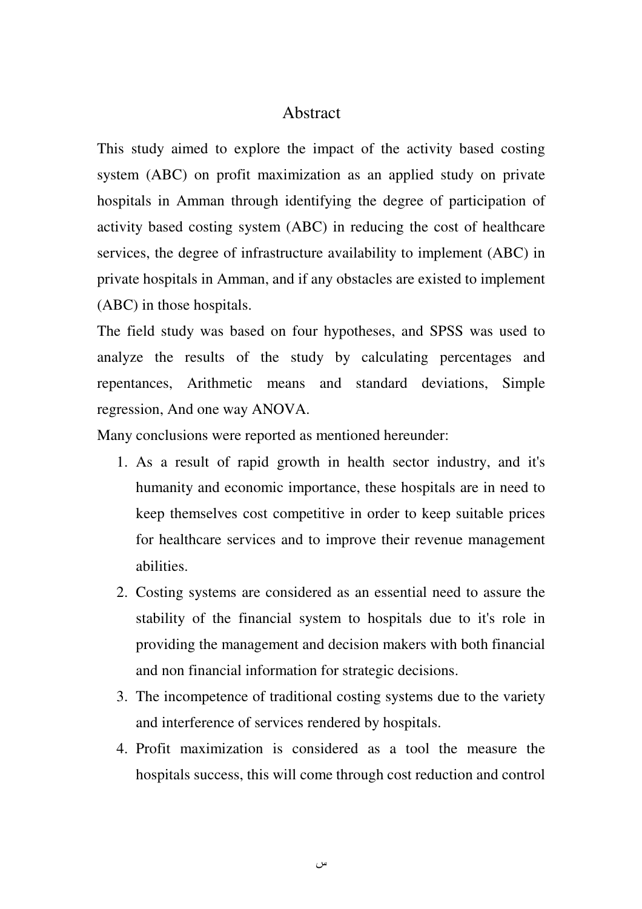# Abstract

This study aimed to explore the impact of the activity based costing system (ABC) on profit maximization as an applied study on private hospitals in Amman through identifying the degree of participation of activity based costing system (ABC) in reducing the cost of healthcare services, the degree of infrastructure availability to implement (ABC) in private hospitals in Amman, and if any obstacles are existed to implement (ABC) in those hospitals.

The field study was based on four hypotheses, and SPSS was used to analyze the results of the study by calculating percentages and repentances, Arithmetic means and standard deviations, Simple regression, And one way ANOVA.

Many conclusions were reported as mentioned hereunder:

1. As a result of rapid growth in health sector industry, and it's humanity and economic importance, these hospitals are in need to keep themselves cost competitive in order to keep suitable prices for healthcare services and to improve their revenue management abilities.
2. Costing systems are considered as an essential need to assure the stability of the financial system to hospitals due to it's role in providing the management and decision makers with both financial and non financial information for strategic decisions.
3. The incompetence of traditional costing systems due to the variety and interference of services rendered by hospitals.
4. Profit maximization is considered as a tool the measure the hospitals success, this will come through cost reduction and control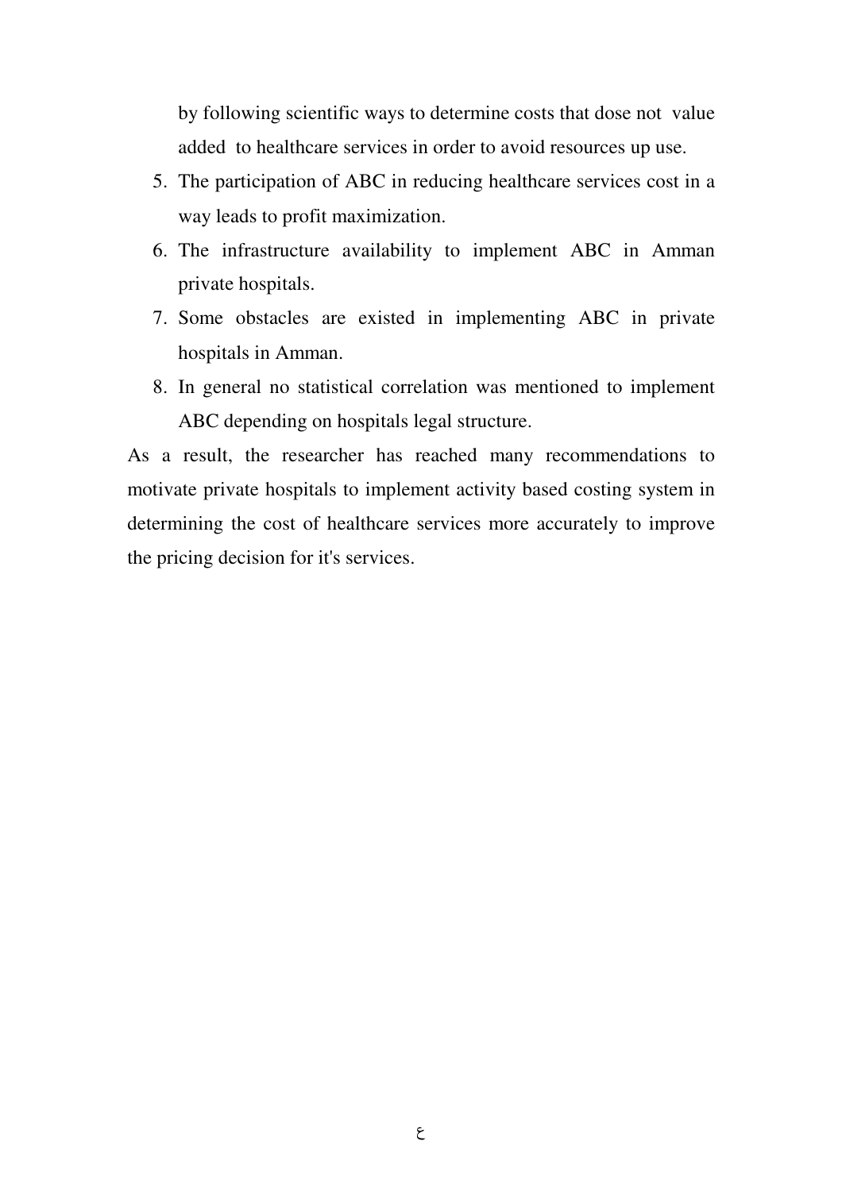by following scientific ways to determine costs that dose not value added to healthcare services in order to avoid resources up use.

5. The participation of ABC in reducing healthcare services cost in a way leads to profit maximization.
6. The infrastructure availability to implement ABC in Amman private hospitals.
7. Some obstacles are existed in implementing ABC in private hospitals in Amman.
8. In general no statistical correlation was mentioned to implement ABC depending on hospitals legal structure.

As a result, the researcher has reached many recommendations to motivate private hospitals to implement activity based costing system in determining the cost of healthcare services more accurately to improve the pricing decision for it's services.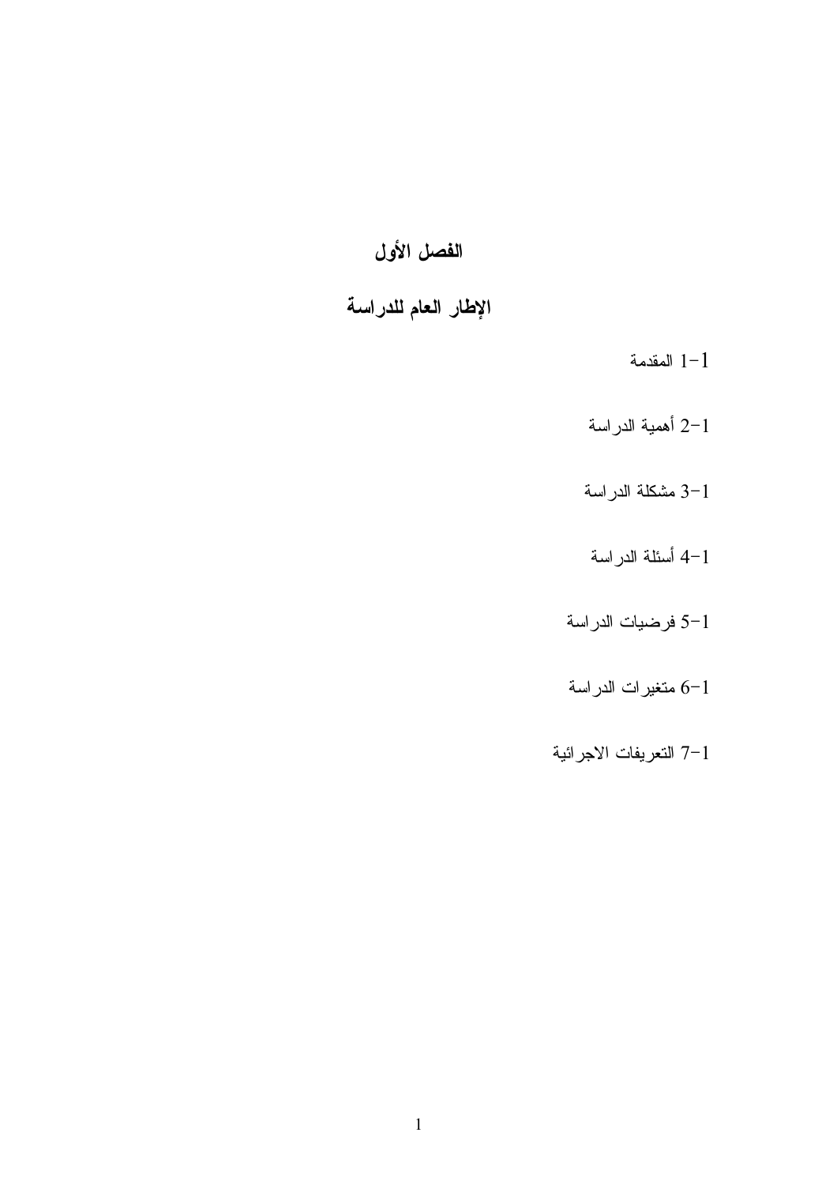# الفصل الأول

## الإطار العام للدراسة

1-1 المقدمة

1-2 أهمية الدراسة

1-3 مشكلة الدراسة

1-4 أسئلة الدراسة

1-5 فرضيات الدراسة

1-6 متغيرات الدراسة

1-7 التعريفات الاجرائية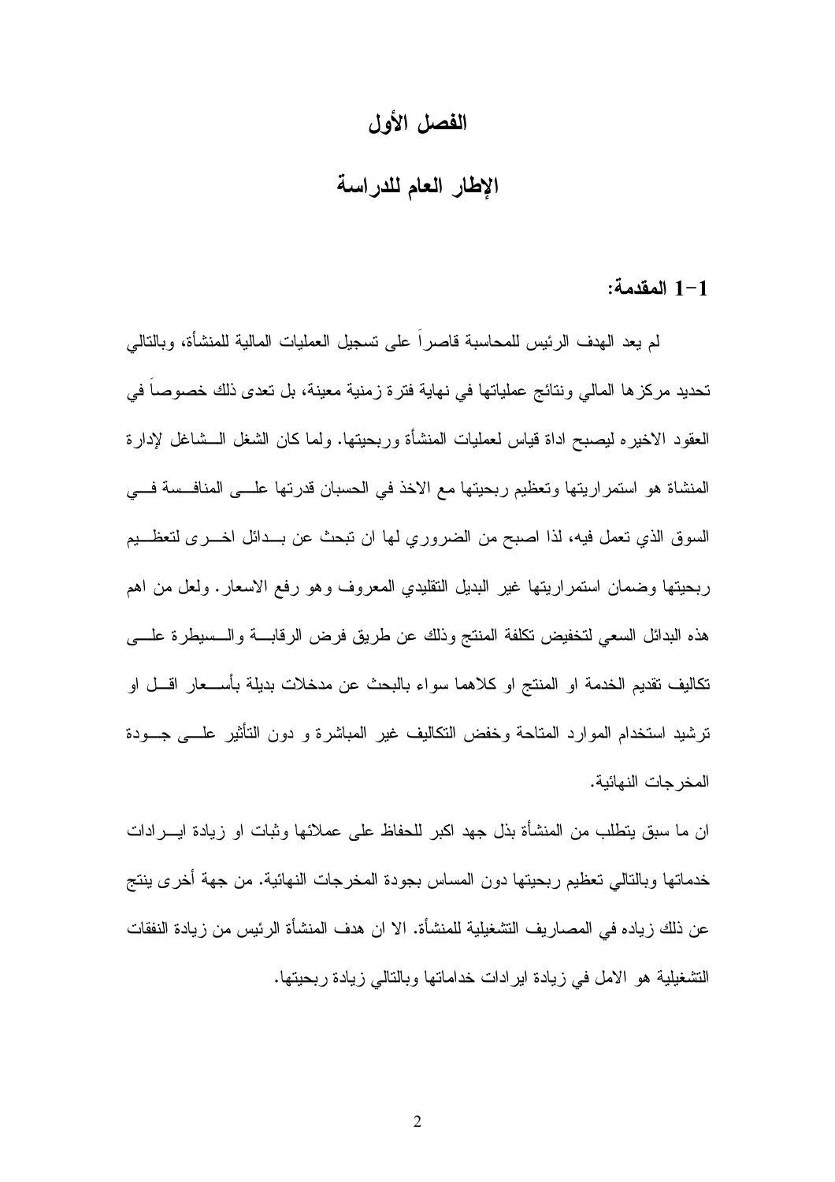# الفصل الأول

## الإطار العام للدراسة

### 1-1 المقدمة:

لم يعد الهدف الرئيس للمحاسبة قاصراً على تسجيل العمليات المالية للمنشأة، وبالتالي تحديد مركزها المالي ونتائج عملياتها في نهاية فترة زمنية معينة، بل تعدى ذلك خصوصاً في العقود الاخيره ليصبح اداة قياس لعمليات المنشأة وربحيتها. ولما كان الشغل الشاغل لإدارة المنشاة هو استمراريتها وتعظيم ربحيتها مع الاخذ في الحسبان قدرتها على المنافسة في السوق الذي تعمل فيه، لذا اصبح من الضروري لها ان تبحث عن بدائل اخرى لتعظيم ربحيتها وضمان استمراريتها غير البديل التقليدي المعروف وهو رفع الاسعار. ولعل من اهم هذه البدائل السعي لتخفيض تكلفة المنتج وذلك عن طريق فرض الرقابة والسيطرة على تكاليف تقديم الخدمة او المنتج او كلاهما سواء بالبحث عن مدخلات بديلة بأسعار اقل او ترشيد استخدام الموارد المتاحة وخفض التكاليف غير المباشرة و دون التأثير على جودة المخرجات النهائية.

ان ما سبق يتطلب من المنشأة بذل جهد اكبر للحفاظ على عملائها وثبات او زيادة ايرادات خدماتها وبالتالي تعظيم ربحيتها دون المساس بجودة المخرجات النهائية. من جهة أخرى ينتج عن ذلك زياده في المصاريف التشغيلية للمنشأة. الا ان هدف المنشأة الرئيس من زيادة النفقات التشغيلية هو الامل في زيادة ايرادات خداماتها وبالتالي زيادة ربحيتها.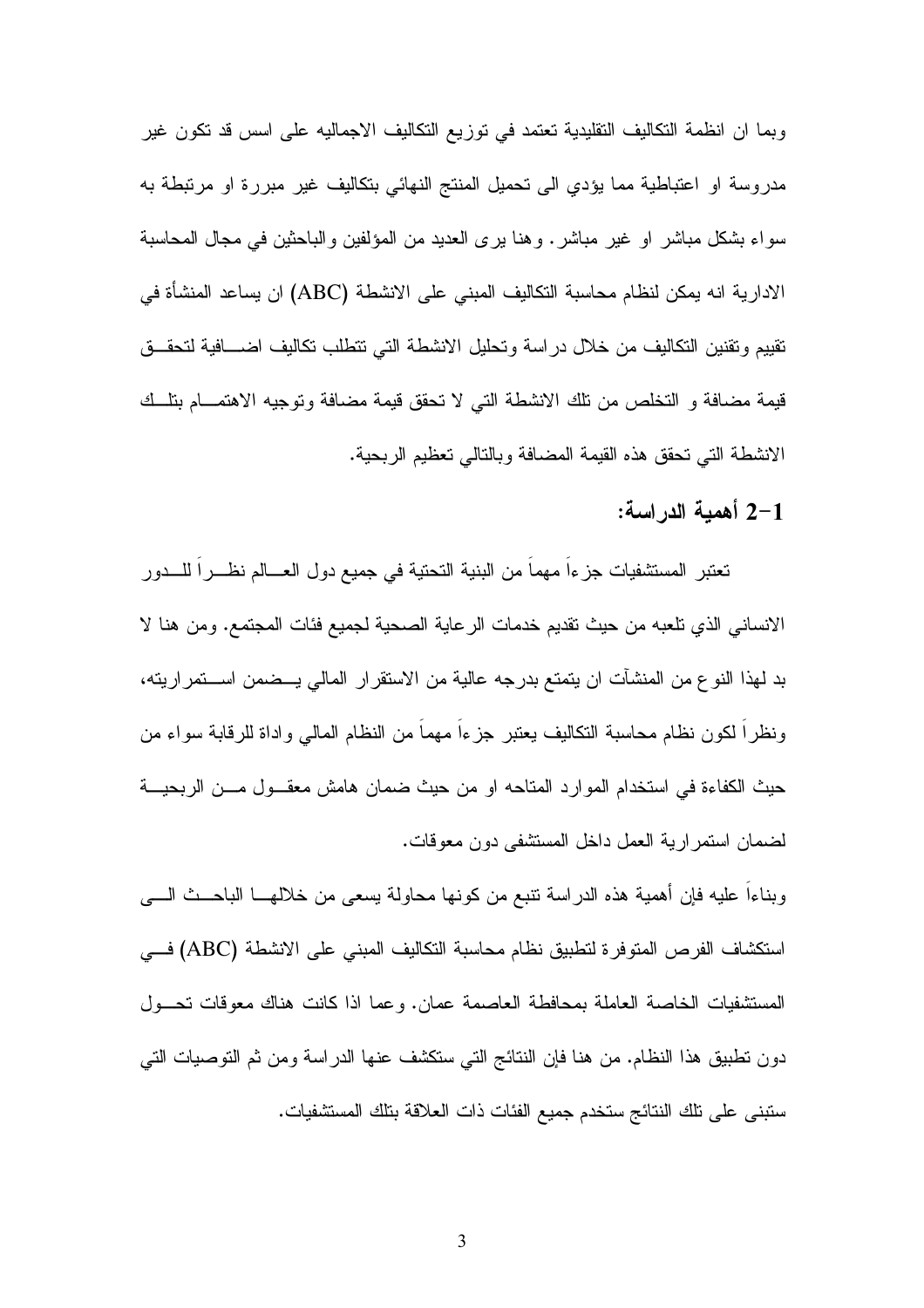وبما ان انظمة التكاليف التقليدية تعتمد في توزيع التكاليف الاجماليه على اسس قد تكون غير مدروسة او اعتباطية مما يؤدي الى تحميل المنتج النهائي بتكاليف غير مبررة او مرتبطة به سواء بشكل مباشر او غير مباشر. وهنا يرى العديد من المؤلفين والباحثين في مجال المحاسبة الادارية انه يمكن لنظام محاسبة التكاليف المبني على الانشطة (ABC) ان يساعد المنشأة في تقييم وتقنين التكاليف من خلال دراسة وتحليل الانشطة التي تتطلب تكاليف اضافية لتحقق قيمة مضافة و التخلص من تلك الانشطة التي لا تحقق قيمة مضافة وتوجيه الاهتمام بتلك الانشطة التي تحقق هذه القيمة المضافة وبالتالي تعظيم الربحية.

## 1-2 أهمية الدراسة:

تعتبر المستشفيات جزءاً مهماً من البنية التحتية في جميع دول العالم نظراً للدور الانساني الذي تلعبه من حيث تقديم خدمات الرعاية الصحية لجميع فئات المجتمع. ومن هنا لا بد لهذا النوع من المنشآت ان يتمتع بدرجه عالية من الاستقرار المالي يضمن استمراريته، ونظراً لكون نظام محاسبة التكاليف يعتبر جزءاً مهماً من النظام المالي واداة للرقابة سواء من حيث الكفاءة في استخدام الموارد المتاحه او من حيث ضمان هامش معقول من الربحية لضمان استمرارية العمل داخل المستشفى دون معوقات.

وبناءاً عليه فإن أهمية هذه الدراسة تنبع من كونها محاولة يسعى من خلالها الباحث الى استكشاف الفرص المتوفرة لتطبيق نظام محاسبة التكاليف المبني على الانشطة (ABC) في المستشفيات الخاصة العاملة بمحافظة العاصمة عمان. وعما اذا كانت هناك معوقات تحول دون تطبيق هذا النظام. من هنا فإن النتائج التي ستكشف عنها الدراسة ومن ثم التوصيات التي ستبنى على تلك النتائج ستخدم جميع الفئات ذات العلاقة بتلك المستشفيات.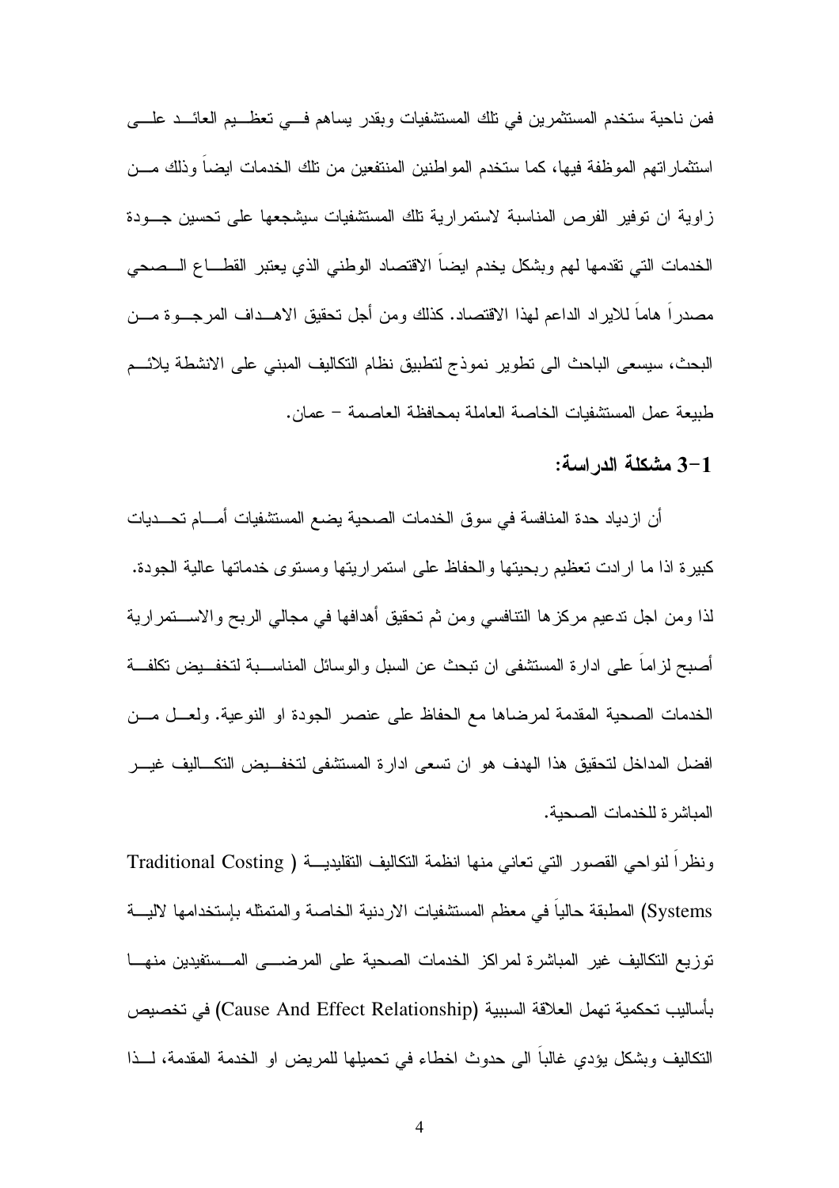فمن ناحية ستخدم المستثمرين في تلك المستشفيات وبقدر يساهم في تعظيم العائد على استثماراتهم الموظفة فيها، كما ستخدم المواطنين المنتفعين من تلك الخدمات ايضاً وذلك من زاوية ان توفير الفرص المناسبة لاستمرارية تلك المستشفيات سيشجعها على تحسين جودة الخدمات التي تقدمها لهم وبشكل يخدم ايضاً الاقتصاد الوطني الذي يعتبر القطاع الصحي مصدراً هاماً للايراد الداعم لهذا الاقتصاد. كذلك ومن أجل تحقيق الاهداف المرجوة من البحث، سيسعى الباحث الى تطوير نموذج لتطبيق نظام التكاليف المبني على الانشطة يلائم طبيعة عمل المستشفيات الخاصة العاملة بمحافظة العاصمة – عمان.

### 1-3 مشكلة الدراسة:

أن ازدياد حدة المنافسة في سوق الخدمات الصحية يضع المستشفيات أمام تحديات كبيرة اذا ما ارادت تعظيم ربحيتها والحفاظ على استمراريتها ومستوى خدماتها عالية الجودة. لذا ومن اجل تدعيم مركزها التنافسي ومن ثم تحقيق أهدافها في مجالي الربح والاستمرارية أصبح لزاماً على ادارة المستشفى ان تبحث عن السبل والوسائل المناسبة لتخفيض تكلفة الخدمات الصحية المقدمة لمرضاها مع الحفاظ على عنصر الجودة او النوعية. ولعل من افضل المداخل لتحقيق هذا الهدف هو ان تسعى ادارة المستشفى لتخفيض التكاليف غير المباشرة للخدمات الصحية.

ونظراً لنواحي القصور التي تعاني منها انظمة التكاليف التقليدية ( Traditional Costing Systems) المطبقة حالياً في معظم المستشفيات الاردنية الخاصة والمتمثله بإستخدامها لالية توزيع التكاليف غير المباشرة لمراكز الخدمات الصحية على المرضى المستفيدين منها بأساليب تحكمية تهمل العلاقة السببية (Cause And Effect Relationship) في تخصيص التكاليف وبشكل يؤدي غالباً الى حدوث اخطاء في تحميلها للمريض او الخدمة المقدمة، لذا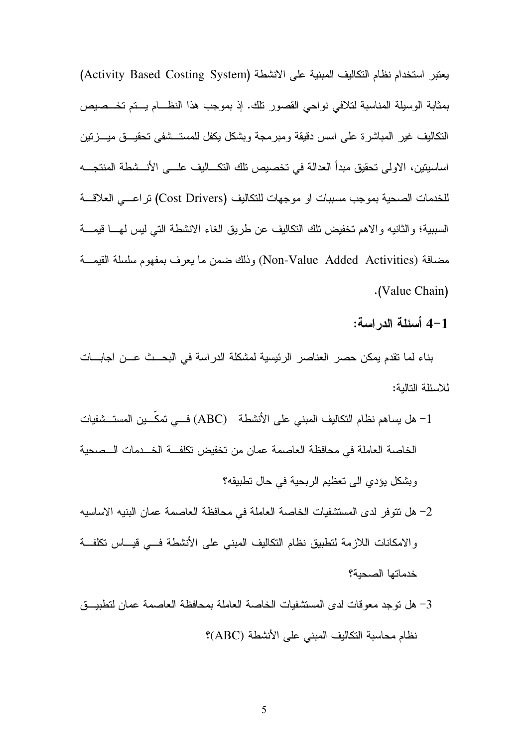يعتبر استخدام نظام التكاليف المبنية على الانشطة (Activity Based Costing System) بمثابة الوسيلة المناسبة لتلافي نواحي القصور تلك. إذ بموجب هذا النظام يتم تخصيص التكاليف غير المباشرة على اسس دقيقة ومبرمجة وبشكل يكفل للمستشفى تحقيق ميزتين اساسيتين، الاولى تحقيق مبدأ العدالة في تخصيص تلك التكاليف على الأنشطة المنتجه للخدمات الصحية بموجب مسببات او موجهات للتكاليف (Cost Drivers) تراعي العلاقة السببية؛ والثانيه والاهم تخفيض تلك التكاليف عن طريق الغاء الانشطة التي ليس لها قيمة مضافة (Non-Value Added Activities) وذلك ضمن ما يعرف بمفهوم سلسلة القيمة (Value Chain).

## 1-4 أسئلة الدراسة:

بناء لما تقدم يمكن حصر العناصر الرئيسية لمشكلة الدراسة في البحث عن اجابات للاسئلة التالية:

1- هل يساهم نظام التكاليف المبني على الأنشطة (ABC) في تمكّين المستشفيات الخاصة العاملة في محافظة العاصمة عمان من تخفيض تكلفة الخدمات الصحية وبشكل يؤدي الى تعظيم الربحية في حال تطبيقه؟

2- هل تتوفر لدى المستشفيات الخاصة العاملة في محافظة العاصمة عمان البنيه الاساسيه والامكانات اللازمة لتطبيق نظام التكاليف المبني على الأنشطة في قياس تكلفة خدماتها الصحية؟

3- هل توجد معوقات لدى المستشفيات الخاصة العاملة بمحافظة العاصمة عمان لتطبيق نظام محاسبة التكاليف المبني على الأنشطة (ABC)؟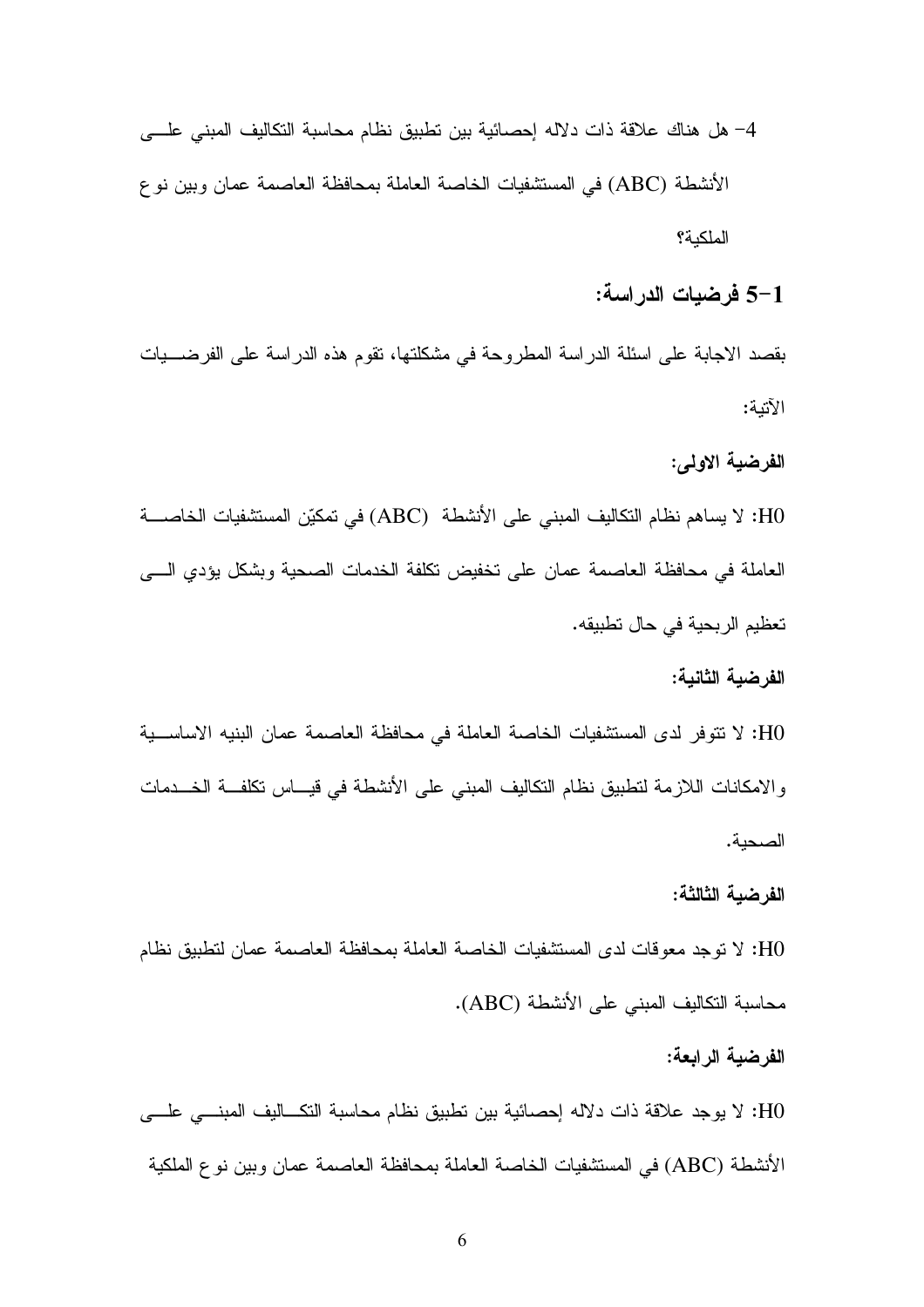4- هل هناك علاقة ذات دلاله إحصائية بين تطبيق نظام محاسبة التكاليف المبني على الأنشطة (ABC) في المستشفيات الخاصة العاملة بمحافظة العاصمة عمان وبين نوع الملكية؟

## 1-5 فرضيات الدراسة:

بقصد الاجابة على اسئلة الدراسة المطروحة في مشكلتها، تقوم هذه الدراسة على الفرضيات الآتية:

**الفرضية الاولى:**

H0: لا يساهم نظام التكاليف المبني على الأنشطة (ABC) في تمكيّن المستشفيات الخاصة العاملة في محافظة العاصمة عمان على تخفيض تكلفة الخدمات الصحية وبشكل يؤدي الى تعظيم الربحية في حال تطبيقه.

**الفرضية الثانية:**

H0: لا تتوفر لدى المستشفيات الخاصة العاملة في محافظة العاصمة عمان البنيه الاساسية والامكانات اللازمة لتطبيق نظام التكاليف المبني على الأنشطة في قياس تكلفة الخدمات الصحية.

**الفرضية الثالثة:**

H0: لا توجد معوقات لدى المستشفيات الخاصة العاملة بمحافظة العاصمة عمان لتطبيق نظام محاسبة التكاليف المبني على الأنشطة (ABC).

**الفرضية الرابعة:**

H0: لا يوجد علاقة ذات دلاله إحصائية بين تطبيق نظام محاسبة التكاليف المبني على الأنشطة (ABC) في المستشفيات الخاصة العاملة بمحافظة العاصمة عمان وبين نوع الملكية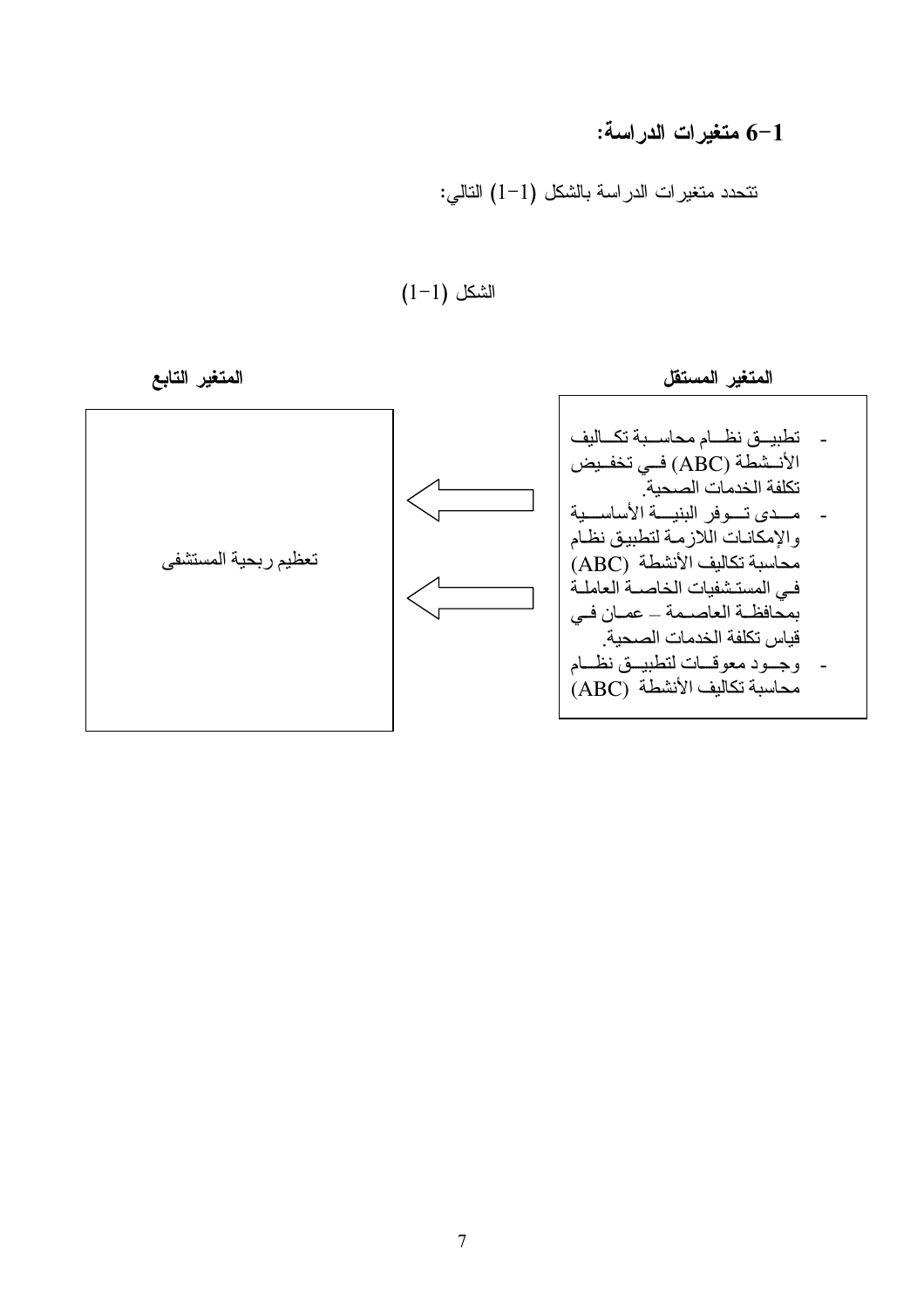## 1-6 متغيرات الدراسة:

تتحدد متغيرات الدراسة بالشكل (1-1) التالي:

الشكل (1-1)

المتغير المستقل

- تطبيق نظام محاسبة تكاليف الأنشطة (ABC) في تخفيض تكلفة الخدمات الصحية.
- مدى توفر البنية الأساسية والإمكانات اللازمة لتطبيق نظام محاسبة تكاليف الأنشطة (ABC) في المستشفيات الخاصة العاملة بمحافظة العاصمة – عمان في قياس تكلفة الخدمات الصحية.
- وجود معوقات لتطبيق نظام محاسبة تكاليف الأنشطة (ABC)

المتغير التابع

تعظيم ربحية المستشفى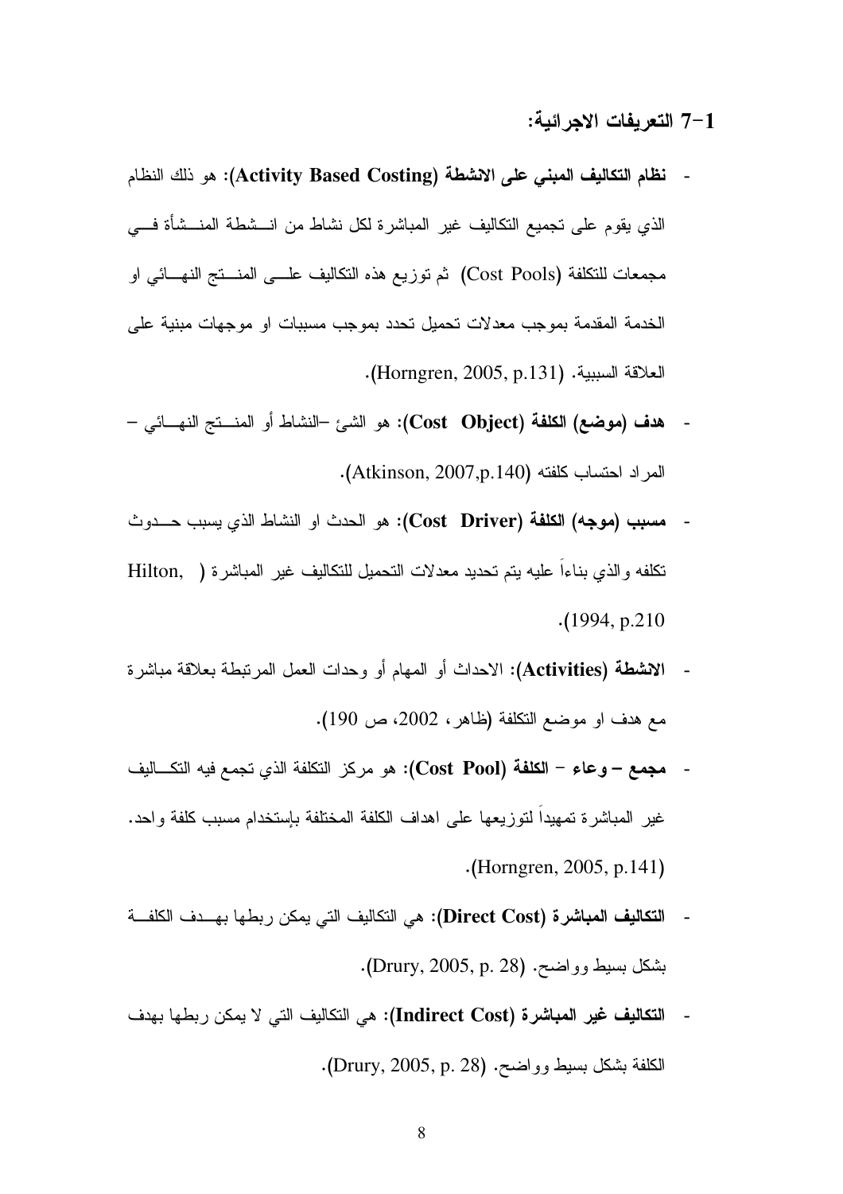## 1-7 التعريفات الاجرائية:

- **نظام التكاليف المبني على الانشطة (Activity Based Costing)**: هو ذلك النظام الذي يقوم على تجميع التكاليف غير المباشرة لكل نشاط من انشطة المنشأة في مجمعات للتكلفة (Cost Pools) ثم توزيع هذه التكاليف على المنتج النهائي او الخدمة المقدمة بموجب معدلات تحميل تحدد بموجب مسببات او موجهات مبنية على العلاقة السببية. (Horngren, 2005, p.131).
- **هدف (موضع) الكلفة (Cost Object)**: هو الشئ –النشاط أو المنتج النهائي – المراد احتساب كلفته (Atkinson, 2007,p.140).
- **مسبب (موجه) الكلفة (Cost Driver)**: هو الحدث او النشاط الذي يسبب حدوث تكلفه والذي بناءاً عليه يتم تحديد معدلات التحميل للتكاليف غير المباشرة (Hilton, 1994, p.210).
- **الانشطة (Activities)**: الاحداث أو المهام أو وحدات العمل المرتبطة بعلاقة مباشرة مع هدف او موضع التكلفة (ظاهر، 2002، ص 190).
- **مجمع – وعاء – الكلفة (Cost Pool)**: هو مركز التكلفة الذي تجمع فيه التكاليف غير المباشرة تمهيداً لتوزيعها على اهداف الكلفة المختلفة بإستخدام مسبب كلفة واحد. (Horngren, 2005, p.141).
- **التكاليف المباشرة (Direct Cost)**: هي التكاليف التي يمكن ربطها بهدف الكلفة بشكل بسيط وواضح. (Drury, 2005, p. 28).
- **التكاليف غير المباشرة (Indirect Cost)**: هي التكاليف التي لا يمكن ربطها بهدف الكلفة بشكل بسيط وواضح. (Drury, 2005, p. 28).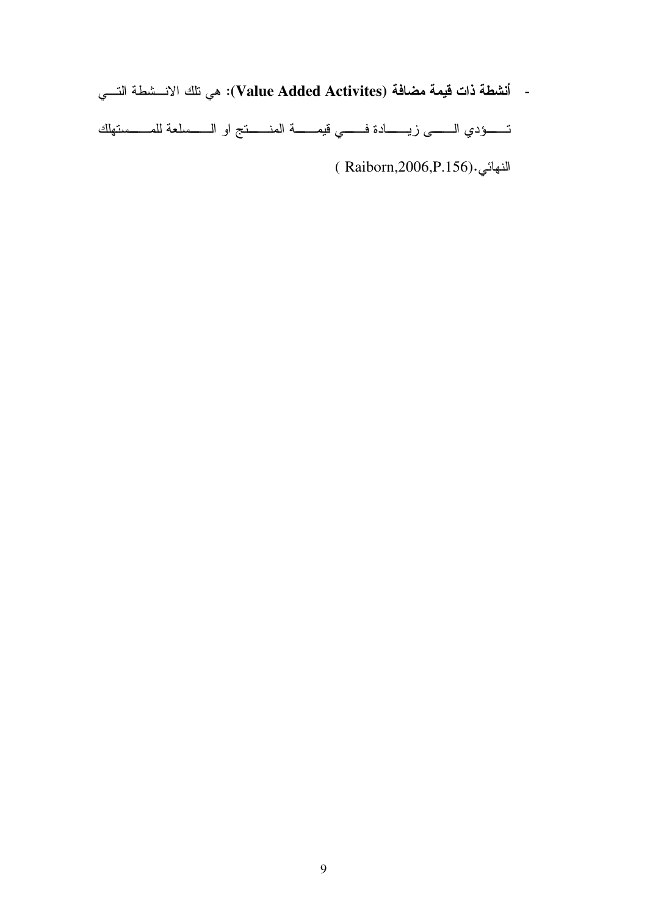- **أنشطة ذات قيمة مضافة (Value Added Activites)**: هي تلك الانشطة التي تؤدي الى زيادة في قيمة المنتج او السلعة للمستهلك النهائي.(Raiborn,2006,P.156 )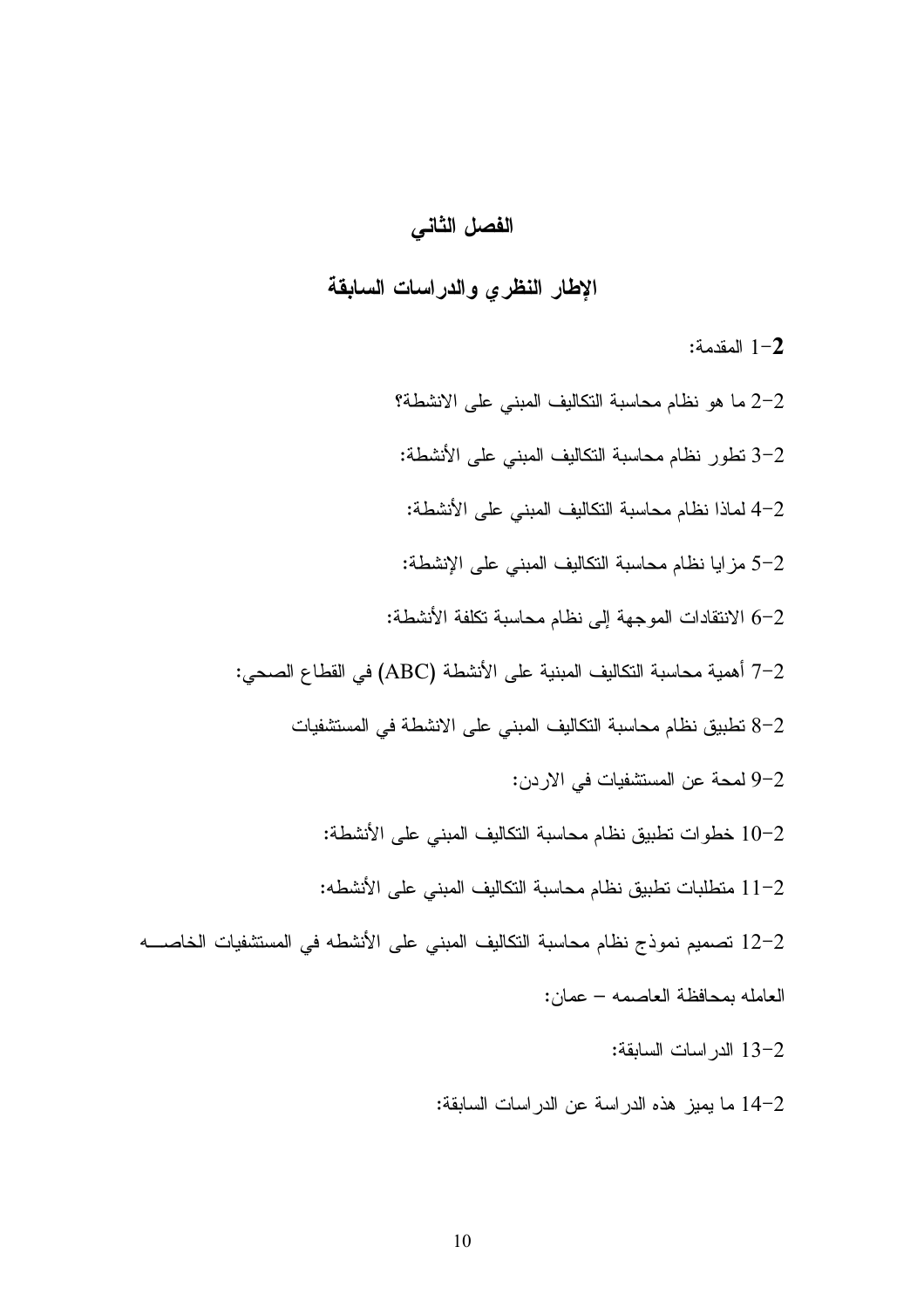# الفصل الثاني

## الإطار النظري والدراسات السابقة

2-1 المقدمة:

2-2 ما هو نظام محاسبة التكاليف المبني على الانشطة؟

2-3 تطور نظام محاسبة التكاليف المبني على الأنشطة:

2-4 لماذا نظام محاسبة التكاليف المبني على الأنشطة:

2-5 مزايا نظام محاسبة التكاليف المبني على الإنشطة:

2-6 الانتقادات الموجهة إلى نظام محاسبة تكلفة الأنشطة:

2-7 أهمية محاسبة التكاليف المبنية على الأنشطة (ABC) في القطاع الصحي:

2-8 تطبيق نظام محاسبة التكاليف المبني على الانشطة في المستشفيات

2-9 لمحة عن المستشفيات في الاردن:

2-10 خطوات تطبيق نظام محاسبة التكاليف المبني على الأنشطة:

2-11 متطلبات تطبيق نظام محاسبة التكاليف المبني على الأنشطه:

2-12 تصميم نموذج نظام محاسبة التكاليف المبني على الأنشطه في المستشفيات الخاصـــه العامله بمحافظة العاصمه – عمان:

2-13 الدراسات السابقة:

2-14 ما يميز هذه الدراسة عن الدراسات السابقة: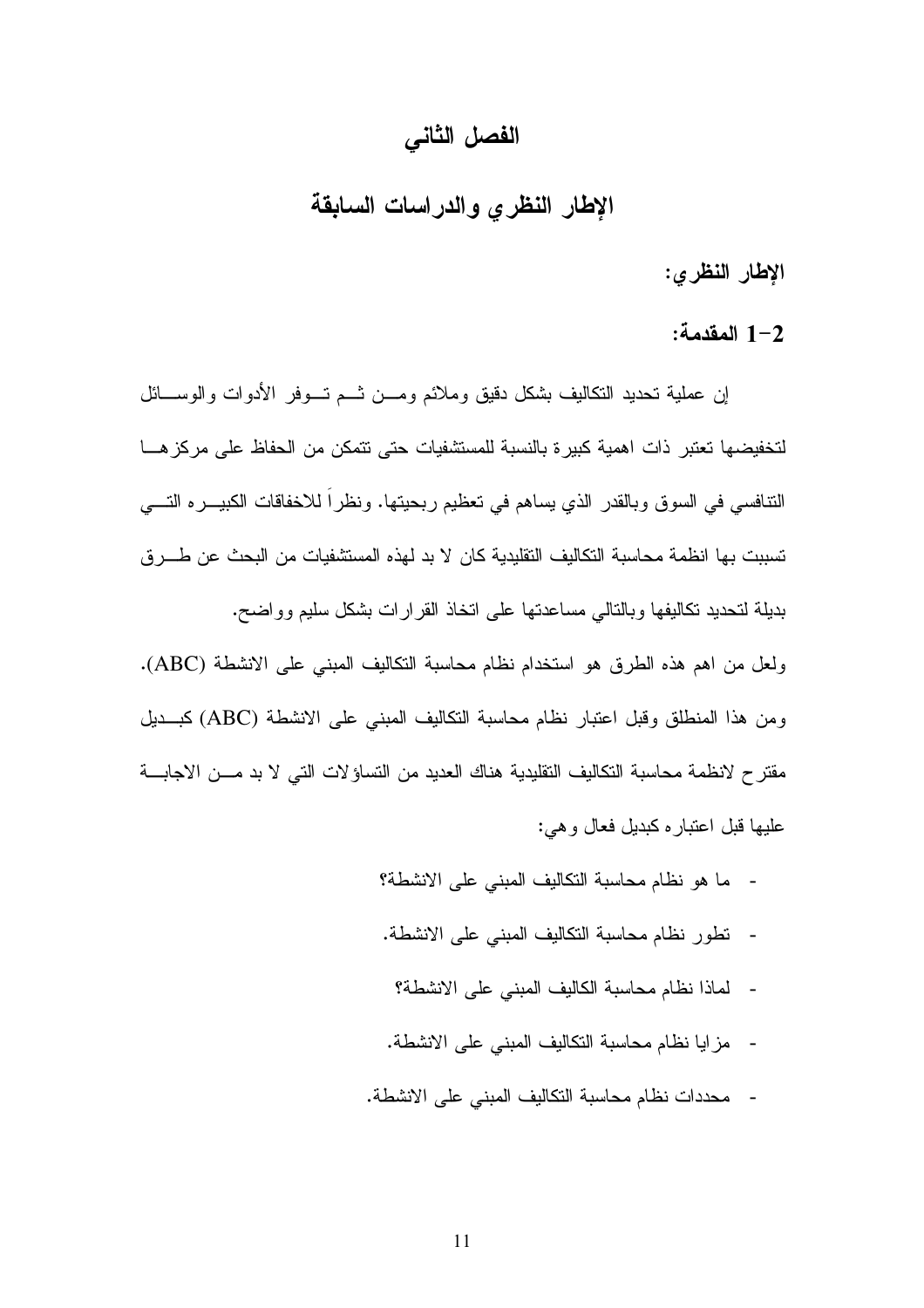# الفصل الثاني

## الإطار النظري والدراسات السابقة

**الإطار النظري:**

### 2-1 المقدمة:

إن عملية تحديد التكاليف بشكل دقيق وملائم ومن ثم توفر الأدوات والوسائل لتخفيضها تعتبر ذات اهمية كبيرة بالنسبة للمستشفيات حتى تتمكن من الحفاظ على مركزها التنافسي في السوق وبالقدر الذي يساهم في تعظيم ربحيتها. ونظراً للاخفاقات الكبيره التي تسببت بها انظمة محاسبة التكاليف التقليدية كان لا بد لهذه المستشفيات من البحث عن طرق بديلة لتحديد تكاليفها وبالتالي مساعدتها على اتخاذ القرارات بشكل سليم وواضح.

ولعل من اهم هذه الطرق هو استخدام نظام محاسبة التكاليف المبني على الانشطة (ABC). ومن هذا المنطلق وقبل اعتبار نظام محاسبة التكاليف المبني على الانشطة (ABC) كبديل مقترح لانظمة محاسبة التكاليف التقليدية هناك العديد من التساؤلات التي لا بد من الاجابة عليها قبل اعتباره كبديل فعال وهي:

- ما هو نظام محاسبة التكاليف المبني على الانشطة؟
- تطور نظام محاسبة التكاليف المبني على الانشطة.
- لماذا نظام محاسبة الكاليف المبني على الانشطة؟
- مزايا نظام محاسبة التكاليف المبني على الانشطة.
- محددات نظام محاسبة التكاليف المبني على الانشطة.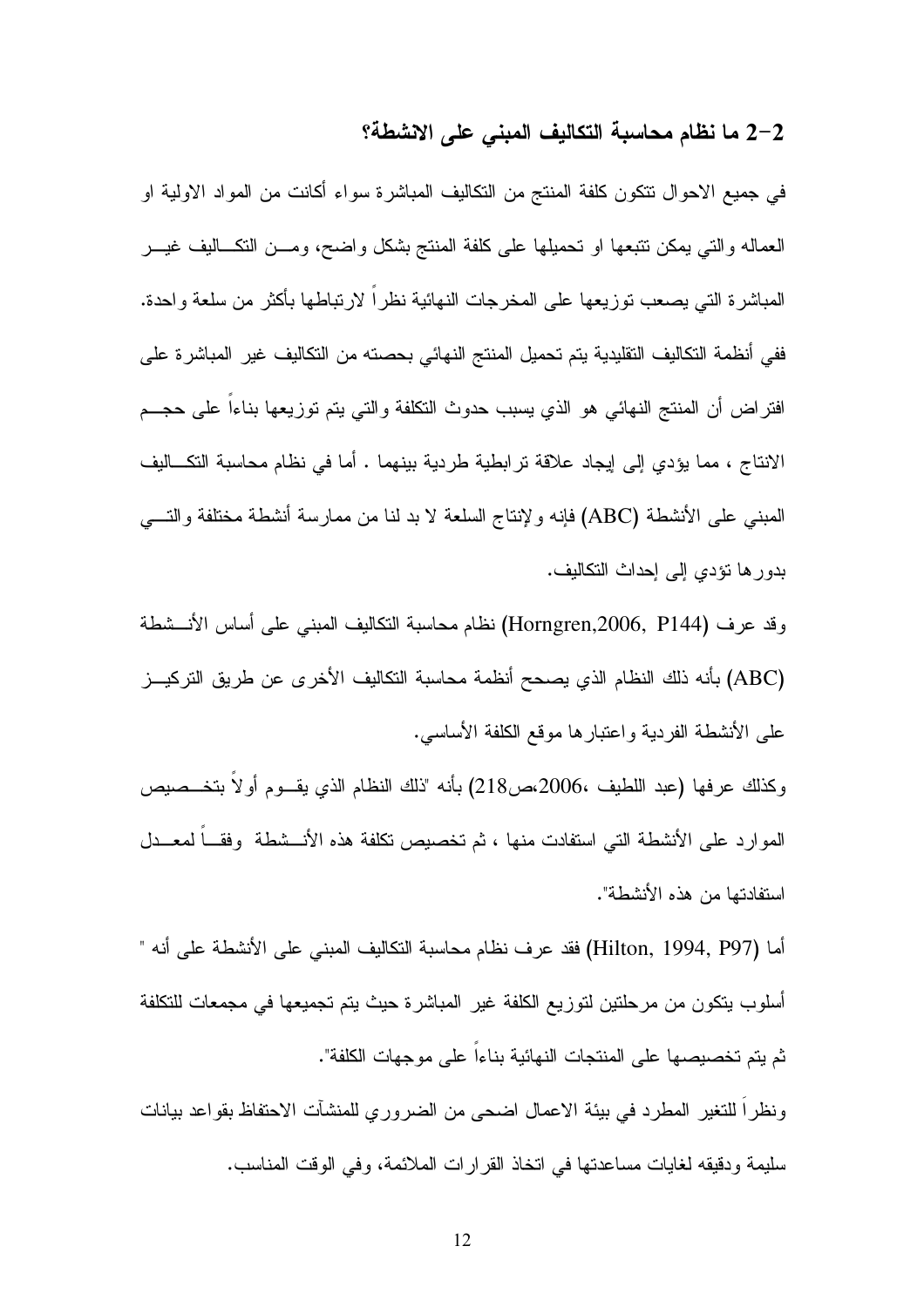## 2-2 ما نظام محاسبة التكاليف المبني على الانشطة؟

في جميع الاحوال تتكون كلفة المنتج من التكاليف المباشرة سواء أكانت من المواد الاولية او العماله والتي يمكن تتبعها او تحميلها على كلفة المنتج بشكل واضح، ومن التكاليف غير المباشرة التي يصعب توزيعها على المخرجات النهائية نظراً لارتباطها بأكثر من سلعة واحدة. ففي أنظمة التكاليف التقليدية يتم تحميل المنتج النهائي بحصته من التكاليف غير المباشرة على افتراض أن المنتج النهائي هو الذي يسبب حدوث التكلفة والتي يتم توزيعها بناءاً على حجم الانتاج ، مما يؤدي إلى إيجاد علاقة ترابطية طردية بينهما . أما في نظام محاسبة التكاليف المبني على الأنشطة (ABC) فإنه ولإنتاج السلعة لا بد لنا من ممارسة أنشطة مختلفة والتي بدورها تؤدي إلى إحداث التكاليف.

وقد عرف (Horngren,2006, P144) نظام محاسبة التكاليف المبني على أساس الأنشطة (ABC) بأنه ذلك النظام الذي يصحح أنظمة محاسبة التكاليف الأخرى عن طريق التركيز على الأنشطة الفردية واعتبارها موقع الكلفة الأساسي.

وكذلك عرفها (عبد اللطيف ،2006،ص218) بأنه "ذلك النظام الذي يقوم أولاً بتخصيص الموارد على الأنشطة التي استفادت منها ، ثم تخصيص تكلفة هذه الأنشطة وفقاً لمعدل استفادتها من هذه الأنشطة".

أما (Hilton, 1994, P97) فقد عرف نظام محاسبة التكاليف المبني على الأنشطة على أنه " أسلوب يتكون من مرحلتين لتوزيع الكلفة غير المباشرة حيث يتم تجميعها في مجمعات للتكلفة ثم يتم تخصيصها على المنتجات النهائية بناءاً على موجهات الكلفة".

ونظراً للتغير المطرد في بيئة الاعمال اضحى من الضروري للمنشآت الاحتفاظ بقواعد بيانات سليمة ودقيقه لغايات مساعدتها في اتخاذ القرارات الملائمة، وفي الوقت المناسب.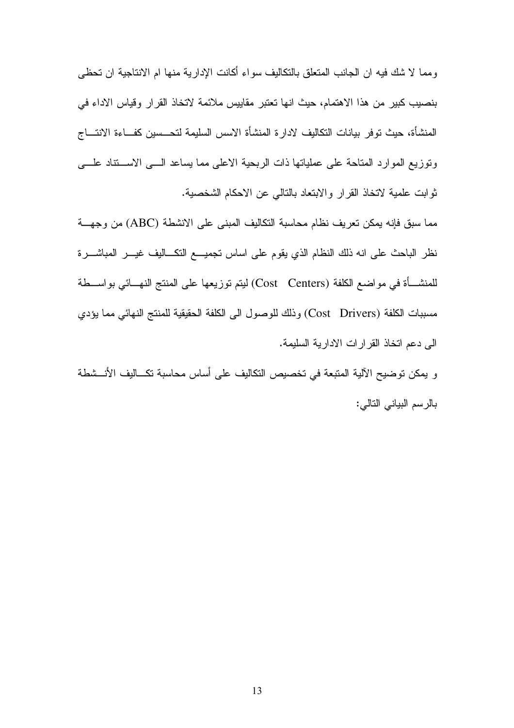ومما لا شك فيه ان الجانب المتعلق بالتكاليف سواء أكانت الإدارية منها ام الانتاجية ان تحظى بنصيب كبير من هذا الاهتمام، حيث انها تعتبر مقاييس ملائمة لاتخاذ القرار وقياس الاداء في المنشأة، حيث توفر بيانات التكاليف لادارة المنشأة الاسس السليمة لتحسين كفاءة الانتاج وتوزيع الموارد المتاحة على عملياتها ذات الربحية الاعلى مما يساعد الى الاستناد على ثوابت علمية لاتخاذ القرار والابتعاد بالتالي عن الاحكام الشخصية.

مما سبق فإنه يمكن تعريف نظام محاسبة التكاليف المبنى على الانشطة (ABC) من وجهة نظر الباحث على انه ذلك النظام الذي يقوم على اساس تجميع التكاليف غير المباشرة للمنشأة في مواضع الكلفة (Cost Centers) ليتم توزيعها على المنتج النهائي بواسطة مسببات الكلفة (Cost Drivers) وذلك للوصول الى الكلفة الحقيقية للمنتج النهائي مما يؤدي الى دعم اتخاذ القرارات الادارية السليمة.

و يمكن توضيح الآلية المتبعة في تخصيص التكاليف على أساس محاسبة تكاليف الأنشطة بالرسم البياني التالي: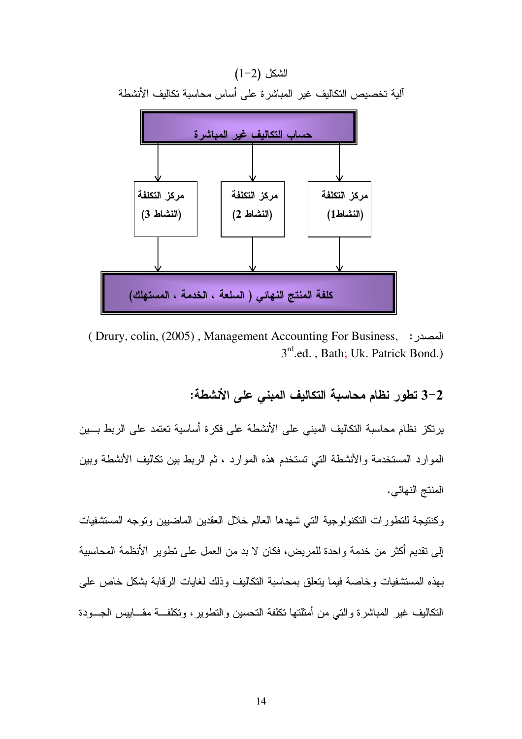الشكل (2-1)

آلية تخصيص التكاليف غير المباشرة على أساس محاسبة تكاليف الأنشطة

حساب التكاليف غير المباشرة

مركز التكلفة (النشاط1)

مركز التكلفة (النشاط 2)

مركز التكلفة (النشاط 3)

كلفة المنتج النهائي ( السلعة ، الخدمة ، المستهلك)

المصدر: ( Drury, colin, (2005) , Management Accounting For Business, 3rd.ed. , Bath; Uk. Patrick Bond.)

## 2-3 تطور نظام محاسبة التكاليف المبني على الأنشطة:

يرتكز نظام محاسبة التكاليف المبني على الأنشطة على فكرة أساسية تعتمد على الربط بين الموارد المستخدمة والأنشطة التي تستخدم هذه الموارد ، ثم الربط بين تكاليف الأنشطة وبين المنتج النهائي.

وكنتيجة للتطورات التكنولوجية التي شهدها العالم خلال العقدين الماضيين وتوجه المستشفيات إلى تقديم أكثر من خدمة واحدة للمريض، فكان لا بد من العمل على تطوير الأنظمة المحاسبية بهذه المستشفيات وخاصة فيما يتعلق بمحاسبة التكاليف وذلك لغايات الرقابة بشكل خاص على التكاليف غير المباشرة والتي من أمثلتها تكلفة التحسين والتطوير، وتكلفة مقاييس الجودة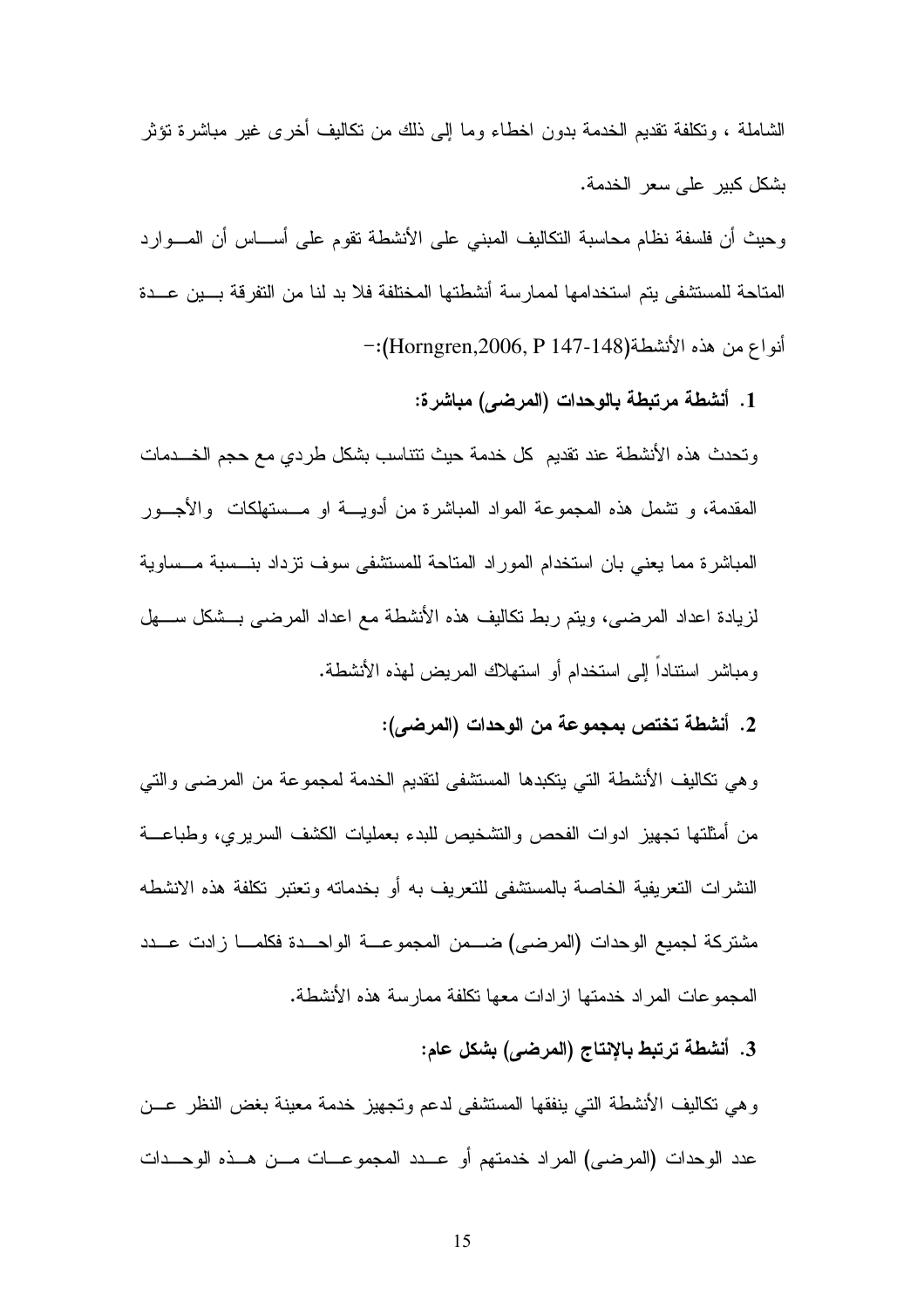الشاملة ، وتكلفة تقديم الخدمة بدون اخطاء وما إلى ذلك من تكاليف أخرى غير مباشرة تؤثر بشكل كبير على سعر الخدمة.

وحيث أن فلسفة نظام محاسبة التكاليف المبني على الأنشطة تقوم على أساس أن الموارد المتاحة للمستشفى يتم استخدامها لممارسة أنشطتها المختلفة فلا بد لنا من التفرقة بين عدة أنواع من هذه الأنشطة(Horngren,2006, P 147-148):-

**1. أنشطة مرتبطة بالوحدات (المرضى) مباشرة:**

وتحدث هذه الأنشطة عند تقديم كل خدمة حيث تتناسب بشكل طردي مع حجم الخدمات المقدمة، و تشمل هذه المجموعة المواد المباشرة من أدوية او مستهلكات والأجور المباشرة مما يعني بان استخدام الموراد المتاحة للمستشفى سوف تزداد بنسبة مساوية لزيادة اعداد المرضى، ويتم ربط تكاليف هذه الأنشطة مع اعداد المرضى بشكل سهل ومباشر استناداً إلى استخدام أو استهلاك المريض لهذه الأنشطة.

**2. أنشطة تختص بمجموعة من الوحدات (المرضى):**

وهي تكاليف الأنشطة التي يتكبدها المستشفى لتقديم الخدمة لمجموعة من المرضى والتي من أمثلتها تجهيز ادوات الفحص والتشخيص للبدء بعمليات الكشف السريري، وطباعة النشرات التعريفية الخاصة بالمستشفى للتعريف به أو بخدماته وتعتبر تكلفة هذه الانشطه مشتركة لجميع الوحدات (المرضى) ضمن المجموعة الواحدة فكلما زادت عدد المجموعات المراد خدمتها ازادات معها تكلفة ممارسة هذه الأنشطة.

**3. أنشطة ترتبط بالإنتاج (المرضى) بشكل عام:**

وهي تكاليف الأنشطة التي ينفقها المستشفى لدعم وتجهيز خدمة معينة بغض النظر عن عدد الوحدات (المرضى) المراد خدمتهم أو عدد المجموعات من هذه الوحدات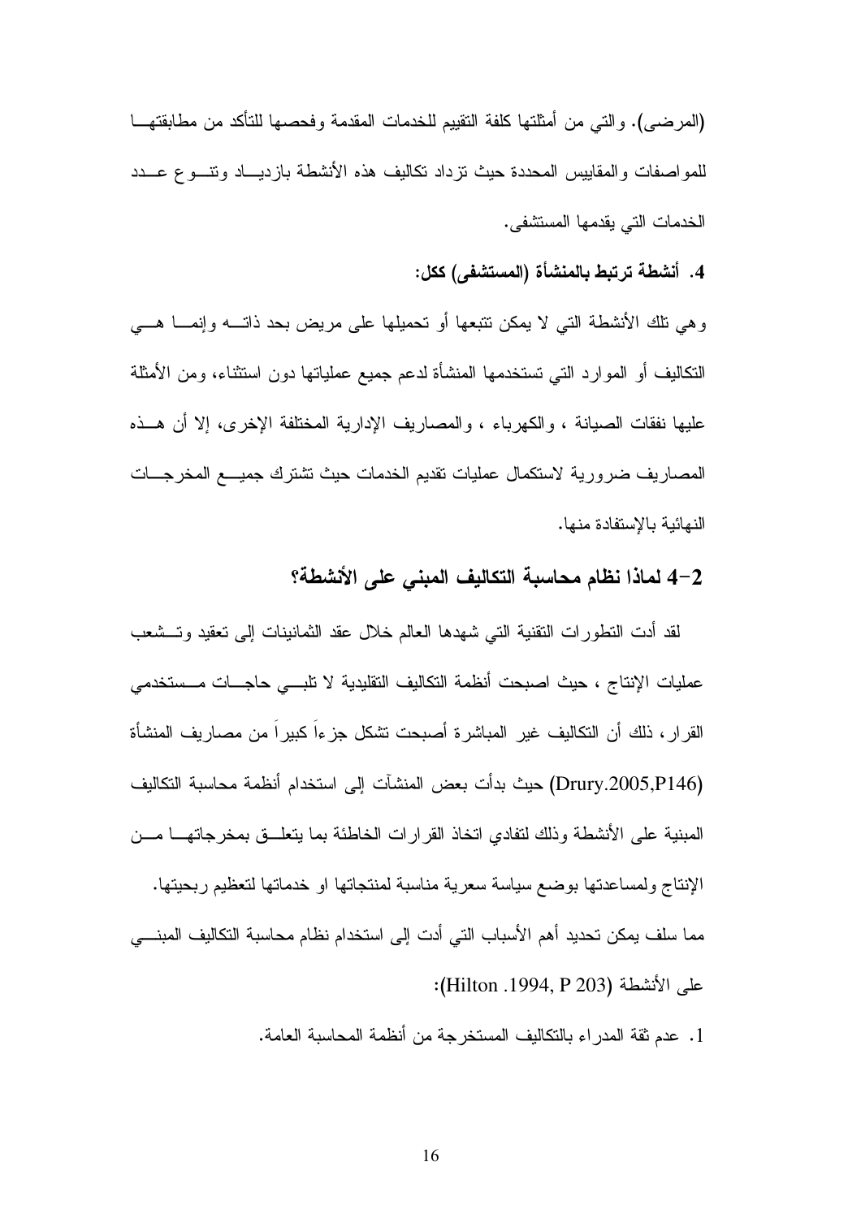(المرضى). والتي من أمثلتها كلفة التقييم للخدمات المقدمة وفحصها للتأكد من مطابقتها للمواصفات والمقاييس المحددة حيث تزداد تكاليف هذه الأنشطة بازدياد وتنوع عدد الخدمات التي يقدمها المستشفى.

**4. أنشطة ترتبط بالمنشأة (المستشفى) ككل:**

وهي تلك الأنشطة التي لا يمكن تتبعها أو تحميلها على مريض بحد ذاته وإنما هي التكاليف أو الموارد التي تستخدمها المنشأة لدعم جميع عملياتها دون استثناء، ومن الأمثلة عليها نفقات الصيانة ، والكهرباء ، والمصاريف الإدارية المختلفة الإخرى، إلا أن هذه المصاريف ضرورية لاستكمال عمليات تقديم الخدمات حيث تشترك جميع المخرجات النهائية بالإستفادة منها.

## 2-4 لماذا نظام محاسبة التكاليف المبني على الأنشطة؟

لقد أدت التطورات التقنية التي شهدها العالم خلال عقد الثمانينات إلى تعقيد وتشعب عمليات الإنتاج ، حيث اصبحت أنظمة التكاليف التقليدية لا تلبي حاجات مستخدمي القرار، ذلك أن التكاليف غير المباشرة أصبحت تشكل جزءاً كبيراً من مصاريف المنشأة (Drury.2005,P146) حيث بدأت بعض المنشآت إلى استخدام أنظمة محاسبة التكاليف المبنية على الأنشطة وذلك لتفادي اتخاذ القرارات الخاطئة بما يتعلق بمخرجاتها من الإنتاج ولمساعدتها بوضع سياسة سعرية مناسبة لمنتجاتها او خدماتها لتعظيم ربحيتها.

مما سلف يمكن تحديد أهم الأسباب التي أدت إلى استخدام نظام محاسبة التكاليف المبني على الأنشطة (Hilton .1994, P 203):

1. عدم ثقة المدراء بالتكاليف المستخرجة من أنظمة المحاسبة العامة.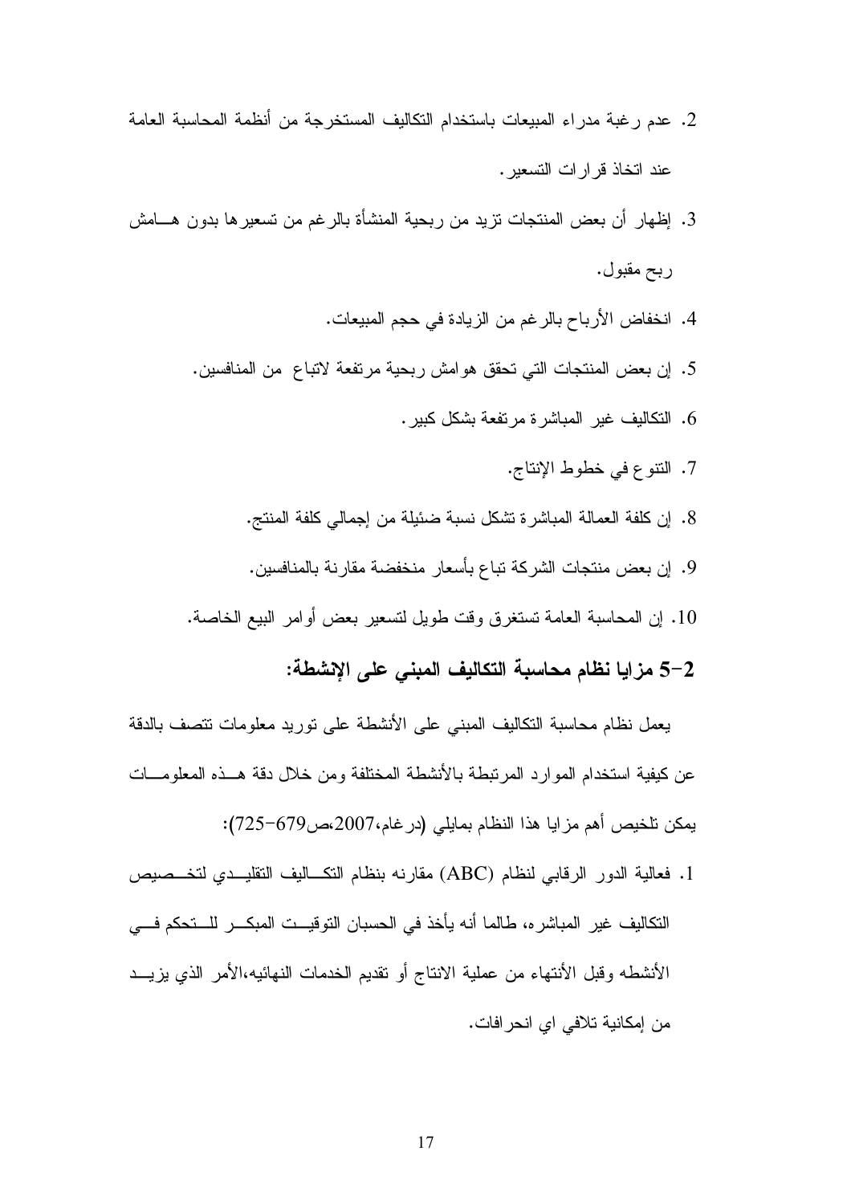2. عدم رغبة مدراء المبيعات باستخدام التكاليف المستخرجة من أنظمة المحاسبة العامة عند اتخاذ قرارات التسعير.
3. إظهار أن بعض المنتجات تزيد من ربحية المنشأة بالرغم من تسعيرها بدون هامش ربح مقبول.
4. انخفاض الأرباح بالرغم من الزيادة في حجم المبيعات.
5. إن بعض المنتجات التي تحقق هوامش ربحية مرتفعة لاتباع من المنافسين.
6. التكاليف غير المباشرة مرتفعة بشكل كبير.
7. التنوع في خطوط الإنتاج.
8. إن كلفة العمالة المباشرة تشكل نسبة ضئيلة من إجمالي كلفة المنتج.
9. إن بعض منتجات الشركة تباع بأسعار منخفضة مقارنة بالمنافسين.
10. إن المحاسبة العامة تستغرق وقت طويل لتسعير بعض أوامر البيع الخاصة.

## 2-5 مزايا نظام محاسبة التكاليف المبني على الإنشطة:

يعمل نظام محاسبة التكاليف المبني على الأنشطة على توريد معلومات تتصف بالدقة عن كيفية استخدام الموارد المرتبطة بالأنشطة المختلفة ومن خلال دقة هذه المعلومات يمكن تلخيص أهم مزايا هذا النظام بمايلي (درغام،2007،ص679-725):

1. فعالية الدور الرقابي لنظام (ABC) مقارنه بنظام التكاليف التقليدي لتخصيص التكاليف غير المباشره، طالما أنه يأخذ في الحسبان التوقيت المبكر للتحكم في الأنشطه وقبل الأنتهاء من عملية الانتاج أو تقديم الخدمات النهائيه،الأمر الذي يزيد من إمكانية تلافي اي انحرافات.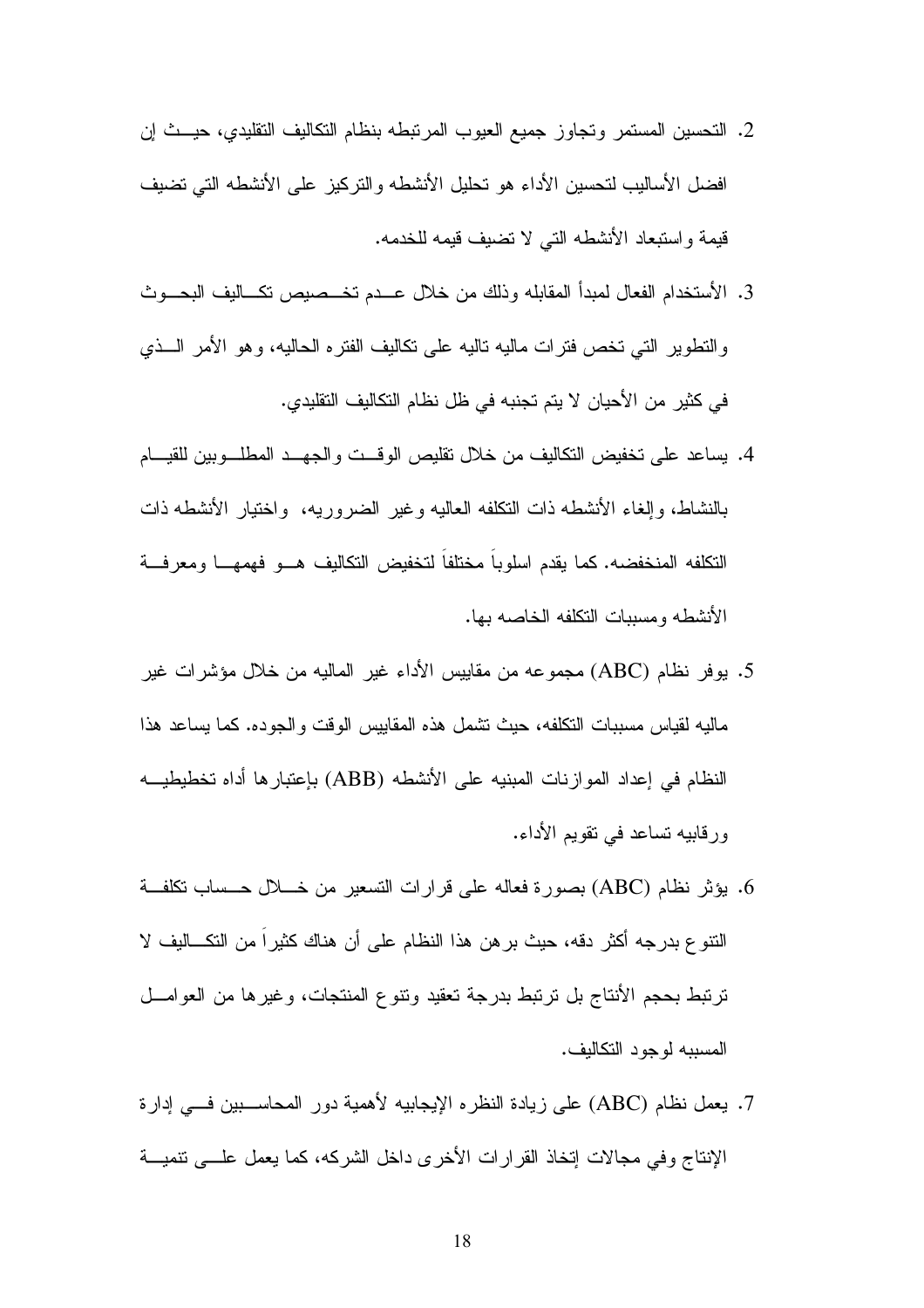2. التحسين المستمر وتجاوز جميع العيوب المرتبطه بنظام التكاليف التقليدي، حيث إن افضل الأساليب لتحسين الأداء هو تحليل الأنشطه والتركيز على الأنشطه التي تضيف قيمة واستبعاد الأنشطه التي لا تضيف قيمه للخدمه.

3. الأستخدام الفعال لمبدأ المقابله وذلك من خلال عدم تخصيص تكاليف البحوث والتطوير التي تخص فترات ماليه تاليه على تكاليف الفتره الحاليه، وهو الأمر الذي في كثير من الأحيان لا يتم تجنبه في ظل نظام التكاليف التقليدي.

4. يساعد على تخفيض التكاليف من خلال تقليص الوقت والجهد المطلوبين للقيام بالنشاط، وإلغاء الأنشطه ذات التكلفه العاليه وغير الضروريه، واختيار الأنشطه ذات التكلفه المنخفضه. كما يقدم اسلوباً مختلفاً لتخفيض التكاليف هو فهمها ومعرفة الأنشطه ومسببات التكلفه الخاصه بها.

5. يوفر نظام (ABC) مجموعه من مقاييس الأداء غير الماليه من خلال مؤشرات غير ماليه لقياس مسببات التكلفه، حيث تشمل هذه المقاييس الوقت والجوده. كما يساعد هذا النظام في إعداد الموازنات المبنيه على الأنشطه (ABB) بإعتبارها أداه تخطيطيه ورقابيه تساعد في تقويم الأداء.

6. يؤثر نظام (ABC) بصورة فعاله على قرارات التسعير من خلال حساب تكلفة التنوع بدرجه أكثر دقه، حيث برهن هذا النظام على أن هناك كثيراً من التكاليف لا ترتبط بحجم الأنتاج بل ترتبط بدرجة تعقيد وتنوع المنتجات، وغيرها من العوامل المسببه لوجود التكاليف.

7. يعمل نظام (ABC) على زيادة النظره الإيجابيه لأهمية دور المحاسبين في إدارة الإنتاج وفي مجالات إتخاذ القرارات الأخرى داخل الشركه، كما يعمل على تنمية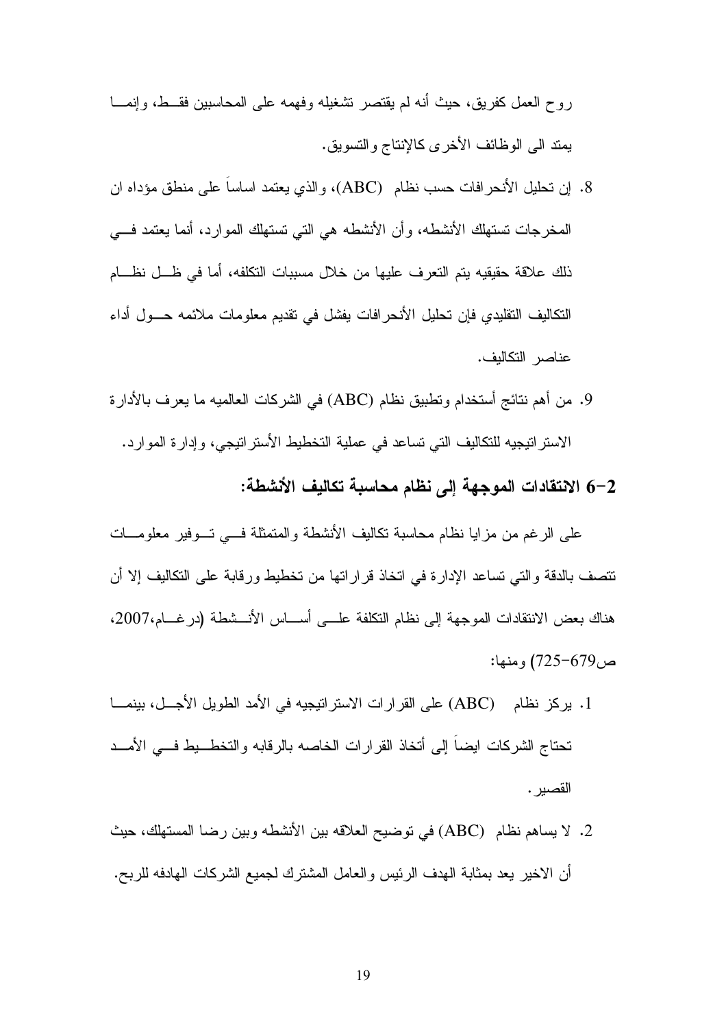روح العمل كفريق، حيث أنه لم يقتصر تشغيله وفهمه على المحاسبين فقط، وإنما يمتد الى الوظائف الأخرى كالإنتاج والتسويق.

8. إن تحليل الأنحرافات حسب نظام (ABC)، والذي يعتمد اساساً على منطق مؤداه ان المخرجات تستهلك الأنشطه، وأن الأنشطه هي التي تستهلك الموارد، أنما يعتمد في ذلك علاقة حقيقيه يتم التعرف عليها من خلال مسببات التكلفه، أما في ظل نظام التكاليف التقليدي فإن تحليل الأنحرافات يفشل في تقديم معلومات ملائمه حول أداء عناصر التكاليف.

9. من أهم نتائج أستخدام وتطبيق نظام (ABC) في الشركات العالميه ما يعرف بالأدارة الاستراتيجيه للتكاليف التي تساعد في عملية التخطيط الأستراتيجي، وإدارة الموارد.

## 2-6 الانتقادات الموجهة إلى نظام محاسبة تكاليف الأنشطة:

على الرغم من مزايا نظام محاسبة تكاليف الأنشطة والمتمثلة في توفير معلومات تتصف بالدقة والتي تساعد الإدارة في اتخاذ قراراتها من تخطيط ورقابة على التكاليف إلا أن هناك بعض الانتقادات الموجهة إلى نظام التكلفة على أساس الأنشطة (درغام،2007، ص679-725) ومنها:

1. يركز نظام (ABC) على القرارات الاستراتيجيه في الأمد الطويل الأجل، بينما تحتاج الشركات ايضاً إلى أتخاذ القرارات الخاصه بالرقابه والتخطيط في الأمد القصير.

2. لا يساهم نظام (ABC) في توضيح العلاقه بين الأنشطه وبين رضا المستهلك، حيث أن الاخير يعد بمثابة الهدف الرئيس والعامل المشترك لجميع الشركات الهادفه للربح.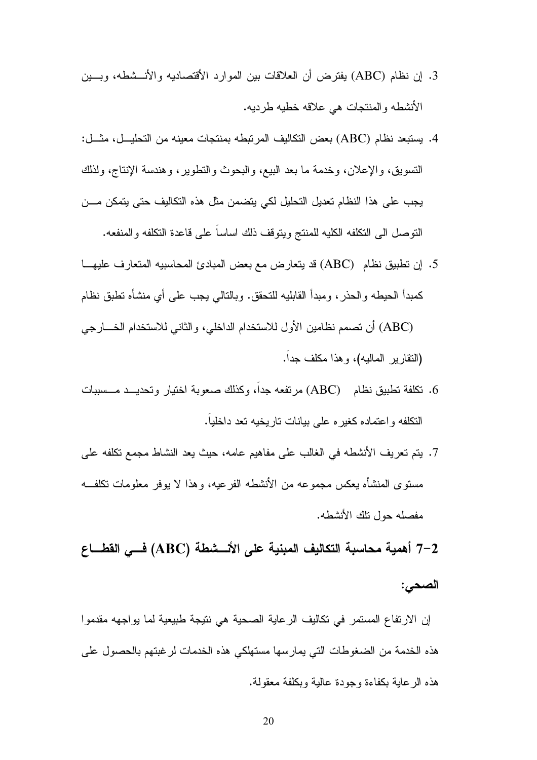3. إن نظام (ABC) يفترض أن العلاقات بين الموارد الأقتصاديه والأنشطه، وبين الأنشطه والمنتجات هي علاقه خطيه طرديه.

4. يستبعد نظام (ABC) بعض التكاليف المرتبطه بمنتجات معينه من التحليل، مثل: التسويق، والإعلان، وخدمة ما بعد البيع، والبحوث والتطوير، وهندسة الإنتاج، ولذلك يجب على هذا النظام تعديل التحليل لكي يتضمن مثل هذه التكاليف حتى يتمكن من التوصل الى التكلفه الكليه للمنتج ويتوقف ذلك اساساً على قاعدة التكلفه والمنفعه.

5. إن تطبيق نظام (ABC) قد يتعارض مع بعض المبادئ المحاسبيه المتعارف عليها كمبدأ الحيطه والحذر، ومبدأ القابليه للتحقق. وبالتالي يجب على أي منشأه تطبق نظام (ABC) أن تصمم نظامين الأول للاستخدام الداخلي، والثاني للاستخدام الخارجي (التقارير الماليه)، وهذا مكلف جداً.

6. تكلفة تطبيق نظام (ABC) مرتفعه جداً، وكذلك صعوبة اختيار وتحديد مسببات التكلفه واعتماده كغيره على بيانات تاريخيه تعد داخلياً.

7. يتم تعريف الأنشطه في الغالب على مفاهيم عامه، حيث يعد النشاط مجمع تكلفه على مستوى المنشأه يعكس مجموعه من الأنشطه الفرعيه، وهذا لا يوفر معلومات تكلفه مفصله حول تلك الأنشطه.

## 2-7 أهمية محاسبة التكاليف المبنية على الأنشطة (ABC) في القطاع الصحي:

إن الارتفاع المستمر في تكاليف الرعاية الصحية هي نتيجة طبيعية لما يواجهه مقدموا هذه الخدمة من الضغوطات التي يمارسها مستهلكي هذه الخدمات لرغبتهم بالحصول على هذه الرعاية بكفاءة وجودة عالية وبكلفة معقولة.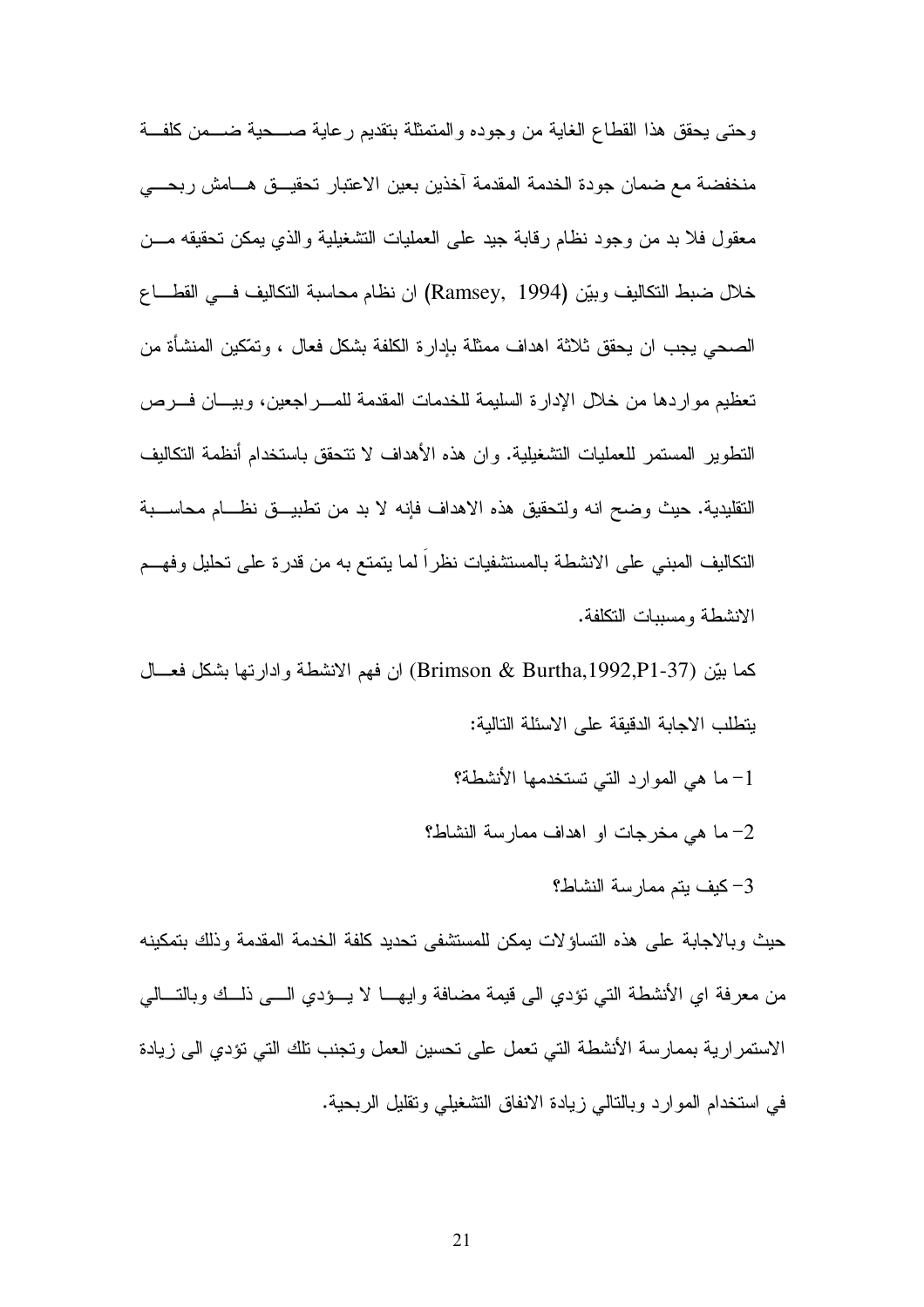وحتى يحقق هذا القطاع الغاية من وجوده والمتمثلة بتقديم رعاية صحية ضمن كلفة منخفضة مع ضمان جودة الخدمة المقدمة آخذين بعين الاعتبار تحقيق هامش ربحي معقول فلا بد من وجود نظام رقابة جيد على العمليات التشغيلية والذي يمكن تحقيقه من خلال ضبط التكاليف وبيّن (Ramsey, 1994) ان نظام محاسبة التكاليف في القطاع الصحي يجب ان يحقق ثلاثة اهداف ممثلة بإدارة الكلفة بشكل فعال ، وتمّكين المنشأة من تعظيم مواردها من خلال الإدارة السليمة للخدمات المقدمة للمراجعين، وبيان فرص التطوير المستمر للعمليات التشغيلية. وان هذه الأهداف لا تتحقق باستخدام أنظمة التكاليف التقليدية. حيث وضح انه ولتحقيق هذه الاهداف فإنه لا بد من تطبيق نظام محاسبة التكاليف المبني على الانشطة بالمستشفيات نظراً لما يتمتع به من قدرة على تحليل وفهم الانشطة ومسببات التكلفة.

كما بيّن (Brimson & Burtha,1992,P1-37) ان فهم الانشطة وادارتها بشكل فعال يتطلب الاجابة الدقيقة على الاسئلة التالية:

1- ما هي الموارد التي تستخدمها الأنشطة؟

2- ما هي مخرجات او اهداف ممارسة النشاط؟

3- كيف يتم ممارسة النشاط؟

حيث وبالاجابة على هذه التساؤلات يمكن للمستشفى تحديد كلفة الخدمة المقدمة وذلك بتمكينه من معرفة اي الأنشطة التي تؤدي الى قيمة مضافة وايها لا يؤدي الى ذلك وبالتالي الاستمرارية بممارسة الأنشطة التي تعمل على تحسين العمل وتجنب تلك التي تؤدي الى زيادة في استخدام الموارد وبالتالي زيادة الانفاق التشغيلي وتقليل الربحية.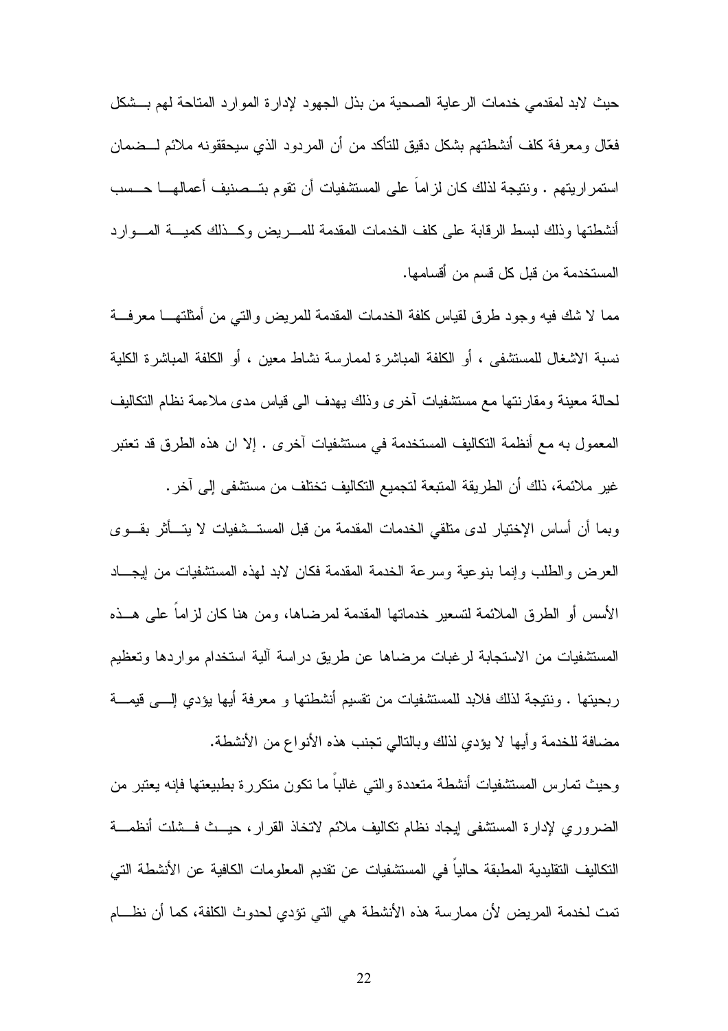حيث لابد لمقدمي خدمات الرعاية الصحية من بذل الجهود لإدارة الموارد المتاحة لهم بشكل فعّال ومعرفة كلف أنشطتهم بشكل دقيق للتأكد من أن المردود الذي سيحققونه ملائم لضمان استمراريتهم . ونتيجة لذلك كان لزاماً على المستشفيات أن تقوم بتصنيف أعمالها حسب أنشطتها وذلك لبسط الرقابة على كلف الخدمات المقدمة للمريض وكذلك كمية الموارد المستخدمة من قبل كل قسم من أقسامها.

مما لا شك فيه وجود طرق لقياس كلفة الخدمات المقدمة للمريض والتي من أمثلتها معرفة نسبة الاشغال للمستشفى ، أو الكلفة المباشرة لممارسة نشاط معين ، أو الكلفة المباشرة الكلية لحالة معينة ومقارنتها مع مستشفيات آخرى وذلك يهدف الى قياس مدى ملاءمة نظام التكاليف المعمول به مع أنظمة التكاليف المستخدمة في مستشفيات آخرى . إلا ان هذه الطرق قد تعتبر غير ملائمة، ذلك أن الطريقة المتبعة لتجميع التكاليف تختلف من مستشفى إلى آخر.

وبما أن أساس الإختيار لدى متلقي الخدمات المقدمة من قبل المستشفيات لا يتأثر بقوى العرض والطلب وإنما بنوعية وسرعة الخدمة المقدمة فكان لابد لهذه المستشفيات من إيجاد الأسس أو الطرق الملائمة لتسعير خدماتها المقدمة لمرضاها، ومن هنا كان لزاماً على هذه المستشفيات من الاستجابة لرغبات مرضاها عن طريق دراسة آلية استخدام مواردها وتعظيم ربحيتها . ونتيجة لذلك فلابد للمستشفيات من تقسيم أنشطتها و معرفة أيها يؤدي إلى قيمة مضافة للخدمة وأيها لا يؤدي لذلك وبالتالي تجنب هذه الأنواع من الأنشطة.

وحيث تمارس المستشفيات أنشطة متعددة والتي غالباً ما تكون متكررة بطبيعتها فإنه يعتبر من الضروري لإدارة المستشفى إيجاد نظام تكاليف ملائم لاتخاذ القرار، حيث فشلت أنظمة التكاليف التقليدية المطبقة حالياً في المستشفيات عن تقديم المعلومات الكافية عن الأنشطة التي تمت لخدمة المريض لأن ممارسة هذه الأنشطة هي التي تؤدي لحدوث الكلفة، كما أن نظام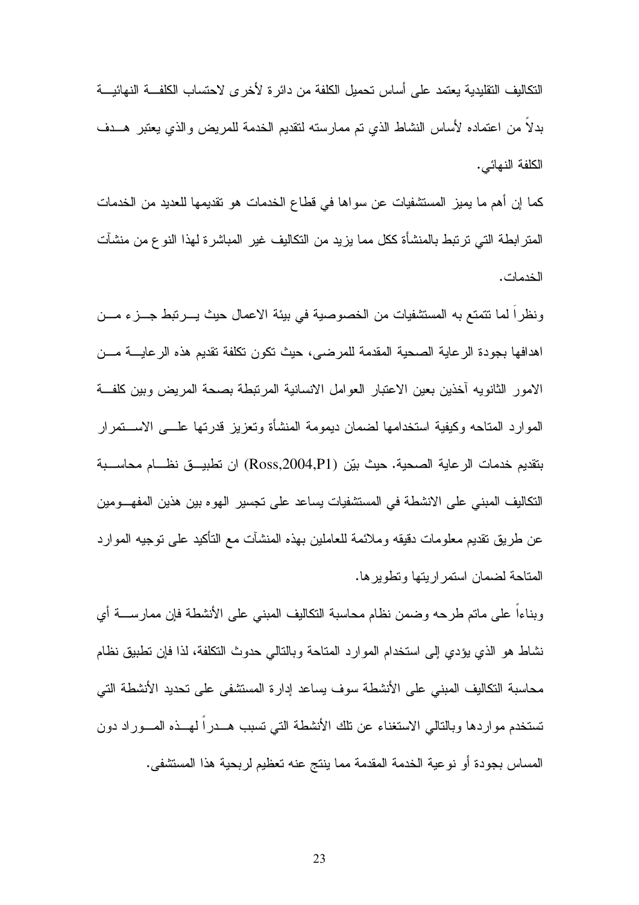التكاليف التقليدية يعتمد على أساس تحميل الكلفة من دائرة لأخرى لاحتساب الكلفة النهائية بدلاً من اعتماده لأساس النشاط الذي تم ممارسته لتقديم الخدمة للمريض والذي يعتبر هدف الكلفة النهائي.

كما إن أهم ما يميز المستشفيات عن سواها في قطاع الخدمات هو تقديمها للعديد من الخدمات المترابطة التي ترتبط بالمنشأة ككل مما يزيد من التكاليف غير المباشرة لهذا النوع من منشآت الخدمات.

ونظراً لما تتمتع به المستشفيات من الخصوصية في بيئة الاعمال حيث يرتبط جزء من اهدافها بجودة الرعاية الصحية المقدمة للمرضى، حيث تكون تكلفة تقديم هذه الرعاية من الامور الثانويه آخذين بعين الاعتبار العوامل الانسانية المرتبطة بصحة المريض وبين كلفة الموارد المتاحه وكيفية استخدامها لضمان ديمومة المنشأة وتعزيز قدرتها على الاستمرار بتقديم خدمات الرعاية الصحية. حيث بيّن (Ross,2004,P1) ان تطبيق نظام محاسبة التكاليف المبني على الانشطة في المستشفيات يساعد على تجسير الهوه بين هذين المفهومين عن طريق تقديم معلومات دقيقه وملائمة للعاملين بهذه المنشآت مع التأكيد على توجيه الموارد المتاحة لضمان استمراريتها وتطويرها.

وبناءاً على ماتم طرحه وضمن نظام محاسبة التكاليف المبني على الأنشطة فإن ممارسة أي نشاط هو الذي يؤدي إلى استخدام الموارد المتاحة وبالتالي حدوث التكلفة، لذا فإن تطبيق نظام محاسبة التكاليف المبني على الأنشطة سوف يساعد إدارة المستشفى على تحديد الأنشطة التي تستخدم مواردها وبالتالي الاستغناء عن تلك الأنشطة التي تسبب هدراً لهذه الموراد دون المساس بجودة أو نوعية الخدمة المقدمة مما ينتج عنه تعظيم لربحية هذا المستشفى.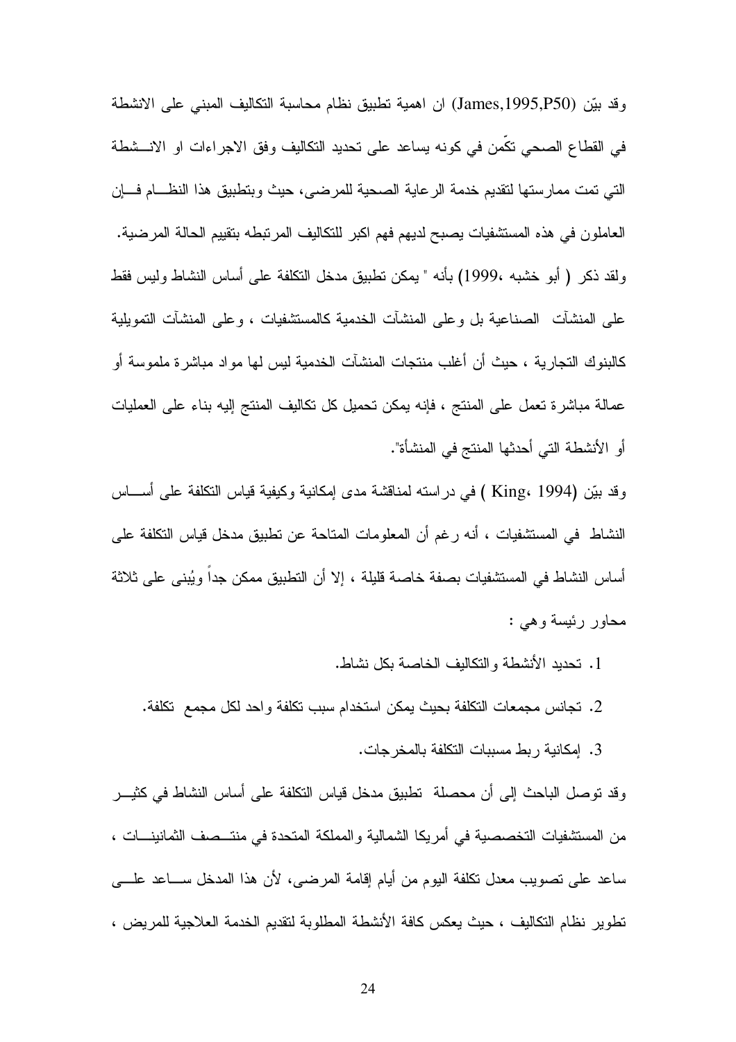وقد بيّن (James,1995,P50) ان اهمية تطبيق نظام محاسبة التكاليف المبني على الانشطة في القطاع الصحي تكّمن في كونه يساعد على تحديد التكاليف وفق الاجراءات او الانشطة التي تمت ممارستها لتقديم خدمة الرعاية الصحية للمرضى، حيث وبتطبيق هذا النظام فإن العاملون في هذه المستشفيات يصبح لديهم فهم اكبر للتكاليف المرتبطه بتقييم الحالة المرضية.

ولقد ذكر ( أبو خشبه ،1999) بأنه " يمكن تطبيق مدخل التكلفة على أساس النشاط وليس فقط على المنشآت الصناعية بل وعلى المنشآت الخدمية كالمستشفيات ، وعلى المنشآت التمويلية كالبنوك التجارية ، حيث أن أغلب منتجات المنشآت الخدمية ليس لها مواد مباشرة ملموسة أو عمالة مباشرة تعمل على المنتج ، فإنه يمكن تحميل كل تكاليف المنتج إليه بناء على العمليات أو الأنشطة التي أحدثها المنتج في المنشأة".

وقد بيّن (King، 1994 ) في دراسته لمناقشة مدى إمكانية وكيفية قياس التكلفة على أساس النشاط في المستشفيات ، أنه رغم أن المعلومات المتاحة عن تطبيق مدخل قياس التكلفة على أساس النشاط في المستشفيات بصفة خاصة قليلة ، إلا أن التطبيق ممكن جداً ويُبنى على ثلاثة محاور رئيسة وهي :

1. تحديد الأنشطة والتكاليف الخاصة بكل نشاط.
2. تجانس مجمعات التكلفة بحيث يمكن استخدام سبب تكلفة واحد لكل مجمع تكلفة.
3. إمكانية ربط مسببات التكلفة بالمخرجات.

وقد توصل الباحث إلى أن محصلة تطبيق مدخل قياس التكلفة على أساس النشاط في كثير من المستشفيات التخصصية في أمريكا الشمالية والمملكة المتحدة في منتصف الثمانينات ، ساعد على تصويب معدل تكلفة اليوم من أيام إقامة المرضى، لأن هذا المدخل ساعد على تطوير نظام التكاليف ، حيث يعكس كافة الأنشطة المطلوبة لتقديم الخدمة العلاجية للمريض ،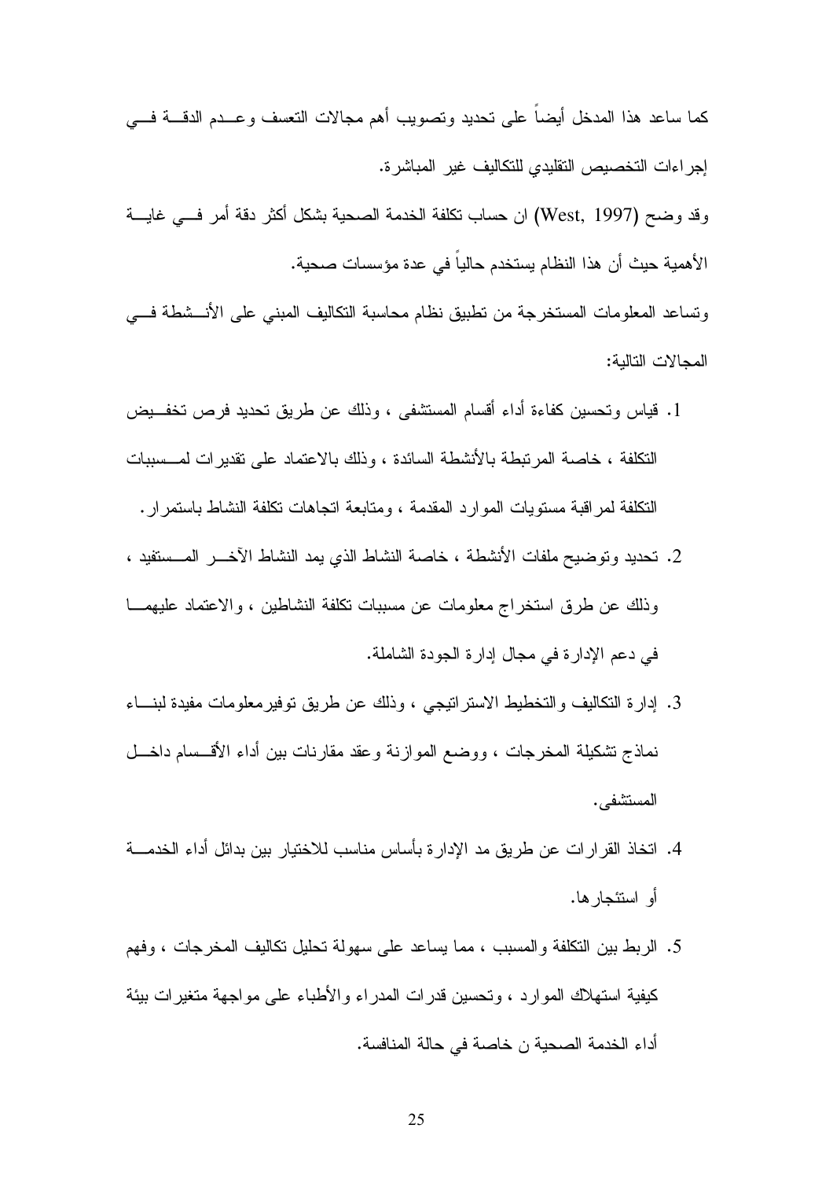كما ساعد هذا المدخل أيضاً على تحديد وتصويب أهم مجالات التعسف وعدم الدقة في إجراءات التخصيص التقليدي للتكاليف غير المباشرة.

وقد وضح (West, 1997) ان حساب تكلفة الخدمة الصحية بشكل أكثر دقة أمر في غاية الأهمية حيث أن هذا النظام يستخدم حالياً في عدة مؤسسات صحية.

وتساعد المعلومات المستخرجة من تطبيق نظام محاسبة التكاليف المبني على الأنشطة في المجالات التالية:

1. قياس وتحسين كفاءة أداء أقسام المستشفى ، وذلك عن طريق تحديد فرص تخفيض التكلفة ، خاصة المرتبطة بالأنشطة السائدة ، وذلك بالاعتماد على تقديرات لمسببات التكلفة لمراقبة مستويات الموارد المقدمة ، ومتابعة اتجاهات تكلفة النشاط باستمرار.
2. تحديد وتوضيح ملفات الأنشطة ، خاصة النشاط الذي يمد النشاط الآخر المستفيد ، وذلك عن طرق استخراج معلومات عن مسببات تكلفة النشاطين ، والاعتماد عليهما في دعم الإدارة في مجال إدارة الجودة الشاملة.
3. إدارة التكاليف والتخطيط الاستراتيجي ، وذلك عن طريق توفيرمعلومات مفيدة لبناء نماذج تشكيلة المخرجات ، ووضع الموازنة وعقد مقارنات بين أداء الأقسام داخل المستشفى.
4. اتخاذ القرارات عن طريق مد الإدارة بأساس مناسب للاختيار بين بدائل أداء الخدمة أو استئجارها.
5. الربط بين التكلفة والمسبب ، مما يساعد على سهولة تحليل تكاليف المخرجات ، وفهم كيفية استهلاك الموارد ، وتحسين قدرات المدراء والأطباء على مواجهة متغيرات بيئة أداء الخدمة الصحية ن خاصة في حالة المنافسة.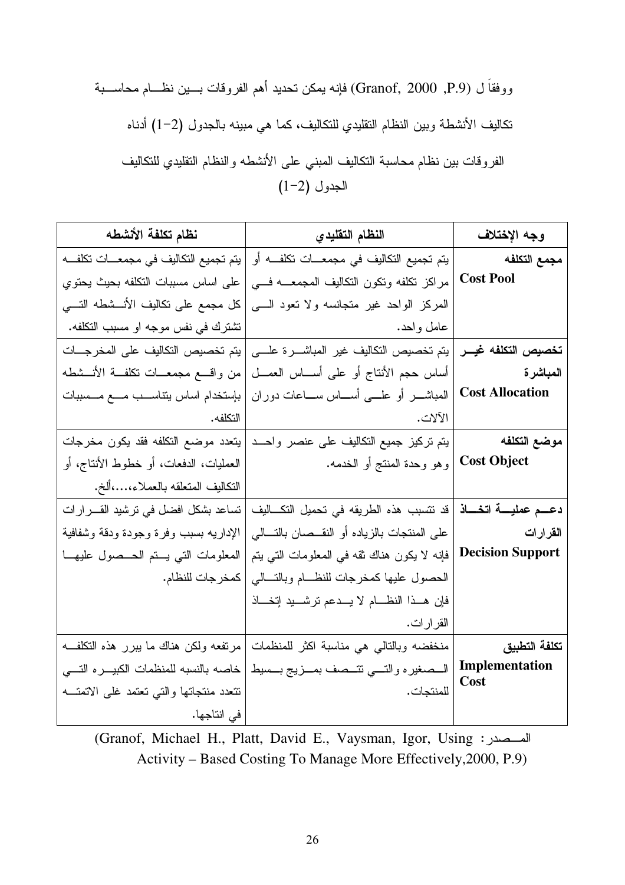ووفقاً ل (Granof, 2000 ,P.9) فإنه يمكن تحديد أهم الفروقات بين نظام محاسبة تكاليف الأنشطة وبين النظام التقليدي للتكاليف، كما هي مبينه بالجدول (2-1) أدناه

الفروقات بين نظام محاسبة التكاليف المبني على الأنشطه والنظام التقليدي للتكاليف

الجدول (2-1)

| وجه الإختلاف | النظام التقليدي | نظام تكلفة الأنشطه |
|---|---|---|
| **مجمع التكلفه Cost Pool** | يتم تجميع التكاليف في مجمعات تكلفه أو مراكز تكلفه وتكون التكاليف المجمعه في المركز الواحد غير متجانسه ولا تعود الى عامل واحد. | يتم تجميع التكاليف في مجمعات تكلفه على اساس مسببات التكلفه بحيث يحتوي كل مجمع على تكاليف الأنشطه التي تشترك في نفس موجه او مسبب التكلفه. |
| **تخصيص التكلفه غير المباشرة Cost Allocation** | يتم تخصيص التكاليف غير المباشرة على أساس حجم الأنتاج أو على أساس العمل المباشر أو على أساس ساعات دوران الآلات. | يتم تخصيص التكاليف على المخرجات من واقع مجمعات تكلفة الأنشطه بإستخدام اساس يتناسب مع مسببات التكلفه. |
| **موضع التكلفه Cost Object** | يتم تركيز جميع التكاليف على عنصر واحد وهو وحدة المنتج أو الخدمه. | يتعدد موضع التكلفه فقد يكون مخرجات العمليات، الدفعات، أو خطوط الأنتاج، أو التكاليف المتعلقه بالعملاء،....،ألخ. |
| **دعم عملية اتخاذ القرارات Decision Support** | قد تتسبب هذه الطريقه في تحميل التكاليف على المنتجات بالزياده أو النقصان بالتالي فإنه لا يكون هناك ثقه في المعلومات التي يتم الحصول عليها كمخرجات للنظام وبالتالي فإن هذا النظام لا يدعم ترشيد إتخاذ القرارات. | تساعد بشكل افضل في ترشيد القرارات الإداريه بسبب وفرة وجودة ودقة وشفافية المعلومات التي يتم الحصول عليها كمخرجات للنظام. |
| **تكلفة التطبيق Implementation Cost** | منخفضه وبالتالي هي مناسبة اكثر للمنظمات الصغيره والتي تتصف بمزيج بسيط للمنتجات. | مرتفعه ولكن هناك ما يبرر هذه التكلفه خاصه بالنسبه للمنظمات الكبيره التي تتعدد منتجاتها والتي تعتمد غلى الاتمته في انتاجها. |

المصدر: (Granof, Michael H., Platt, David E., Vaysman, Igor, Using Activity – Based Costing To Manage More Effectively,2000, P.9)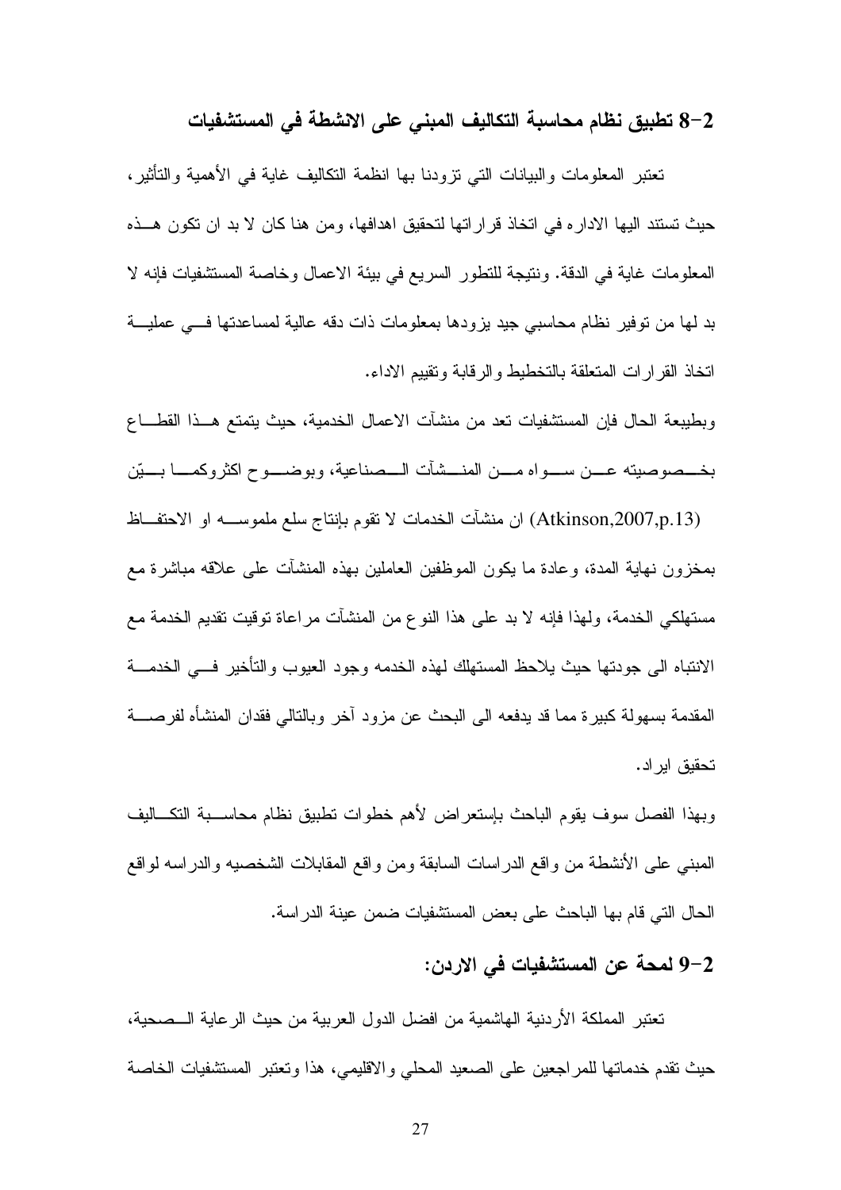## 2-8 تطبيق نظام محاسبة التكاليف المبني على الانشطة في المستشفيات

تعتبر المعلومات والبيانات التي تزودنا بها انظمة التكاليف غاية في الأهمية والتأثير، حيث تستند اليها الاداره في اتخاذ قراراتها لتحقيق اهدافها، ومن هنا كان لا بد ان تكون هـذه المعلومات غاية في الدقة. ونتيجة للتطور السريع في بيئة الاعمال وخاصة المستشفيات فإنه لا بد لها من توفير نظام محاسبي جيد يزودها بمعلومات ذات دقه عالية لمساعدتها في عملية اتخاذ القرارات المتعلقة بالتخطيط والرقابة وتقييم الاداء.

وبطبيعة الحال فإن المستشفيات تعد من منشآت الاعمال الخدمية، حيث يتمتع هـذا القطـاع بخصوصيته عـن سـواه مـن المنشآت الصناعية، وبوضـوح اكثروكما بـيّن (Atkinson,2007,p.13) ان منشآت الخدمات لا تقوم بإنتاج سلع ملموسه او الاحتفاظ بمخزون نهاية المدة، وعادة ما يكون الموظفين العاملين بهذه المنشآت على علاقه مباشرة مع مستهلكي الخدمة، ولهذا فإنه لا بد على هذا النوع من المنشآت مراعاة توقيت تقديم الخدمة مع الانتباه الى جودتها حيث يلاحظ المستهلك لهذه الخدمه وجود العيوب والتأخير في الخدمة المقدمة بسهولة كبيرة مما قد يدفعه الى البحث عن مزود آخر وبالتالي فقدان المنشأه لفرصة تحقيق ايراد.

وبهذا الفصل سوف يقوم الباحث بإستعراض لأهم خطوات تطبيق نظام محاسبة التكاليف المبني على الأنشطة من واقع الدراسات السابقة ومن واقع المقابلات الشخصيه والدراسه لواقع الحال التي قام بها الباحث على بعض المستشفيات ضمن عينة الدراسة.

## 2-9 لمحة عن المستشفيات في الاردن:

تعتبر المملكة الأردنية الهاشمية من افضل الدول العربية من حيث الرعاية الصحية، حيث تقدم خدماتها للمراجعين على الصعيد المحلي والاقليمي، هذا وتعتبر المستشفيات الخاصة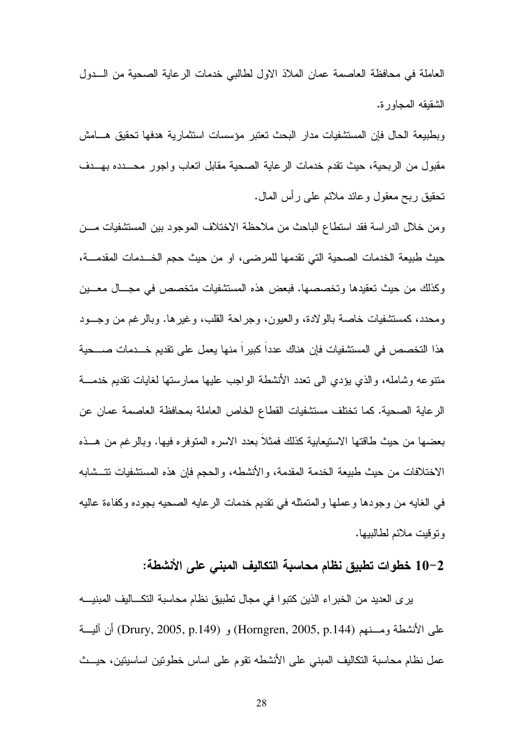العاملة في محافظة العاصمة عمان الملاذ الاول لطالبي خدمات الرعاية الصحية من الدول الشقيقه المجاورة.

وبطبيعة الحال فإن المستشفيات مدار البحث تعتبر مؤسسات استثمارية هدفها تحقيق هامش مقبول من الربحية، حيث تقدم خدمات الرعاية الصحية مقابل اتعاب واجور محدده بهدف تحقيق ربح معقول وعائد ملائم على رأس المال.

ومن خلال الدراسة فقد استطاع الباحث من ملاحظة الاختلاف الموجود بين المستشفيات من حيث طبيعة الخدمات الصحية التي تقدمها للمرضى، او من حيث حجم الخدمات المقدمة، وكذلك من حيث تعقيدها وتخصصها. فبعض هذه المستشفيات متخصص في مجال معين ومحدد، كمستشفيات خاصة بالولادة، والعيون، وجراحة القلب، وغيرها. وبالرغم من وجود هذا التخصص في المستشفيات فإن هناك عدداً كبيراً منها يعمل على تقديم خدمات صحية متنوعه وشامله، والذي يؤدي الى تعدد الأنشطة الواجب عليها ممارستها لغايات تقديم خدمة الرعاية الصحية. كما تختلف مستشفيات القطاع الخاص العاملة بمحافظة العاصمة عمان عن بعضها من حيث طاقتها الاستيعابية كذلك فمثلاً بعدد الاسره المتوفره فيها. وبالرغم من هذه الاختلافات من حيث طبيعة الخدمة المقدمة، والأنشطه، والحجم فإن هذه المستشفيات تتشابه في الغايه من وجودها وعملها والمتمثله في تقديم خدمات الرعايه الصحيه بجوده وكفاءة عاليه وتوقيت ملائم لطالبيها.

## 2-10 خطوات تطبيق نظام محاسبة التكاليف المبني على الأنشطة:

يرى العديد من الخبراء الذين كتبوا في مجال تطبيق نظام محاسبة التكاليف المبنيه على الأنشطة ومنهم (Horngren, 2005, p.144) و (Drury, 2005, p.149) أن آلية عمل نظام محاسبة التكاليف المبني على الأنشطه تقوم على اساس خطوتين اساسيتين، حيث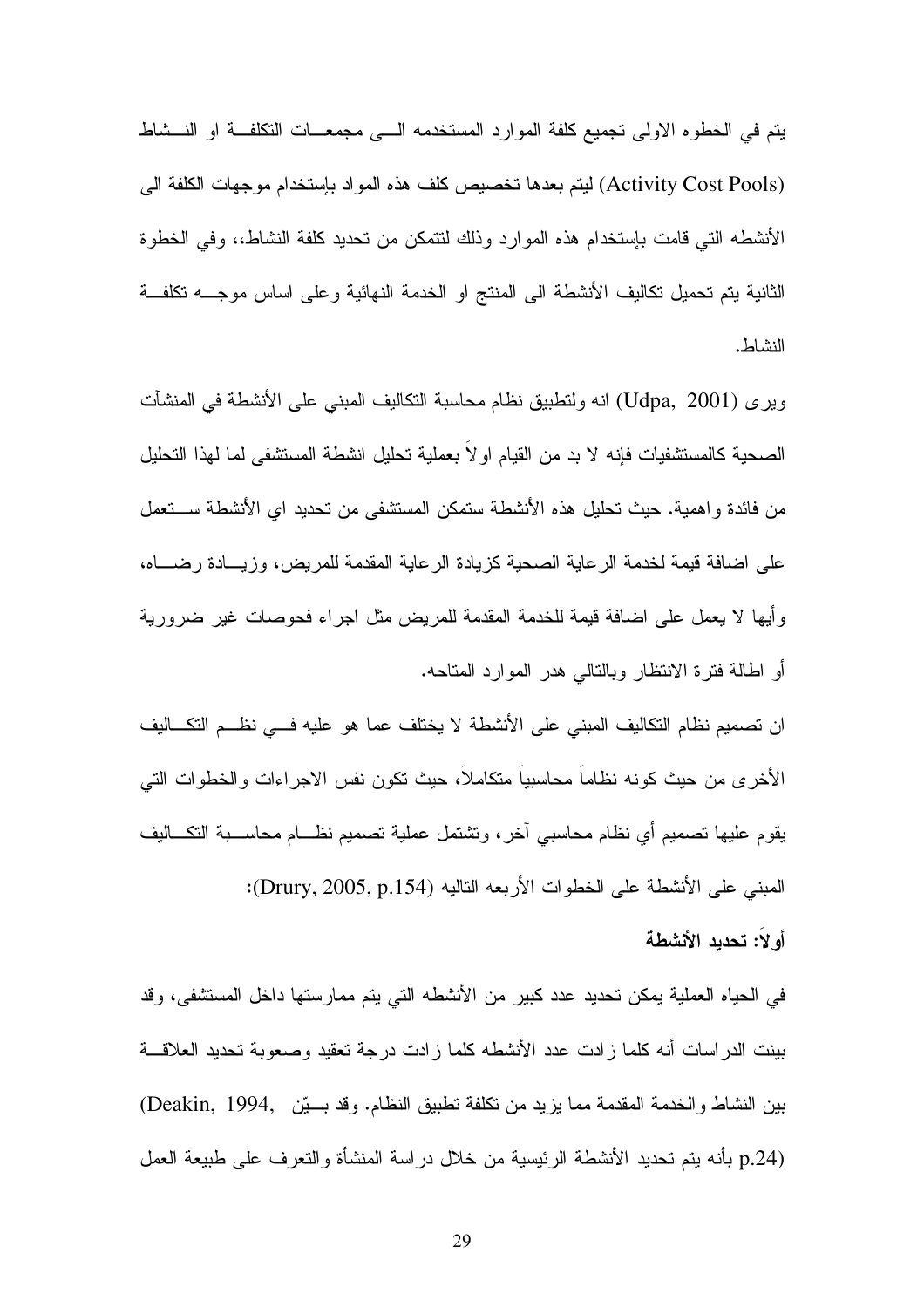يتم في الخطوه الاولى تجميع كلفة الموارد المستخدمه الى مجمعات التكلفة او النشاط (Activity Cost Pools) ليتم بعدها تخصيص كلف هذه المواد بإستخدام موجهات الكلفة الى الأنشطه التي قامت بإستخدام هذه الموارد وذلك لتتمكن من تحديد كلفة النشاط،، وفي الخطوة الثانية يتم تحميل تكاليف الأنشطة الى المنتج او الخدمة النهائية وعلى اساس موجه تكلفة النشاط.

ويرى (Udpa, 2001) انه ولتطبيق نظام محاسبة التكاليف المبني على الأنشطة في المنشآت الصحية كالمستشفيات فإنه لا بد من القيام اولاً بعملية تحليل انشطة المستشفى لما لهذا التحليل من فائدة واهمية. حيث تحليل هذه الأنشطة ستمكن المستشفى من تحديد اي الأنشطة ستعمل على اضافة قيمة لخدمة الرعاية الصحية كزيادة الرعاية المقدمة للمريض، وزيادة رضاه، وأيها لا يعمل على اضافة قيمة للخدمة المقدمة للمريض مثل اجراء فحوصات غير ضرورية أو اطالة فترة الانتظار وبالتالي هدر الموارد المتاحه.

ان تصميم نظام التكاليف المبني على الأنشطة لا يختلف عما هو عليه في نظم التكاليف الأخرى من حيث كونه نظاماً محاسبياً متكاملاً، حيث تكون نفس الاجراءات والخطوات التي يقوم عليها تصميم أي نظام محاسبي آخر، وتشتمل عملية تصميم نظام محاسبة التكاليف المبني على الأنشطة على الخطوات الأربعه التاليه (Drury, 2005, p.154):

### أولاً: تحديد الأنشطة

في الحياه العملية يمكن تحديد عدد كبير من الأنشطه التي يتم ممارستها داخل المستشفى، وقد بينت الدراسات أنه كلما زادت عدد الأنشطه كلما زادت درجة تعقيد وصعوبة تحديد العلاقة بين النشاط والخدمة المقدمة مما يزيد من تكلفة تطبيق النظام. وقد بيّن (Deakin, 1994, p.24) بأنه يتم تحديد الأنشطة الرئيسية من خلال دراسة المنشأة والتعرف على طبيعة العمل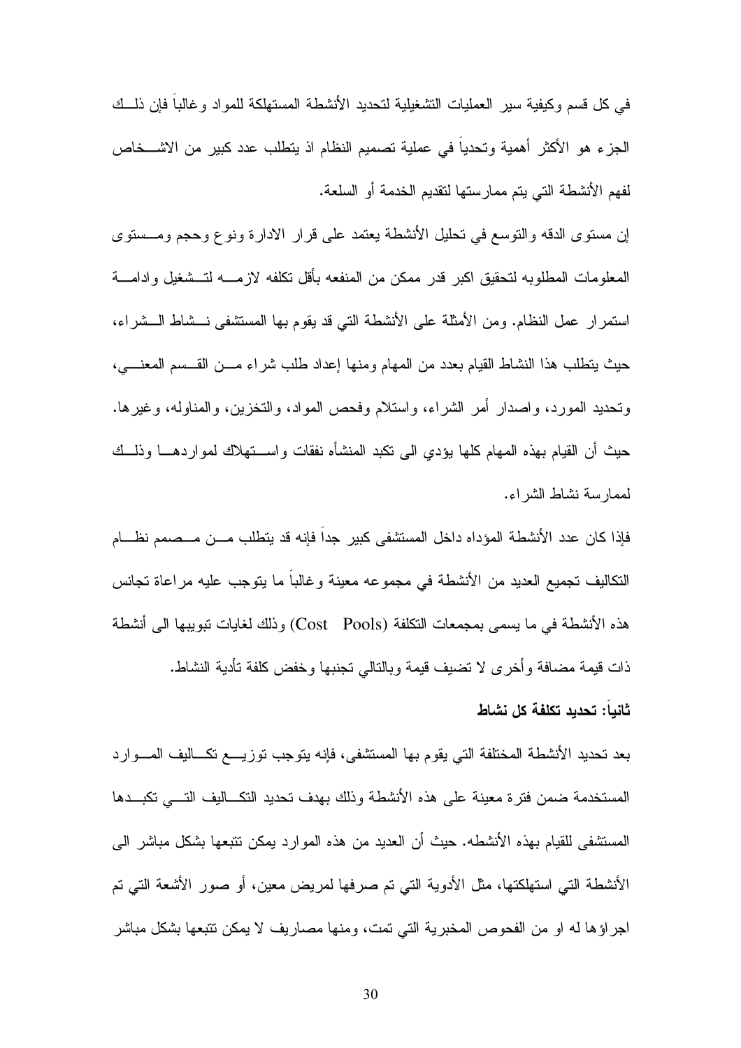في كل قسم وكيفية سير العمليات التشغيلية لتحديد الأنشطة المستهلكة للمواد وغالباً فإن ذلك الجزء هو الأكثر أهمية وتحدياً في عملية تصميم النظام اذ يتطلب عدد كبير من الاشخاص لفهم الأنشطة التي يتم ممارستها لتقديم الخدمة أو السلعة.

إن مستوى الدقه والتوسع في تحليل الأنشطة يعتمد على قرار الادارة ونوع وحجم ومستوى المعلومات المطلوبه لتحقيق اكبر قدر ممكن من المنفعه بأقل تكلفه لازمه لتشغيل وادامة استمرار عمل النظام. ومن الأمثلة على الأنشطة التي قد يقوم بها المستشفى نشاط الشراء، حيث يتطلب هذا النشاط القيام بعدد من المهام ومنها إعداد طلب شراء من القسم المعني، وتحديد المورد، واصدار أمر الشراء، واستلام وفحص المواد، والتخزين، والمناوله، وغيرها. حيث أن القيام بهذه المهام كلها يؤدي الى تكبد المنشأه نفقات واستهلاك لمواردها وذلك لممارسة نشاط الشراء.

فإذا كان عدد الأنشطة المؤداه داخل المستشفى كبير جداً فإنه قد يتطلب من مصمم نظام التكاليف تجميع العديد من الأنشطة في مجموعه معينة وغالباً ما يتوجب عليه مراعاة تجانس هذه الأنشطة في ما يسمى بمجمعات التكلفة (Cost Pools) وذلك لغايات تبويبها الى أنشطة ذات قيمة مضافة وأخرى لا تضيف قيمة وبالتالي تجنبها وخفض كلفة تأدية النشاط.

### ثانياً: تحديد تكلفة كل نشاط

بعد تحديد الأنشطة المختلفة التي يقوم بها المستشفى، فإنه يتوجب توزيع تكاليف الموارد المستخدمة ضمن فترة معينة على هذه الأنشطة وذلك بهدف تحديد التكاليف التي تكبدها المستشفى للقيام بهذه الأنشطه. حيث أن العديد من هذه الموارد يمكن تتبعها بشكل مباشر الى الأنشطة التي استهلكتها، مثل الأدوية التي تم صرفها لمريض معين، أو صور الأشعة التي تم اجراؤها له او من الفحوص المخبرية التي تمت، ومنها مصاريف لا يمكن تتبعها بشكل مباشر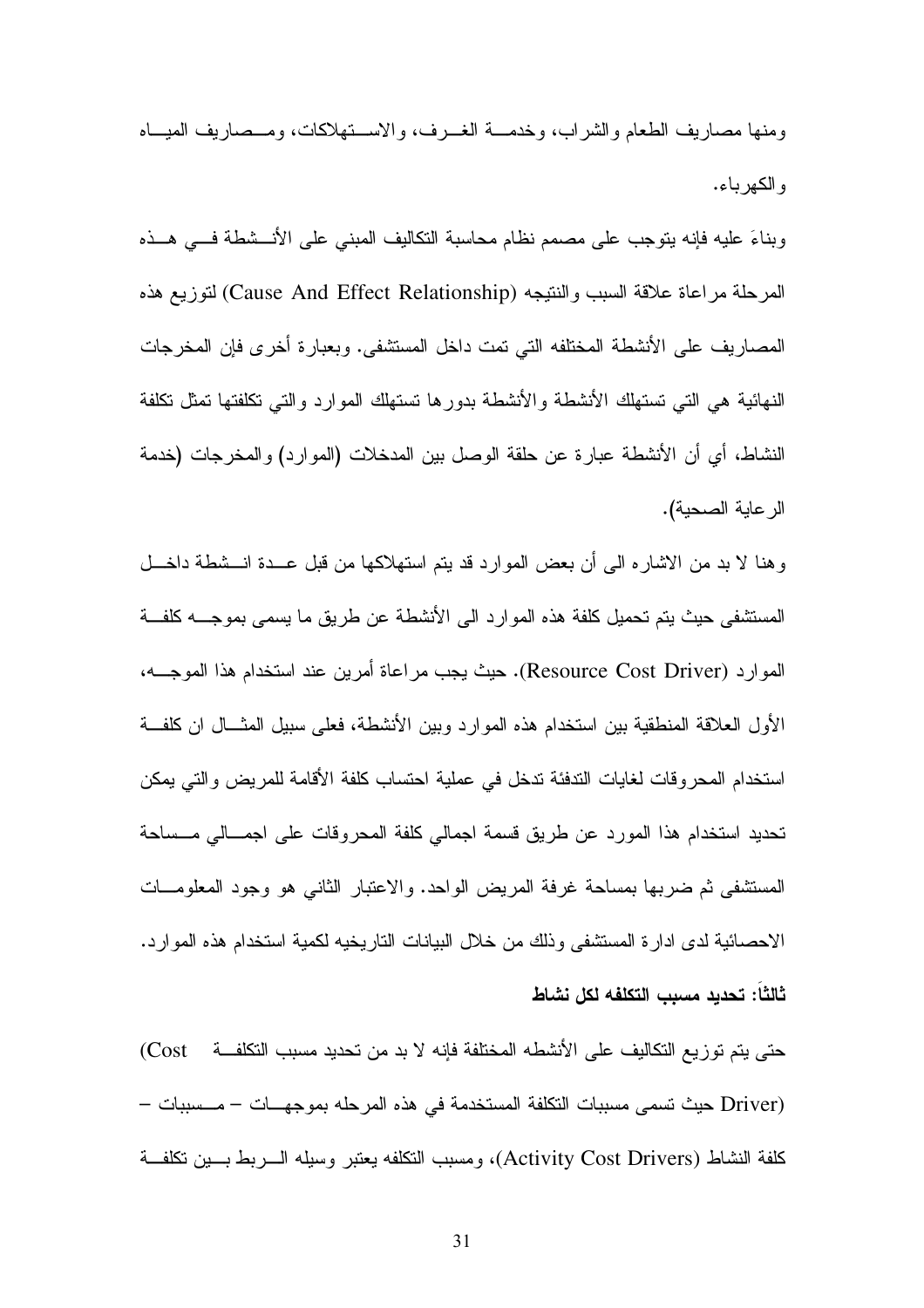ومنها مصاريف الطعام والشراب، وخدمة الغرف، والاستهلاكات، ومصاريف المياه والكهرباء.

وبناءً عليه فإنه يتوجب على مصمم نظام محاسبة التكاليف المبني على الأنشطة في هذه المرحلة مراعاة علاقة السبب والنتيجه (Cause And Effect Relationship) لتوزيع هذه المصاريف على الأنشطة المختلفه التي تمت داخل المستشفى. وبعبارة أخرى فإن المخرجات النهائية هي التي تستهلك الأنشطة والأنشطة بدورها تستهلك الموارد والتي تكلفتها تمثل تكلفة النشاط، أي أن الأنشطة عبارة عن حلقة الوصل بين المدخلات (الموارد) والمخرجات (خدمة الرعاية الصحية).

وهنا لا بد من الاشاره الى أن بعض الموارد قد يتم استهلاكها من قبل عدة انشطة داخل المستشفى حيث يتم تحميل كلفة هذه الموارد الى الأنشطة عن طريق ما يسمى بموجه كلفة الموارد (Resource Cost Driver). حيث يجب مراعاة أمرين عند استخدام هذا الموجه، الأول العلاقة المنطقية بين استخدام هذه الموارد وبين الأنشطة، فعلى سبيل المثال ان كلفة استخدام المحروقات لغايات التدفئة تدخل في عملية احتساب كلفة الأقامة للمريض والتي يمكن تحديد استخدام هذا المورد عن طريق قسمة اجمالي كلفة المحروقات على اجمالي مساحة المستشفى ثم ضربها بمساحة غرفة المريض الواحد. والاعتبار الثاني هو وجود المعلومات الاحصائية لدى ادارة المستشفى وذلك من خلال البيانات التاريخيه لكمية استخدام هذه الموارد.

**ثالثاً: تحديد مسبب التكلفه لكل نشاط**

حتى يتم توزيع التكاليف على الأنشطه المختلفة فإنه لا بد من تحديد مسبب التكلفة (Cost Driver) حيث تسمى مسببات التكلفة المستخدمة في هذه المرحله بموجهات – مسببات – كلفة النشاط (Activity Cost Drivers)، ومسبب التكلفه يعتبر وسيله الربط بين تكلفة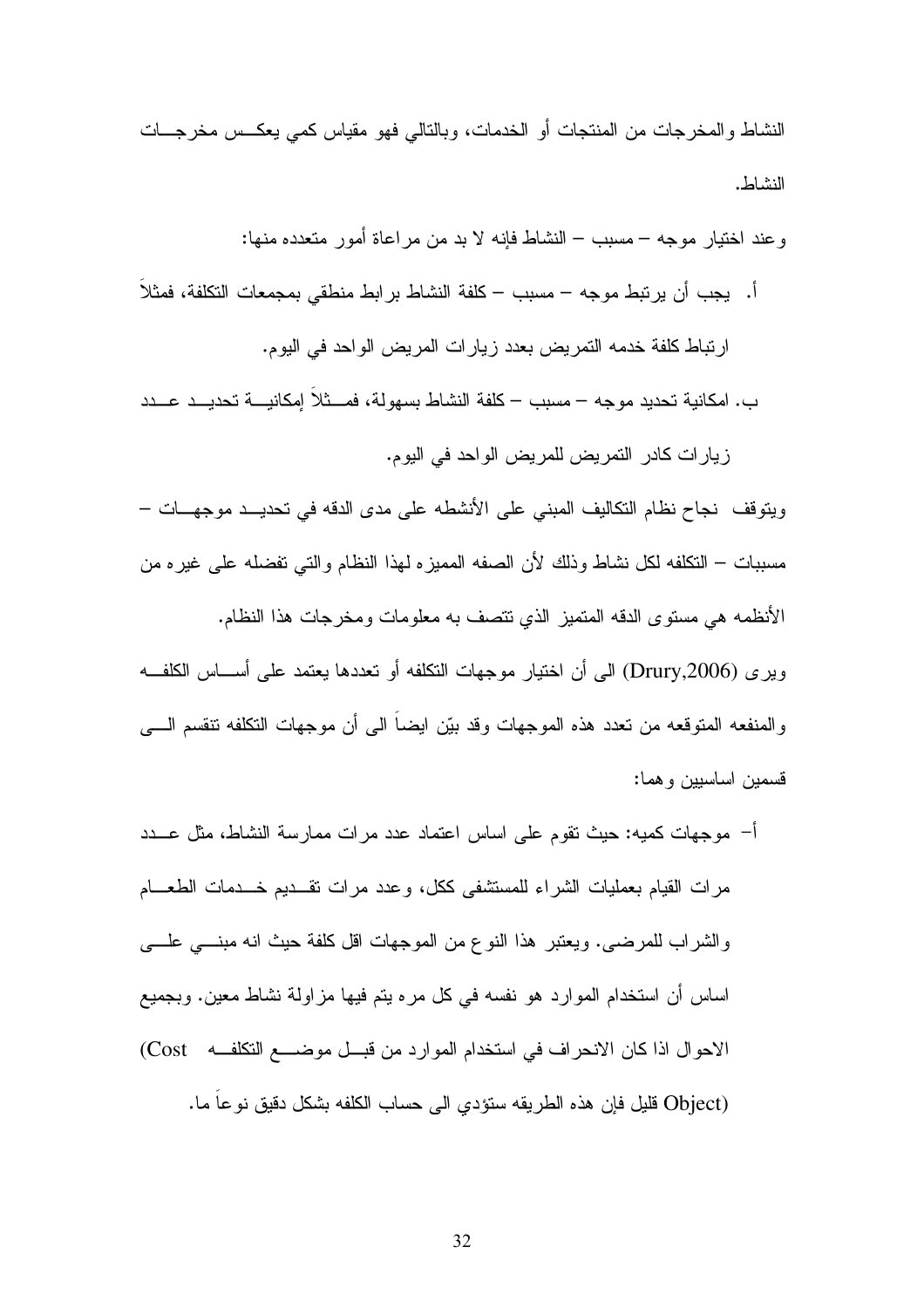النشاط والمخرجات من المنتجات أو الخدمات، وبالتالي فهو مقياس كمي يعكس مخرجات النشاط.

وعند اختيار موجه – مسبب – النشاط فإنه لا بد من مراعاة أمور متعدده منها:

أ. يجب أن يرتبط موجه – مسبب – كلفة النشاط برابط منطقي بمجمعات التكلفة، فمثلاً ارتباط كلفة خدمه التمريض بعدد زيارات المريض الواحد في اليوم.

ب. امكانية تحديد موجه – مسبب – كلفة النشاط بسهولة، فمثلاً إمكانية تحديد عدد زيارات كادر التمريض للمريض الواحد في اليوم.

ويتوقف نجاح نظام التكاليف المبني على الأنشطه على مدى الدقه في تحديد موجهات – مسببات – التكلفه لكل نشاط وذلك لأن الصفه المميزه لهذا النظام والتي تفضله على غيره من الأنظمه هي مستوى الدقه المتميز الذي تتصف به معلومات ومخرجات هذا النظام.

ويرى (Drury,2006) الى أن اختيار موجهات التكلفه أو تعددها يعتمد على أساس الكلفه والمنفعه المتوقعه من تعدد هذه الموجهات وقد بيّن ايضاً الى أن موجهات التكلفه تنقسم الى قسمين اساسيين وهما:

أ- موجهات كميه: حيث تقوم على اساس اعتماد عدد مرات ممارسة النشاط، مثل عدد مرات القيام بعمليات الشراء للمستشفى ككل، وعدد مرات تقديم خدمات الطعام والشراب للمرضى. ويعتبر هذا النوع من الموجهات اقل كلفة حيث انه مبني على اساس أن استخدام الموارد هو نفسه في كل مره يتم فيها مزاولة نشاط معين. وبجميع الاحوال اذا كان الانحراف في استخدام الموارد من قبل موضع التكلفه (Cost Object) قليل فإن هذه الطريقه ستؤدي الى حساب الكلفه بشكل دقيق نوعاً ما.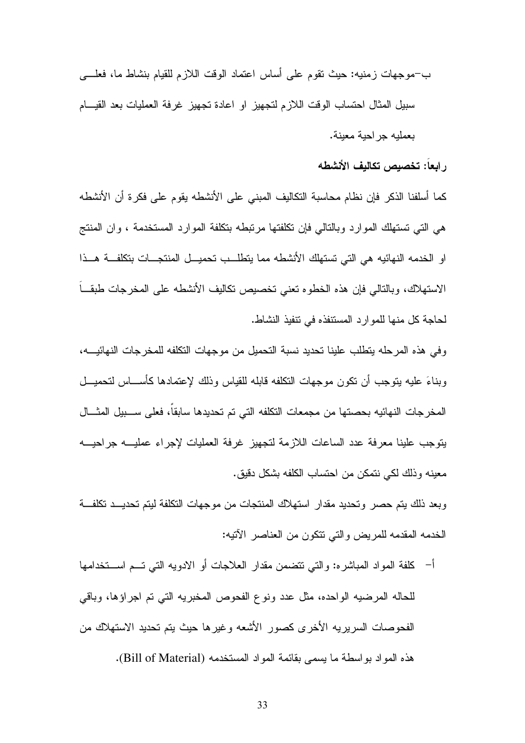ب-موجهات زمنيه: حيث تقوم على أساس اعتماد الوقت اللازم للقيام بنشاط ما، فعلى سبيل المثال احتساب الوقت اللازم لتجهيز او اعادة تجهيز غرفة العمليات بعد القيام بعمليه جراحية معينة.

**رابعاَ: تخصيص تكاليف الأنشطه**

كما أسلفنا الذكر فإن نظام محاسبة التكاليف المبني على الأنشطه يقوم على فكرة أن الأنشطه هي التي تستهلك الموارد وبالتالي فإن تكلفتها مرتبطه بتكلفة الموارد المستخدمة ، وان المنتج او الخدمه النهائيه هي التي تستهلك الأنشطه مما يتطلب تحميل المنتجات بتكلفة هذا الاستهلاك، وبالتالي فإن هذه الخطوه تعني تخصيص تكاليف الأنشطه على المخرجات طبقاَ لحاجة كل منها للموارد المستنفذه في تنفيذ النشاط.

وفي هذه المرحله يتطلب علينا تحديد نسبة التحميل من موجهات التكلفه للمخرجات النهائيه، وبناءَ عليه يتوجب أن تكون موجهات التكلفه قابله للقياس وذلك لإعتمادها كأساس لتحميل المخرجات النهائيه بحصتها من مجمعات التكلفه التي تم تحديدها سابقاً، فعلى سبيل المثال يتوجب علينا معرفة عدد الساعات اللازمة لتجهيز غرفة العمليات لإجراء عمليه جراحيه معينه وذلك لكي نتمكن من احتساب الكلفه بشكل دقيق.

وبعد ذلك يتم حصر وتحديد مقدار استهلاك المنتجات من موجهات التكلفة ليتم تحديد تكلفة الخدمه المقدمه للمريض والتي تتكون من العناصر الآتيه:

أ- كلفة المواد المباشره: والتي تتضمن مقدار العلاجات أو الادويه التي تم استخدامها للحاله المرضيه الواحده، مثل عدد ونوع الفحوص المخبريه التي تم اجراؤها، وباقي الفحوصات السريريه الأخرى كصور الأشعه وغيرها حيث يتم تحديد الاستهلاك من هذه المواد بواسطة ما يسمى بقائمة المواد المستخدمه (Bill of Material).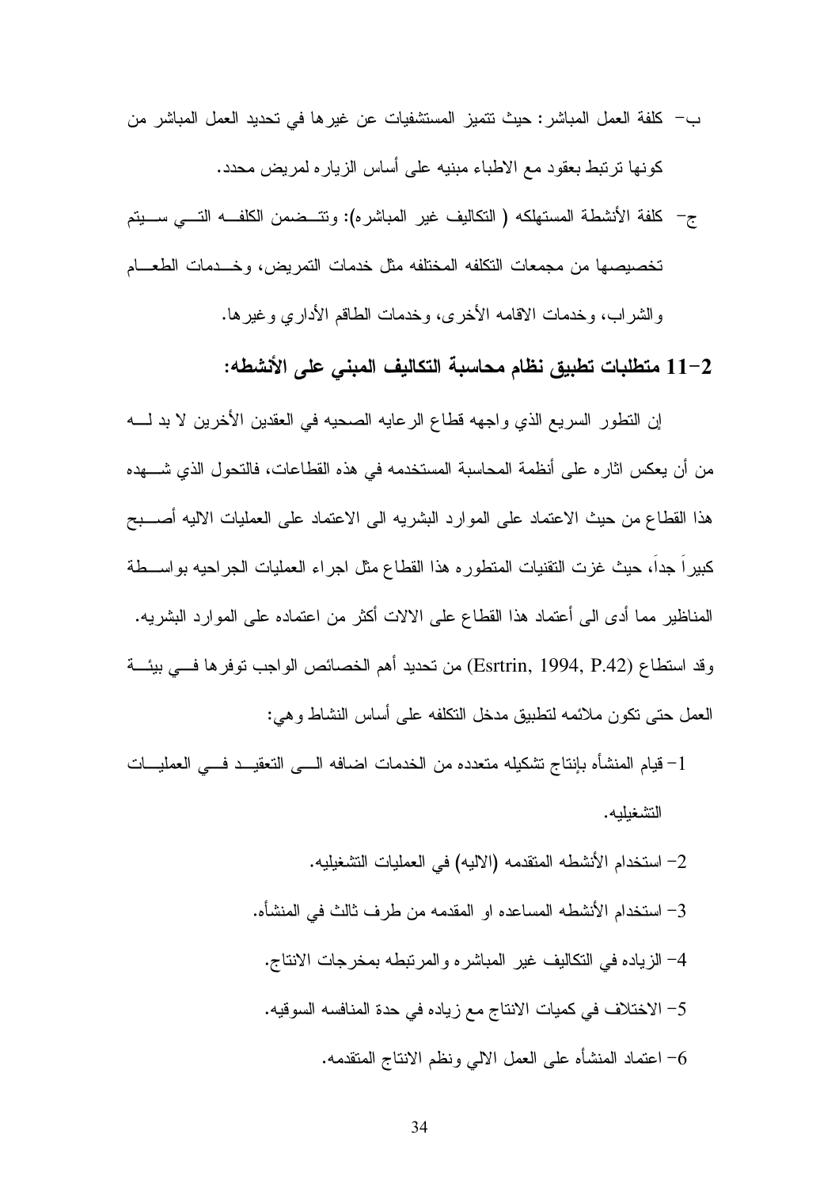ب- كلفة العمل المباشر: حيث تتميز المستشفيات عن غيرها في تحديد العمل المباشر من كونها ترتبط بعقود مع الاطباء مبنيه على أساس الزياره لمريض محدد.

ج- كلفة الأنشطة المستهلكه ( التكاليف غير المباشره): وتتضمن الكلفه التي سيتم تخصيصها من مجمعات التكلفه المختلفه مثل خدمات التمريض، وخدمات الطعام والشراب، وخدمات الاقامه الأخرى، وخدمات الطاقم الأداري وغيرها.

## 2-11 متطلبات تطبيق نظام محاسبة التكاليف المبني على الأنشطه:

إن التطور السريع الذي واجهه قطاع الرعايه الصحيه في العقدين الأخرين لا بد لـه من أن يعكس اثاره على أنظمة المحاسبة المستخدمه في هذه القطاعات، فالتحول الذي شهده هذا القطاع من حيث الاعتماد على الموارد البشريه الى الاعتماد على العمليات الاليه أصبح كبيراَ جداَ، حيث غزت التقنيات المتطوره هذا القطاع مثل اجراء العمليات الجراحيه بواسطة المناظير مما أدى الى أعتماد هذا القطاع على الالات أكثر من اعتماده على الموارد البشريه. وقد استطاع (Esrtrin, 1994, P.42) من تحديد أهم الخصائص الواجب توفرها في بيئة العمل حتى تكون ملائمه لتطبيق مدخل التكلفه على أساس النشاط وهي:

1- قيام المنشأه بإنتاج تشكيله متعدده من الخدمات اضافه الى التعقيد في العمليات التشغيليه.

2- استخدام الأنشطه المتقدمه (الاليه) في العمليات التشغيليه.

3- استخدام الأنشطه المساعده او المقدمه من طرف ثالث في المنشأه.

4- الزياده في التكاليف غير المباشره والمرتبطه بمخرجات الانتاج.

5- الاختلاف في كميات الانتاج مع زياده في حدة المنافسه السوقيه.

6- اعتماد المنشأه على العمل الالي ونظم الانتاج المتقدمه.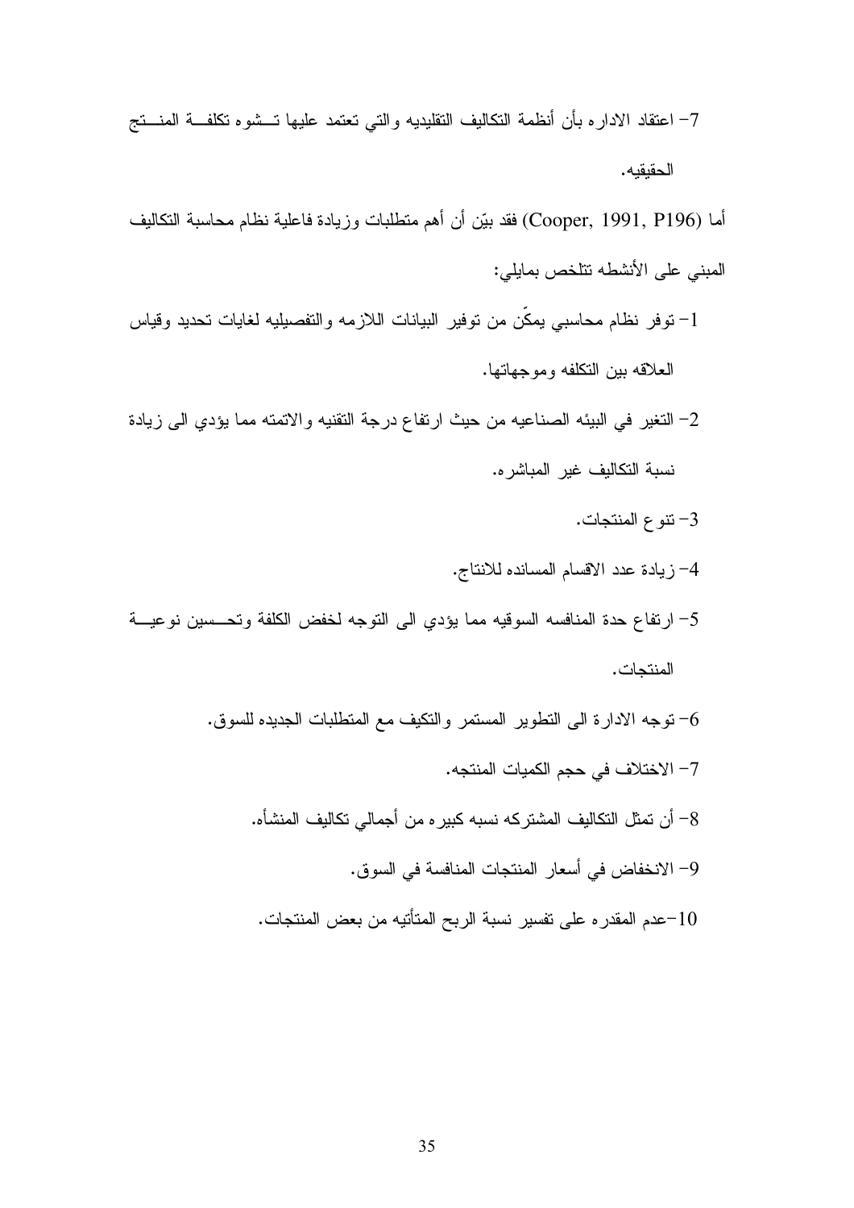7- اعتقاد الاداره بأن أنظمة التكاليف التقليديه والتي تعتمد عليها تشوه تكلفة المنتج الحقيقيه.

أما (Cooper, 1991, P196) فقد بيّن أن أهم متطلبات وزيادة فاعلية نظام محاسبة التكاليف المبني على الأنشطه تتلخص بمايلي:

1- توفر نظام محاسبي يمكّن من توفير البيانات اللازمه والتفصيليه لغايات تحديد وقياس العلاقه بين التكلفه وموجهاتها.

2- التغير في البيئه الصناعيه من حيث ارتفاع درجة التقنيه والاتمته مما يؤدي الى زيادة نسبة التكاليف غير المباشره.

3- تنوع المنتجات.

4- زيادة عدد الاقسام المسانده للانتاج.

5- ارتفاع حدة المنافسه السوقيه مما يؤدي الى التوجه لخفض الكلفة وتحسين نوعية المنتجات.

6- توجه الادارة الى التطوير المستمر والتكيف مع المتطلبات الجديده للسوق.

7- الاختلاف في حجم الكميات المنتجه.

8- أن تمثل التكاليف المشتركه نسبه كبيره من أجمالي تكاليف المنشأه.

9- الانخفاض في أسعار المنتجات المنافسة في السوق.

10- عدم المقدره على تفسير نسبة الربح المتأتيه من بعض المنتجات.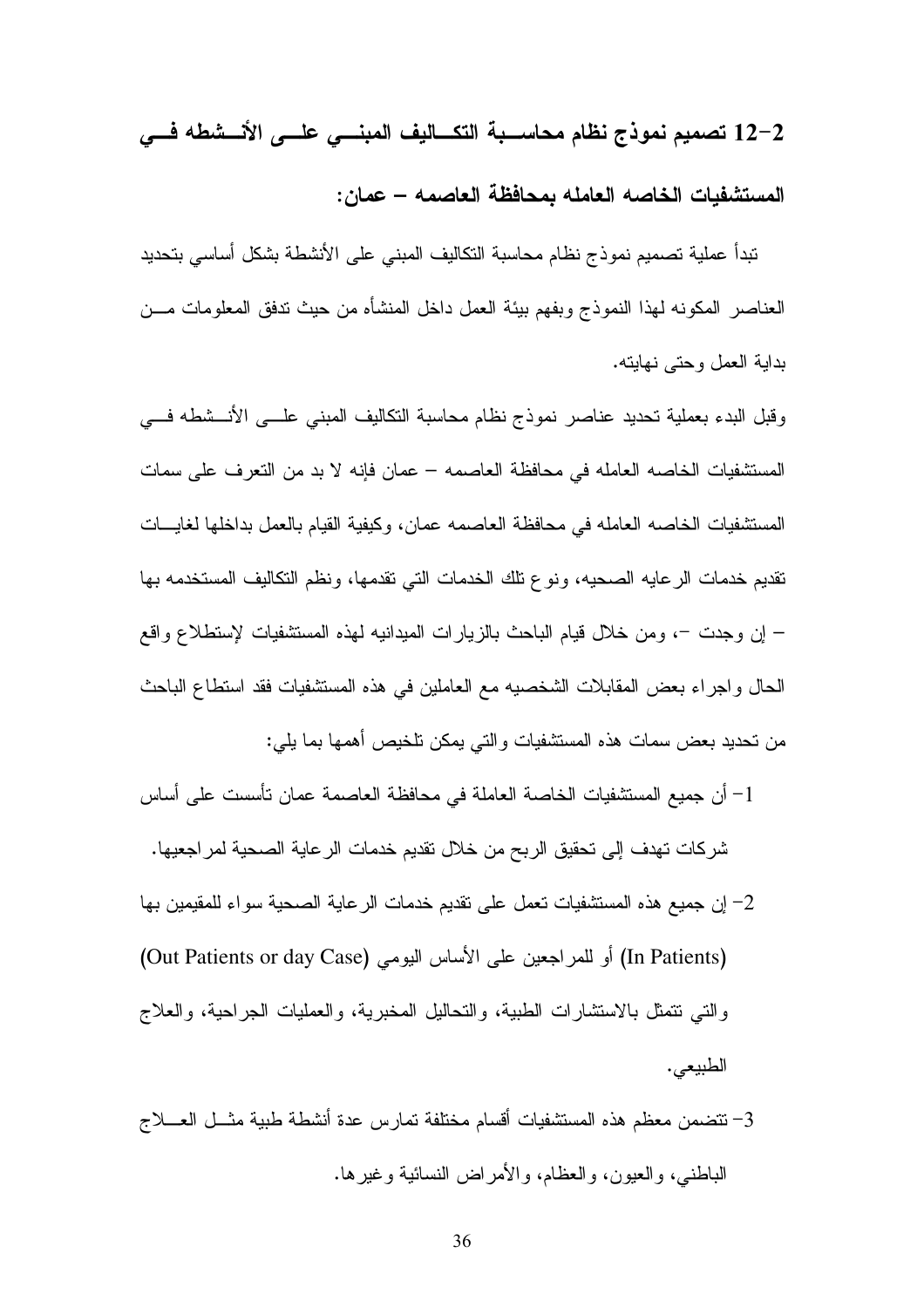## 2-12 تصميم نموذج نظام محاسبة التكاليف المبني على الأنشطه في المستشفيات الخاصه العامله بمحافظة العاصمه – عمان:

تبدأ عملية تصميم نموذج نظام محاسبة التكاليف المبني على الأنشطة بشكل أساسي بتحديد العناصر المكونه لهذا النموذج وبفهم بيئة العمل داخل المنشأه من حيث تدفق المعلومات من بداية العمل وحتى نهايته.

وقبل البدء بعملية تحديد عناصر نموذج نظام محاسبة التكاليف المبني على الأنشطه في المستشفيات الخاصه العامله في محافظة العاصمه – عمان فإنه لا بد من التعرف على سمات المستشفيات الخاصه العامله في محافظة العاصمه عمان، وكيفية القيام بالعمل بداخلها لغايات تقديم خدمات الرعايه الصحيه، ونوع تلك الخدمات التي تقدمها، ونظم التكاليف المستخدمه بها – إن وجدت –، ومن خلال قيام الباحث بالزيارات الميدانيه لهذه المستشفيات لإستطلاع واقع الحال واجراء بعض المقابلات الشخصيه مع العاملين في هذه المستشفيات فقد استطاع الباحث من تحديد بعض سمات هذه المستشفيات والتي يمكن تلخيص أهمها بما يلي:

1- أن جميع المستشفيات الخاصة العاملة في محافظة العاصمة عمان تأسست على أساس شركات تهدف إلى تحقيق الربح من خلال تقديم خدمات الرعاية الصحية لمراجعيها.

2- إن جميع هذه المستشفيات تعمل على تقديم خدمات الرعاية الصحية سواء للمقيمين بها (In Patients) أو للمراجعين على الأساس اليومي (Out Patients or day Case) والتي تتمثل بالاستشارات الطبية، والتحاليل المخبرية، والعمليات الجراحية، والعلاج الطبيعي.

3- تتضمن معظم هذه المستشفيات أقسام مختلفة تمارس عدة أنشطة طبية مثل العلاج الباطني، والعيون، والعظام، والأمراض النسائية وغيرها.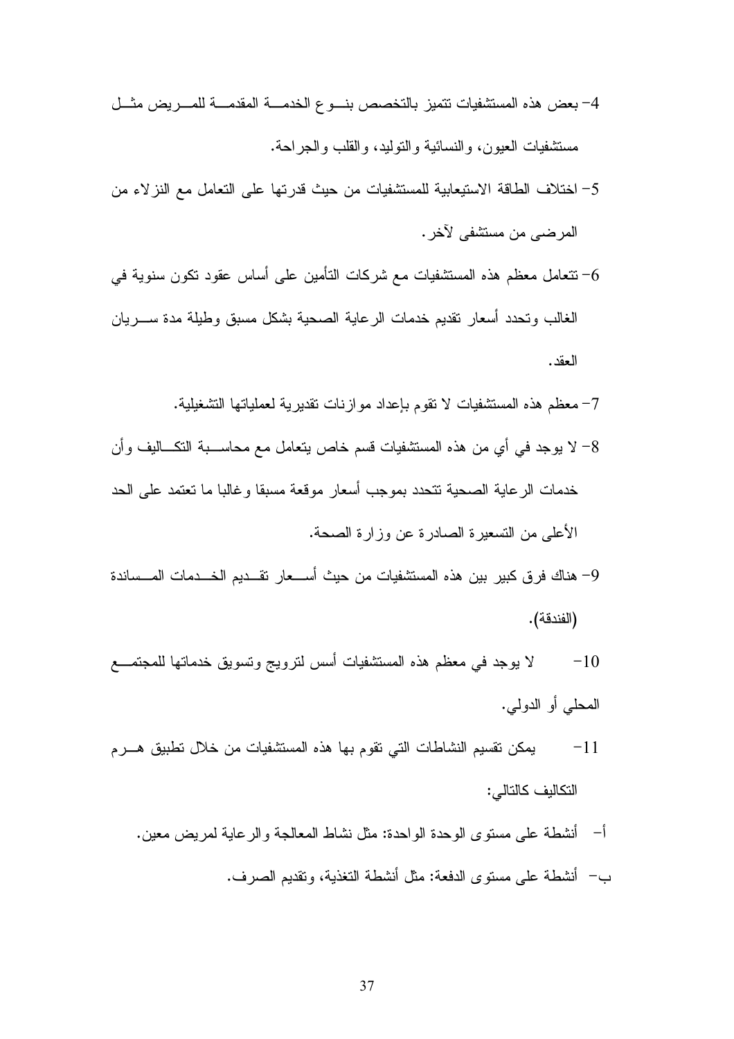4- بعض هذه المستشفيات تتميز بالتخصص بنوع الخدمة المقدمة للمريض مثل مستشفيات العيون، والنسائية والتوليد، والقلب والجراحة.

5- اختلاف الطاقة الاستيعابية للمستشفيات من حيث قدرتها على التعامل مع النزلاء من المرضى من مستشفى لآخر.

6- تتعامل معظم هذه المستشفيات مع شركات التأمين على أساس عقود تكون سنوية في الغالب وتحدد أسعار تقديم خدمات الرعاية الصحية بشكل مسبق وطيلة مدة سريان العقد.

7- معظم هذه المستشفيات لا تقوم بإعداد موازنات تقديرية لعملياتها التشغيلية.

8- لا يوجد في أي من هذه المستشفيات قسم خاص يتعامل مع محاسبة التكاليف وأن خدمات الرعاية الصحية تتحدد بموجب أسعار موقعة مسبقا وغالبا ما تعتمد على الحد الأعلى من التسعيرة الصادرة عن وزارة الصحة.

9- هناك فرق كبير بين هذه المستشفيات من حيث أسعار تقديم الخدمات المساندة (الفندقة).

10- لا يوجد في معظم هذه المستشفيات أسس لترويج وتسويق خدماتها للمجتمع المحلي أو الدولي.

11- يمكن تقسيم النشاطات التي تقوم بها هذه المستشفيات من خلال تطبيق هرم التكاليف كالتالي:

أ- أنشطة على مستوى الوحدة الواحدة: مثل نشاط المعالجة والرعاية لمريض معين.

ب- أنشطة على مستوى الدفعة: مثل أنشطة التغذية، وتقديم الصرف.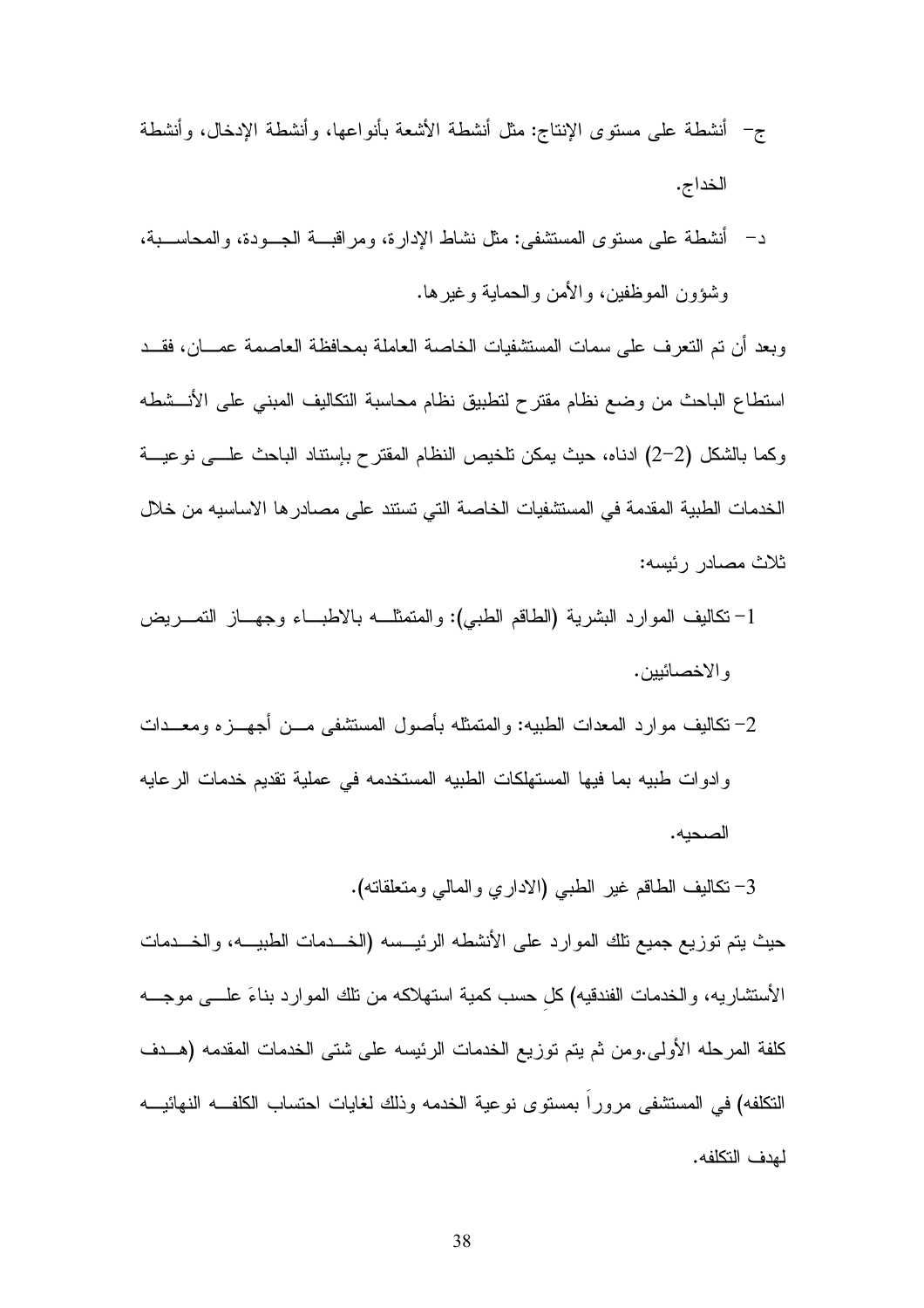ج- أنشطة على مستوى الإنتاج: مثل أنشطة الأشعة بأنواعها، وأنشطة الإدخال، وأنشطة الخداج.

د- أنشطة على مستوى المستشفى: مثل نشاط الإدارة، ومراقبة الجودة، والمحاسبة، وشؤون الموظفين، والأمن والحماية وغيرها.

وبعد أن تم التعرف على سمات المستشفيات الخاصة العاملة بمحافظة العاصمة عمان، فقد استطاع الباحث من وضع نظام مقترح لتطبيق نظام محاسبة التكاليف المبني على الأنشطه وكما بالشكل (2-2) ادناه، حيث يمكن تلخيص النظام المقترح بإستناد الباحث على نوعية الخدمات الطبية المقدمة في المستشفيات الخاصة التي تستند على مصادرها الاساسيه من خلال ثلاث مصادر رئيسه:

1- تكاليف الموارد البشرية (الطاقم الطبي): والمتمثله بالاطباء وجهاز التمريض والاخصائيين.

2- تكاليف موارد المعدات الطبيه: والمتمثله بأصول المستشفى من أجهزه ومعدات وادوات طبيه بما فيها المستهلكات الطبيه المستخدمه في عملية تقديم خدمات الرعايه الصحيه.

3- تكاليف الطاقم غير الطبي (الاداري والمالي ومتعلقاته).

حيث يتم توزيع جميع تلك الموارد على الأنشطه الرئيسه (الخدمات الطبيه، والخدمات الأستشاريه، والخدمات الفندقيه) كلٍ حسب كمية استهلاكه من تلك الموارد بناءَ على موجه كلفة المرحله الأولى.ومن ثم يتم توزيع الخدمات الرئيسه على شتى الخدمات المقدمه (هدف التكلفه) في المستشفى مروراً بمستوى نوعية الخدمه وذلك لغايات احتساب الكلفه النهائيه لهدف التكلفه.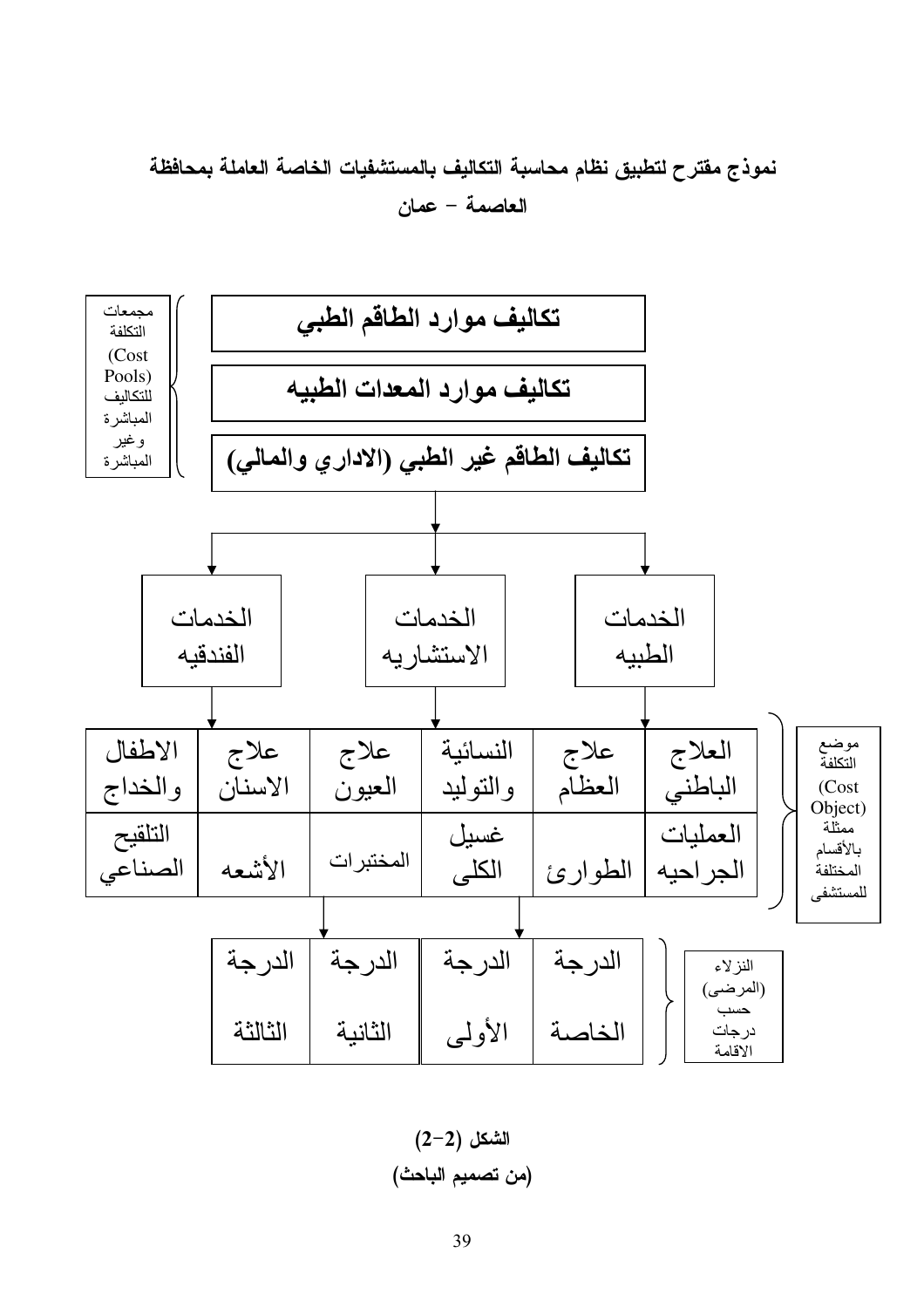**نموذج مقترح لتطبيق نظام محاسبة التكاليف بالمستشفيات الخاصة العاملة بمحافظة العاصمة – عمان**

مجمعات التكلفة (Cost Pools) للتكاليف المباشرة وغير المباشرة

**تكاليف موارد الطاقم الطبي**

**تكاليف موارد المعدات الطبيه**

**تكاليف الطاقم غير الطبي (الاداري والمالي)**

الخدمات الطبيه

الخدمات الاستشاريه

الخدمات الفندقيه

موضع التكلفة (Cost Object) ممثلة بالأقسام المختلفة للمستشفى

| | | | | | |
|---|---|---|---|---|---|
| العلاج الباطني | علاج العظام | النسائية والتوليد | علاج العيون | علاج الاسنان | الاطفال والخداج |
| العمليات الجراحيه | الطوارئ | غسيل الكلى | المختبرات | الأشعه | التلقيح الصناعي |

النزلاء (المرضى) حسب درجات الاقامة

| | | | |
|---|---|---|---|
| الدرجة الخاصة | الدرجة الأولى | الدرجة الثانية | الدرجة الثالثة |

**الشكل (2-2)**

**(من تصميم الباحث)**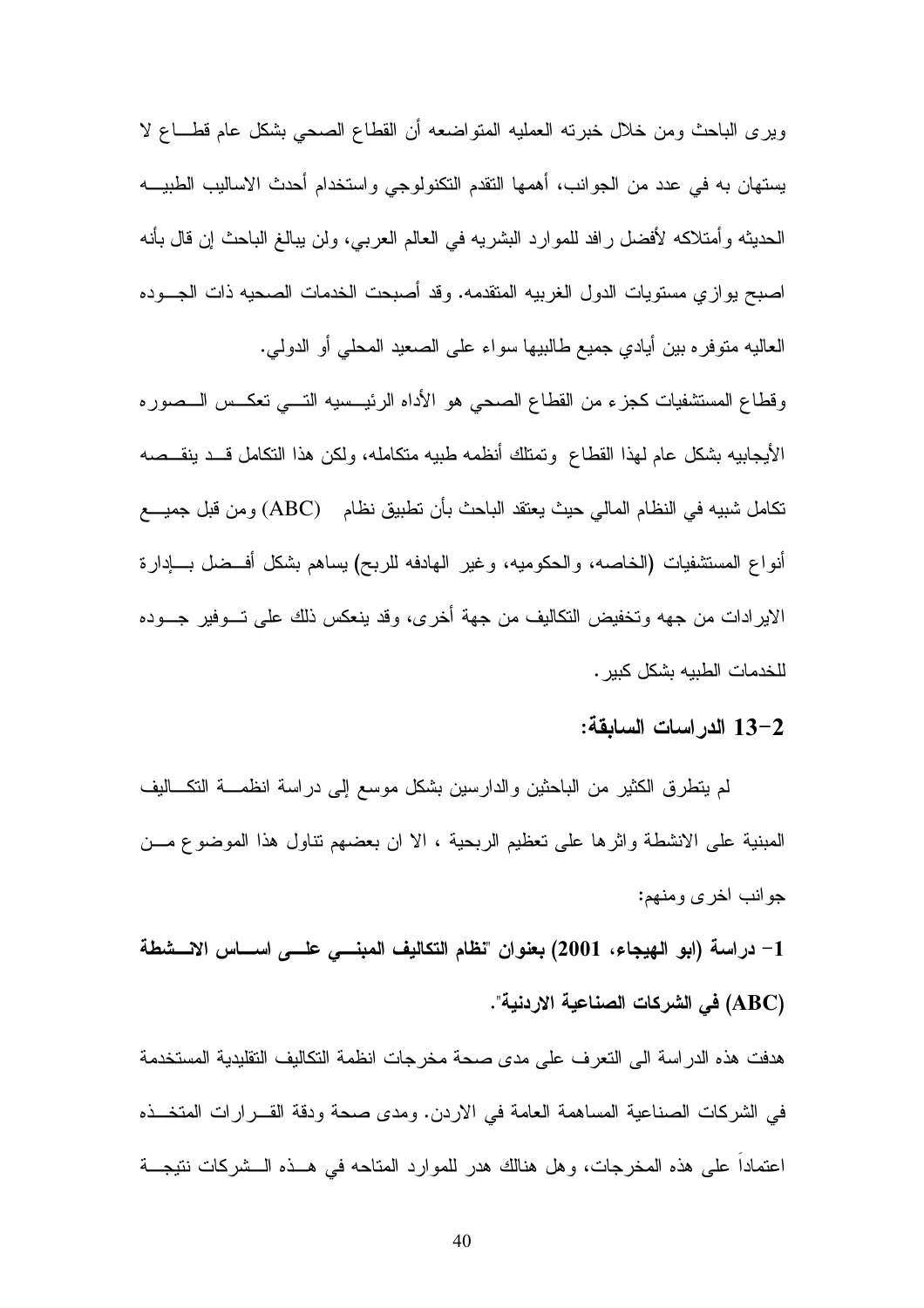ويرى الباحث ومن خلال خبرته العمليه المتواضعه أن القطاع الصحي بشكل عام قطاع لا يستهان به في عدد من الجوانب، أهمها التقدم التكنولوجي واستخدام أحدث الاساليب الطبيه الحديثه وأمتلاكه لأفضل رافد للموارد البشريه في العالم العربي، ولن يبالغ الباحث إن قال بأنه اصبح يوازي مستويات الدول الغربيه المتقدمه. وقد أصبحت الخدمات الصحيه ذات الجوده العاليه متوفره بين أيادي جميع طالبيها سواء على الصعيد المحلي أو الدولي.

وقطاع المستشفيات كجزء من القطاع الصحي هو الأداه الرئيسيه التي تعكس الصوره الأيجابيه بشكل عام لهذا القطاع وتمتلك أنظمه طبيه متكامله، ولكن هذا التكامل قد ينقصه تكامل شبيه في النظام المالي حيث يعتقد الباحث بأن تطبيق نظام (ABC) ومن قبل جميع أنواع المستشفيات (الخاصه، والحكوميه، وغير الهادفه للربح) يساهم بشكل أفضل بإدارة الايرادات من جهه وتخفيض التكاليف من جهة أخرى، وقد ينعكس ذلك على توفير جوده للخدمات الطبيه بشكل كبير.

## 2-13 الدراسات السابقة:

لم يتطرق الكثير من الباحثين والدارسين بشكل موسع إلى دراسة انظمة التكاليف المبنية على الانشطة واثرها على تعظيم الربحية ، الا ان بعضهم تناول هذا الموضوع من جوانب اخرى ومنهم:

**1- دراسة (ابو الهيجاء، 2001) بعنوان "نظام التكاليف المبني على اساس الانشطة (ABC) في الشركات الصناعية الاردنية".**

هدفت هذه الدراسة الى التعرف على مدى صحة مخرجات انظمة التكاليف التقليدية المستخدمة في الشركات الصناعية المساهمة العامة في الاردن. ومدى صحة ودقة القرارات المتخذه اعتماداً على هذه المخرجات، وهل هنالك هدر للموارد المتاحه في هذه الشركات نتيجة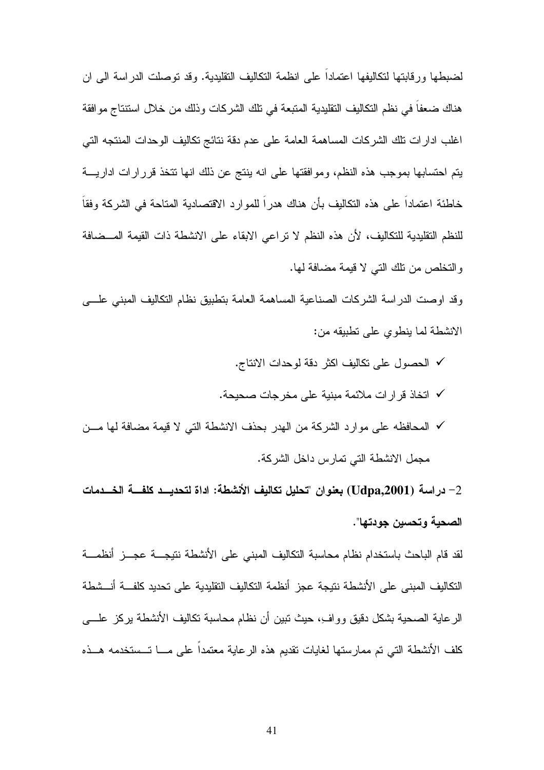لضبطها ورقابتها لتكاليفها اعتماداً على انظمة التكاليف التقليدية. وقد توصلت الدراسة الى ان هناك ضعفاً في نظم التكاليف التقليدية المتبعة في تلك الشركات وذلك من خلال استنتاج موافقة اغلب ادارات تلك الشركات المساهمة العامة على عدم دقة نتائج تكاليف الوحدات المنتجه التي يتم احتسابها بموجب هذه النظم، وموافقتها على انه ينتج عن ذلك انها تتخذ قرارات ادارية خاطئة اعتماداً على هذه التكاليف بأن هناك هدراً للموارد الاقتصادية المتاحة في الشركة وفقاً للنظم التقليدية للتكاليف، لأن هذه النظم لا تراعي الابقاء على الانشطة ذات القيمة المضافة والتخلص من تلك التي لا قيمة مضافة لها.

وقد اوصت الدراسة الشركات الصناعية المساهمة العامة بتطبيق نظام التكاليف المبني على الانشطة لما ينطوي على تطبيقه من:

- ✓ الحصول على تكاليف اكثر دقة لوحدات الانتاج.
- ✓ اتخاذ قرارات ملائمة مبنية على مخرجات صحيحة.
- ✓ المحافظه على موارد الشركة من الهدر بحذف الانشطة التي لا قيمة مضافة لها من مجمل الانشطة التي تمارس داخل الشركة.

**2- دراسة (Udpa,2001) بعنوان "تحليل تكاليف الأنشطة: اداة لتحديد كلفة الخدمات الصحية وتحسين جودتها".**

لقد قام الباحث باستخدام نظام محاسبة التكاليف المبني على الأنشطة نتيجة عجز أنظمة التكاليف المبنى على الأنشطة نتيجة عجز أنظمة التكاليف التقليدية على تحديد كلفة أنشطة الرعاية الصحية بشكل دقيق ووافٍ، حيث تبين أن نظام محاسبة تكاليف الأنشطة يركز على كلف الأنشطة التي تم ممارستها لغايات تقديم هذه الرعاية معتمداً على ما تستخدمه هذه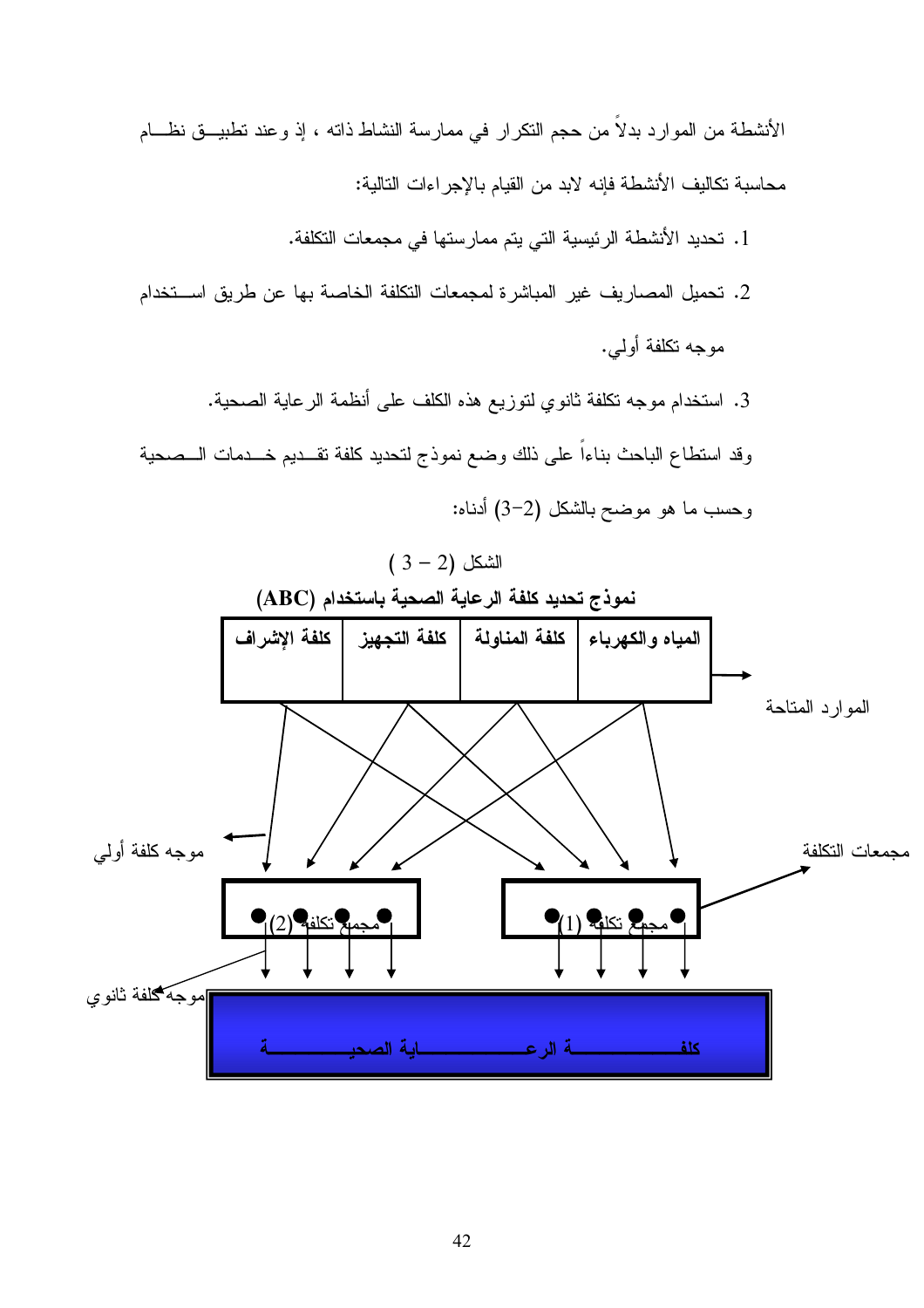الأنشطة من الموارد بدلاً من حجم التكرار في ممارسة النشاط ذاته ، إذ وعند تطبيق نظام محاسبة تكاليف الأنشطة فإنه لابد من القيام بالإجراءات التالية:

1. تحديد الأنشطة الرئيسية التي يتم ممارستها في مجمعات التكلفة.
2. تحميل المصاريف غير المباشرة لمجمعات التكلفة الخاصة بها عن طريق استخدام موجه تكلفة أولي.
3. استخدام موجه تكلفة ثانوي لتوزيع هذه الكلف على أنظمة الرعاية الصحية.

وقد استطاع الباحث بناءاً على ذلك وضع نموذج لتحديد كلفة تقديم خدمات الصحية وحسب ما هو موضح بالشكل (2-3) أدناه:

الشكل (2 – 3)

**نموذج تحديد كلفة الرعاية الصحية باستخدام (ABC)**

المياه والكهرباء

كلفة المناولة

كلفة التجهيز

كلفة الإشراف

الموارد المتاحة

موجه كلفة أولي

مجمعات التكلفة

مجمع تكلفة (1)

مجمع تكلفة (2)

موجه كلفة ثانوي

كلفة الرعاية الصحية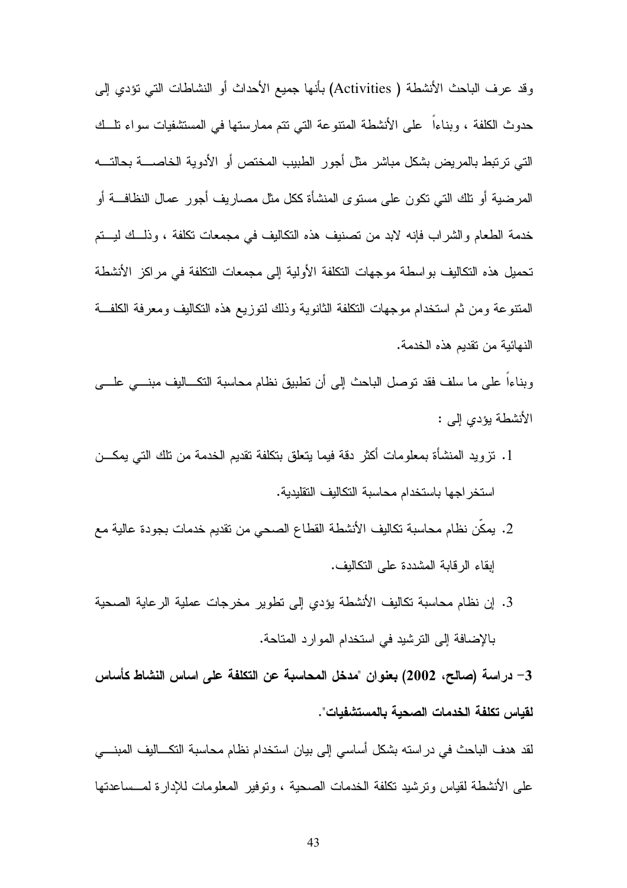وقد عرف الباحث الأنشطة ( Activities) بأنها جميع الأحداث أو النشاطات التي تؤدي إلى حدوث الكلفة ، وبناءاً على الأنشطة المتنوعة التي تتم ممارستها في المستشفيات سواء تلك التي ترتبط بالمريض بشكل مباشر مثل أجور الطبيب المختص أو الأدوية الخاصة بحالته المرضية أو تلك التي تكون على مستوى المنشأة ككل مثل مصاريف أجور عمال النظافة أو خدمة الطعام والشراب فإنه لابد من تصنيف هذه التكاليف في مجمعات تكلفة ، وذلك ليتم تحميل هذه التكاليف بواسطة موجهات التكلفة الأولية إلى مجمعات التكلفة في مراكز الأنشطة المتنوعة ومن ثم استخدام موجهات التكلفة الثانوية وذلك لتوزيع هذه التكاليف ومعرفة الكلفة النهائية من تقديم هذه الخدمة.

وبناءاً على ما سلف فقد توصل الباحث إلى أن تطبيق نظام محاسبة التكاليف مبني على الأنشطة يؤدي إلى :

1. تزويد المنشأة بمعلومات أكثر دقة فيما يتعلق بتكلفة تقديم الخدمة من تلك التي يمكن استخراجها باستخدام محاسبة التكاليف التقليدية.
2. يمكّن نظام محاسبة تكاليف الأنشطة القطاع الصحي من تقديم خدمات بجودة عالية مع إبقاء الرقابة المشددة على التكاليف.
3. إن نظام محاسبة تكاليف الأنشطة يؤدي إلى تطوير مخرجات عملية الرعاية الصحية بالإضافة إلى الترشيد في استخدام الموارد المتاحة.

**3- دراسة (صالح، 2002) بعنوان "مدخل المحاسبة عن التكلفة على اساس النشاط كأساس لقياس تكلفة الخدمات الصحية بالمستشفيات".**

لقد هدف الباحث في دراسته بشكل أساسي إلى بيان استخدام نظام محاسبة التكاليف المبني على الأنشطة لقياس وترشيد تكلفة الخدمات الصحية ، وتوفير المعلومات للإدارة لمساعدتها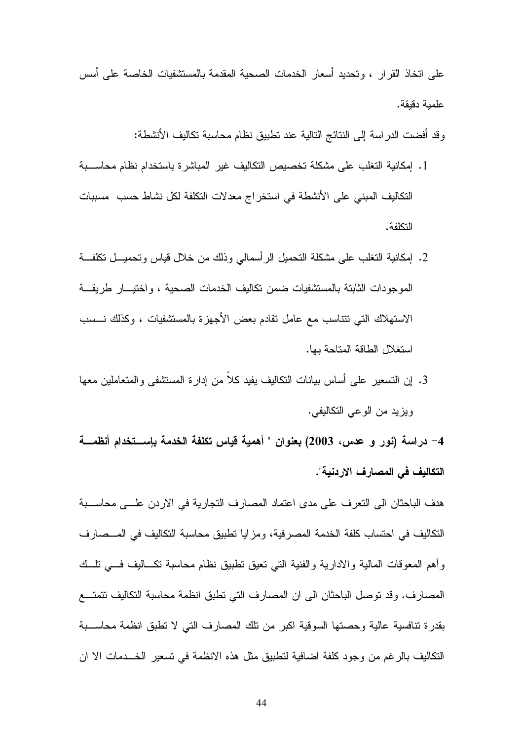على اتخاذ القرار ، وتحديد أسعار الخدمات الصحية المقدمة بالمستشفيات الخاصة على أسس علمية دقيقة.

وقد أفضت الدراسة إلى النتائج التالية عند تطبيق نظام محاسبة تكاليف الأنشطة:

1. إمكانية التغلب على مشكلة تخصيص التكاليف غير المباشرة باستخدام نظام محاسبة التكاليف المبني على الأنشطة في استخراج معدلات التكلفة لكل نشاط حسب مسببات التكلفة.
2. إمكانية التغلب على مشكلة التحميل الرأسمالي وذلك من خلال قياس وتحميل تكلفة الموجودات الثابتة بالمستشفيات ضمن تكاليف الخدمات الصحية ، واختيار طريقة الاستهلاك التي تتناسب مع عامل تقادم بعض الأجهزة بالمستشفيات ، وكذلك نسب استغلال الطاقة المتاحة بها.
3. إن التسعير على أساس بيانات التكاليف يفيد كلاً من إدارة المستشفى والمتعاملين معها ويزيد من الوعي التكاليفي.

**4- دراسة (نور و عدس، 2003) بعنوان " أهمية قياس تكلفة الخدمة بإستخدام أنظمة التكاليف في المصارف الاردنية".**

هدف الباحثان الى التعرف على مدى اعتماد المصارف التجارية في الاردن على محاسبة التكاليف في احتساب كلفة الخدمة المصرفية، ومزايا تطبيق محاسبة التكاليف في المصارف وأهم المعوقات المالية والادارية والفنية التي تعيق تطبيق نظام محاسبة تكاليف في تلك المصارف. وقد توصل الباحثان الى ان المصارف التي تطبق انظمة محاسبة التكاليف تتمتع بقدرة تنافسية عالية وحصتها السوقية اكبر من تلك المصارف التي لا تطبق انظمة محاسبة التكاليف بالرغم من وجود كلفة اضافية لتطبيق مثل هذه الانظمة في تسعير الخدمات الا ان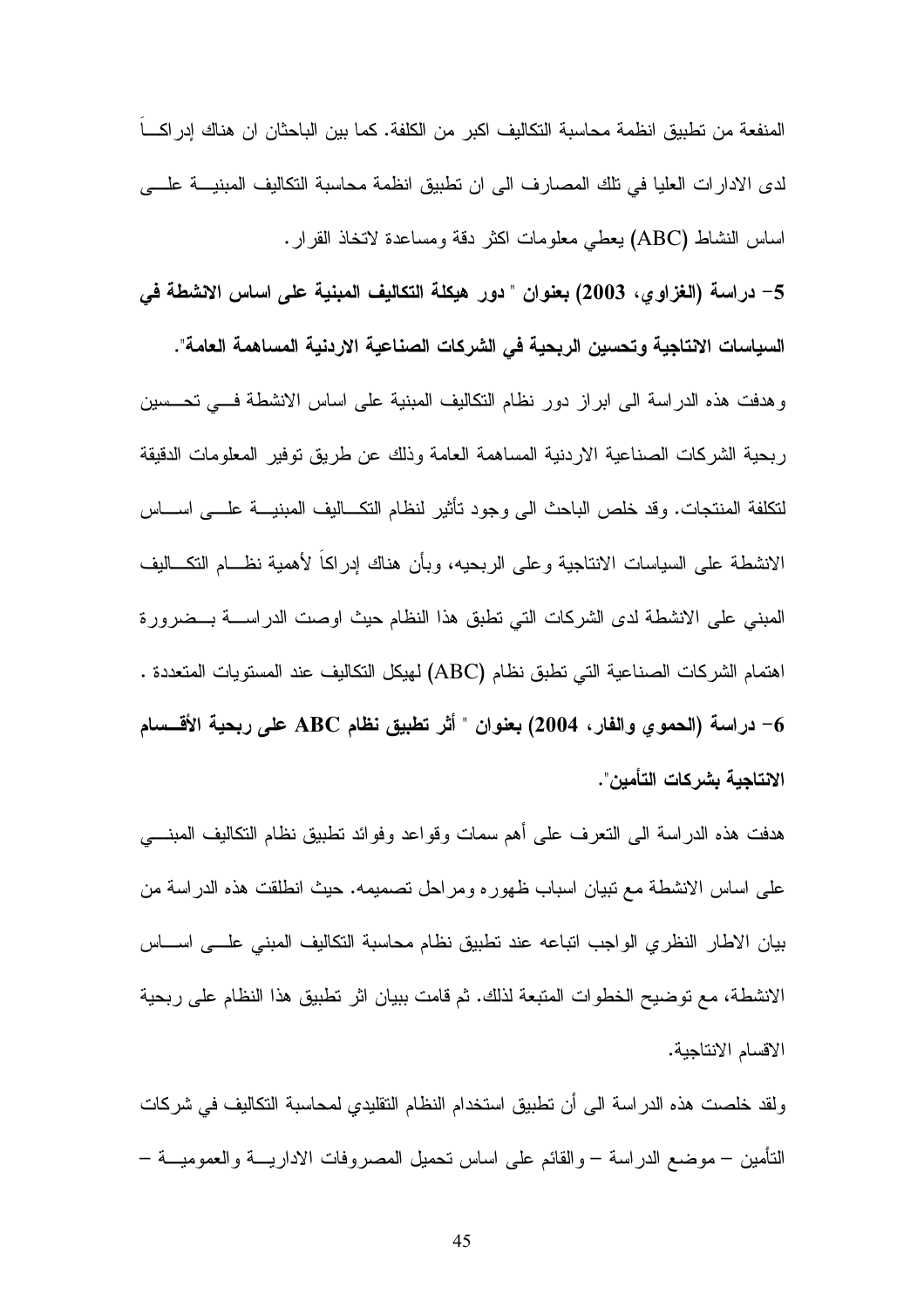المنفعة من تطبيق انظمة محاسبة التكاليف اكبر من الكلفة. كما بين الباحثان ان هناك إدراكاً لدى الادارات العليا في تلك المصارف الى ان تطبيق انظمة محاسبة التكاليف المبنية على اساس النشاط (ABC) يعطي معلومات اكثر دقة ومساعدة لاتخاذ القرار.

**5- دراسة (الغزاوي، 2003) بعنوان " دور هيكلة التكاليف المبنية على اساس الانشطة في السياسات الانتاجية وتحسين الربحية في الشركات الصناعية الاردنية المساهمة العامة".**

وهدفت هذه الدراسة الى ابراز دور نظام التكاليف المبنية على اساس الانشطة في تحسين ربحية الشركات الصناعية الاردنية المساهمة العامة وذلك عن طريق توفير المعلومات الدقيقة لتكلفة المنتجات. وقد خلص الباحث الى وجود تأثير لنظام التكاليف المبنية على اساس الانشطة على السياسات الانتاجية وعلى الربحيه، وبأن هناك إدراكاً لأهمية نظام التكاليف المبني على الانشطة لدى الشركات التي تطبق هذا النظام حيث اوصت الدراسة بضرورة اهتمام الشركات الصناعية التي تطبق نظام (ABC) لهيكل التكاليف عند المستويات المتعددة .

**6- دراسة (الحموي والفار، 2004) بعنوان " أثر تطبيق نظام ABC على ربحية الأقسام الانتاجية بشركات التأمين".**

هدفت هذه الدراسة الى التعرف على أهم سمات وقواعد وفوائد تطبيق نظام التكاليف المبني على اساس الانشطة مع تبيان اسباب ظهوره ومراحل تصميمه. حيث انطلقت هذه الدراسة من بيان الاطار النظري الواجب اتباعه عند تطبيق نظام محاسبة التكاليف المبني على اساس الانشطة، مع توضيح الخطوات المتبعة لذلك. ثم قامت ببيان اثر تطبيق هذا النظام على ربحية الاقسام الانتاجية.

ولقد خلصت هذه الدراسة الى أن تطبيق استخدام النظام التقليدي لمحاسبة التكاليف في شركات التأمين – موضع الدراسة – والقائم على اساس تحميل المصروفات الادارية والعمومية –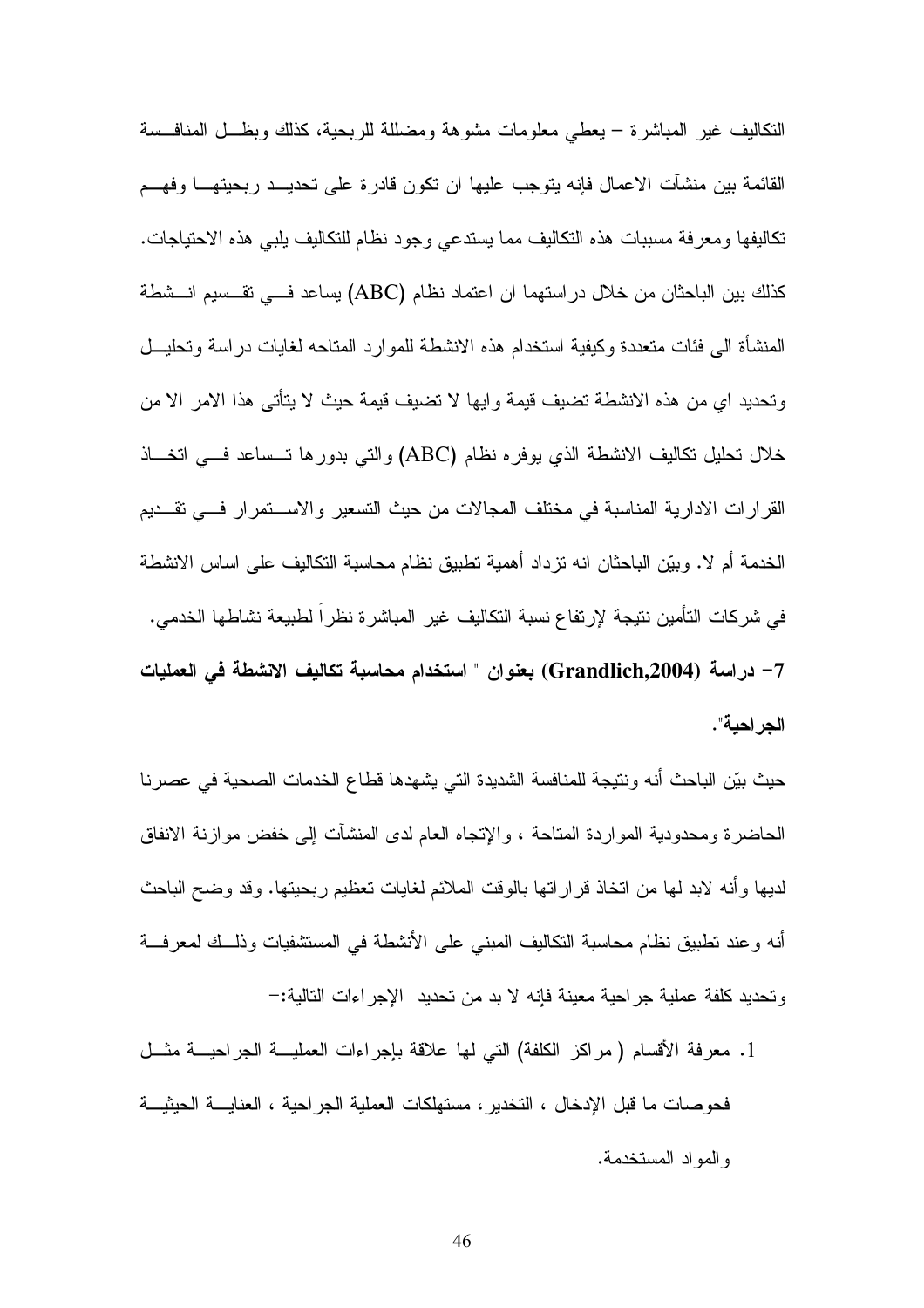التكاليف غير المباشرة – يعطي معلومات مشوهة ومضللة للربحية، كذلك وبظل المنافسة القائمة بين منشآت الاعمال فإنه يتوجب عليها ان تكون قادرة على تحديد ربحيتها وفهم تكاليفها ومعرفة مسببات هذه التكاليف مما يستدعي وجود نظام للتكاليف يلبي هذه الاحتياجات. كذلك بين الباحثان من خلال دراستهما ان اعتماد نظام (ABC) يساعد في تقسيم انشطة المنشأة الى فئات متعددة وكيفية استخدام هذه الانشطة للموارد المتاحه لغايات دراسة وتحليل وتحديد اي من هذه الانشطة تضيف قيمة وايها لا تضيف قيمة حيث لا يتأتى هذا الامر الا من خلال تحليل تكاليف الانشطة الذي يوفره نظام (ABC) والتي بدورها تساعد في اتخاذ القرارات الادارية المناسبة في مختلف المجالات من حيث التسعير والاستمرار في تقديم الخدمة أم لا. وبيّن الباحثان انه تزداد أهمية تطبيق نظام محاسبة التكاليف على اساس الانشطة في شركات التأمين نتيجة لإرتفاع نسبة التكاليف غير المباشرة نظراً لطبيعة نشاطها الخدمي.

**7- دراسة (Grandlich,2004) بعنوان " استخدام محاسبة تكاليف الانشطة في العمليات الجراحية".**

حيث بيّن الباحث أنه ونتيجة للمنافسة الشديدة التي يشهدها قطاع الخدمات الصحية في عصرنا الحاضرة ومحدودية الموارد المتاحة ، والإتجاه العام لدى المنشآت إلى خفض موازنة الانفاق لديها وأنه لابد لها من اتخاذ قراراتها بالوقت الملائم لغايات تعظيم ربحيتها. وقد وضح الباحث أنه وعند تطبيق نظام محاسبة التكاليف المبني على الأنشطة في المستشفيات وذلك لمعرفة وتحديد كلفة عملية جراحية معينة فإنه لا بد من تحديد الإجراءات التالية:-

1. معرفة الأقسام ( مراكز الكلفة) التي لها علاقة بإجراءات العملية الجراحية مثل فحوصات ما قبل الإدخال ، التخدير، مستهلكات العملية الجراحية ، العناية الحيثية والمواد المستخدمة.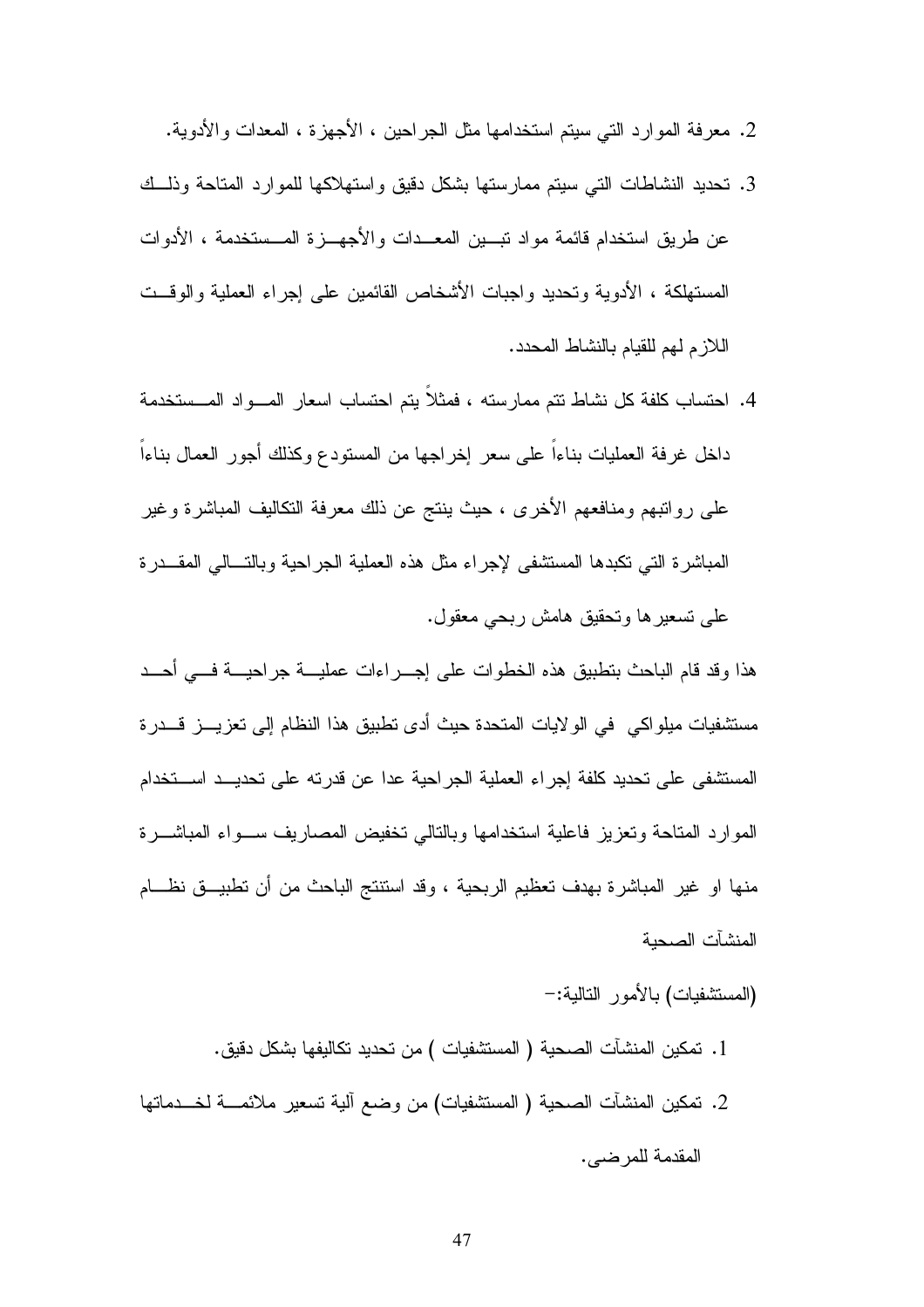2. معرفة الموارد التي سيتم استخدامها مثل الجراحين ، الأجهزة ، المعدات والأدوية.
3. تحديد النشاطات التي سيتم ممارستها بشكل دقيق واستهلاكها للموارد المتاحة وذلك عن طريق استخدام قائمة مواد تبين المعدات والأجهزة المستخدمة ، الأدوات المستهلكة ، الأدوية وتحديد واجبات الأشخاص القائمين على إجراء العملية والوقت اللازم لهم للقيام بالنشاط المحدد.
4. احتساب كلفة كل نشاط تتم ممارسته ، فمثلاً يتم احتساب اسعار المواد المستخدمة داخل غرفة العمليات بناءاً على سعر إخراجها من المستودع وكذلك أجور العمال بناءاً على رواتبهم ومنافعهم الأخرى ، حيث ينتج عن ذلك معرفة التكاليف المباشرة وغير المباشرة التي تكبدها المستشفى لإجراء مثل هذه العملية الجراحية وبالتالي المقدرة على تسعيرها وتحقيق هامش ربحي معقول.

هذا وقد قام الباحث بتطبيق هذه الخطوات على إجراءات عملية جراحية في أحد مستشفيات ميلواكي في الولايات المتحدة حيث أدى تطبيق هذا النظام إلى تعزيز قدرة المستشفى على تحديد كلفة إجراء العملية الجراحية عدا عن قدرته على تحديد استخدام الموارد المتاحة وتعزيز فاعلية استخدامها وبالتالي تخفيض المصاريف سواء المباشرة منها او غير المباشرة بهدف تعظيم الربحية ، وقد استنتج الباحث من أن تطبيق نظام المنشآت الصحية

(المستشفيات) بالأمور التالية:-

1. تمكين المنشآت الصحية ( المستشفيات ) من تحديد تكاليفها بشكل دقيق.
2. تمكين المنشآت الصحية ( المستشفيات) من وضع آلية تسعير ملائمة لخدماتها المقدمة للمرضى.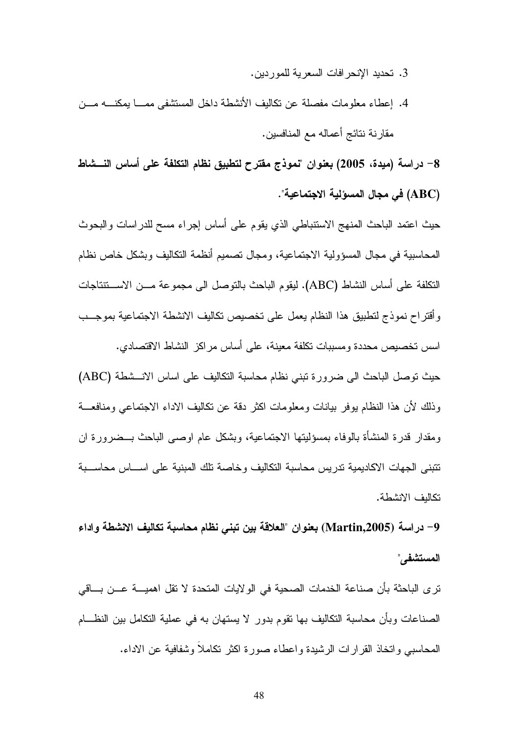3. تحديد الإنحرافات السعرية للموردين.

4. إعطاء معلومات مفصلة عن تكاليف الأنشطة داخل المستشفى مما يمكنه من مقارنة نتائج أعماله مع المنافسين.

**8- دراسة (ميدة، 2005) بعنوان "نموذج مقترح لتطبيق نظام التكلفة على أساس النشاط (ABC) في مجال المسؤلية الاجتماعية".**

حيث اعتمد الباحث المنهج الاستنباطي الذي يقوم على أساس إجراء مسح للدراسات والبحوث المحاسبية في مجال المسؤلية الاجتماعية، ومجال تصميم أنظمة التكاليف وبشكل خاص نظام التكلفة على أساس النشاط (ABC). ليقوم الباحث بالتوصل الى مجموعة من الاستنتاجات وأقتراح نموذج لتطبيق هذا النظام يعمل على تخصيص تكاليف الانشطة الاجتماعية بموجب اسس تخصيص محددة ومسببات تكلفة معينة، على أساس مراكز النشاط الاقتصادي.

حيث توصل الباحث الى ضرورة تبني نظام محاسبة التكاليف على اساس الانشطة (ABC) وذلك لأن هذا النظام يوفر بيانات ومعلومات اكثر دقة عن تكاليف الاداء الاجتماعي ومنافعة ومقدار قدرة المنشأة بالوفاء بمسؤليتها الاجتماعية، وبشكل عام اوصى الباحث بضرورة ان تتبنى الجهات الاكاديمية تدريس محاسبة التكاليف وخاصة تلك المبنية على اساس محاسبة تكاليف الانشطة.

**9- دراسة (Martin,2005) بعنوان "العلاقة بين تبني نظام محاسبة تكاليف الانشطة واداء المستشفى"**

ترى الباحثة بأن صناعة الخدمات الصحية في الولايات المتحدة لا تقل اهمية عن باقي الصناعات وبأن محاسبة التكاليف بها تقوم بدور لا يستهان به في عملية التكامل بين النظام المحاسبي واتخاذ القرارات الرشيدة واعطاء صورة اكثر تكاملاً وشفافية عن الاداء.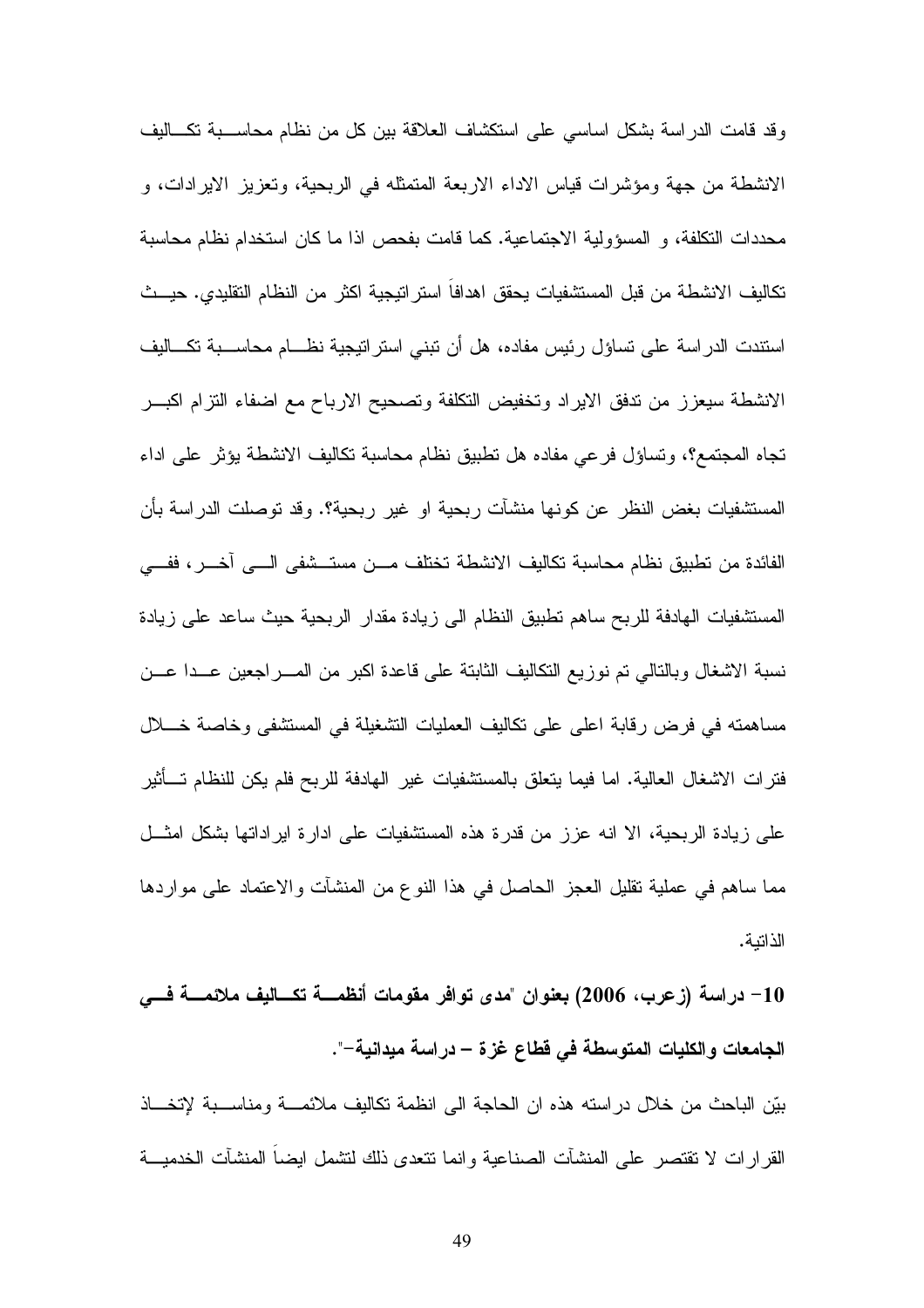وقد قامت الدراسة بشكل اساسي على استكشاف العلاقة بين كل من نظام محاسبة تكاليف الانشطة من جهة ومؤشرات قياس الاداء الاربعة المتمثله في الربحية، وتعزيز الايرادات، و محددات التكلفة، و المسؤولية الاجتماعية. كما قامت بفحص اذا ما كان استخدام نظام محاسبة تكاليف الانشطة من قبل المستشفيات يحقق اهدافاً استراتيجية اكثر من النظام التقليدي. حيث استندت الدراسة على تساؤل رئيس مفاده، هل أن تبني استراتيجية نظام محاسبة تكاليف الانشطة سيعزز من تدفق الايراد وتخفيض التكلفة وتصحيح الارباح مع اضفاء التزام اكبر تجاه المجتمع؟، وتساؤل فرعي مفاده هل تطبيق نظام محاسبة تكاليف الانشطة يؤثر على اداء المستشفيات بغض النظر عن كونها منشآت ربحية او غير ربحية؟. وقد توصلت الدراسة بأن الفائدة من تطبيق نظام محاسبة تكاليف الانشطة تختلف من مستشفى الى آخر، ففي المستشفيات الهادفة للربح ساهم تطبيق النظام الى زيادة مقدار الربحية حيث ساعد على زيادة نسبة الاشغال وبالتالي تم توزيع التكاليف الثابتة على قاعدة اكبر من المراجعين عدا عن مساهمته في فرض رقابة اعلى على تكاليف العمليات التشغيلة في المستشفى وخاصة خلال فترات الاشغال العالية. اما فيما يتعلق بالمستشفيات غير الهادفة للربح فلم يكن للنظام تأثير على زيادة الربحية، الا انه عزز من قدرة هذه المستشفيات على ادارة ايراداتها بشكل امثل مما ساهم في عملية تقليل العجز الحاصل في هذا النوع من المنشآت والاعتماد على مواردها الذاتية.

**10- دراسة (زعرب، 2006) بعنوان "مدى توافر مقومات أنظمة تكاليف ملائمة في الجامعات والكليات المتوسطة في قطاع غزة – دراسة ميدانية-".**

بيّن الباحث من خلال دراسته هذه ان الحاجة الى انظمة تكاليف ملائمة ومناسبة لإتخاذ القرارات لا تقتصر على المنشآت الصناعية وانما تتعدى ذلك لتشمل ايضاً المنشآت الخدمية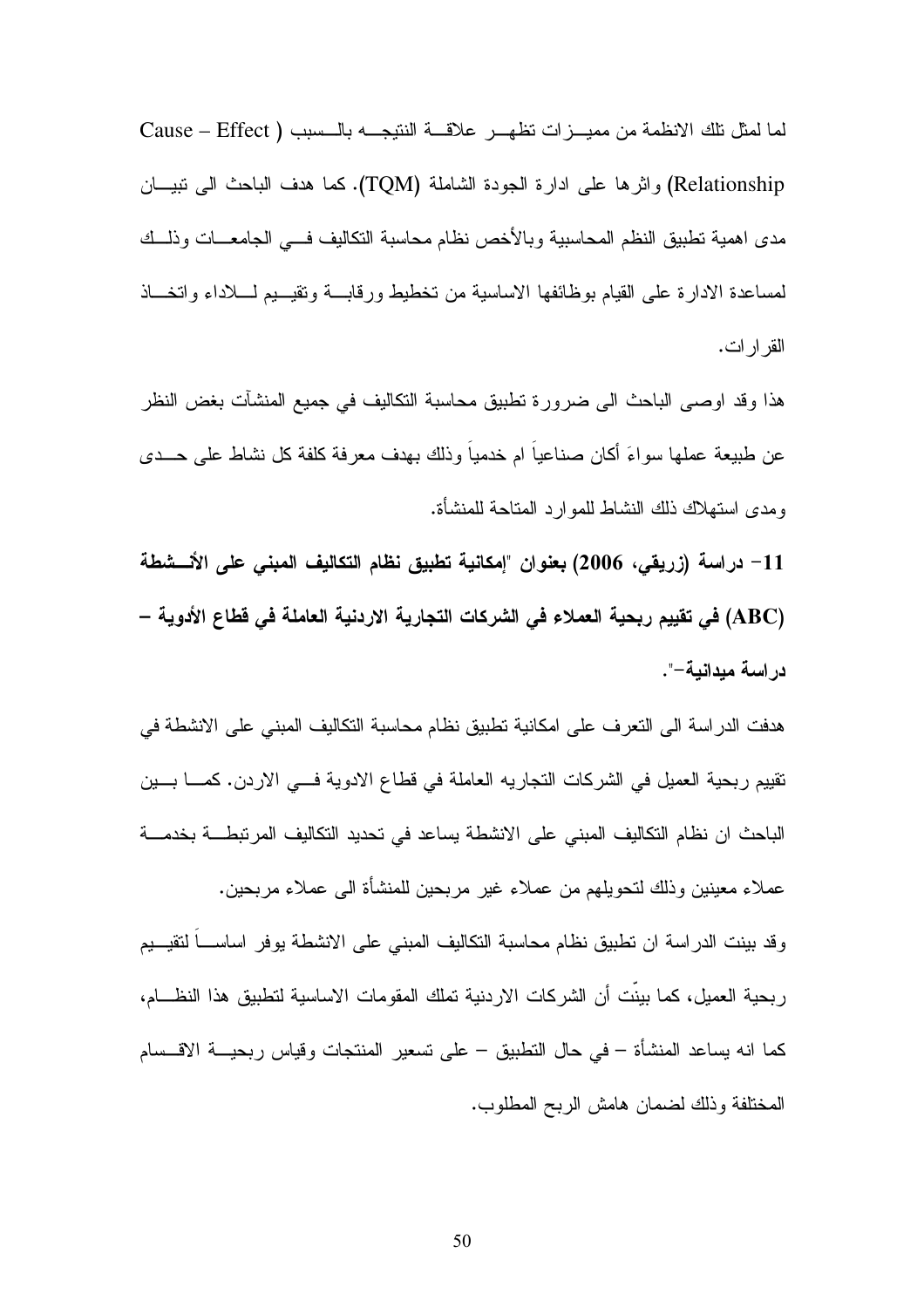لما لمثل تلك الانظمة من مميزات تظهر علاقة النتيجه بالسبب ( Cause – Effect Relationship) واثرها على ادارة الجودة الشاملة (TQM). كما هدف الباحث الى تبيان مدى اهمية تطبيق النظم المحاسبية وبالأخص نظام محاسبة التكاليف في الجامعات وذلك لمساعدة الادارة على القيام بوظائفها الاساسية من تخطيط ورقابة وتقييم للاداء واتخاذ القرارات.

هذا وقد اوصى الباحث الى ضرورة تطبيق محاسبة التكاليف في جميع المنشآت بغض النظر عن طبيعة عملها سواءَ أكان صناعياً ام خدمياً وذلك بهدف معرفة كلفة كل نشاط على حدى ومدى استهلاك ذلك النشاط للموارد المتاحة للمنشأة.

**11- دراسة (زريقي، 2006) بعنوان "إمكانية تطبيق نظام التكاليف المبني على الأنشطة (ABC) في تقييم ربحية العملاء في الشركات التجارية الاردنية العاملة في قطاع الأدوية – دراسة ميدانية-".**

هدفت الدراسة الى التعرف على امكانية تطبيق نظام محاسبة التكاليف المبني على الانشطة في تقييم ربحية العميل في الشركات التجاريه العاملة في قطاع الادوية في الاردن. كما بين الباحث ان نظام التكاليف المبني على الانشطة يساعد في تحديد التكاليف المرتبطة بخدمة عملاء معينين وذلك لتحويلهم من عملاء غير مربحين للمنشأة الى عملاء مربحين.

وقد بينت الدراسة ان تطبيق نظام محاسبة التكاليف المبني على الانشطة يوفر اساساَ لتقييم ربحية العميل، كما بيّنت أن الشركات الاردنية تملك المقومات الاساسية لتطبيق هذا النظام، كما انه يساعد المنشأة – في حال التطبيق – على تسعير المنتجات وقياس ربحية الاقسام المختلفة وذلك لضمان هامش الربح المطلوب.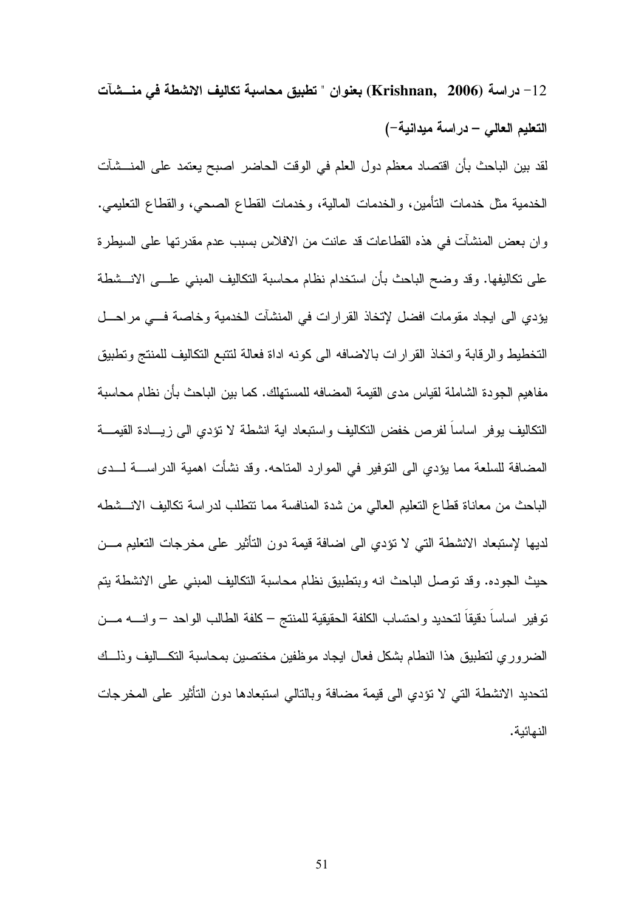**12- دراسة (Krishnan, 2006) بعنوان " تطبيق محاسبة تكاليف الانشطة في منشآت التعليم العالي – دراسة ميدانية-)**

لقد بين الباحث بأن اقتصاد معظم دول العلم في الوقت الحاضر اصبح يعتمد على المنشآت الخدمية مثل خدمات التأمين، والخدمات المالية، وخدمات القطاع الصحي، والقطاع التعليمي. وان بعض المنشآت في هذه القطاعات قد عانت من الافلاس بسبب عدم مقدرتها على السيطرة على تكاليفها. وقد وضح الباحث بأن استخدام نظام محاسبة التكاليف المبني على الانشطة يؤدي الى ايجاد مقومات افضل لإتخاذ القرارات في المنشآت الخدمية وخاصة في مراحل التخطيط والرقابة واتخاذ القرارات بالاضافه الى كونه اداة فعالة لتتبع التكاليف للمنتج وتطبيق مفاهيم الجودة الشاملة لقياس مدى القيمة المضافه للمستهلك. كما بين الباحث بأن نظام محاسبة التكاليف يوفر اساساً لفرص خفض التكاليف واستبعاد اية انشطة لا تؤدي الى زيادة القيمة المضافة للسلعة مما يؤدي الى التوفير في الموارد المتاحه. وقد نشأت اهمية الدراسة لدى الباحث من معاناة قطاع التعليم العالي من شدة المنافسة مما تتطلب لدراسة تكاليف الانشطه لديها لإستبعاد الانشطة التي لا تؤدي الى اضافة قيمة دون التأثير على مخرجات التعليم من حيث الجوده. وقد توصل الباحث انه وبتطبيق نظام محاسبة التكاليف المبني على الانشطة يتم توفير اساساً دقيقاً لتحديد واحتساب الكلفة الحقيقية للمنتج – كلفة الطالب الواحد – وانه من الضروري لتطبيق هذا النظام بشكل فعال ايجاد موظفين مختصين بمحاسبة التكاليف وذلك لتحديد الانشطة التي لا تؤدي الى قيمة مضافة وبالتالي استبعادها دون التأثير على المخرجات النهائية.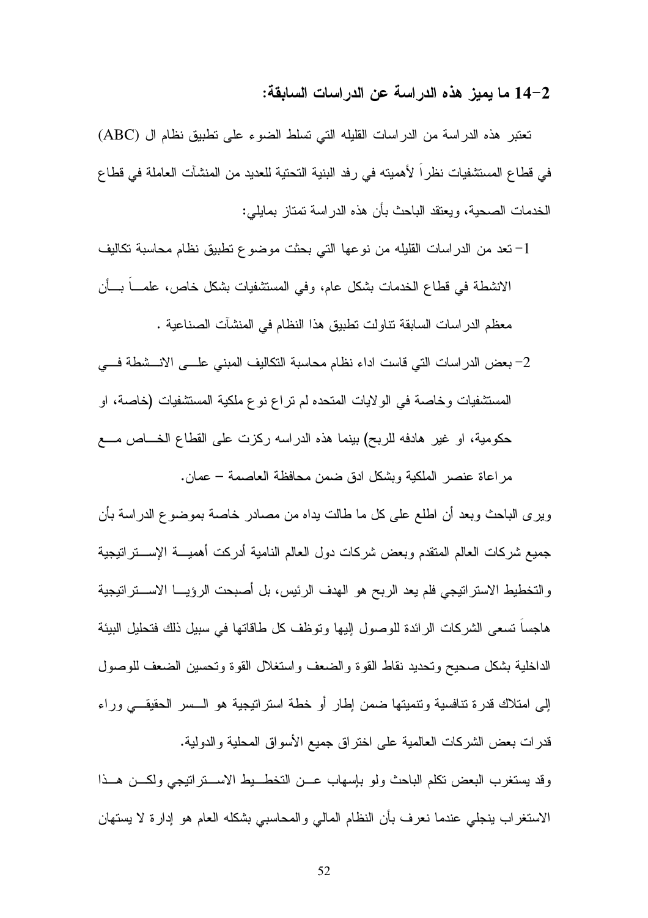## 2-14 ما يميز هذه الدراسة عن الدراسات السابقة:

تعتبر هذه الدراسة من الدراسات القليله التي تسلط الضوء على تطبيق نظام ال (ABC) في قطاع المستشفيات نظراً لأهميته في رفد البنية التحتية للعديد من المنشآت العاملة في قطاع الخدمات الصحية، ويعتقد الباحث بأن هذه الدراسة تمتاز بمايلي:

1- تعد من الدراسات القليله من نوعها التي بحثت موضوع تطبيق نظام محاسبة تكاليف الانشطة في قطاع الخدمات بشكل عام، وفي المستشفيات بشكل خاص، علماً بأن معظم الدراسات السابقة تناولت تطبيق هذا النظام في المنشآت الصناعية .

2- بعض الدراسات التي قاست اداء نظام محاسبة التكاليف المبني على الانشطة في المستشفيات وخاصة في الولايات المتحده لم تراع نوع ملكية المستشفيات (خاصة، او حكومية، او غير هادفه للربح) بينما هذه الدراسه ركزت على القطاع الخاص مع مراعاة عنصر الملكية وبشكل ادق ضمن محافظة العاصمة – عمان.

ويرى الباحث وبعد أن اطلع على كل ما طالت يداه من مصادر خاصة بموضوع الدراسة بأن جميع شركات العالم المتقدم وبعض شركات دول العالم النامية أدركت أهمية الإستراتيجية والتخطيط الاستراتيجي فلم يعد الربح هو الهدف الرئيس، بل أصبحت الرؤيا الاستراتيجية هاجساً تسعى الشركات الرائدة للوصول إليها وتوظف كل طاقاتها في سبيل ذلك فتحليل البيئة الداخلية بشكل صحيح وتحديد نقاط القوة والضعف واستغلال القوة وتحسين الضعف للوصول إلى امتلاك قدرة تنافسية وتنميتها ضمن إطار أو خطة استراتيجية هو السر الحقيقي وراء قدرات بعض الشركات العالمية على اختراق جميع الأسواق المحلية والدولية.

وقد يستغرب البعض تكلم الباحث ولو بإسهاب عن التخطيط الاستراتيجي ولكن هذا الاستغراب ينجلي عندما نعرف بأن النظام المالي والمحاسبي بشكله العام هو إدارة لا يستهان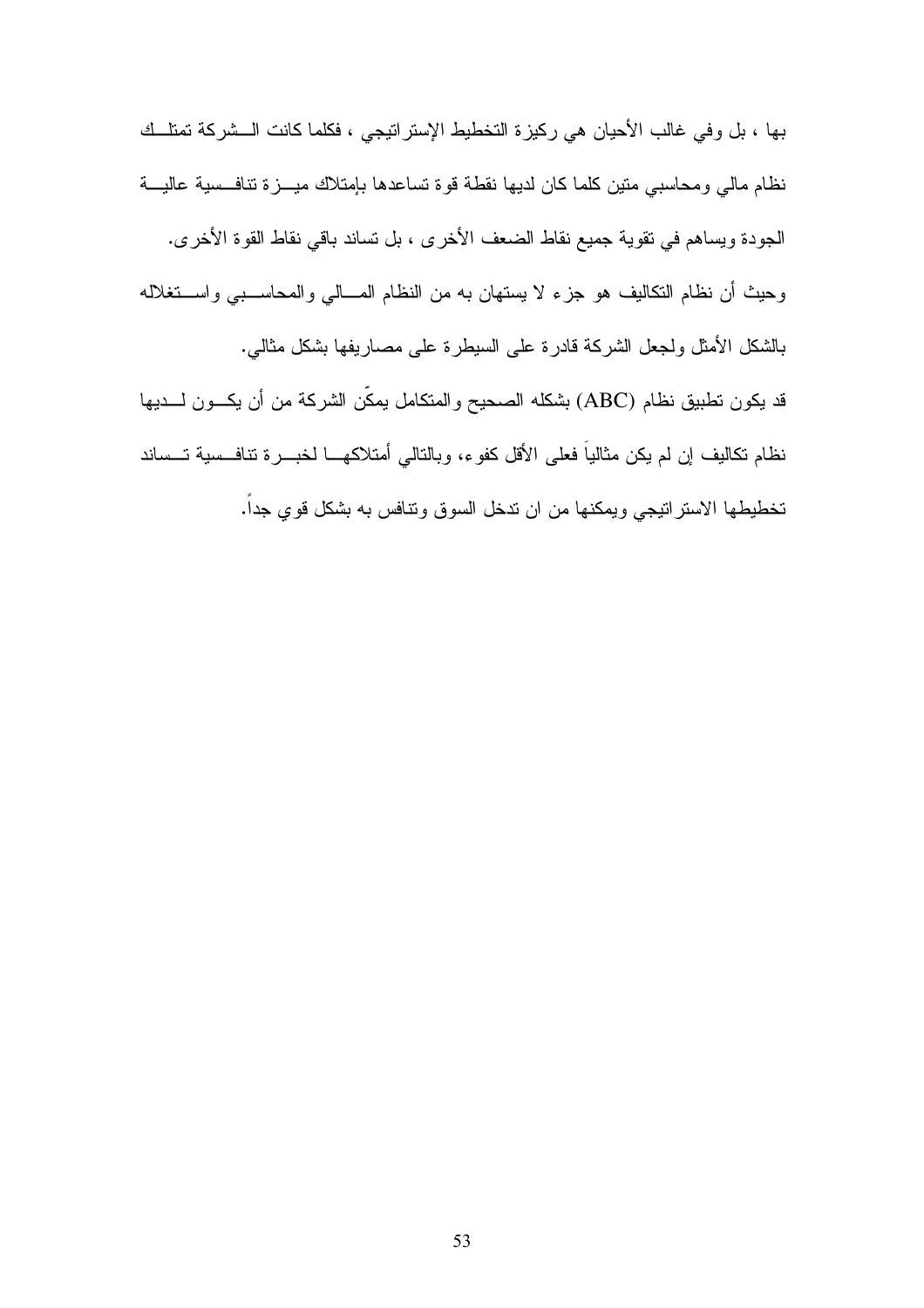بها ، بل وفي غالب الأحيان هي ركيزة التخطيط الإستراتيجي ، فكلما كانت الشركة تمتلك نظام مالي ومحاسبي متين كلما كان لديها نقطة قوة تساعدها بإمتلاك ميزة تنافسية عالية الجودة ويساهم في تقوية جميع نقاط الضعف الأخرى ، بل تساند باقي نقاط القوة الأخرى.

وحيث أن نظام التكاليف هو جزء لا يستهان به من النظام المالي والمحاسبي واستغلاله بالشكل الأمثل ولجعل الشركة قادرة على السيطرة على مصاريفها بشكل مثالي.

قد يكون تطبيق نظام (ABC) بشكله الصحيح والمتكامل يمكّن الشركة من أن يكون لديها نظام تكاليف إن لم يكن مثالياً فعلى الأقل كفوء، وبالتالي أمتلاكها لخبرة تنافسية تساند تخطيطها الاستراتيجي ويمكنها من ان تدخل السوق وتنافس به بشكل قوي جداً.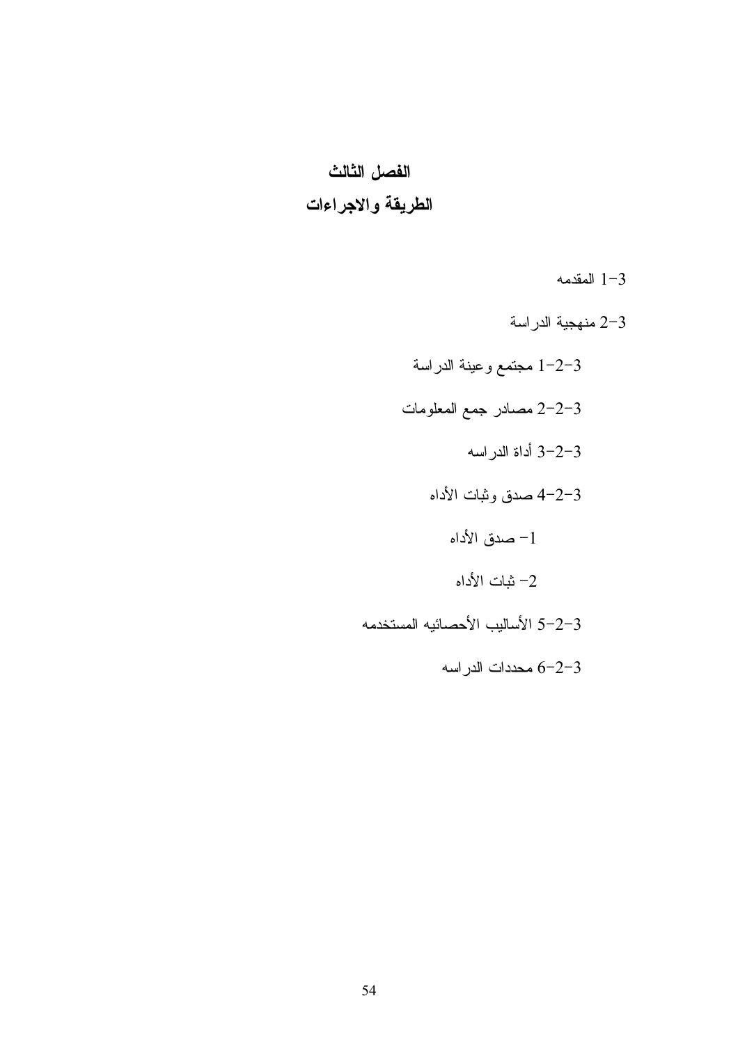# الفصل الثالث

# الطريقة والاجراءات

3-1 المقدمه

3-2 منهجية الدراسة

3-2-1 مجتمع وعينة الدراسة

3-2-2 مصادر جمع المعلومات

3-2-3 أداة الدراسه

3-2-4 صدق وثبات الأداه

1- صدق الأداه

2- ثبات الأداه

3-2-5 الأساليب الأحصائيه المستخدمه

3-2-6 محددات الدراسه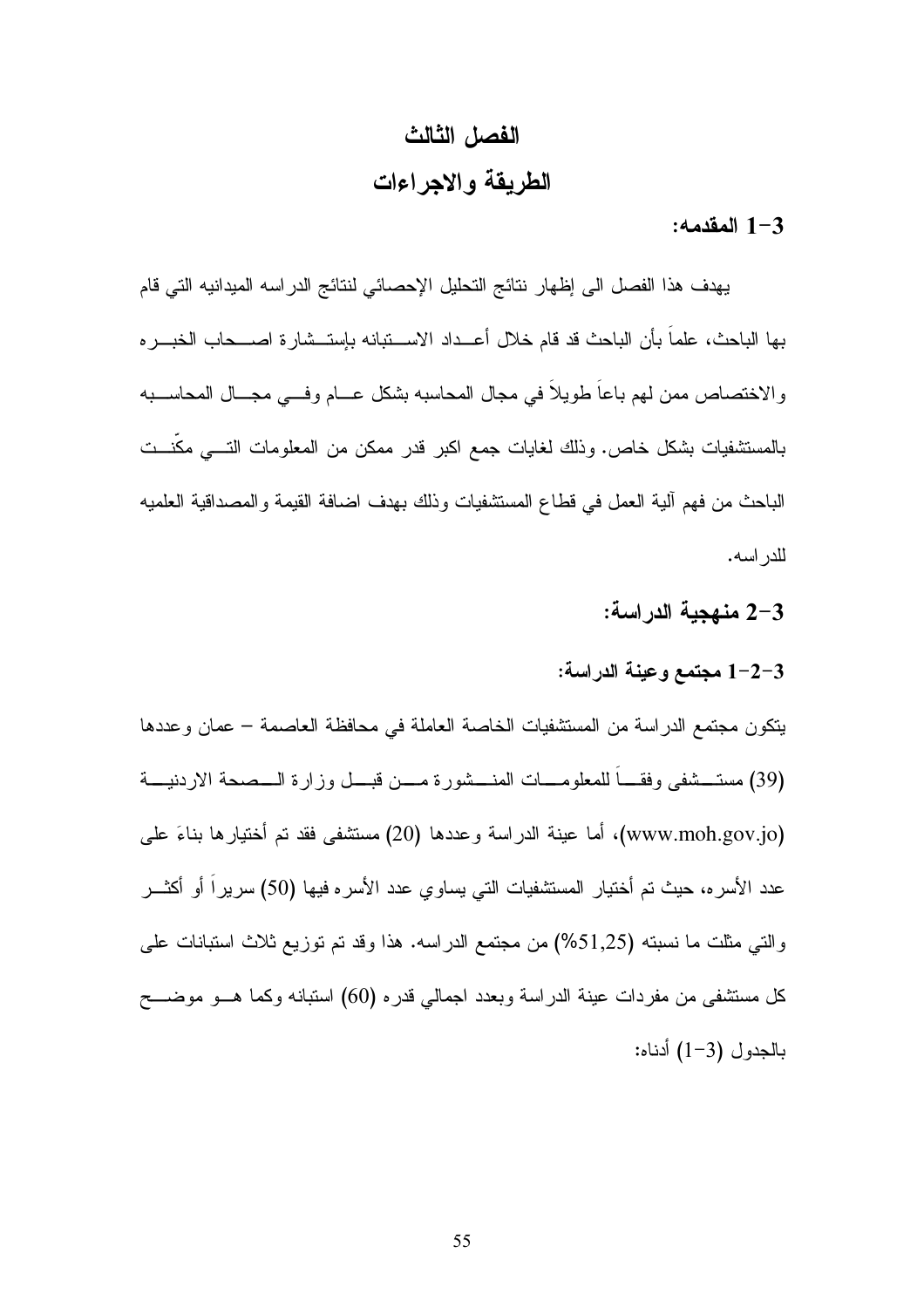# الفصل الثالث

# الطريقة والاجراءات

## 3-1 المقدمه:

يهدف هذا الفصل الى إظهار نتائج التحليل الإحصائي لنتائج الدراسه الميدانيه التي قام بها الباحث، علماَ بأن الباحث قد قام خلال أعداد الاستبانه بإستشارة اصحاب الخبره والاختصاص ممن لهم باعاَ طويلاَ في مجال المحاسبه بشكل عام وفي مجال المحاسبه بالمستشفيات بشكل خاص. وذلك لغايات جمع اكبر قدر ممكن من المعلومات التي مكّنت الباحث من فهم آلية العمل في قطاع المستشفيات وذلك بهدف اضافة القيمة والمصداقية العلميه للدراسه.

## 3-2 منهجية الدراسة:

### 3-2-1 مجتمع وعينة الدراسة:

يتكون مجتمع الدراسة من المستشفيات الخاصة العاملة في محافظة العاصمة – عمان وعددها (39) مستشفى وفقاَ للمعلومات المنشورة من قبل وزارة الصحة الاردنية (www.moh.gov.jo)، أما عينة الدراسة وعددها (20) مستشفى فقد تم أختيارها بناءَ على عدد الأسره، حيث تم أختيار المستشفيات التي يساوي عدد الأسره فيها (50) سريراَ أو أكثر والتي مثلت ما نسبته (51,25%) من مجتمع الدراسه. هذا وقد تم توزيع ثلاث استبانات على كل مستشفى من مفردات عينة الدراسة وبعدد اجمالي قدره (60) استبانه وكما هو موضح بالجدول (3-1) أدناه: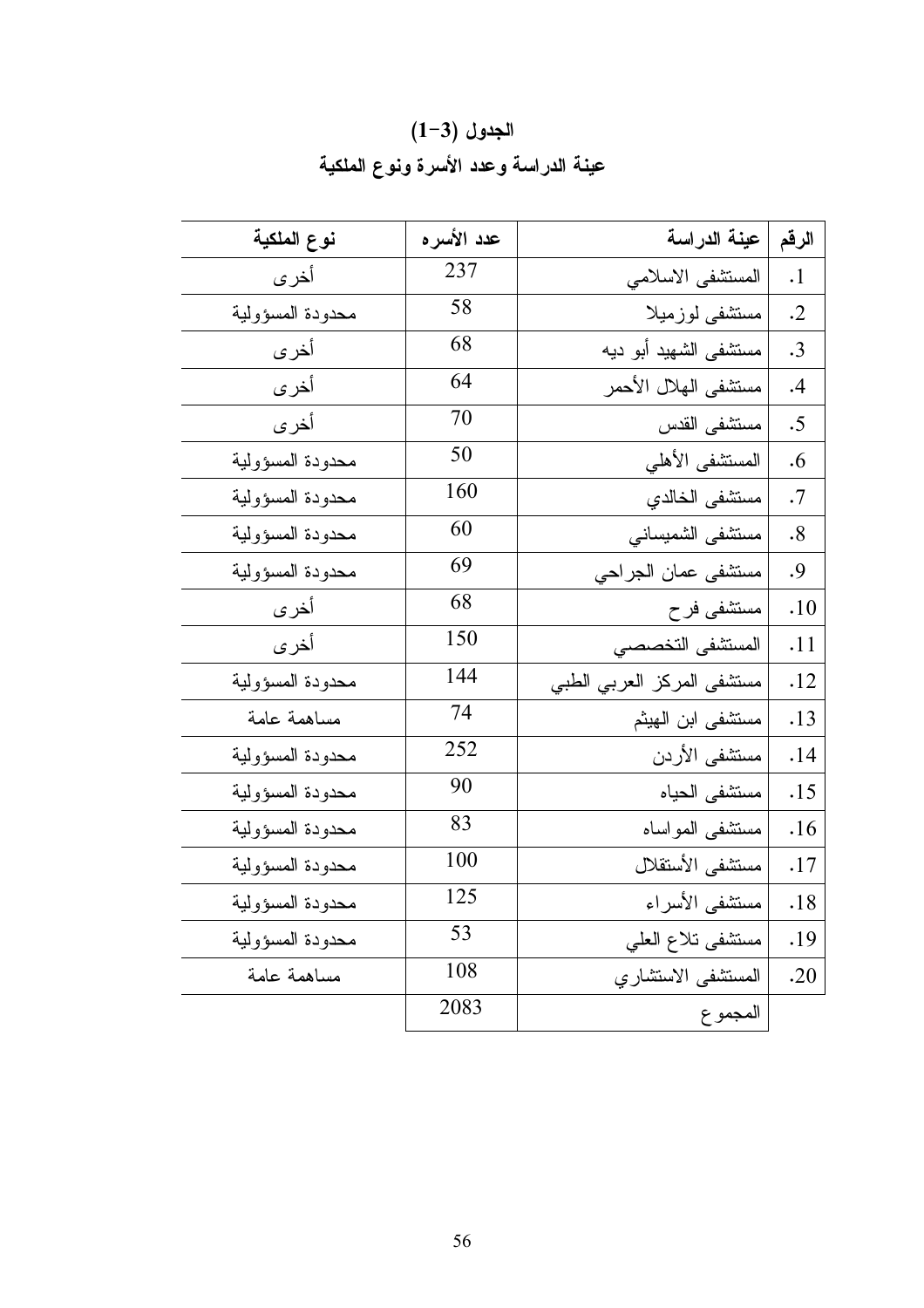**الجدول (3-1)**

**عينة الدراسة وعدد الأسرة ونوع الملكية**

| الرقم | عينة الدراسة | عدد الأسره | نوع الملكية |
|---|---|---|---|
| .1 | المستشفى الاسلامي | 237 | أخرى |
| .2 | مستشفى لوزميلا | 58 | محدودة المسؤولية |
| .3 | مستشفى الشهيد أبو ديه | 68 | أخرى |
| .4 | مستشفى الهلال الأحمر | 64 | أخرى |
| .5 | مستشفى القدس | 70 | أخرى |
| .6 | المستشفى الأهلي | 50 | محدودة المسؤولية |
| .7 | مستشفى الخالدي | 160 | محدودة المسؤولية |
| .8 | مستشفى الشميساني | 60 | محدودة المسؤولية |
| .9 | مستشفى عمان الجراحي | 69 | محدودة المسؤولية |
| .10 | مستشفى فرح | 68 | أخرى |
| .11 | المستشفى التخصصي | 150 | أخرى |
| .12 | مستشفى المركز العربي الطبي | 144 | محدودة المسؤولية |
| .13 | مستشفى ابن الهيثم | 74 | مساهمة عامة |
| .14 | مستشفى الأردن | 252 | محدودة المسؤولية |
| .15 | مستشفى الحياه | 90 | محدودة المسؤولية |
| .16 | مستشفى المواساه | 83 | محدودة المسؤولية |
| .17 | مستشفى الأستقلال | 100 | محدودة المسؤولية |
| .18 | مستشفى الأسراء | 125 | محدودة المسؤولية |
| .19 | مستشفى تلاع العلي | 53 | محدودة المسؤولية |
| .20 | المستشفى الاستشاري | 108 | مساهمة عامة |
| | المجموع | 2083 | |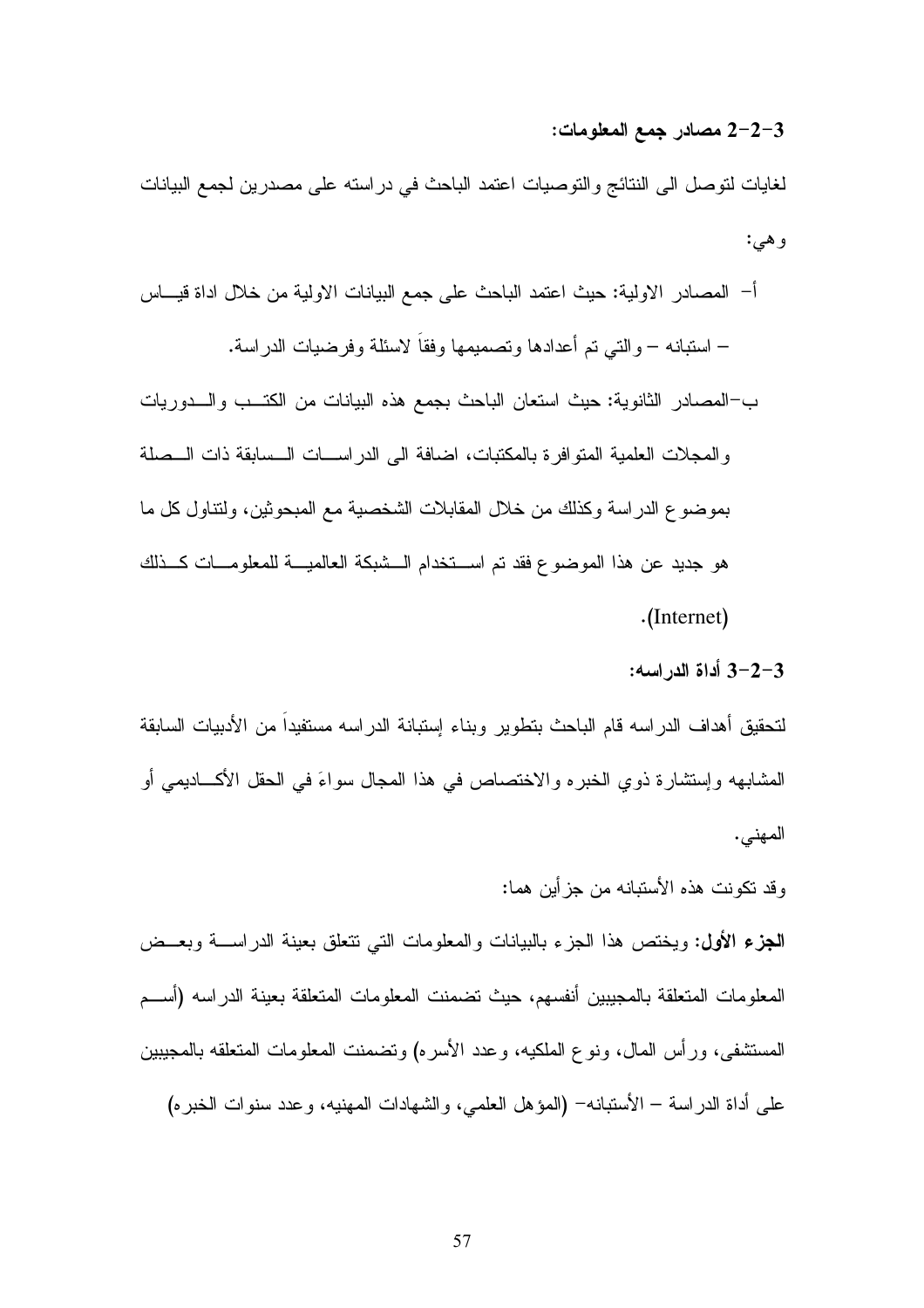### 3-2-2 مصادر جمع المعلومات:

لغايات لتوصل الى النتائج والتوصيات اعتمد الباحث في دراسته على مصدرين لجمع البيانات وهي:

أ- المصادر الاولية: حيث اعتمد الباحث على جمع البيانات الاولية من خلال اداة قياس – استبانه – والتي تم أعدادها وتصميمها وفقاَ لاسئلة وفرضيات الدراسة.

ب-المصادر الثانوية: حيث استعان الباحث بجمع هذه البيانات من الكتب والدوريات والمجلات العلمية المتوافرة بالمكتبات، اضافة الى الدراسات السابقة ذات الصلة بموضوع الدراسة وكذلك من خلال المقابلات الشخصية مع المبحوثين، ولتناول كل ما هو جديد عن هذا الموضوع فقد تم استخدام الشبكة العالمية للمعلومات كذلك (Internet).

### 3-2-3 أداة الدراسه:

لتحقيق أهداف الدراسه قام الباحث بتطوير وبناء إستبانة الدراسه مستفيداً من الأدبيات السابقة المشابهه وإستشارة ذوي الخبره والاختصاص في هذا المجال سواءَ في الحقل الأكاديمي أو المهني.

وقد تكونت هذه الأستبانه من جزأين هما:

**الجزء الأول:** ويختص هذا الجزء بالبيانات والمعلومات التي تتعلق بعينة الدراسة وبعض المعلومات المتعلقة بالمجيبين أنفسهم، حيث تضمنت المعلومات المتعلقة بعينة الدراسه (أسم المستشفى، ورأس المال، ونوع الملكيه، وعدد الأسره) وتضمنت المعلومات المتعلقه بالمجيبين على أداة الدراسة – الأستبانه- (المؤهل العلمي، والشهادات المهنيه، وعدد سنوات الخبره)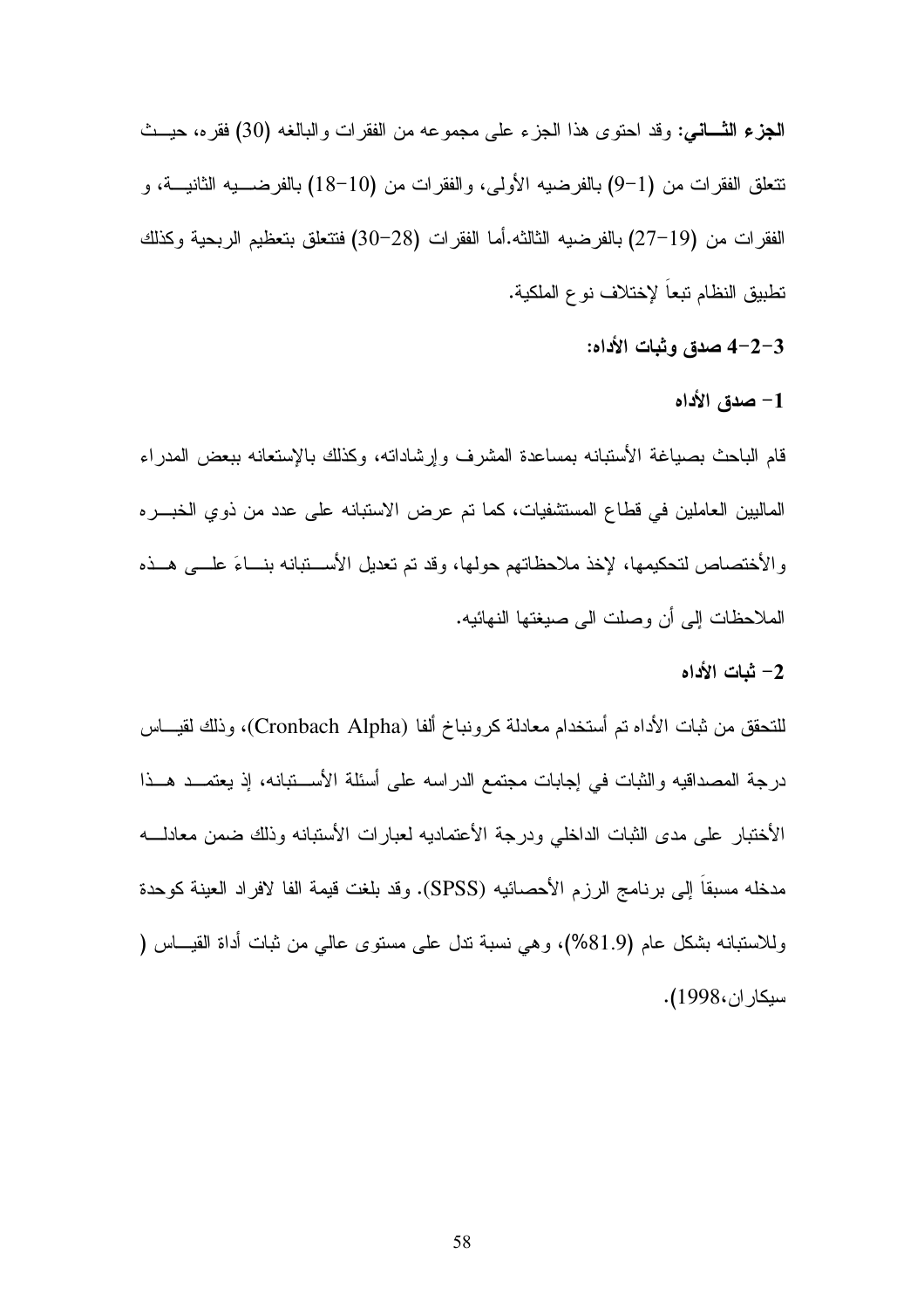**الجزء الثـــاني:** وقد احتوى هذا الجزء على مجموعه من الفقرات والبالغه (30) فقره، حيــث تتعلق الفقرات من (1-9) بالفرضيه الأولى، والفقرات من (10-18) بالفرضـــيه الثانيـــة، و الفقرات من (19-27) بالفرضيه الثالثه.أما الفقرات (28-30) فتتعلق بتعظيم الربحية وكذلك تطبيق النظام تبعاَ لإختلاف نوع الملكية.

**3-2-4 صدق وثبات الأداه:**

**1- صدق الأداه**

قام الباحث بصياغة الأستبانه بمساعدة المشرف وإرشاداته، وكذلك بالإستعانه ببعض المدراء الماليين العاملين في قطاع المستشفيات، كما تم عرض الاستبانه على عدد من ذوي الخبـــره والأختصاص لتحكيمها، لإخذ ملاحظاتهم حولها، وقد تم تعديل الأســـتبانه بنـــاءَ علـــى هـــذه الملاحظات إلى أن وصلت الى صيغتها النهائيه.

**2- ثبات الأداه**

للتحقق من ثبات الأداه تم أستخدام معادلة كرونباخ ألفا (Cronbach Alpha)، وذلك لقيـــاس درجة المصداقيه والثبات في إجابات مجتمع الدراسه على أسئلة الأســـتبانه، إذ يعتمـــد هـــذا الأختبار على مدى الثبات الداخلي ودرجة الأعتماديه لعبارات الأستبانه وذلك ضمن معادلـــه مدخله مسبقاَ إلى برنامج الرزم الأحصائيه (SPSS). وقد بلغت قيمة الفا لافراد العينة كوحدة وللاستبانه بشكل عام (81.9%)، وهي نسبة تدل على مستوى عالي من ثبات أداة القيـــاس ( سيكاران،1998).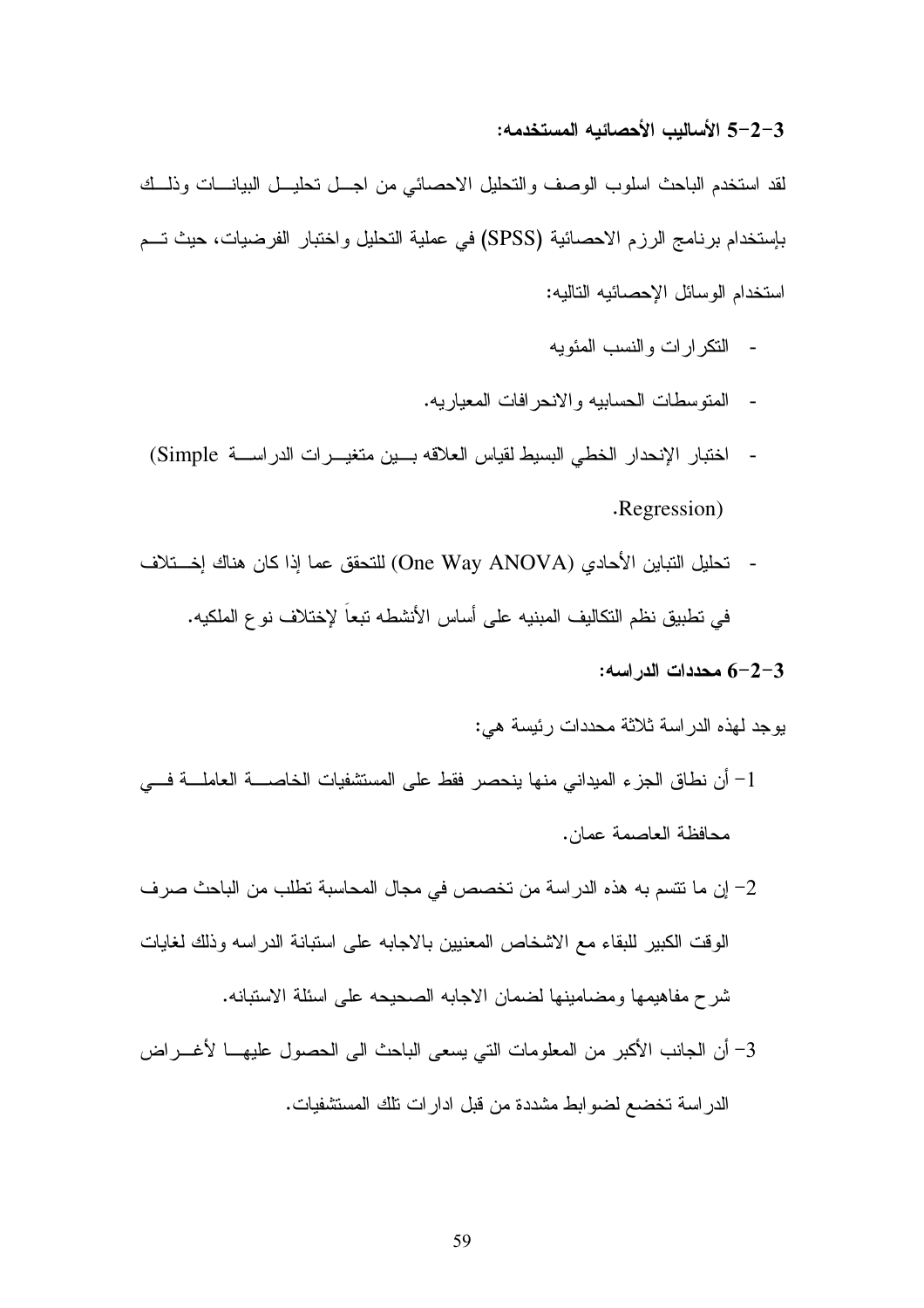### 3-2-5 الأساليب الأحصائيه المستخدمه:

لقد استخدم الباحث اسلوب الوصف والتحليل الاحصائي من اجل تحليل البيانات وذلك بإستخدام برنامج الرزم الاحصائية (SPSS) في عملية التحليل واختبار الفرضيات، حيث تم استخدام الوسائل الإحصائيه التاليه:

- التكرارات والنسب المئويه
- المتوسطات الحسابيه والانحرافات المعياريه.
- اختبار الإنحدار الخطي البسيط لقياس العلاقه بين متغيرات الدراسة (Simple Regression).
- تحليل التباين الأحادي (One Way ANOVA) للتحقق عما إذا كان هناك إختلاف في تطبيق نظم التكاليف المبنيه على أساس الأنشطه تبعاً لإختلاف نوع الملكيه.

### 3-2-6 محددات الدراسه:

يوجد لهذه الدراسة ثلاثة محددات رئيسة هي:

1- أن نطاق الجزء الميداني منها ينحصر فقط على المستشفيات الخاصة العاملة في محافظة العاصمة عمان.

2- إن ما تتسم به هذه الدراسة من تخصص في مجال المحاسبة تطلب من الباحث صرف الوقت الكبير للبقاء مع الاشخاص المعنيين بالاجابه على استبانة الدراسه وذلك لغايات شرح مفاهيمها ومضامينها لضمان الاجابه الصحيحه على اسئلة الاستبانه.

3- أن الجانب الأكبر من المعلومات التي يسعى الباحث الى الحصول عليها لأغراض الدراسة تخضع لضوابط مشددة من قبل ادارات تلك المستشفيات.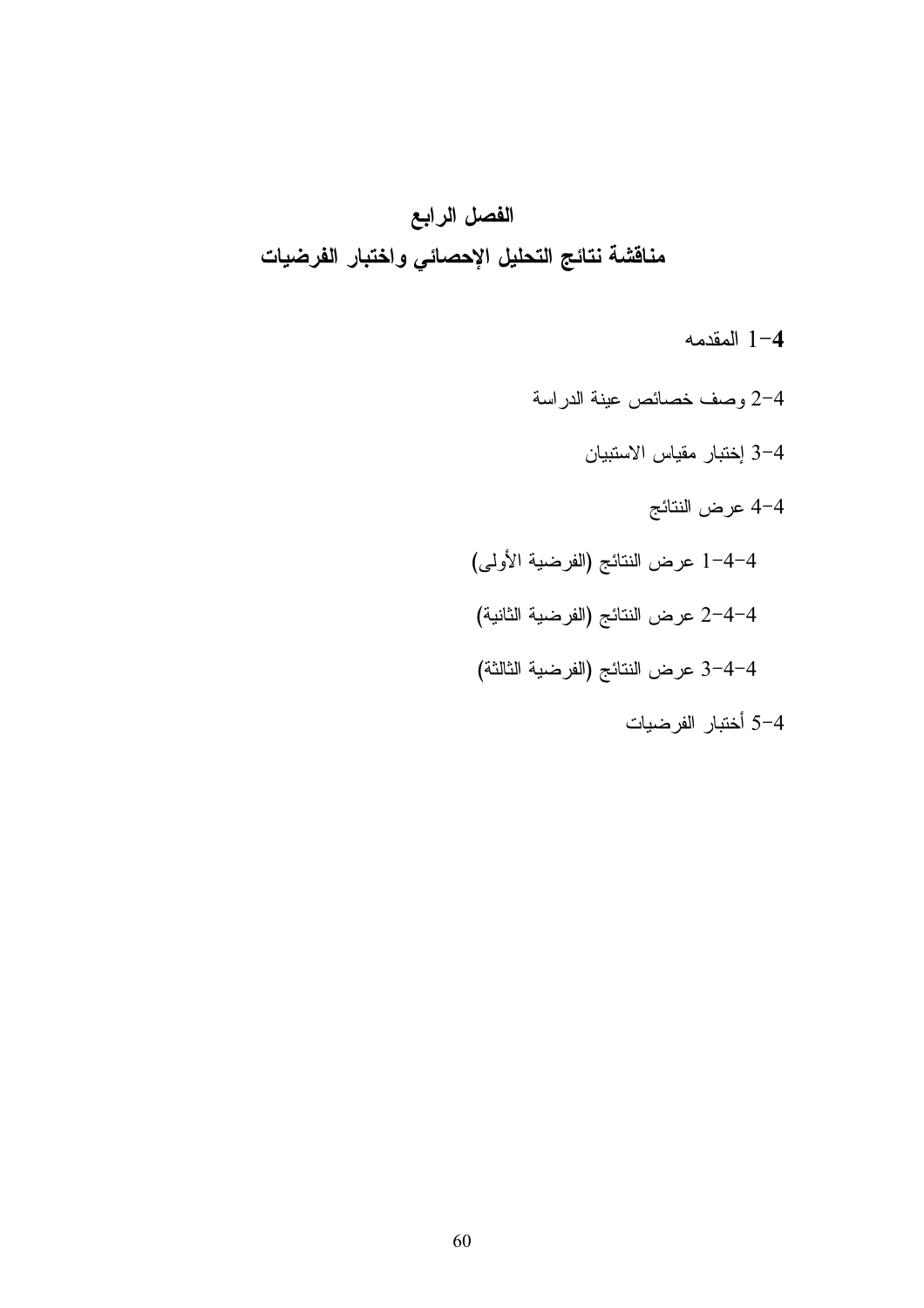# الفصل الرابع

# مناقشة نتائج التحليل الإحصائي واختبار الفرضيات

**4**-1 المقدمه

4-2 وصف خصائص عينة الدراسة

4-3 إختبار مقياس الاستبيان

4-4 عرض النتائج

4-4-1 عرض النتائج (الفرضية الأولى)

4-4-2 عرض النتائج (الفرضية الثانية)

4-4-3 عرض النتائج (الفرضية الثالثة)

4-5 أختبار الفرضيات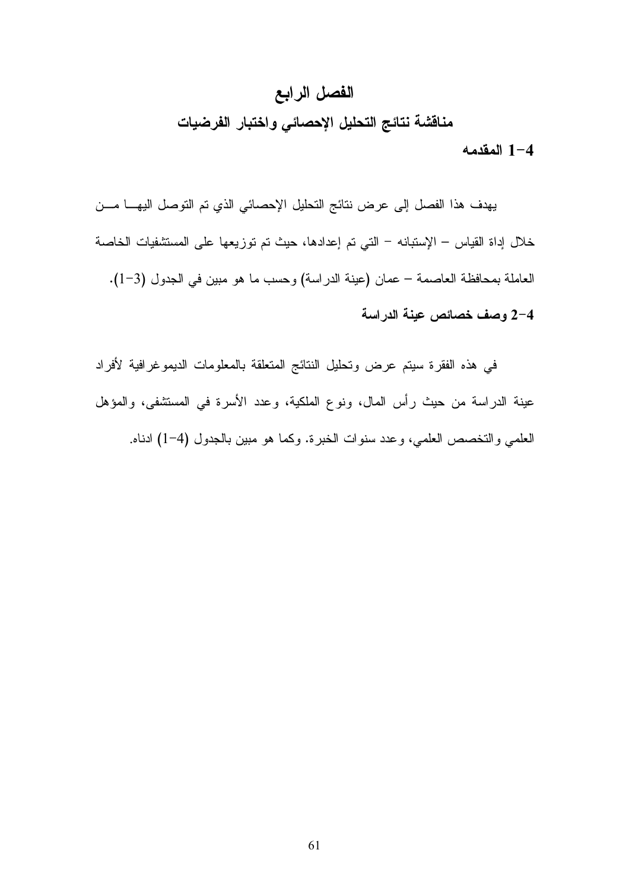# الفصل الرابع

## مناقشة نتائج التحليل الإحصائي واختبار الفرضيات

### 4-1 المقدمه

يهدف هذا الفصل إلى عرض نتائج التحليل الإحصائي الذي تم التوصل اليها من خلال إداة القياس – الإستبانه – التي تم إعدادها، حيث تم توزيعها على المستشفيات الخاصة العاملة بمحافظة العاصمة – عمان (عينة الدراسة) وحسب ما هو مبين في الجدول (3-1).

### 4-2 وصف خصائص عينة الدراسة

في هذه الفقرة سيتم عرض وتحليل النتائج المتعلقة بالمعلومات الديموغرافية لأفراد عينة الدراسة من حيث رأس المال، ونوع الملكية، وعدد الأسرة في المستشفى، والمؤهل العلمي والتخصص العلمي، وعدد سنوات الخبرة. وكما هو مبين بالجدول (4-1) ادناه.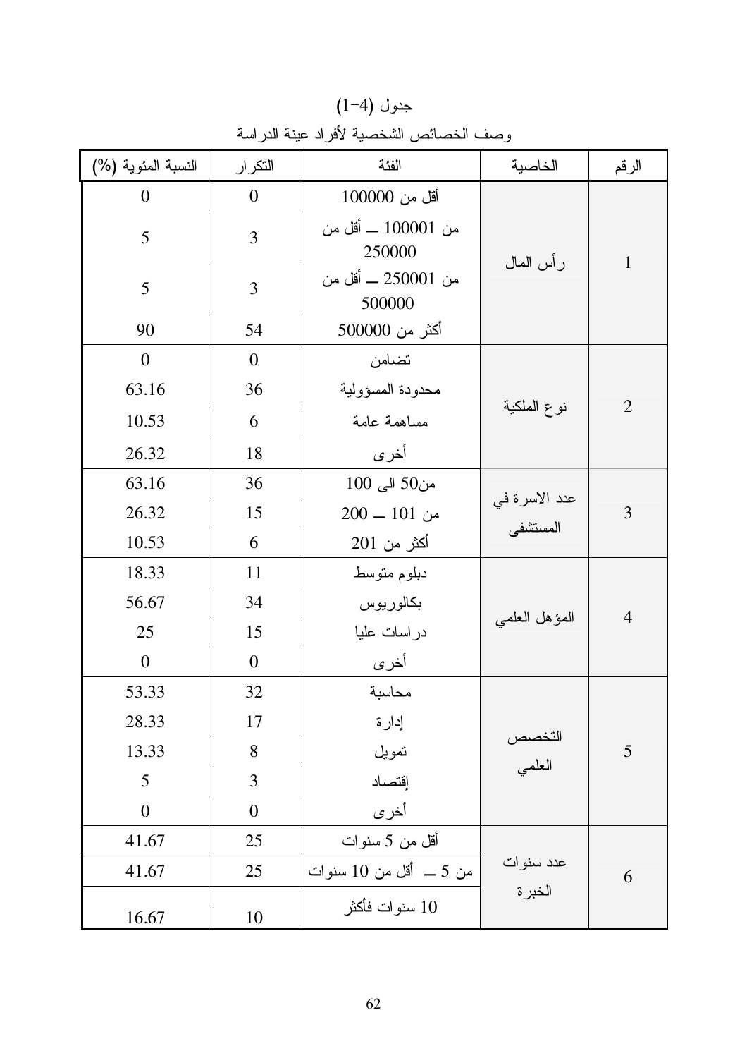جدول (4-1)

وصف الخصائص الشخصية لأفراد عينة الدراسة

| الرقم | الخاصية | الفئة | التكرار | النسبة المئوية (%) |
|---|---|---|---|---|
| 1 | رأس المال | أقل من 100000 | 0 | 0 |
| | | من 100001 ــ أقل من 250000 | 3 | 5 |
| | | من 250001 ــ أقل من 500000 | 3 | 5 |
| | | أكثر من 500000 | 54 | 90 |
| 2 | نوع الملكية | تضامن | 0 | 0 |
| | | محدودة المسؤولية | 36 | 63.16 |
| | | مساهمة عامة | 6 | 10.53 |
| | | أخرى | 18 | 26.32 |
| 3 | عدد الاسرة في المستشفى | من50 الى 100 | 36 | 63.16 |
| | | من 101 ــ 200 | 15 | 26.32 |
| | | أكثر من 201 | 6 | 10.53 |
| 4 | المؤهل العلمي | دبلوم متوسط | 11 | 18.33 |
| | | بكالوريوس | 34 | 56.67 |
| | | دراسات عليا | 15 | 25 |
| | | أخرى | 0 | 0 |
| 5 | التخصص العلمي | محاسبة | 32 | 53.33 |
| | | إدارة | 17 | 28.33 |
| | | تمويل | 8 | 13.33 |
| | | إقتصاد | 3 | 5 |
| | | أخرى | 0 | 0 |
| 6 | عدد سنوات الخبرة | أقل من 5 سنوات | 25 | 41.67 |
| | | من 5 ــ أقل من 10 سنوات | 25 | 41.67 |
| | | 10 سنوات فأكثر | 10 | 16.67 |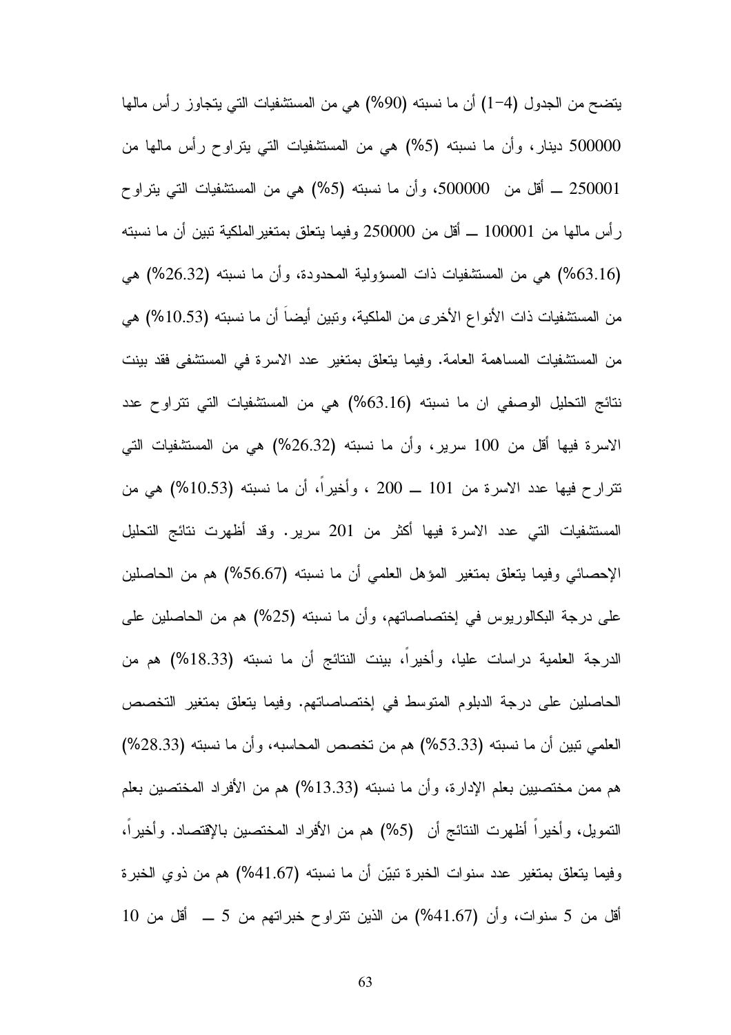يتضح من الجدول (4−1) أن ما نسبته (90%) هي من المستشفيات التي يتجاوز رأس مالها 500000 دينار، وأن ما نسبته (5%) هي من المستشفيات التي يتراوح رأس مالها من 250001 ـــ أقل من 500000، وأن ما نسبته (5%) هي من المستشفيات التي يتراوح رأس مالها من 100001 ـــ أقل من 250000 وفيما يتعلق بمتغيرالملكية تبين أن ما نسبته (63.16%) هي من المستشفيات ذات المسؤولية المحدودة، وأن ما نسبته (26.32%) هي من المستشفيات ذات الأنواع الأخرى من الملكية، وتبين أيضاً أن ما نسبته (10.53%) هي من المستشفيات المساهمة العامة. وفيما يتعلق بمتغير عدد الاسرة في المستشفى فقد بينت نتائج التحليل الوصفي ان ما نسبته (63.16%) هي من المستشفيات التي تتراوح عدد الاسرة فيها أقل من 100 سرير، وأن ما نسبته (26.32%) هي من المستشفيات التي تترارح فيها عدد الاسرة من 101 ـــ 200 ، وأخيراً، أن ما نسبته (10.53%) هي من المستشفيات التي عدد الاسرة فيها أكثر من 201 سرير. وقد أظهرت نتائج التحليل الإحصائي وفيما يتعلق بمتغير المؤهل العلمي أن ما نسبته (56.67%) هم من الحاصلين على درجة البكالوريوس في إختصاصاتهم، وأن ما نسبته (25%) هم من الحاصلين على الدرجة العلمية دراسات عليا، وأخيراً، بينت النتائج أن ما نسبته (18.33%) هم من الحاصلين على درجة الدبلوم المتوسط في إختصاصاتهم. وفيما يتعلق بمتغير التخصص العلمي تبين أن ما نسبته (53.33%) هم من تخصص المحاسبه، وأن ما نسبته (28.33%) هم ممن مختصيين بعلم الإدارة، وأن ما نسبته (13.33%) هم من الأفراد المختصين بعلم التمويل، وأخيراً أظهرت النتائج أن (5%) هم من الأفراد المختصين بالإقتصاد. وأخيراً، وفيما يتعلق بمتغير عدد سنوات الخبرة تبيّن أن ما نسبته (41.67%) هم من ذوي الخبرة أقل من 5 سنوات، وأن (41.67%) من الذين تتراوح خبراتهم من 5 ـــ أقل من 10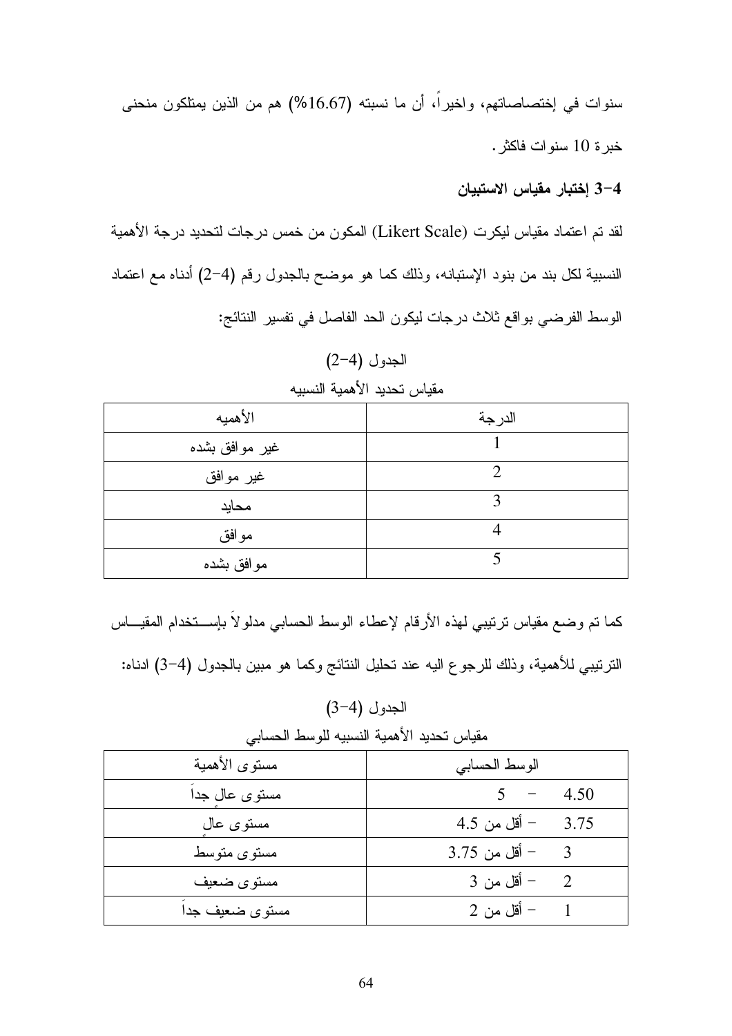سنوات في إختصاصاتهم، واخيراً، أن ما نسبته (16.67%) هم من الذين يمتلكون منحنى خبرة 10 سنوات فاكثر.

### 4-3 إختبار مقياس الاستبيان

لقد تم اعتماد مقياس ليكرت (Likert Scale) المكون من خمس درجات لتحديد درجة الأهمية النسبية لكل بند من بنود الإستبانه، وذلك كما هو موضح بالجدول رقم (4-2) أدناه مع اعتماد الوسط الفرضي بواقع ثلاث درجات ليكون الحد الفاصل في تفسير النتائج:

الجدول (4-2)

مقياس تحديد الأهمية النسبيه

| الدرجة | الأهميه |
|---|---|
| 1 | غير موافق بشده |
| 2 | غير موافق |
| 3 | محايد |
| 4 | موافق |
| 5 | موافق بشده |

كما تم وضع مقياس ترتيبي لهذه الأرقام لإعطاء الوسط الحسابي مدلولاً بإستخدام المقياس الترتيبي للأهمية، وذلك للرجوع اليه عند تحليل النتائج وكما هو مبين بالجدول (4-3) ادناه:

الجدول (4-3)

مقياس تحديد الأهمية النسبيه للوسط الحسابي

| الوسط الحسابي | مستوى الأهمية |
|---|---|
| 4.50 - 5 | مستوى عالٍ جداً |
| 3.75 - أقل من 4.5 | مستوى عالٍ |
| 3 - أقل من 3.75 | مستوى متوسط |
| 2 - أقل من 3 | مستوى ضعيف |
| 1 - أقل من 2 | مستوى ضعيف جداً |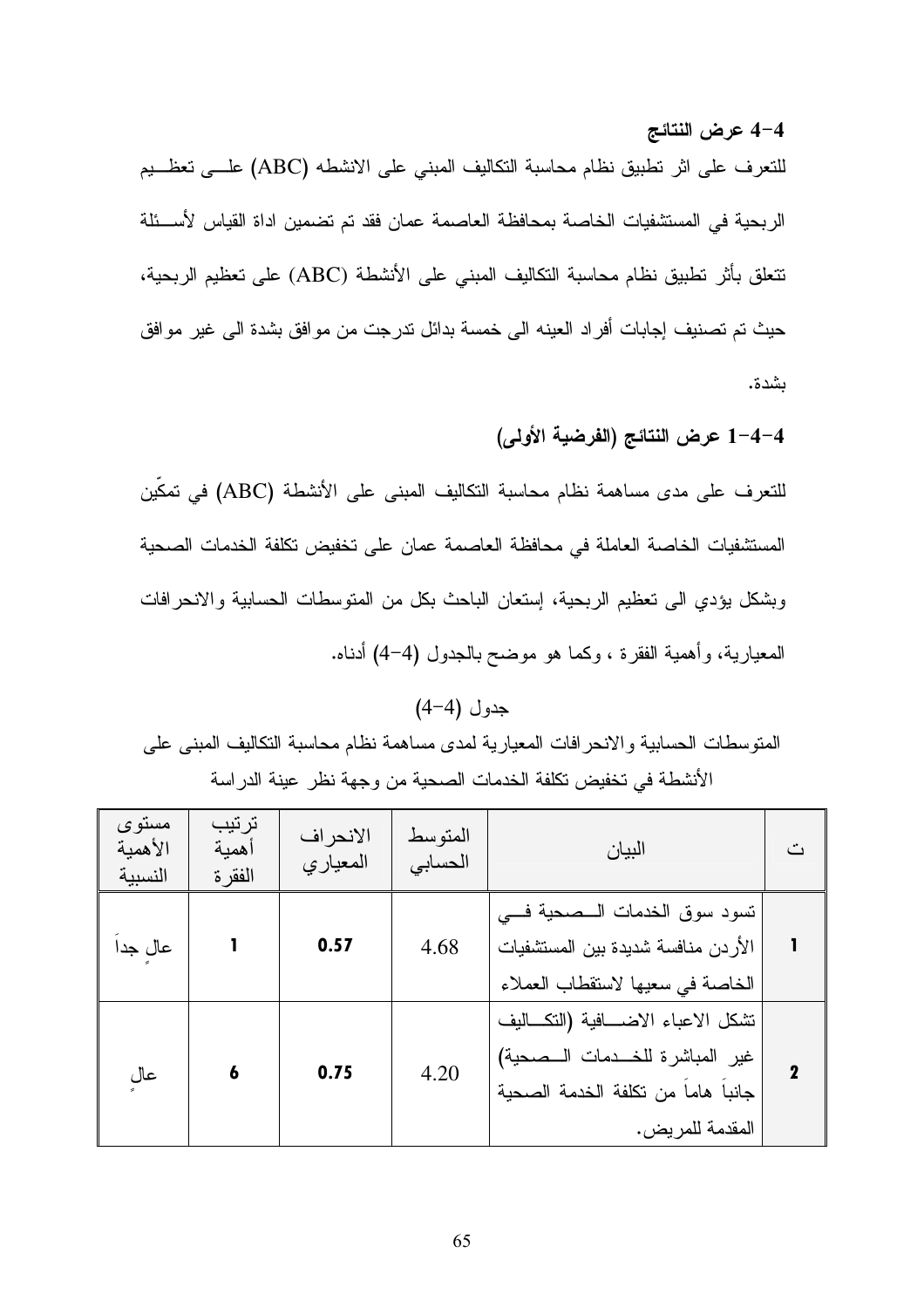## 4-4 عرض النتائج

للتعرف على اثر تطبيق نظام محاسبة التكاليف المبني على الانشطه (ABC) علـى تعظـيم الربحية في المستشفيات الخاصة بمحافظة العاصمة عمان فقد تم تضمين اداة القياس لأسـئلة تتعلق بأثر تطبيق نظام محاسبة التكاليف المبني على الأنشطة (ABC) على تعظيم الربحية، حيث تم تصنيف إجابات أفراد العينه الى خمسة بدائل تدرجت من موافق بشدة الى غير موافق بشدة.

### 4-4-1 عرض النتائج (الفرضية الأولى)

للتعرف على مدى مساهمة نظام محاسبة التكاليف المبنى على الأنشطة (ABC) في تمكّين المستشفيات الخاصة العاملة في محافظة العاصمة عمان على تخفيض تكلفة الخدمات الصحية وبشكل يؤدي الى تعظيم الربحية، إستعان الباحث بكل من المتوسطات الحسابية والانحرافات المعيارية، وأهمية الفقرة ، وكما هو موضح بالجدول (4-4) أدناه.

جدول (4-4)

المتوسطات الحسابية والانحرافات المعيارية لمدى مساهمة نظام محاسبة التكاليف المبنى على الأنشطة في تخفيض تكلفة الخدمات الصحية من وجهة نظر عينة الدراسة

| ت | البيان | المتوسط الحسابي | الانحراف المعياري | ترتيب أهمية الفقرة | مستوى الأهمية النسبية |
|---|---|---|---|---|---|
| 1 | تسود سوق الخدمات الصحية في الأردن منافسة شديدة بين المستشفيات الخاصة في سعيها لاستقطاب العملاء | 4.68 | 0.57 | 1 | عالٍ جداً |
| 2 | تشكل الاعباء الاضافية (التكاليف غير المباشرة للخدمات الصحية) جانباً هاماً من تكلفة الخدمة الصحية المقدمة للمريض. | 4.20 | 0.75 | 6 | عالٍ |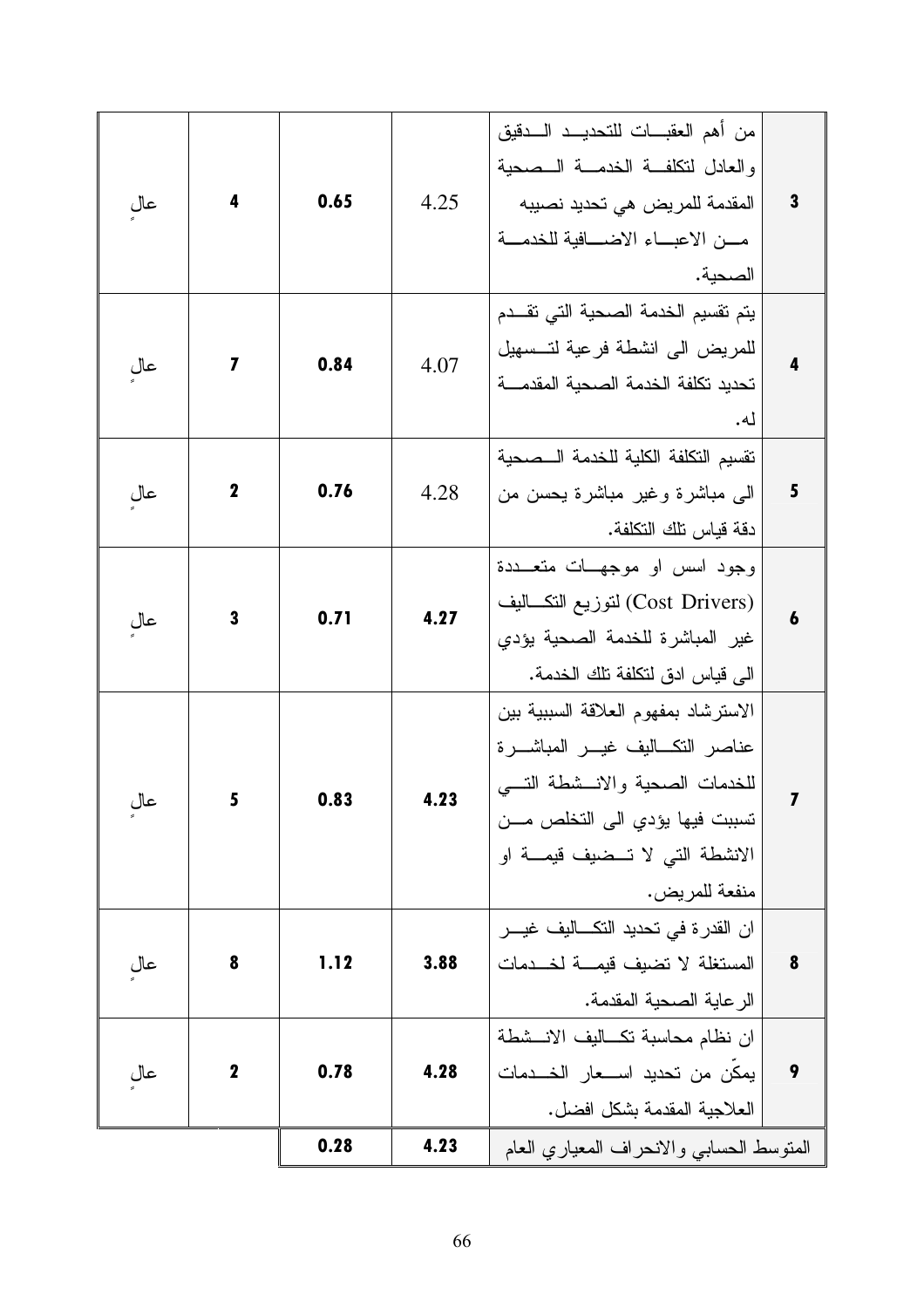| | | | | | |
|---|---|---|---|---|---|
| 3 | من أهم العقبات للتحديد الدقيق والعادل لتكلفة الخدمة الصحية المقدمة للمريض هي تحديد نصيبه من الاعباء الاضافية للخدمة الصحية. | 4.25 | 0.65 | 4 | عالٍ |
| 4 | يتم تقسيم الخدمة الصحية التي تقدم للمريض الى انشطة فرعية لتسهيل تحديد تكلفة الخدمة الصحية المقدمة له. | 4.07 | 0.84 | 7 | عالٍ |
| 5 | تقسيم التكلفة الكلية للخدمة الصحية الى مباشرة وغير مباشرة يحسن من دقة قياس تلك التكلفة. | 4.28 | 0.76 | 2 | عالٍ |
| 6 | وجود اسس او موجهات متعددة (Cost Drivers) لتوزيع التكاليف غير المباشرة للخدمة الصحية يؤدي الى قياس ادق لتكلفة تلك الخدمة. | 4.27 | 0.71 | 3 | عالٍ |
| 7 | الاسترشاد بمفهوم العلاقة السببية بين عناصر التكاليف غير المباشرة للخدمات الصحية والانشطة التي تسببت فيها يؤدي الى التخلص من الانشطة التي لا تضيف قيمة او منفعة للمريض. | 4.23 | 0.83 | 5 | عالٍ |
| 8 | ان القدرة في تحديد التكاليف غير المستغلة لا تضيف قيمة لخدمات الرعاية الصحية المقدمة. | 3.88 | 1.12 | 8 | عالٍ |
| 9 | ان نظام محاسبة تكاليف الانشطة يمكّن من تحديد اسعار الخدمات العلاجية المقدمة بشكل افضل. | 4.28 | 0.78 | 2 | عالٍ |
| | المتوسط الحسابي والانحراف المعياري العام | 4.23 | 0.28 | | |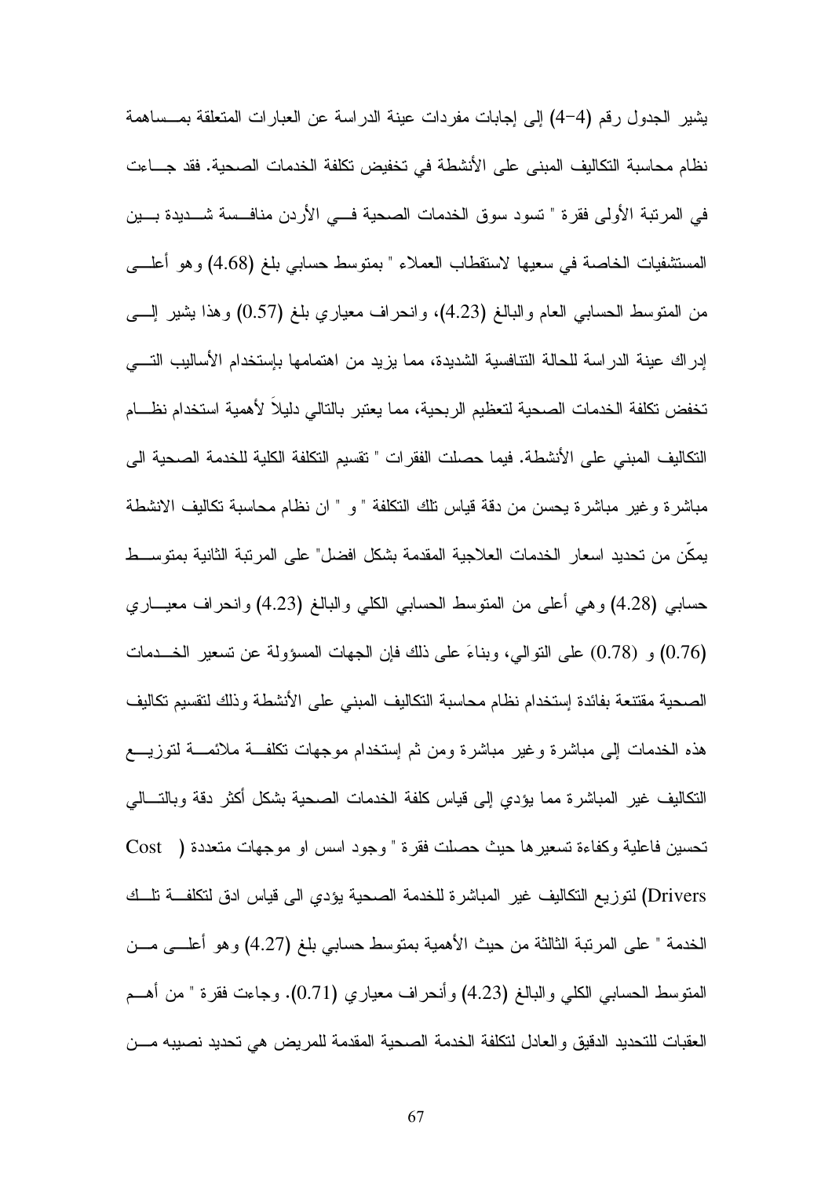يشير الجدول رقم (4-4) إلى إجابات مفردات عينة الدراسة عن العبارات المتعلقة بمساهمة نظام محاسبة التكاليف المبنى على الأنشطة في تخفيض تكلفة الخدمات الصحية. فقد جاءت في المرتبة الأولى فقرة " تسود سوق الخدمات الصحية في الأردن منافسة شديدة بين المستشفيات الخاصة في سعيها لاستقطاب العملاء " بمتوسط حسابي بلغ (4.68) وهو أعلى من المتوسط الحسابي العام والبالغ (4.23)، وانحراف معياري بلغ (0.57) وهذا يشير إلى إدراك عينة الدراسة للحالة التنافسية الشديدة، مما يزيد من اهتمامها بإستخدام الأساليب التي تخفض تكلفة الخدمات الصحية لتعظيم الربحية، مما يعتبر بالتالي دليلاً لأهمية استخدام نظام التكاليف المبني على الأنشطة. فيما حصلت الفقرات " تقسيم التكلفة الكلية للخدمة الصحية الى مباشرة وغير مباشرة يحسن من دقة قياس تلك التكلفة " و " ان نظام محاسبة تكاليف الانشطة يمكّن من تحديد اسعار الخدمات العلاجية المقدمة بشكل افضل" على المرتبة الثانية بمتوسط حسابي (4.28) وهي أعلى من المتوسط الحسابي الكلي والبالغ (4.23) وانحراف معياري (0.76) و (0.78) على التوالي، وبناءَ على ذلك فإن الجهات المسؤولة عن تسعير الخدمات الصحية مقتنعة بفائدة إستخدام نظام محاسبة التكاليف المبني على الأنشطة وذلك لتقسيم تكاليف هذه الخدمات إلى مباشرة وغير مباشرة ومن ثم إستخدام موجهات تكلفة ملائمة لتوزيع التكاليف غير المباشرة مما يؤدي إلى قياس كلفة الخدمات الصحية بشكل أكثر دقة وبالتالي تحسين فاعلية وكفاءة تسعيرها حيث حصلت فقرة " وجود اسس او موجهات متعددة ( Cost Drivers) لتوزيع التكاليف غير المباشرة للخدمة الصحية يؤدي الى قياس ادق لتكلفة تلك الخدمة " على المرتبة الثالثة من حيث الأهمية بمتوسط حسابي بلغ (4.27) وهو أعلى من المتوسط الحسابي الكلي والبالغ (4.23) وأنحراف معياري (0.71). وجاءت فقرة " من أهم العقبات للتحديد الدقيق والعادل لتكلفة الخدمة الصحية المقدمة للمريض هي تحديد نصيبه من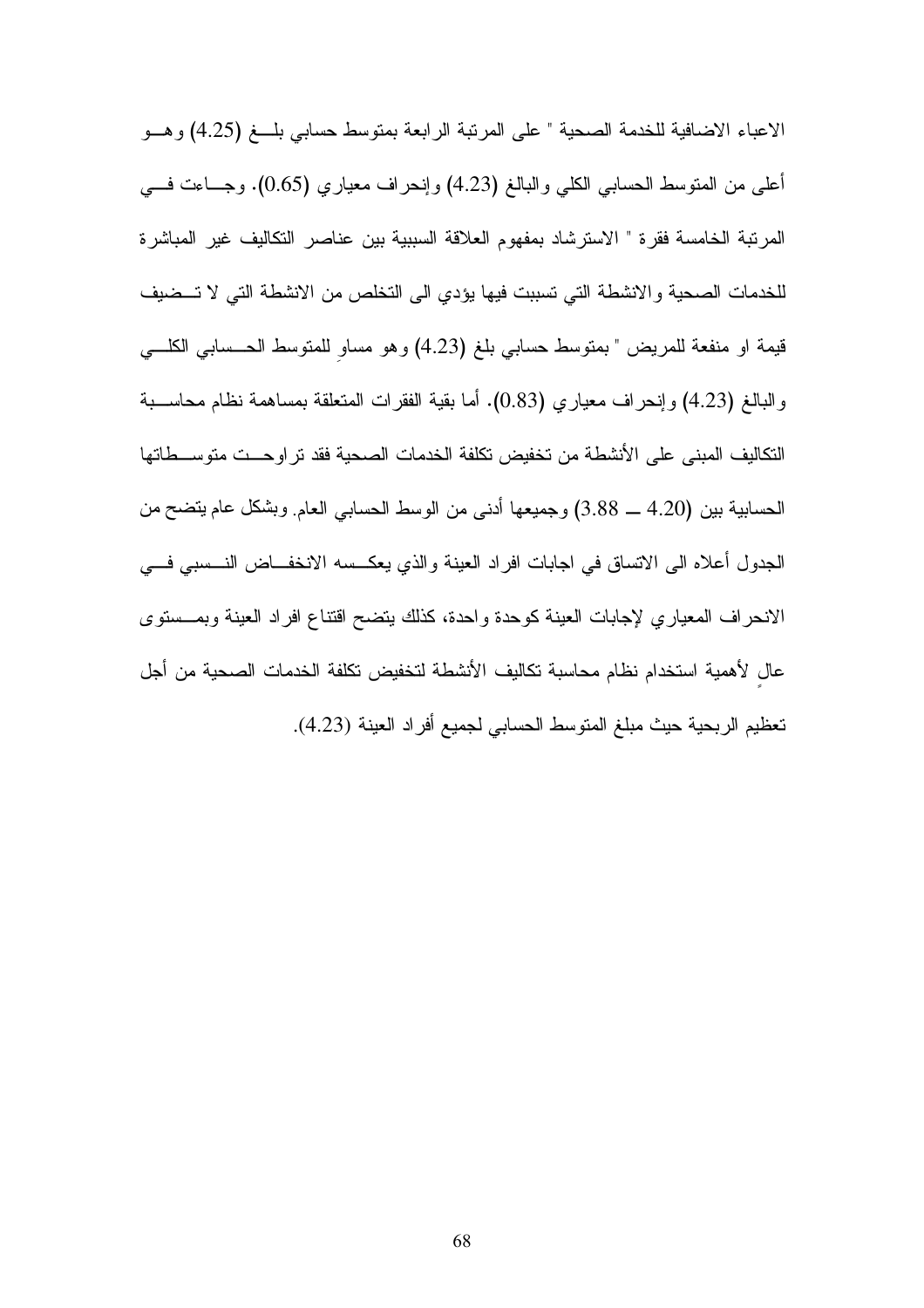الاعباء الاضافية للخدمة الصحية " على المرتبة الرابعة بمتوسط حسابي بلـغ (4.25) وهـو أعلى من المتوسط الحسابي الكلي والبالغ (4.23) وإنحراف معياري (0.65). وجـاءت فـي المرتبة الخامسة فقرة " الاسترشاد بمفهوم العلاقة السببية بين عناصر التكاليف غير المباشرة للخدمات الصحية والانشطة التي تسببت فيها يؤدي الى التخلص من الانشطة التي لا تـضيف قيمة او منفعة للمريض " بمتوسط حسابي بلغ (4.23) وهو مساوٍ للمتوسط الحـسابي الكلـي والبالغ (4.23) وإنحراف معياري (0.83). أما بقية الفقرات المتعلقة بمساهمة نظام محاسـبة التكاليف المبنى على الأنشطة من تخفيض تكلفة الخدمات الصحية فقد تراوحـت متوسـطاتها الحسابية بين (4.20 ــ 3.88) وجميعها أدنى من الوسط الحسابي العام. وبشكل عام يتضح من الجدول أعلاه الى الاتساق في اجابات افراد العينة والذي يعكـسه الانخفـاض النـسبي فـي الانحراف المعياري لإجابات العينة كوحدة واحدة، كذلك يتضح اقتناع افراد العينة وبمـستوى عالٍ لأهمية استخدام نظام محاسبة تكاليف الأنشطة لتخفيض تكلفة الخدمات الصحية من أجل تعظيم الربحية حيث مبلغ المتوسط الحسابي لجميع أفراد العينة (4.23).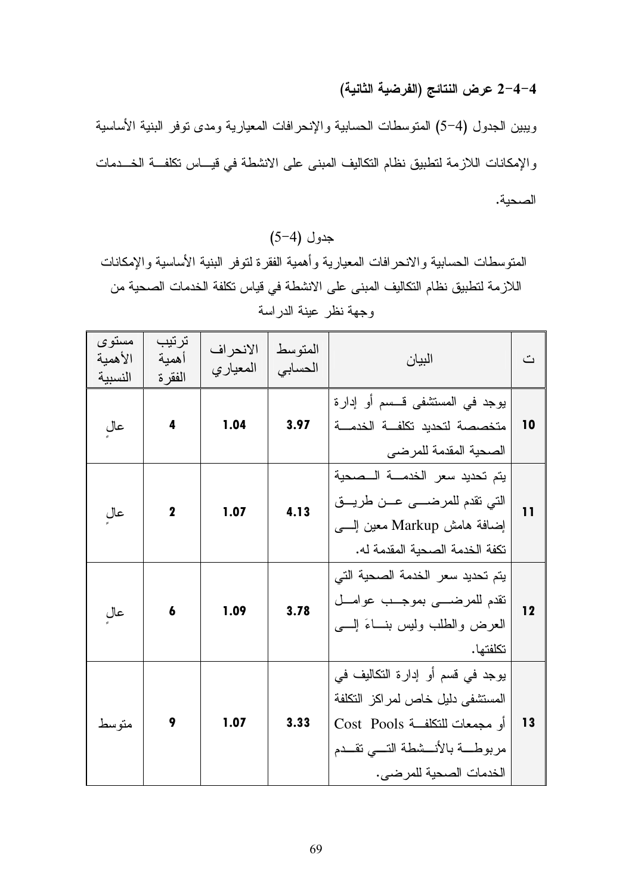### 4-4-2 عرض النتائج (الفرضية الثانية)

ويبين الجدول (4-5) المتوسطات الحسابية والإنحرافات المعيارية ومدى توفر البنية الأساسية والإمكانات اللازمة لتطبيق نظام التكاليف المبنى على الانشطة في قياس تكلفة الخدمات الصحية.

جدول (4-5)

المتوسطات الحسابية والانحرافات المعيارية وأهمية الفقرة لتوفر البنية الأساسية والإمكانات اللازمة لتطبيق نظام التكاليف المبنى على الانشطة في قياس تكلفة الخدمات الصحية من وجهة نظر عينة الدراسة

| ت | البيان | المتوسط الحسابي | الانحراف المعياري | ترتيب أهمية الفقرة | مستوى الأهمية النسبية |
|---|---|---|---|---|---|
| 10 | يوجد في المستشفى قسم أو إدارة متخصصة لتحديد تكلفة الخدمة الصحية المقدمة للمرضى | 3.97 | 1.04 | 4 | عالٍ |
| 11 | يتم تحديد سعر الخدمة الصحية التي تقدم للمرضى عن طريق إضافة هامش Markup معين إلى تكفة الخدمة الصحية المقدمة له. | 4.13 | 1.07 | 2 | عالٍ |
| 12 | يتم تحديد سعر الخدمة الصحية التي تقدم للمرضى بموجب عوامل العرض والطلب وليس بناءَ إلى تكلفتها. | 3.78 | 1.09 | 6 | عالٍ |
| 13 | يوجد في قسم أو إدارة التكاليف في المستشفى دليل خاص لمراكز التكلفة أو مجمعات للتكلفة Cost Pools مربوطة بالأنشطة التي تقدم الخدمات الصحية للمرضى. | 3.33 | 1.07 | 9 | متوسط |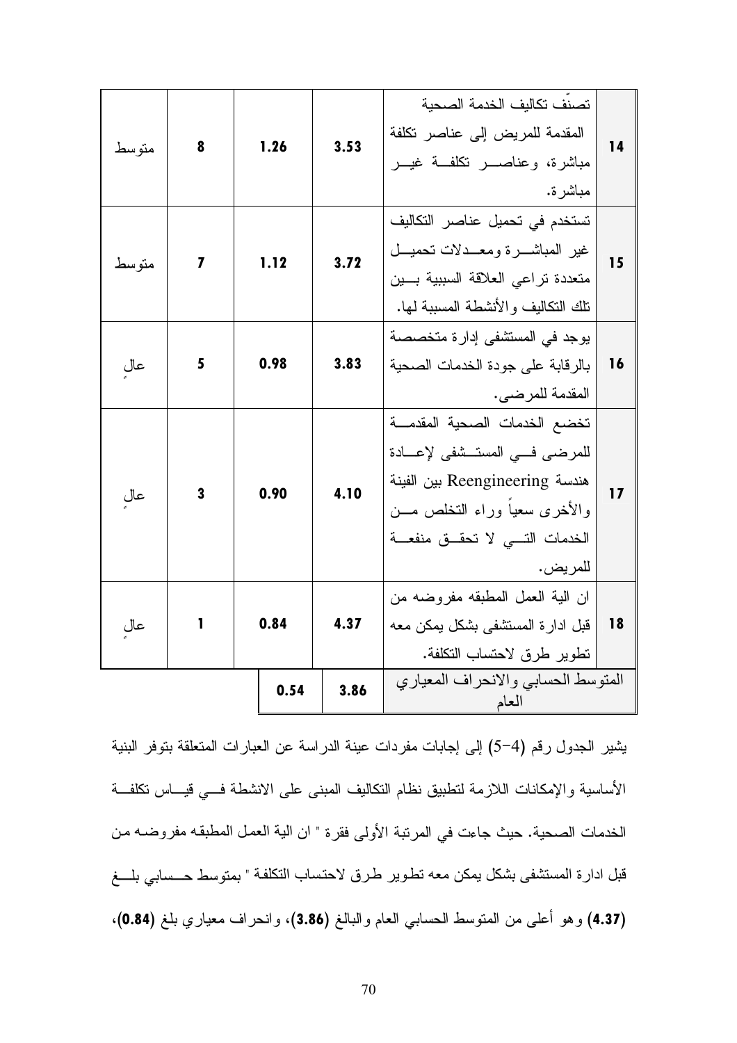| | | | | | |
|---|---|---|---|---|---|
| 14 | تصنّف تكاليف الخدمة الصحية المقدمة للمريض إلى عناصر تكلفة مباشرة، وعناصر تكلفة غير مباشرة. | 3.53 | 1.26 | 8 | متوسط |
| 15 | تستخدم في تحميل عناصر التكاليف غير المباشرة ومعدلات تحميل متعددة تراعي العلاقة السببية بين تلك التكاليف والأنشطة المسببة لها. | 3.72 | 1.12 | 7 | متوسط |
| 16 | يوجد في المستشفى إدارة متخصصة بالرقابة على جودة الخدمات الصحية المقدمة للمرضى. | 3.83 | 0.98 | 5 | عالٍ |
| 17 | تخضع الخدمات الصحية المقدمة للمرضى في المستشفى لإعادة هندسة Reengineering بين الفينة والأخرى سعياً وراء التخلص من الخدمات التي لا تحقق منفعة للمريض. | 4.10 | 0.90 | 3 | عالٍ |
| 18 | ان الية العمل المطبقه مفروضه من قبل ادارة المستشفى بشكل يمكن معه تطوير طرق لاحتساب التكلفة. | 4.37 | 0.84 | 1 | عالٍ |
| المتوسط الحسابي والانحراف المعياري العام | | 3.86 | 0.54 | | |

يشير الجدول رقم (4-5) إلى إجابات مفردات عينة الدراسة عن العبارات المتعلقة بتوفر البنية الأساسية والإمكانات اللازمة لتطبيق نظام التكاليف المبنى على الانشطة في قياس تكلفة الخدمات الصحية. حيث جاءت في المرتبة الأولى فقرة " ان الية العمل المطبقه مفروضه من قبل ادارة المستشفى بشكل يمكن معه تطوير طرق لاحتساب التكلفة " بمتوسط حسابي بلغ **(4.37)** وهو أعلى من المتوسط الحسابي العام والبالغ **(3.86)**، وانحراف معياري بلغ **(0.84)**،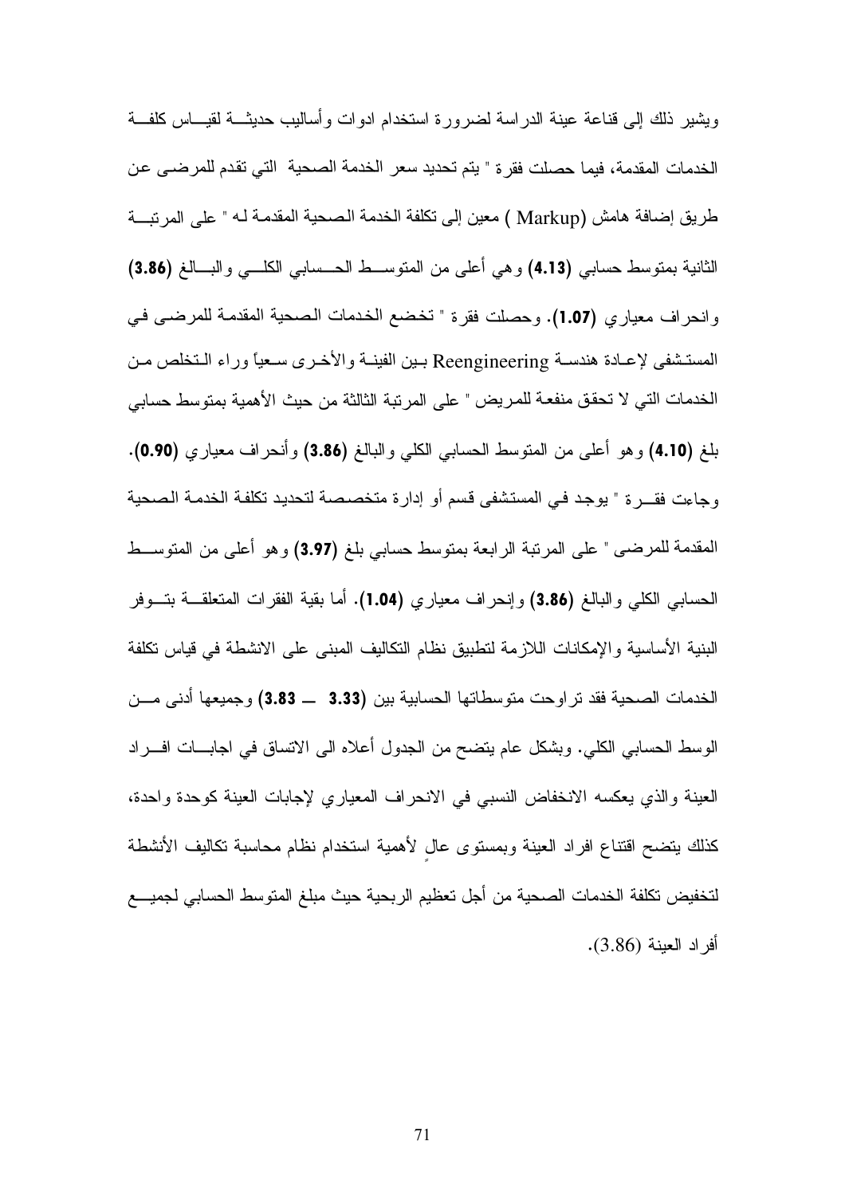ويشير ذلك إلى قناعة عينة الدراسة لضرورة استخدام ادوات وأساليب حديثة لقياس كلفة الخدمات المقدمة، فيما حصلت فقرة " يتم تحديد سعر الخدمة الصحية التي تقدم للمرضى عن طريق إضافة هامش (Markup ) معين إلى تكلفة الخدمة الصحية المقدمة له " على المرتبة الثانية بمتوسط حسابي **(4.13)** وهي أعلى من المتوسط الحسابي الكلي والبالغ **(3.86)** وانحراف معياري **(1.07)**. وحصلت فقرة " تخضع الخدمات الصحية المقدمة للمرضى في المستشفى لإعادة هندسة Reengineering بين الفينة والأخرى سعياً وراء التخلص من الخدمات التي لا تحقق منفعة للمريض " على المرتبة الثالثة من حيث الأهمية بمتوسط حسابي بلغ **(4.10)** وهو أعلى من المتوسط الحسابي الكلي والبالغ **(3.86)** وأنحراف معياري **(0.90)**. وجاءت فقرة " يوجد في المستشفى قسم أو إدارة متخصصة لتحديد تكلفة الخدمة الصحية المقدمة للمرضى " على المرتبة الرابعة بمتوسط حسابي بلغ **(3.97)** وهو أعلى من المتوسط الحسابي الكلي والبالغ **(3.86)** وإنحراف معياري **(1.04)**. أما بقية الفقرات المتعلقة بتوفر البنية الأساسية والإمكانات اللازمة لتطبيق نظام التكاليف المبنى على الانشطة في قياس تكلفة الخدمات الصحية فقد تراوحت متوسطاتها الحسابية بين **(3.33 ــ 3.83)** وجميعها أدنى من الوسط الحسابي الكلي. وبشكل عام يتضح من الجدول أعلاه الى الاتساق في اجابات افراد العينة والذي يعكسه الانخفاض النسبي في الانحراف المعياري لإجابات العينة كوحدة واحدة، كذلك يتضح اقتناع افراد العينة وبمستوى عالٍ لأهمية استخدام نظام محاسبة تكاليف الأنشطة لتخفيض تكلفة الخدمات الصحية من أجل تعظيم الربحية حيث مبلغ المتوسط الحسابي لجميع أفراد العينة (3.86).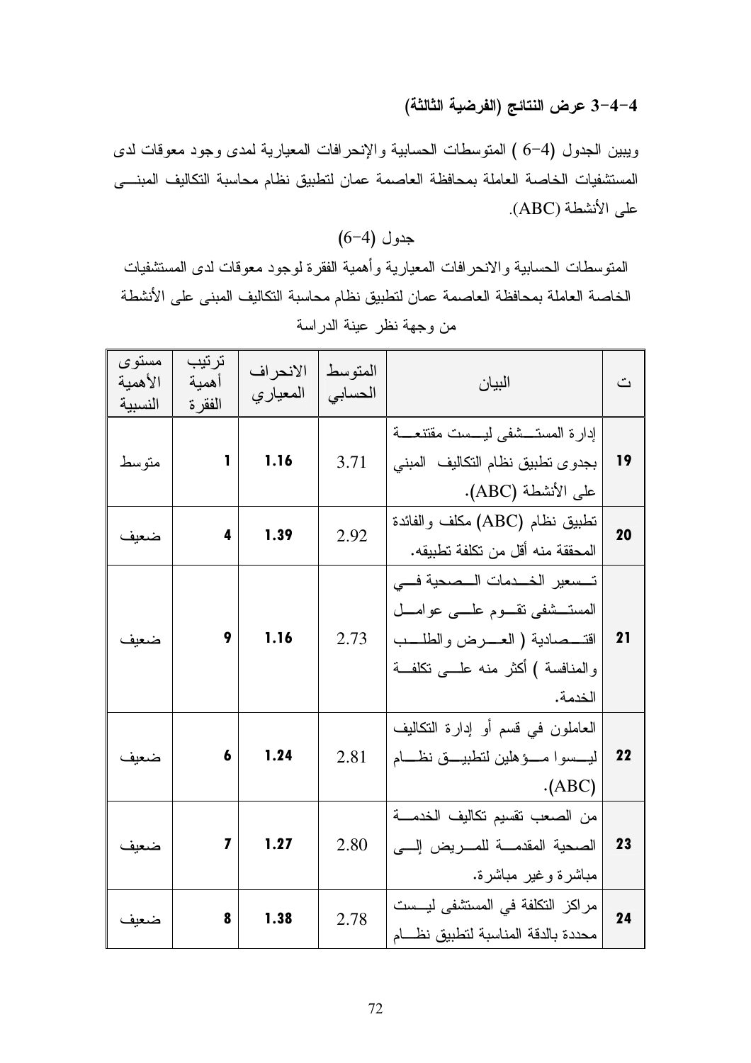### 4-4-3 عرض النتائج (الفرضية الثالثة)

ويبين الجدول (4-6 ) المتوسطات الحسابية والإنحرافات المعيارية لمدى وجود معوقات لدى المستشفيات الخاصة العاملة بمحافظة العاصمة عمان لتطبيق نظام محاسبة التكاليف المبنـي على الأنشطة (ABC).

جدول (4-6)

المتوسطات الحسابية والانحرافات المعيارية وأهمية الفقرة لوجود معوقات لدى المستشفيات الخاصة العاملة بمحافظة العاصمة عمان لتطبيق نظام محاسبة التكاليف المبنى على الأنشطة من وجهة نظر عينة الدراسة

| ت | البيان | المتوسط الحسابي | الانحراف المعياري | ترتيب أهمية الفقرة | مستوى الأهمية النسبية |
|---|---|---|---|---|---|
| **19** | إدارة المستشفى ليست مقتنعة بجدوى تطبيق نظام التكاليف المبني على الأنشطة (ABC). | 3.71 | **1.16** | **1** | متوسط |
| **20** | تطبيق نظام (ABC) مكلف والفائدة المحققة منه أقل من تكلفة تطبيقه. | 2.92 | **1.39** | **4** | ضعيف |
| **21** | تسعير الخدمات الصحية في المستشفى تقوم على عوامل اقتصادية ( العرض والطلب والمنافسة ) أكثر منه على تكلفة الخدمة. | 2.73 | **1.16** | **9** | ضعيف |
| **22** | العاملون في قسم أو إدارة التكاليف ليسوا مؤهلين لتطبيق نظام (ABC). | 2.81 | **1.24** | **6** | ضعيف |
| **23** | من الصعب تقسيم تكاليف الخدمة الصحية المقدمة للمريض إلى مباشرة وغير مباشرة. | 2.80 | **1.27** | **7** | ضعيف |
| **24** | مراكز التكلفة في المستشفى ليست محددة بالدقة المناسبة لتطبيق نظام | 2.78 | **1.38** | **8** | ضعيف |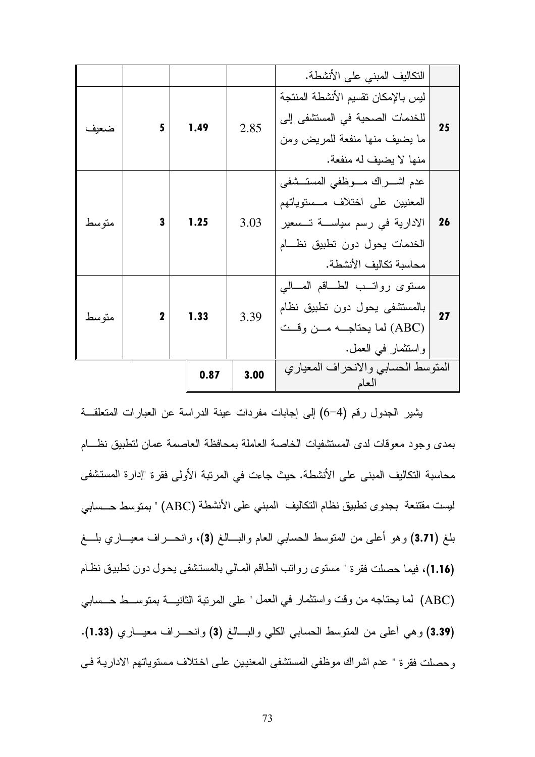| | | | | | |
|---|---|---|---|---|---|
| | التكاليف المبني على الأنشطة. | | | | |
| 25 | ليس بالإمكان تقسيم الأنشطة المنتجة للخدمات الصحية في المستشفى إلى ما يضيف منها منفعة للمريض ومن منها لا يضيف له منفعة. | 2.85 | 1.49 | 5 | ضعيف |
| 26 | عدم اشراك موظفي المستشفى المعنيين على اختلاف مستوياتهم الادارية في رسم سياسة تسعير الخدمات يحول دون تطبيق نظام محاسبة تكاليف الأنشطة. | 3.03 | 1.25 | 3 | متوسط |
| 27 | مستوى رواتب الطاقم المالي بالمستشفى يحول دون تطبيق نظام (ABC) لما يحتاجه من وقت واستثمار في العمل. | 3.39 | 1.33 | 2 | متوسط |
| | المتوسط الحسابي والانحراف المعياري العام | **3.00** | **0.87** | | |

يشير الجدول رقم (4-6) إلى إجابات مفردات عينة الدراسة عن العبارات المتعلقة بمدى وجود معوقات لدى المستشفيات الخاصة العاملة بمحافظة العاصمة عمان لتطبيق نظام محاسبة التكاليف المبنى على الأنشطة. حيث جاءت في المرتبة الأولى فقرة "إدارة المستشفى ليست مقتنعة بجدوى تطبيق نظام التكاليف المبني على الأنشطة (ABC) " بمتوسط حسابي بلغ **(3.71)** وهو أعلى من المتوسط الحسابي العام والبالغ **(3)**، وانحراف معياري بلغ **(1.16)**، فيما حصلت فقرة " مستوى رواتب الطاقم المالي بالمستشفى يحول دون تطبيق نظام (ABC) لما يحتاجه من وقت واستثمار في العمل " على المرتبة الثانية بمتوسط حسابي **(3.39)** وهي أعلى من المتوسط الحسابي الكلي والبالغ **(3)** وانحراف معياري **(1.33)**. وحصلت فقرة " عدم اشراك موظفي المستشفى المعنيين على اختلاف مستوياتهم الادارية في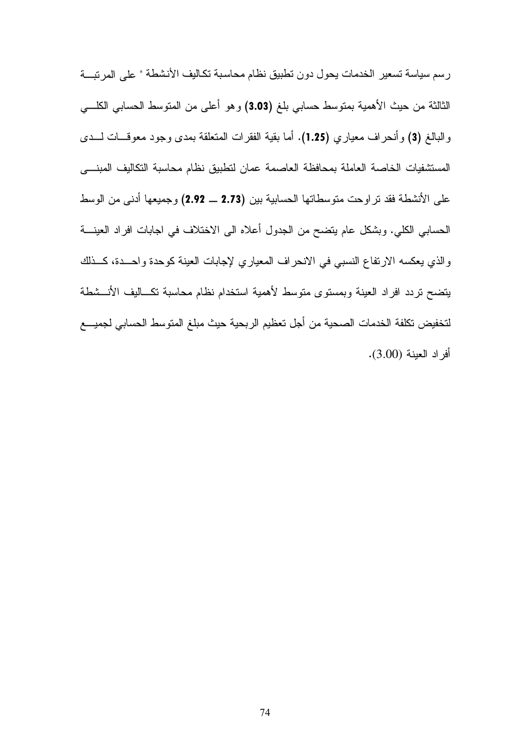رسم سياسة تسعير الخدمات يحول دون تطبيق نظام محاسبة تكاليف الأنشطة " على المرتبة الثالثة من حيث الأهمية بمتوسط حسابي بلغ **(3.03)** وهو أعلى من المتوسط الحسابي الكلي والبالغ **(3)** وأنحراف معياري **(1.25)**. أما بقية الفقرات المتعلقة بمدى وجود معوقات لدى المستشفيات الخاصة العاملة بمحافظة العاصمة عمان لتطبيق نظام محاسبة التكاليف المبني على الأنشطة فقد تراوحت متوسطاتها الحسابية بين **(2.73 ــ 2.92)** وجميعها أدنى من الوسط الحسابي الكلي. وبشكل عام يتضح من الجدول أعلاه الى الاختلاف في اجابات افراد العينة والذي يعكسه الارتفاع النسبي في الانحراف المعياري لإجابات العينة كوحدة واحدة، كذلك يتضح تردد افراد العينة وبمستوى متوسط لأهمية استخدام نظام محاسبة تكاليف الأنشطة لتخفيض تكلفة الخدمات الصحية من أجل تعظيم الربحية حيث مبلغ المتوسط الحسابي لجميع أفراد العينة (3.00).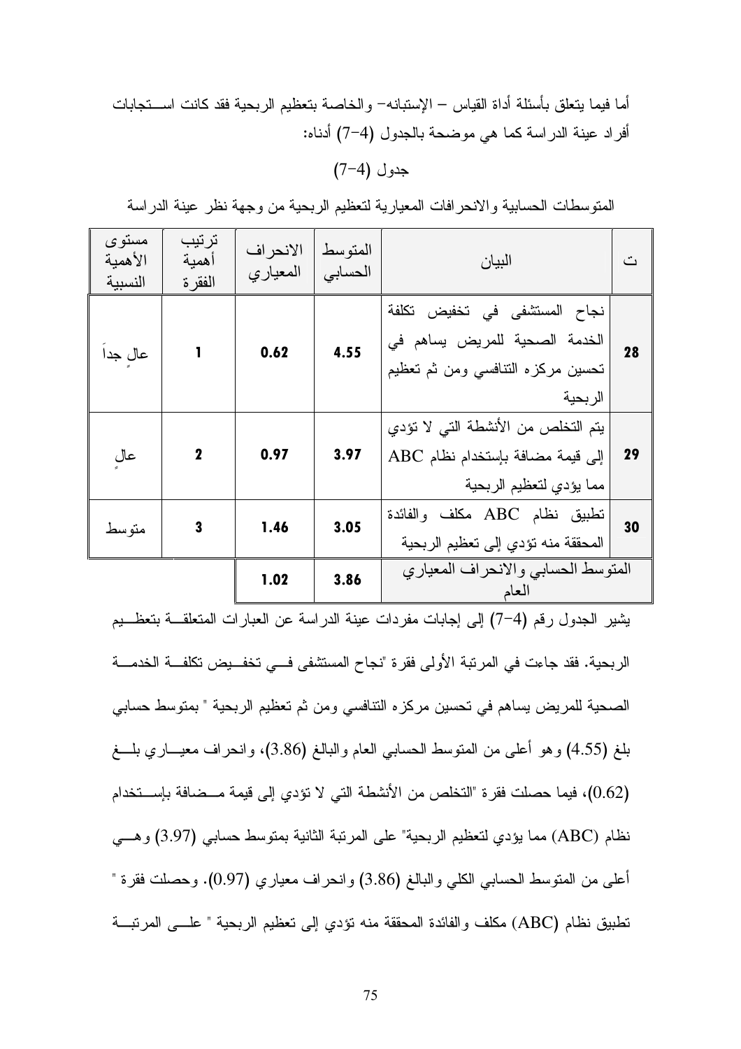أما فيما يتعلق بأسئلة أداة القياس – الإستبانه– والخاصة بتعظيم الربحية فقد كانت استجابات أفراد عينة الدراسة كما هي موضحة بالجدول (4–7) أدناه:

جدول (4–7)

المتوسطات الحسابية والانحرافات المعيارية لتعظيم الربحية من وجهة نظر عينة الدراسة

| ت | البيان | المتوسط الحسابي | الانحراف المعياري | ترتيب أهمية الفقرة | مستوى الأهمية النسبية |
|---|---|---|---|---|---|
| 28 | نجاح المستشفى في تخفيض تكلفة الخدمة الصحية للمريض يساهم في تحسين مركزه التنافسي ومن ثم تعظيم الربحية | 4.55 | 0.62 | 1 | عالٍ جداً |
| 29 | يتم التخلص من الأنشطة التي لا تؤدي إلى قيمة مضافة بإستخدام نظام ABC مما يؤدي لتعظيم الربحية | 3.97 | 0.97 | 2 | عالٍ |
| 30 | تطبيق نظام ABC مكلف والفائدة المحققة منه تؤدي إلى تعظيم الربحية | 3.05 | 1.46 | 3 | متوسط |
| | المتوسط الحسابي والانحراف المعياري العام | 3.86 | 1.02 | | |

يشير الجدول رقم (4–7) إلى إجابات مفردات عينة الدراسة عن العبارات المتعلقة بتعظيم الربحية. فقد جاءت في المرتبة الأولى فقرة "نجاح المستشفى في تخفيض تكلفة الخدمة الصحية للمريض يساهم في تحسين مركزه التنافسي ومن ثم تعظيم الربحية " بمتوسط حسابي بلغ (4.55) وهو أعلى من المتوسط الحسابي العام والبالغ (3.86)، وانحراف معياري بلغ (0.62)، فيما حصلت فقرة "التخلص من الأنشطة التي لا تؤدي إلى قيمة مضافة بإستخدام نظام (ABC) مما يؤدي لتعظيم الربحية" على المرتبة الثانية بمتوسط حسابي (3.97) وهي أعلى من المتوسط الحسابي الكلي والبالغ (3.86) وانحراف معياري (0.97). وحصلت فقرة " تطبيق نظام (ABC) مكلف والفائدة المحققة منه تؤدي إلى تعظيم الربحية " على المرتبة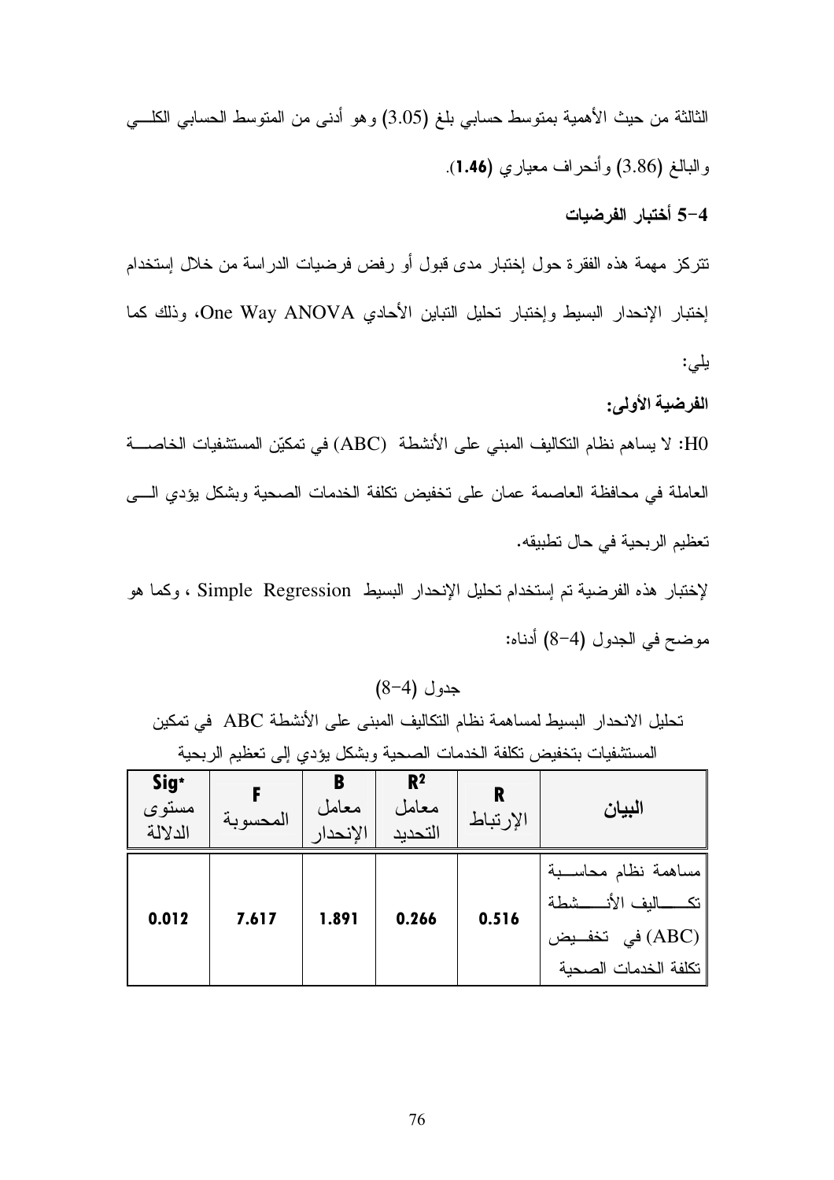الثالثة من حيث الأهمية بمتوسط حسابي بلغ (3.05) وهو أدنى من المتوسط الحسابي الكلي والبالغ (3.86) وأنحراف معياري (**1.46**).

### 4-5 أختبار الفرضيات

تتركز مهمة هذه الفقرة حول إختبار مدى قبول أو رفض فرضيات الدراسة من خلال إستخدام إختبار الإنحدار البسيط وإختبار تحليل التباين الأحادي One Way ANOVA، وذلك كما يلي:

**الفرضية الأولى:**

H0: لا يساهم نظام التكاليف المبني على الأنشطة (ABC) في تمكيّن المستشفيات الخاصة العاملة في محافظة العاصمة عمان على تخفيض تكلفة الخدمات الصحية وبشكل يؤدي الى تعظيم الربحية في حال تطبيقه.

لإختبار هذه الفرضية تم إستخدام تحليل الإنحدار البسيط Simple Regression ، وكما هو موضح في الجدول (4-8) أدناه:

جدول (4-8)

تحليل الانحدار البسيط لمساهمة نظام التكاليف المبنى على الأنشطة ABC في تمكين المستشفيات بتخفيض تكلفة الخدمات الصحية وبشكل يؤدي إلى تعظيم الربحية

| البيان | R الإرتباط | $R^2$ معامل التحديد | B معامل الإنحدار | F المحسوبة | Sig* مستوى الدلالة |
|---|---|---|---|---|---|
| مساهمة نظام محاسبة تكاليف الأنشطة (ABC) في تخفيض تكلفة الخدمات الصحية | **0.516** | **0.266** | **1.891** | **7.617** | **0.012** |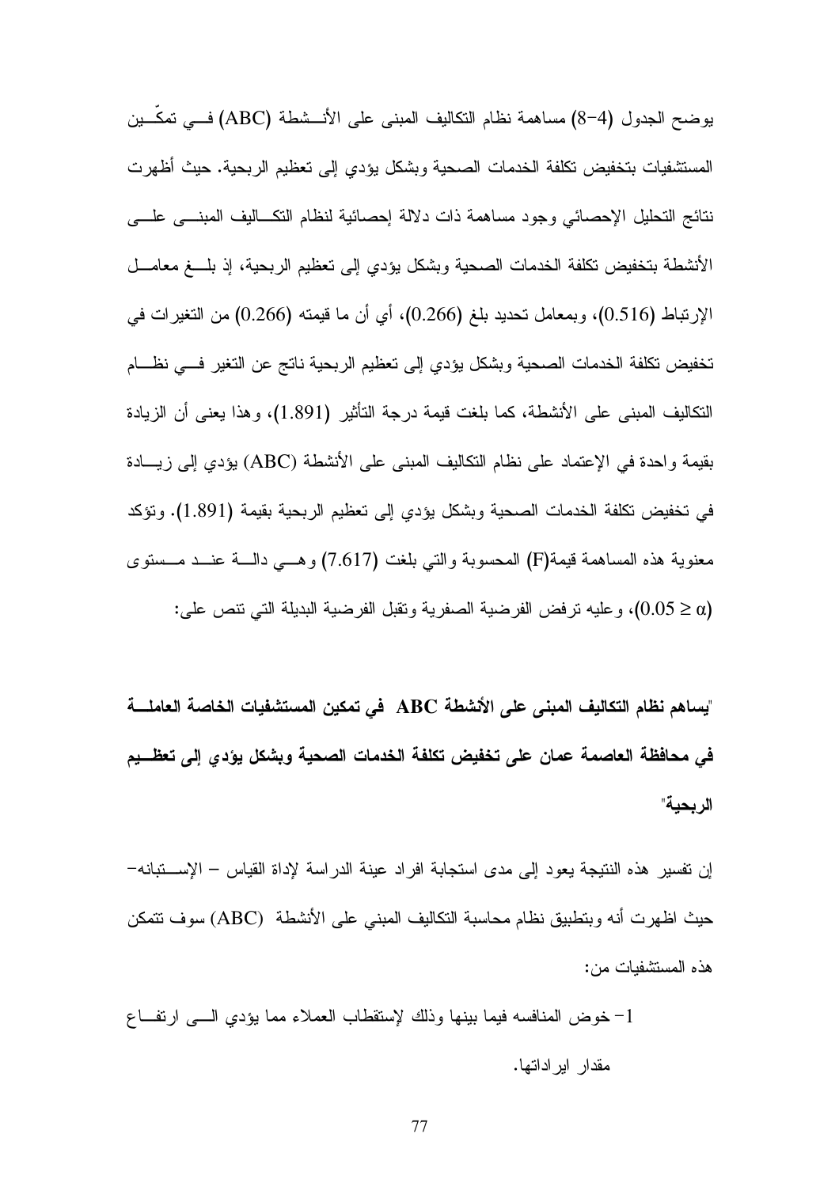يوضح الجدول (4-8) مساهمة نظام التكاليف المبنى على الأنشطة (ABC) في تمكّين المستشفيات بتخفيض تكلفة الخدمات الصحية وبشكل يؤدي إلى تعظيم الربحية. حيث أظهرت نتائج التحليل الإحصائي وجود مساهمة ذات دلالة إحصائية لنظام التكاليف المبنى على الأنشطة بتخفيض تكلفة الخدمات الصحية وبشكل يؤدي إلى تعظيم الربحية، إذ بلغ معامل الإرتباط (0.516)، وبمعامل تحديد بلغ (0.266)، أي أن ما قيمته (0.266) من التغيرات في تخفيض تكلفة الخدمات الصحية وبشكل يؤدي إلى تعظيم الربحية ناتج عن التغير في نظام التكاليف المبنى على الأنشطة، كما بلغت قيمة درجة التأثير (1.891)، وهذا يعنى أن الزيادة بقيمة واحدة في الإعتماد على نظام التكاليف المبنى على الأنشطة (ABC) يؤدي إلى زيادة في تخفيض تكلفة الخدمات الصحية وبشكل يؤدي إلى تعظيم الربحية بقيمة (1.891). وتؤكد معنوية هذه المساهمة قيمة(F) المحسوبة والتي بلغت (7.617) وهي دالة عند مستوى ($0.05 \geq \alpha$)، وعليه ترفض الفرضية الصفرية وتقبل الفرضية البديلة التي تنص على:

**"يساهم نظام التكاليف المبنى على الأنشطة ABC في تمكين المستشفيات الخاصة العاملة في محافظة العاصمة عمان على تخفيض تكلفة الخدمات الصحية وبشكل يؤدي إلى تعظيم الربحية"**

إن تفسير هذه النتيجة يعود إلى مدى استجابة افراد عينة الدراسة لإداة القياس – الإستبانه- حيث اظهرت أنه وبتطبيق نظام محاسبة التكاليف المبني على الأنشطة (ABC) سوف تتمكن هذه المستشفيات من:

1- خوض المنافسه فيما بينها وذلك لإستقطاب العملاء مما يؤدي الى ارتفاع مقدار ايراداتها.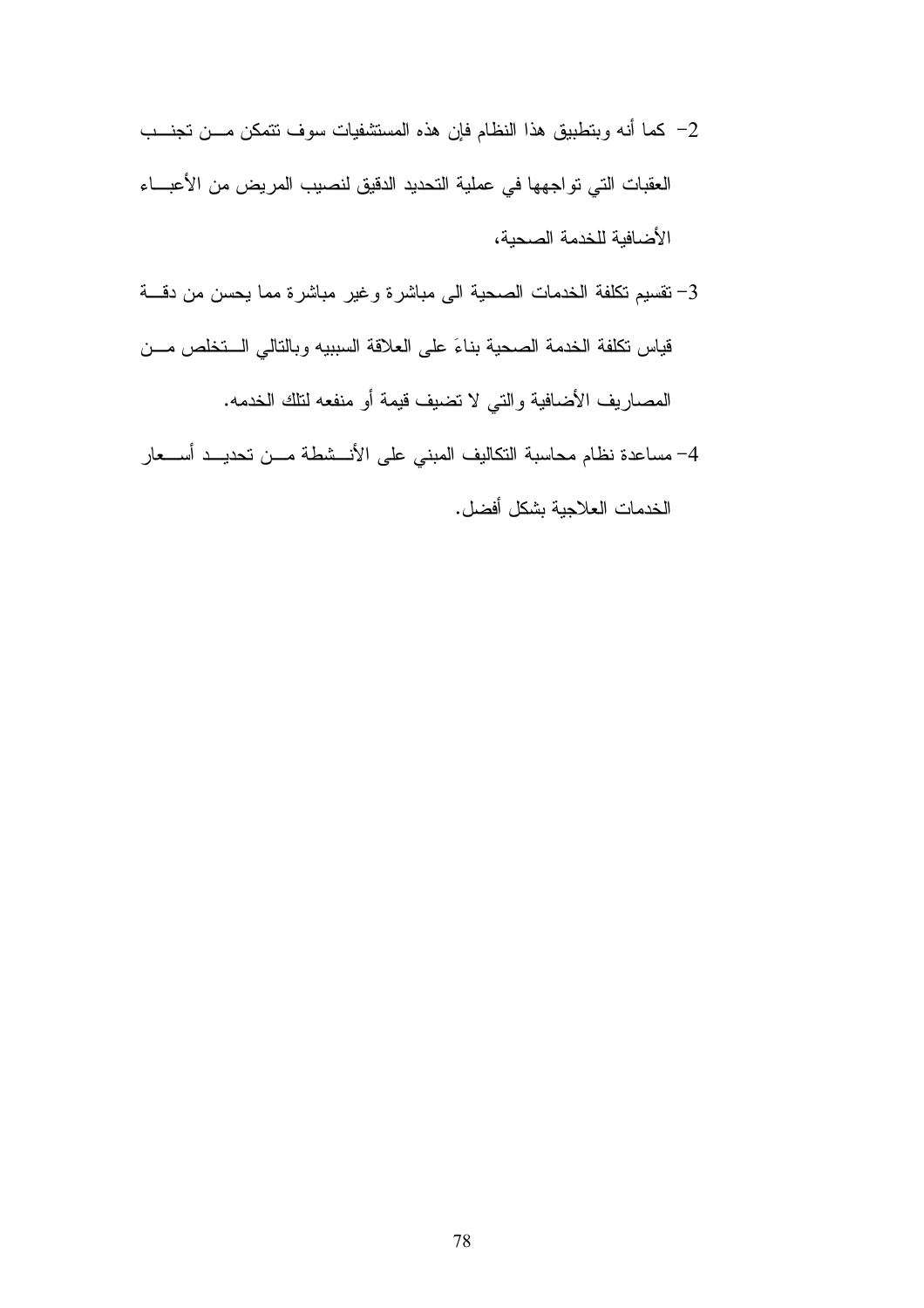2- كما أنه وبتطبيق هذا النظام فإن هذه المستشفيات سوف تتمكن من تجنب العقبات التي تواجهها في عملية التحديد الدقيق لنصيب المريض من الأعباء الأضافية للخدمة الصحية،

3- تقسيم تكلفة الخدمات الصحية الى مباشرة وغير مباشرة مما يحسن من دقة قياس تكلفة الخدمة الصحية بناءَ على العلاقة السببيه وبالتالي التخلص من المصاريف الأضافية والتي لا تضيف قيمة أو منفعه لتلك الخدمه.

4- مساعدة نظام محاسبة التكاليف المبني على الأنشطة من تحديد أسعار الخدمات العلاجية بشكل أفضل.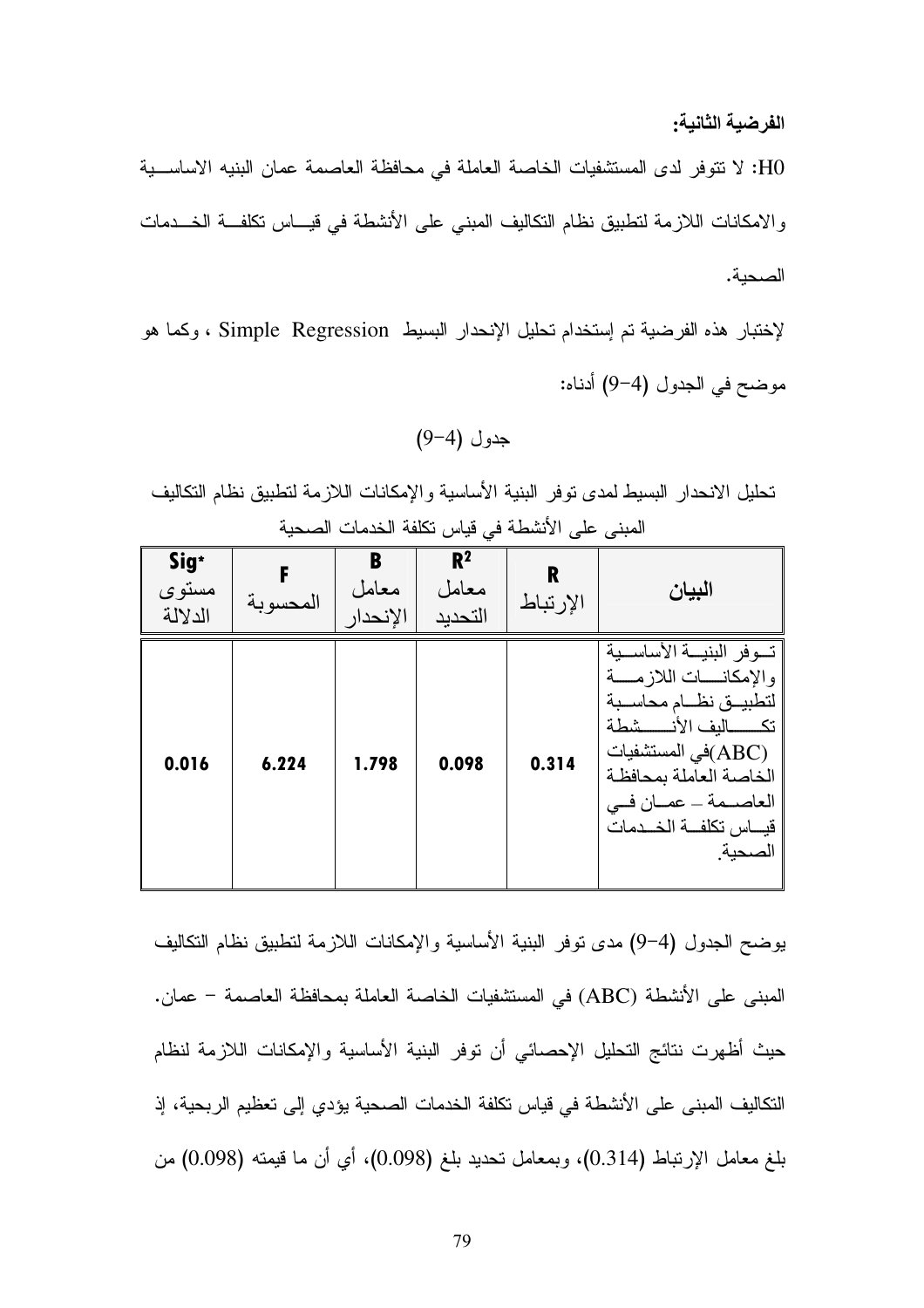**الفرضية الثانية:**

H0: لا تتوفر لدى المستشفيات الخاصة العاملة في محافظة العاصمة عمان البنيه الاساسية والامكانات اللازمة لتطبيق نظام التكاليف المبني على الأنشطة في قياس تكلفة الخدمات الصحية.

لإختبار هذه الفرضية تم إستخدام تحليل الإنحدار البسيط Simple Regression ، وكما هو موضح في الجدول (4-9) أدناه:

جدول (4-9)

تحليل الانحدار البسيط لمدى توفر البنية الأساسية والإمكانات اللازمة لتطبيق نظام التكاليف المبنى على الأنشطة في قياس تكلفة الخدمات الصحية

| البيان | R الإرتباط | $R^2$ معامل التحديد | B معامل الإنحدار | F المحسوبة | Sig* مستوى الدلالة |
|---|---|---|---|---|---|
| توفر البنية الأساسية والإمكانات اللازمة لتطبيق نظام محاسبة تكاليف الأنشطة (ABC)في المستشفيات الخاصة العاملة بمحافظة العاصمة – عمان في قياس تكلفة الخدمات الصحية. | **0.314** | **0.098** | **1.798** | **6.224** | **0.016** |

يوضح الجدول (4-9) مدى توفر البنية الأساسية والإمكانات اللازمة لتطبيق نظام التكاليف المبنى على الأنشطة (ABC) في المستشفيات الخاصة العاملة بمحافظة العاصمة – عمان. حيث أظهرت نتائج التحليل الإحصائي أن توفر البنية الأساسية والإمكانات اللازمة لنظام التكاليف المبنى على الأنشطة في قياس تكلفة الخدمات الصحية يؤدي إلى تعظيم الربحية، إذ بلغ معامل الإرتباط (0.314)، وبمعامل تحديد بلغ (0.098)، أي أن ما قيمته (0.098) من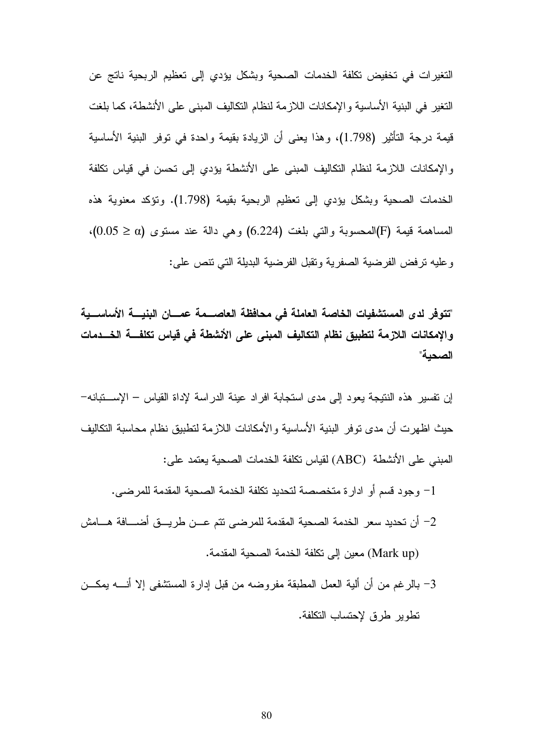التغيرات في تخفيض تكلفة الخدمات الصحية وبشكل يؤدي إلى تعظيم الربحية ناتج عن التغير في البنية الأساسية والإمكانات اللازمة لنظام التكاليف المبنى على الأنشطة، كما بلغت قيمة درجة التأثير (1.798)، وهذا يعنى أن الزيادة بقيمة واحدة في توفر البنية الأساسية والإمكانات اللازمة لنظام التكاليف المبنى على الأنشطة يؤدي إلى تحسن في قياس تكلفة الخدمات الصحية وبشكل يؤدي إلى تعظيم الربحية بقيمة (1.798). وتؤكد معنوية هذه المساهمة قيمة (F)المحسوبة والتي بلغت (6.224) وهي دالة عند مستوى ($\alpha \leq 0.05$)، وعليه ترفض الفرضية الصفرية وتقبل الفرضية البديلة التي تنص على:

**"تتوفر لدى المستشفيات الخاصة العاملة في محافظة العاصمة عمان البنية الأساسية والإمكانات اللازمة لتطبيق نظام التكاليف المبنى على الأنشطة في قياس تكلفة الخدمات الصحية"**

إن تفسير هذه النتيجة يعود إلى مدى استجابة افراد عينة الدراسة لإداة القياس – الإستبانه– حيث اظهرت أن مدى توفر البنية الأساسية والأمكانات اللازمة لتطبيق نظام محاسبة التكاليف المبني على الأنشطة (ABC) لقياس تكلفة الخدمات الصحية يعتمد على:

1- وجود قسم أو ادارة متخصصة لتحديد تكلفة الخدمة الصحية المقدمة للمرضى.

2- أن تحديد سعر الخدمة الصحية المقدمة للمرضى تتم عن طريق أضافة هامش (Mark up) معين إلى تكلفة الخدمة الصحية المقدمة.

3- بالرغم من ألية العمل المطبقة مفروضه من قبل إدارة المستشفى إلا أنه يمكن تطوير طرق لإحتساب التكلفة.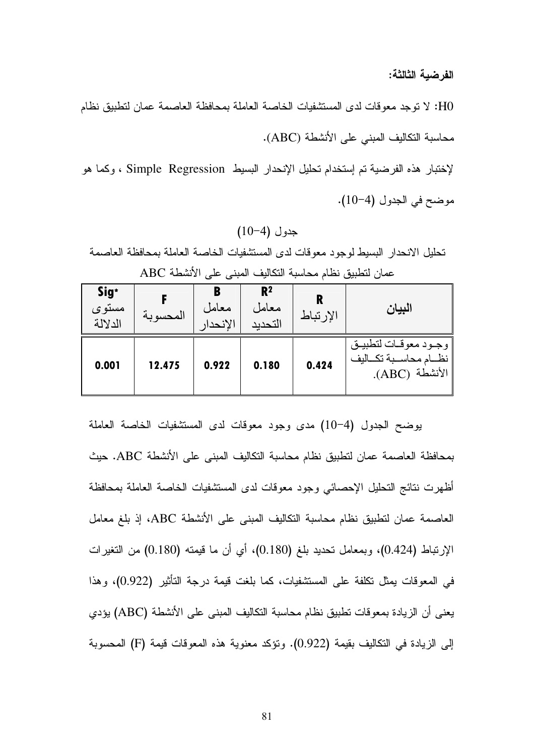**الفرضية الثالثة:**

H0: لا توجد معوقات لدى المستشفيات الخاصة العاملة بمحافظة العاصمة عمان لتطبيق نظام محاسبة التكاليف المبني على الأنشطة (ABC).

لإختبار هذه الفرضية تم إستخدام تحليل الإنحدار البسيط Simple Regression ، وكما هو موضح في الجدول (4-10).

جدول (4-10)

تحليل الانحدار البسيط لوجود معوقات لدى المستشفيات الخاصة العاملة بمحافظة العاصمة عمان لتطبيق نظام محاسبة التكاليف المبنى على الأنشطة ABC

| البيان | R الإرتباط | $R^2$ معامل التحديد | B معامل الإنحدار | F المحسوبة | Sig* مستوى الدلالة |
|---|---|---|---|---|---|
| وجود معوقات لتطبيق نظام محاسبة تكاليف الأنشطة (ABC). | 0.424 | 0.180 | 0.922 | 12.475 | 0.001 |

يوضح الجدول (4-10) مدى وجود معوقات لدى المستشفيات الخاصة العاملة بمحافظة العاصمة عمان لتطبيق نظام محاسبة التكاليف المبنى على الأنشطة ABC. حيث أظهرت نتائج التحليل الإحصائي وجود معوقات لدى المستشفيات الخاصة العاملة بمحافظة العاصمة عمان لتطبيق نظام محاسبة التكاليف المبنى على الأنشطة ABC، إذ بلغ معامل الإرتباط (0.424)، وبمعامل تحديد بلغ (0.180)، أي أن ما قيمته (0.180) من التغيرات في المعوقات يمثل تكلفة على المستشفيات، كما بلغت قيمة درجة التأثير (0.922)، وهذا يعنى أن الزيادة بمعوقات تطبيق نظام محاسبة التكاليف المبنى على الأنشطة (ABC) يؤدي إلى الزيادة في التكاليف بقيمة (0.922). وتؤكد معنوية هذه المعوقات قيمة (F) المحسوبة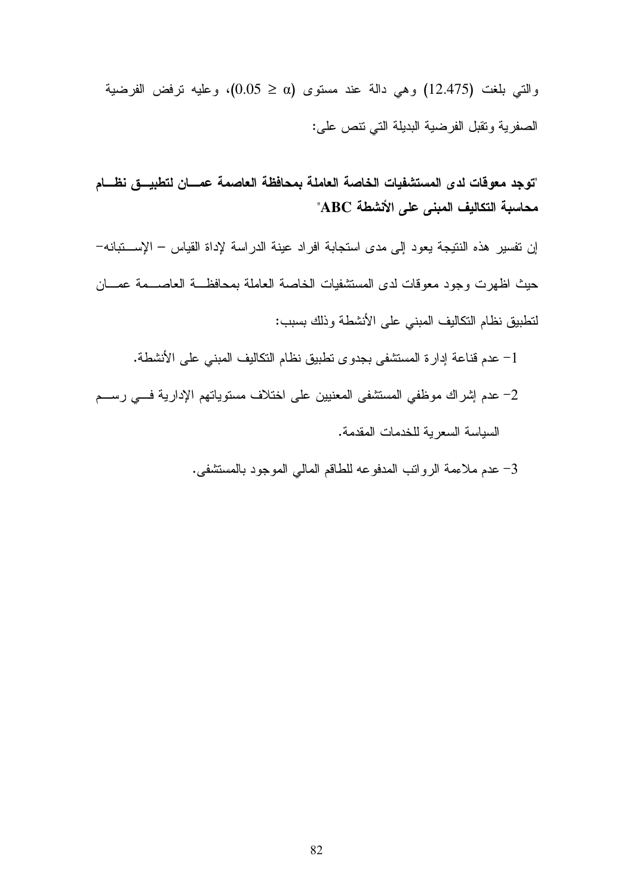والتي بلغت (12.475) وهي دالة عند مستوى ($\alpha \leq 0.05$)، وعليه ترفض الفرضية الصفرية وتقبل الفرضية البديلة التي تنص على:

**"توجد معوقات لدى المستشفيات الخاصة العاملة بمحافظة العاصمة عمان لتطبيق نظام محاسبة التكاليف المبنى على الأنشطة ABC"**

إن تفسير هذه النتيجة يعود إلى مدى استجابة افراد عينة الدراسة لإداة القياس – الإستبانه– حيث اظهرت وجود معوقات لدى المستشفيات الخاصة العاملة بمحافظة العاصمة عمان لتطبيق نظام التكاليف المبني على الأنشطة وذلك بسبب:

1- عدم قناعة إدارة المستشفى بجدوى تطبيق نظام التكاليف المبني على الأنشطة.

2- عدم إشراك موظفي المستشفى المعنيين على اختلاف مستوياتهم الإدارية في رسم السياسة السعرية للخدمات المقدمة.

3- عدم ملاءمة الرواتب المدفوعه للطاقم المالي الموجود بالمستشفى.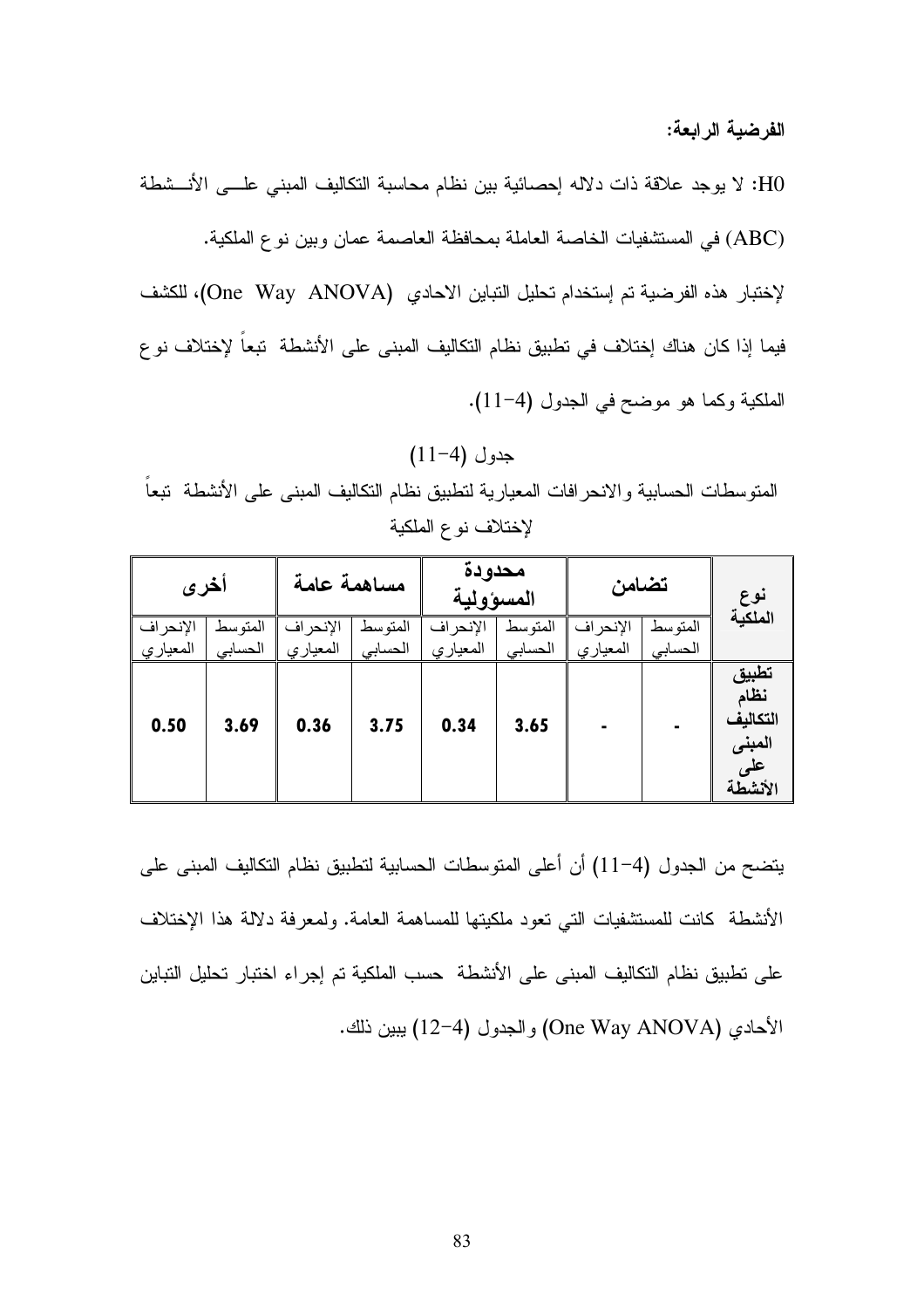**الفرضية الرابعة:**

H0: لا يوجد علاقة ذات دلاله إحصائية بين نظام محاسبة التكاليف المبني علـــى الأنـــشطة (ABC) في المستشفيات الخاصة العاملة بمحافظة العاصمة عمان وبين نوع الملكية.

لإختبار هذه الفرضية تم إستخدام تحليل التباين الاحادي (One Way ANOVA)، للكشف فيما إذا كان هناك إختلاف في تطبيق نظام التكاليف المبنى على الأنشطة تبعاً لإختلاف نوع الملكية وكما هو موضح في الجدول (4-11).

جدول (4-11)

المتوسطات الحسابية والانحرافات المعيارية لتطبيق نظام التكاليف المبنى على الأنشطة تبعاً لإختلاف نوع الملكية

| نوع الملكية | تضامن | | محدودة المسؤولية | | مساهمة عامة | | أخرى | |
|---|---|---|---|---|---|---|---|---|
| | المتوسط الحسابي | الإنحراف المعياري | المتوسط الحسابي | الإنحراف المعياري | المتوسط الحسابي | الإنحراف المعياري | المتوسط الحسابي | الإنحراف المعياري |
| **تطبيق نظام التكاليف المبنى على الأنشطة** | **-** | **-** | **3.65** | **0.34** | **3.75** | **0.36** | **3.69** | **0.50** |

يتضح من الجدول (4-11) أن أعلى المتوسطات الحسابية لتطبيق نظام التكاليف المبنى على الأنشطة كانت للمستشفيات التي تعود ملكيتها للمساهمة العامة. ولمعرفة دلالة هذا الإختلاف على تطبيق نظام التكاليف المبنى على الأنشطة حسب الملكية تم إجراء اختبار تحليل التباين الأحادي (One Way ANOVA) والجدول (4-12) يبين ذلك.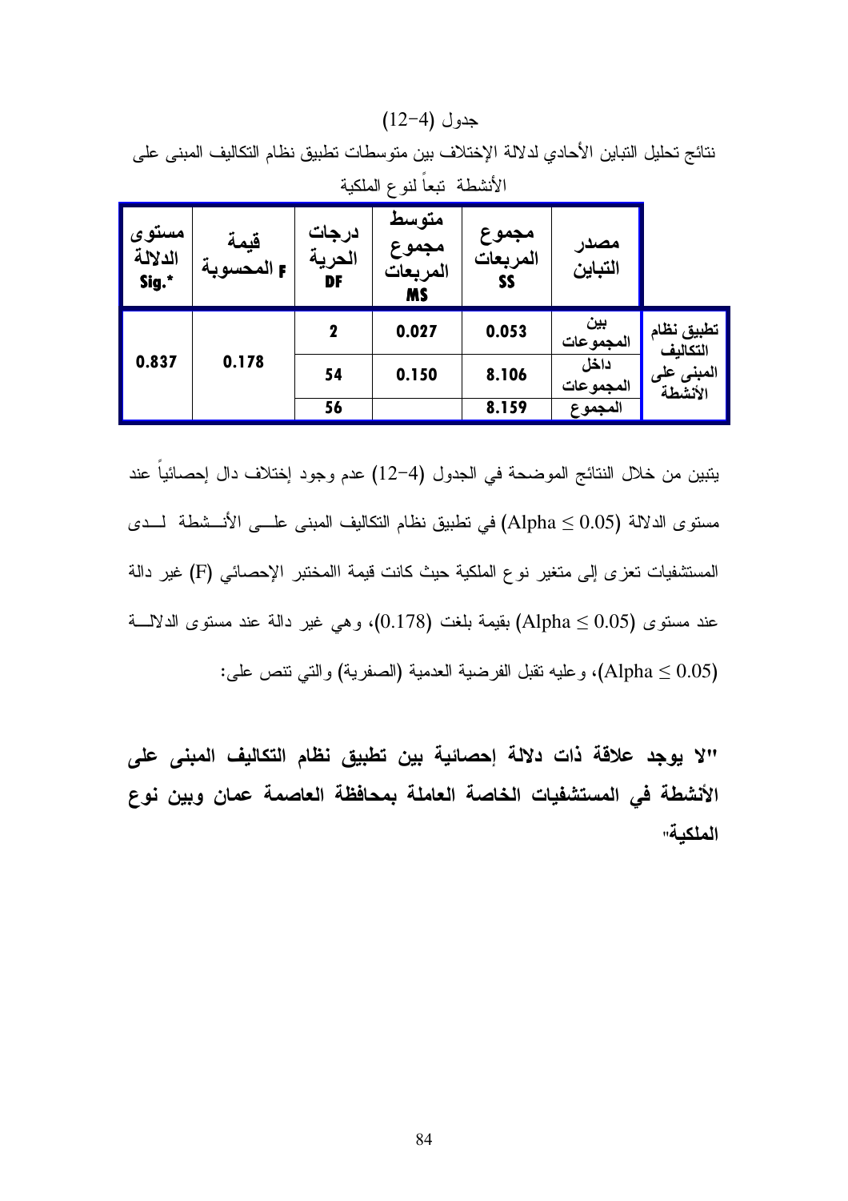جدول (4-12)

نتائج تحليل التباين الأحادي لدلالة الإختلاف بين متوسطات تطبيق نظام التكاليف المبنى على الأنشطة تبعاً لنوع الملكية

| | مصدر التباين | مجموع المربعات SS | متوسط مجموع المربعات MS | درجات الحرية DF | قيمة F المحسوبة | مستوى الدلالة Sig.* |
|---|---|---|---|---|---|---|
| تطبيق نظام التكاليف المبنى على الأنشطة | بين المجموعات | 0.053 | 0.027 | 2 | 0.178 | 0.837 |
| | داخل المجموعات | 8.106 | 0.150 | 54 | | |
| | المجموع | 8.159 | | 56 | | |

يتبين من خلال النتائج الموضحة في الجدول (4-12) عدم وجود إختلاف دال إحصائياً عند مستوى الدلالة ($Alpha \leq 0.05$) في تطبيق نظام التكاليف المبنى على الأنشطة لدى المستشفيات تعزى إلى متغير نوع الملكية حيث كانت قيمة االمختبر الإحصائي (F) غير دالة عند مستوى ($Alpha \leq 0.05$) بقيمة بلغت (0.178)، وهي غير دالة عند مستوى الدلالة ($Alpha \leq 0.05$)، وعليه تقبل الفرضية العدمية (الصفرية) والتي تنص على:

**"لا يوجد علاقة ذات دلالة إحصائية بين تطبيق نظام التكاليف المبنى على الأنشطة في المستشفيات الخاصة العاملة بمحافظة العاصمة عمان وبين نوع الملكية"**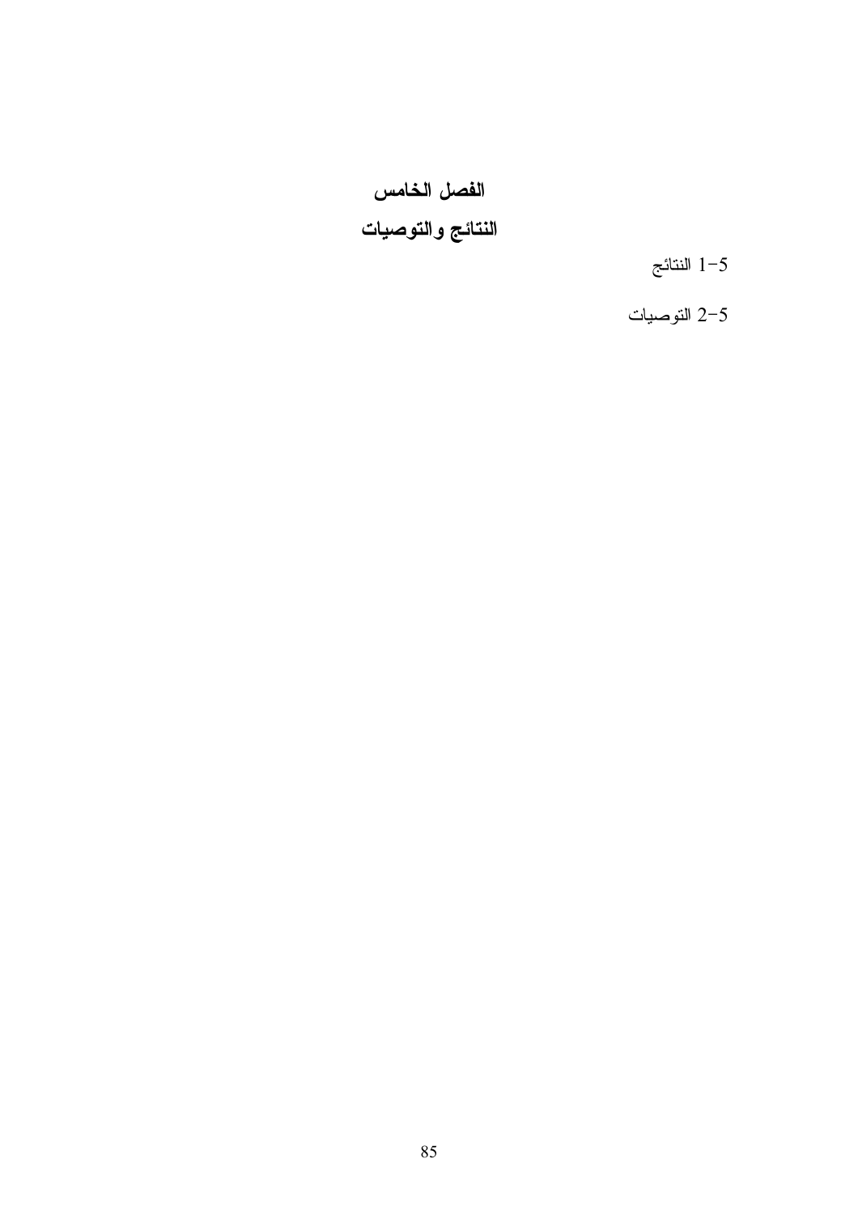# الفصل الخامس

## النتائج والتوصيات

5-1 النتائج

5-2 التوصيات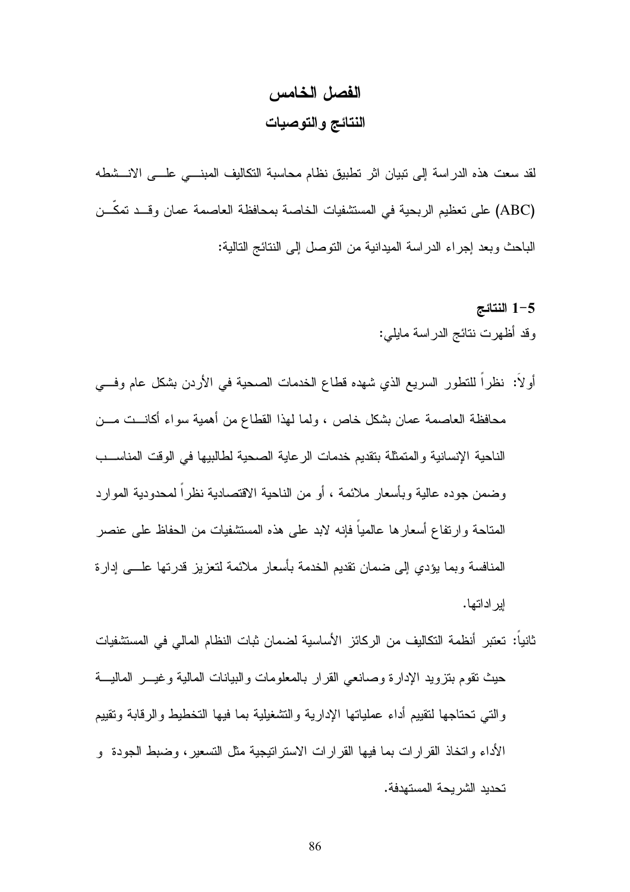# الفصل الخامس

## النتائج والتوصيات

لقد سعت هذه الدراسة إلى تبيان اثر تطبيق نظام محاسبة التكاليف المبني على الانشطه (ABC) على تعظيم الربحية في المستشفيات الخاصة بمحافظة العاصمة عمان وقد تمكّن الباحث وبعد إجراء الدراسة الميدانية من التوصل إلى النتائج التالية:

### 5-1 النتائج

وقد أظهرت نتائج الدراسة مايلي:

أولاَ: نظراً للتطور السريع الذي شهده قطاع الخدمات الصحية في الأردن بشكل عام وفي محافظة العاصمة عمان بشكل خاص ، ولما لهذا القطاع من أهمية سواء أكانت من الناحية الإنسانية والمتمثلة بتقديم خدمات الرعاية الصحية لطالبيها في الوقت المناسب وضمن جوده عالية وبأسعار ملائمة ، أو من الناحية الاقتصادية نظراً لمحدودية الموارد المتاحة وارتفاع أسعارها عالمياً فإنه لابد على هذه المستشفيات من الحفاظ على عنصر المنافسة وبما يؤدي إلى ضمان تقديم الخدمة بأسعار ملائمة لتعزيز قدرتها على إدارة إيراداتها.

ثانياً: تعتبر أنظمة التكاليف من الركائز الأساسية لضمان ثبات النظام المالي في المستشفيات حيث تقوم بتزويد الإدارة وصانعي القرار بالمعلومات والبيانات المالية وغير المالية والتي تحتاجها لتقييم أداء عملياتها الإدارية والتشغيلية بما فيها التخطيط والرقابة وتقييم الأداء واتخاذ القرارات بما فيها القرارات الاستراتيجية مثل التسعير، وضبط الجودة و تحديد الشريحة المستهدفة.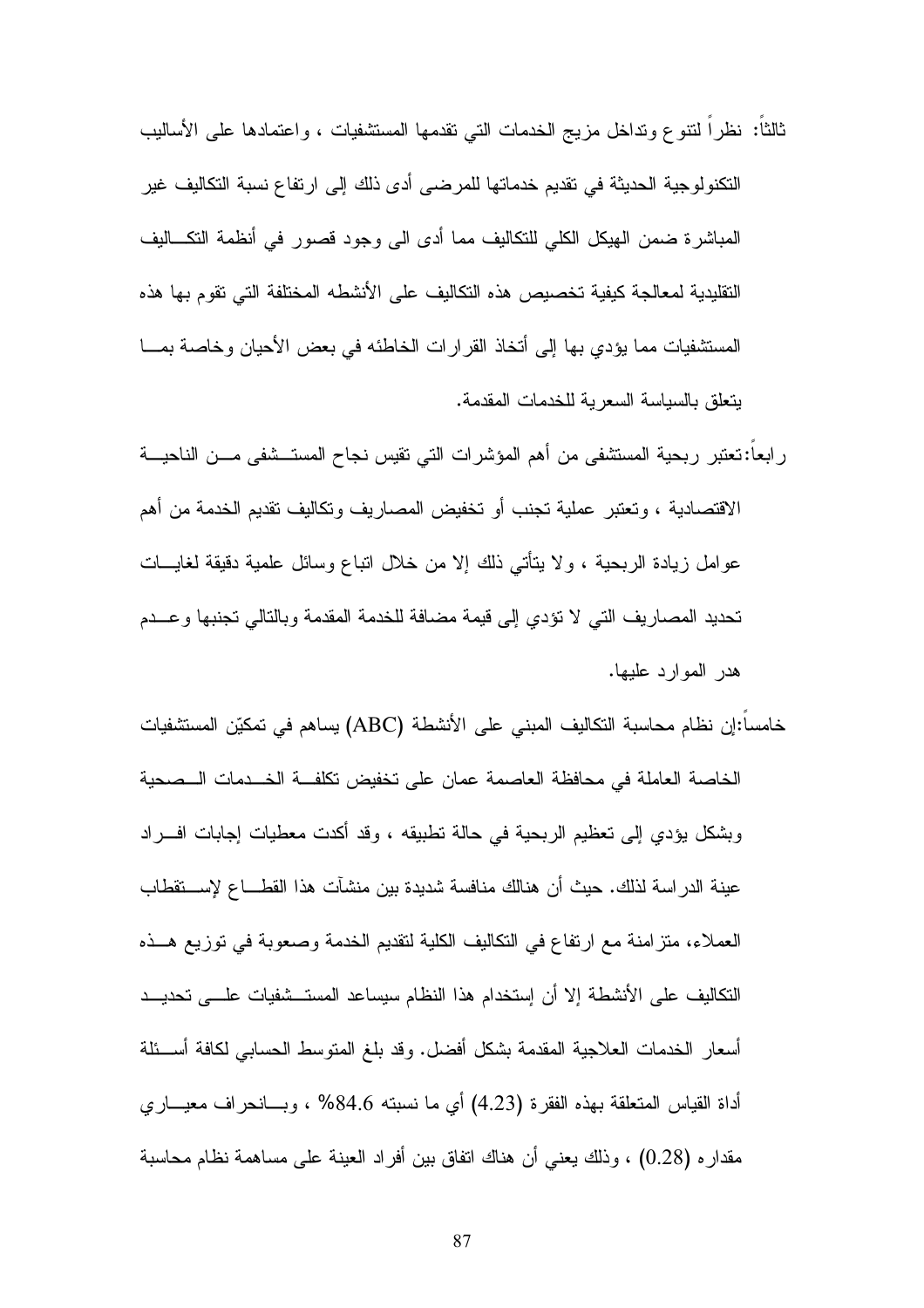ثالثاً: نظراً لتنوع وتداخل مزيج الخدمات التي تقدمها المستشفيات ، واعتمادها على الأساليب التكنولوجية الحديثة في تقديم خدماتها للمرضى أدى ذلك إلى ارتفاع نسبة التكاليف غير المباشرة ضمن الهيكل الكلي للتكاليف مما أدى الى وجود قصور في أنظمة التكاليف التقليدية لمعالجة كيفية تخصيص هذه التكاليف على الأنشطه المختلفة التي تقوم بها هذه المستشفيات مما يؤدي بها إلى أتخاذ القرارات الخاطئه في بعض الأحيان وخاصة بما يتعلق بالسياسة السعرية للخدمات المقدمة.

رابعاً: تعتبر ربحية المستشفى من أهم المؤشرات التي تقيس نجاح المستشفى من الناحية الاقتصادية ، وتعتبر عملية تجنب أو تخفيض المصاريف وتكاليف تقديم الخدمة من أهم عوامل زيادة الربحية ، ولا يتأتي ذلك إلا من خلال اتباع وسائل علمية دقيقة لغايات تحديد المصاريف التي لا تؤدي إلى قيمة مضافة للخدمة المقدمة وبالتالي تجنبها وعدم هدر الموارد عليها.

خامساً: إن نظام محاسبة التكاليف المبني على الأنشطة (ABC) يساهم في تمكيّن المستشفيات الخاصة العاملة في محافظة العاصمة عمان على تخفيض تكلفة الخدمات الصحية وبشكل يؤدي إلى تعظيم الربحية في حالة تطبيقه ، وقد أكدت معطيات إجابات افراد عينة الدراسة لذلك. حيث أن هنالك منافسة شديدة بين منشآت هذا القطاع لإستقطاب العملاء، متزامنة مع ارتفاع في التكاليف الكلية لتقديم الخدمة وصعوبة في توزيع هذه التكاليف على الأنشطة إلا أن إستخدام هذا النظام سيساعد المستشفيات على تحديد أسعار الخدمات العلاجية المقدمة بشكل أفضل. وقد بلغ المتوسط الحسابي لكافة أسئلة أداة القياس المتعلقة بهذه الفقرة (4.23) أي ما نسبته 84.6% ، وبانحراف معياري مقداره (0.28) ، وذلك يعني أن هناك اتفاق بين أفراد العينة على مساهمة نظام محاسبة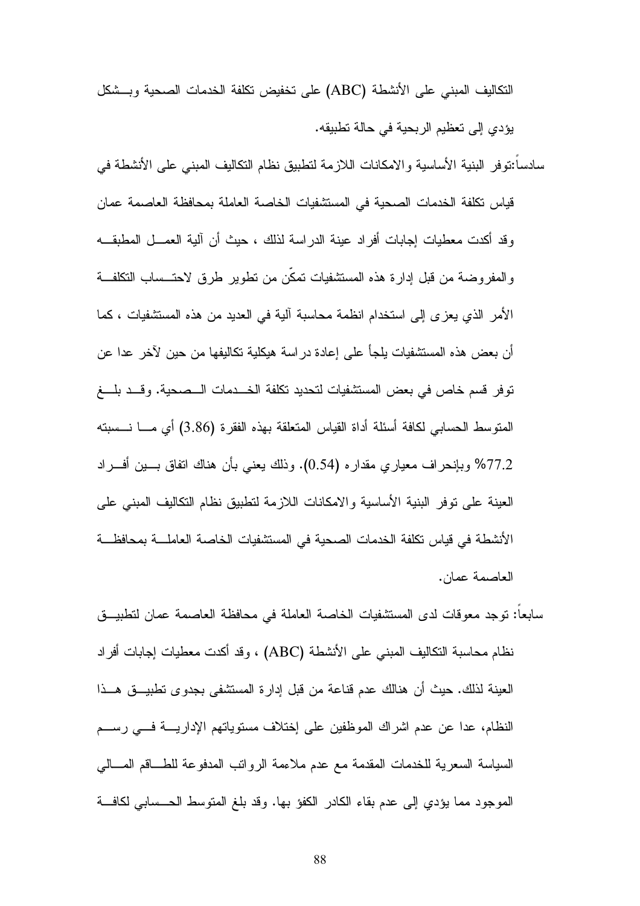التكاليف المبني على الأنشطة (ABC) على تخفيض تكلفة الخدمات الصحية وبشكل يؤدي إلى تعظيم الربحية في حالة تطبيقه.

سادساً:توفر البنية الأساسية والامكانات اللازمة لتطبيق نظام التكاليف المبني على الأنشطة في قياس تكلفة الخدمات الصحية في المستشفيات الخاصة العاملة بمحافظة العاصمة عمان وقد أكدت معطيات إجابات أفراد عينة الدراسة لذلك ، حيث أن آلية العمل المطبقه والمفروضة من قبل إدارة هذه المستشفيات تمكّن من تطوير طرق لاحتساب التكلفة الأمر الذي يعزى إلى استخدام انظمة محاسبة آلية في العديد من هذه المستشفيات ، كما أن بعض هذه المستشفيات يلجأ على إعادة دراسة هيكلية تكاليفها من حين لآخر عدا عن توفر قسم خاص في بعض المستشفيات لتحديد تكلفة الخدمات الصحية. وقد بلغ المتوسط الحسابي لكافة أسئلة أداة القياس المتعلقة بهذه الفقرة (3.86) أي ما نسبته 77.2% وبإنحراف معياري مقداره (0.54). وذلك يعني بأن هناك اتفاق بين أفراد العينة على توفر البنية الأساسية والامكانات اللازمة لتطبيق نظام التكاليف المبني على الأنشطة في قياس تكلفة الخدمات الصحية في المستشفيات الخاصة العاملة بمحافظة العاصمة عمان.

سابعاً: توجد معوقات لدى المستشفيات الخاصة العاملة في محافظة العاصمة عمان لتطبيق نظام محاسبة التكاليف المبني على الأنشطة (ABC) ، وقد أكدت معطيات إجابات أفراد العينة لذلك. حيث أن هنالك عدم قناعة من قبل إدارة المستشفى بجدوى تطبيق هذا النظام، عدا عن عدم اشراك الموظفين على إختلاف مستوياتهم الإدارية في رسم السياسة السعرية للخدمات المقدمة مع عدم ملاءمة الرواتب المدفوعة للطاقم المالي الموجود مما يؤدي إلى عدم بقاء الكادر الكفؤ بها. وقد بلغ المتوسط الحسابي لكافة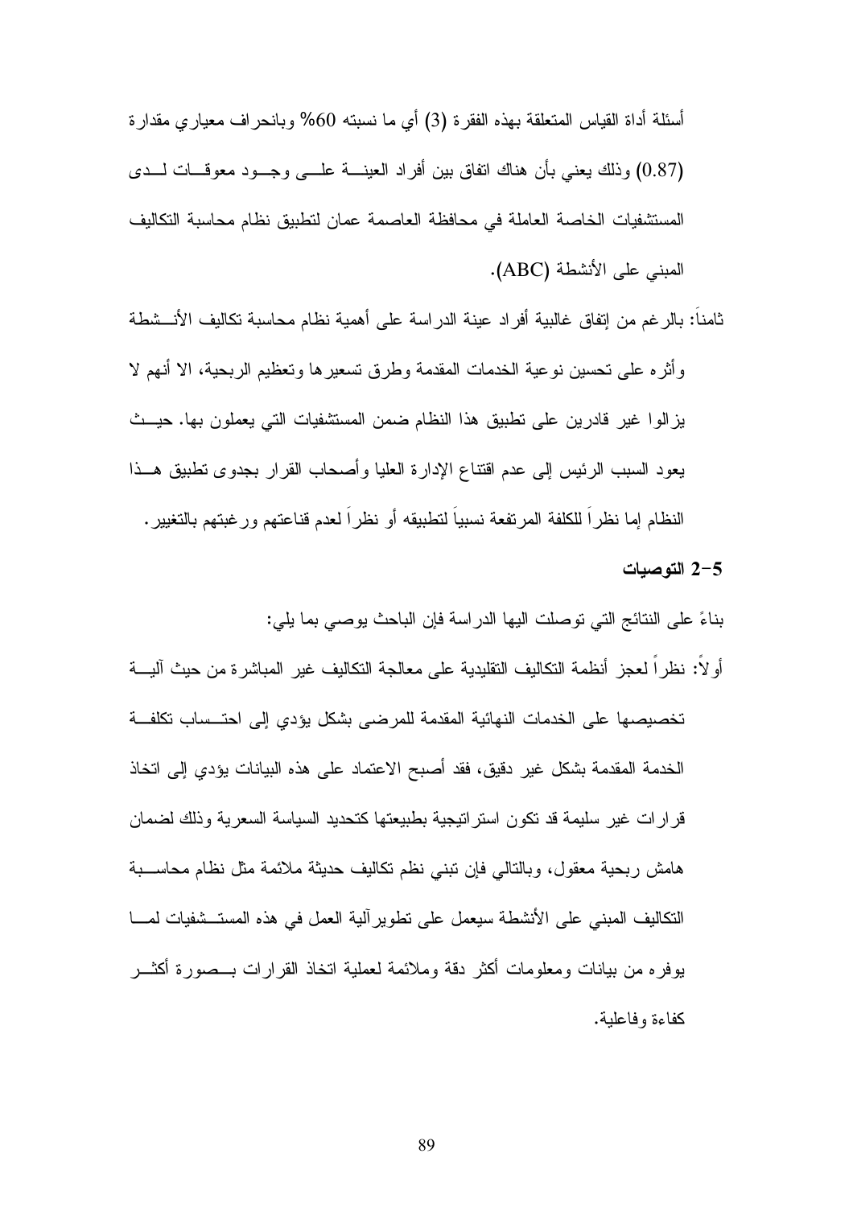أسئلة أداة القياس المتعلقة بهذه الفقرة (3) أي ما نسبته 60% وبانحراف معياري مقدارة (0.87) وذلك يعني بأن هناك اتفاق بين أفراد العينة على وجود معوقات لدى المستشفيات الخاصة العاملة في محافظة العاصمة عمان لتطبيق نظام محاسبة التكاليف المبني على الأنشطة (ABC).

ثامناً: بالرغم من إتفاق غالبية أفراد عينة الدراسة على أهمية نظام محاسبة تكاليف الأنشطة وأثره على تحسين نوعية الخدمات المقدمة وطرق تسعيرها وتعظيم الربحية، الا أنهم لا يزالوا غير قادرين على تطبيق هذا النظام ضمن المستشفيات التي يعملون بها. حيث يعود السبب الرئيس إلى عدم اقتناع الإدارة العليا وأصحاب القرار بجدوى تطبيق هذا النظام إما نظراً للكلفة المرتفعة نسبياً لتطبيقه أو نظراً لعدم قناعتهم ورغبتهم بالتغيير.

### 5-2 التوصيات

بناءً على النتائج التي توصلت اليها الدراسة فإن الباحث يوصي بما يلي:

أولاً: نظراً لعجز أنظمة التكاليف التقليدية على معالجة التكاليف غير المباشرة من حيث آلية تخصيصها على الخدمات النهائية المقدمة للمرضى بشكل يؤدي إلى احتساب تكلفة الخدمة المقدمة بشكل غير دقيق، فقد أصبح الاعتماد على هذه البيانات يؤدي إلى اتخاذ قرارات غير سليمة قد تكون استراتيجية بطبيعتها كتحديد السياسة السعرية وذلك لضمان هامش ربحية معقول، وبالتالي فإن تبني نظم تكاليف حديثة ملائمة مثل نظام محاسبة التكاليف المبني على الأنشطة سيعمل على تطوير آلية العمل في هذه المستشفيات لما يوفره من بيانات ومعلومات أكثر دقة وملائمة لعملية اتخاذ القرارات بصورة أكثر كفاءة وفاعلية.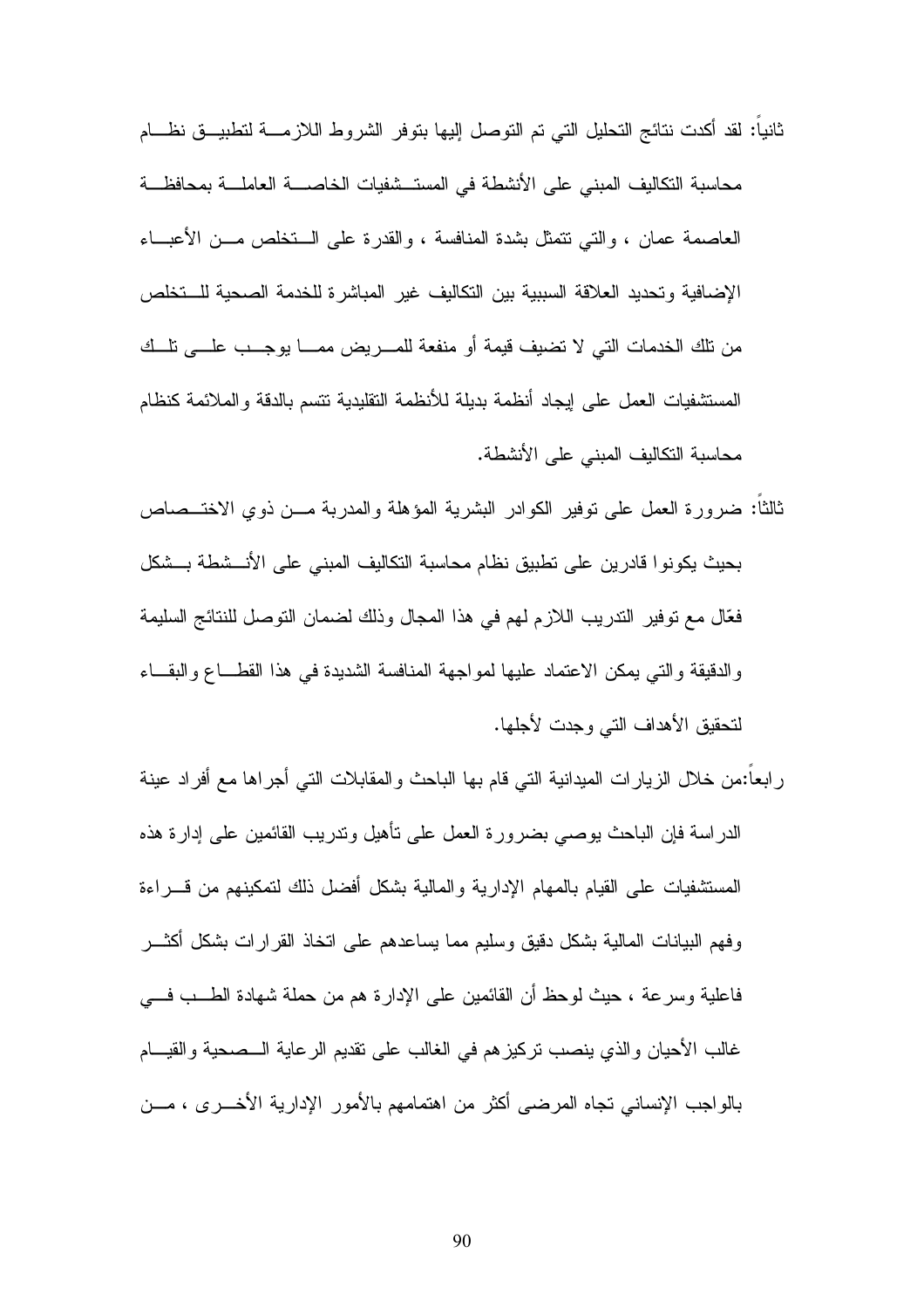ثانياً: لقد أكدت نتائج التحليل التي تم التوصل إليها بتوفر الشروط اللازمة لتطبيق نظام محاسبة التكاليف المبني على الأنشطة في المستشفيات الخاصة العاملة بمحافظة العاصمة عمان ، والتي تتمثل بشدة المنافسة ، والقدرة على التخلص من الأعباء الإضافية وتحديد العلاقة السببية بين التكاليف غير المباشرة للخدمة الصحية للتخلص من تلك الخدمات التي لا تضيف قيمة أو منفعة للمريض مما يوجب على تلك المستشفيات العمل على إيجاد أنظمة بديلة للأنظمة التقليدية تتسم بالدقة والملائمة كنظام محاسبة التكاليف المبني على الأنشطة.

ثالثاً: ضرورة العمل على توفير الكوادر البشرية المؤهلة والمدربة من ذوي الاختصاص بحيث يكونوا قادرين على تطبيق نظام محاسبة التكاليف المبني على الأنشطة بشكل فعّال مع توفير التدريب اللازم لهم في هذا المجال وذلك لضمان التوصل للنتائج السليمة والدقيقة والتي يمكن الاعتماد عليها لمواجهة المنافسة الشديدة في هذا القطاع والبقاء لتحقيق الأهداف التي وجدت لأجلها.

رابعاً:من خلال الزيارات الميدانية التي قام بها الباحث والمقابلات التي أجراها مع أفراد عينة الدراسة فإن الباحث يوصي بضرورة العمل على تأهيل وتدريب القائمين على إدارة هذه المستشفيات على القيام بالمهام الإدارية والمالية بشكل أفضل ذلك لتمكينهم من قراءة وفهم البيانات المالية بشكل دقيق وسليم مما يساعدهم على اتخاذ القرارات بشكل أكثر فاعلية وسرعة ، حيث لوحظ أن القائمين على الإدارة هم من حملة شهادة الطب في غالب الأحيان والذي ينصب تركيزهم في الغالب على تقديم الرعاية الصحية والقيام بالواجب الإنساني تجاه المرضى أكثر من اهتمامهم بالأمور الإدارية الأخرى ، من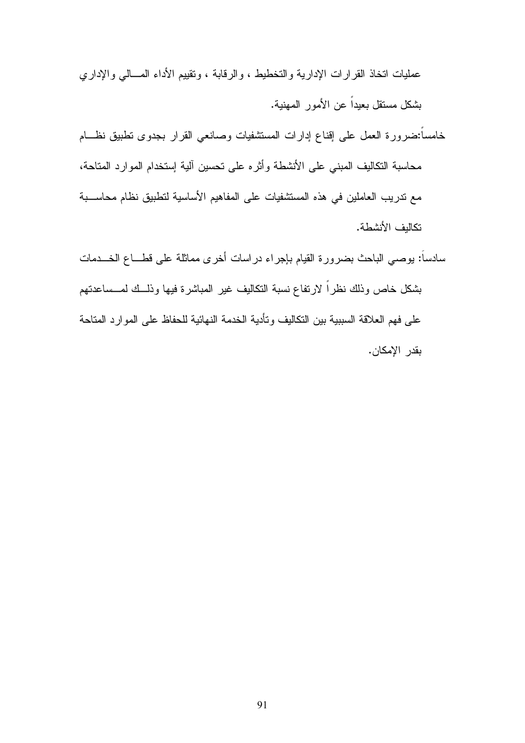عمليات اتخاذ القرارات الإدارية والتخطيط ، والرقابة ، وتقييم الأداء المـــالي والإداري بشكل مستقل بعيداً عن الأمور المهنية.

خامساً:ضرورة العمل على إقناع إدارات المستشفيات وصانعي القرار بجدوى تطبيق نظـــام محاسبة التكاليف المبني على الأنشطة وأثره على تحسين آلية إستخدام الموارد المتاحة، مع تدريب العاملين في هذه المستشفيات على المفاهيم الأساسية لتطبيق نظام محاســـبة تكاليف الأنشطة.

سادساً: يوصي الباحث بضرورة القيام بإجراء دراسات أخرى مماثلة على قطـــاع الخـــدمات بشكل خاص وذلك نظراً لارتفاع نسبة التكاليف غير المباشرة فيها وذلـــك لمـــساعدتهم على فهم العلاقة السببية بين التكاليف وتأدية الخدمة النهائية للحفاظ على الموارد المتاحة بقدر الإمكان.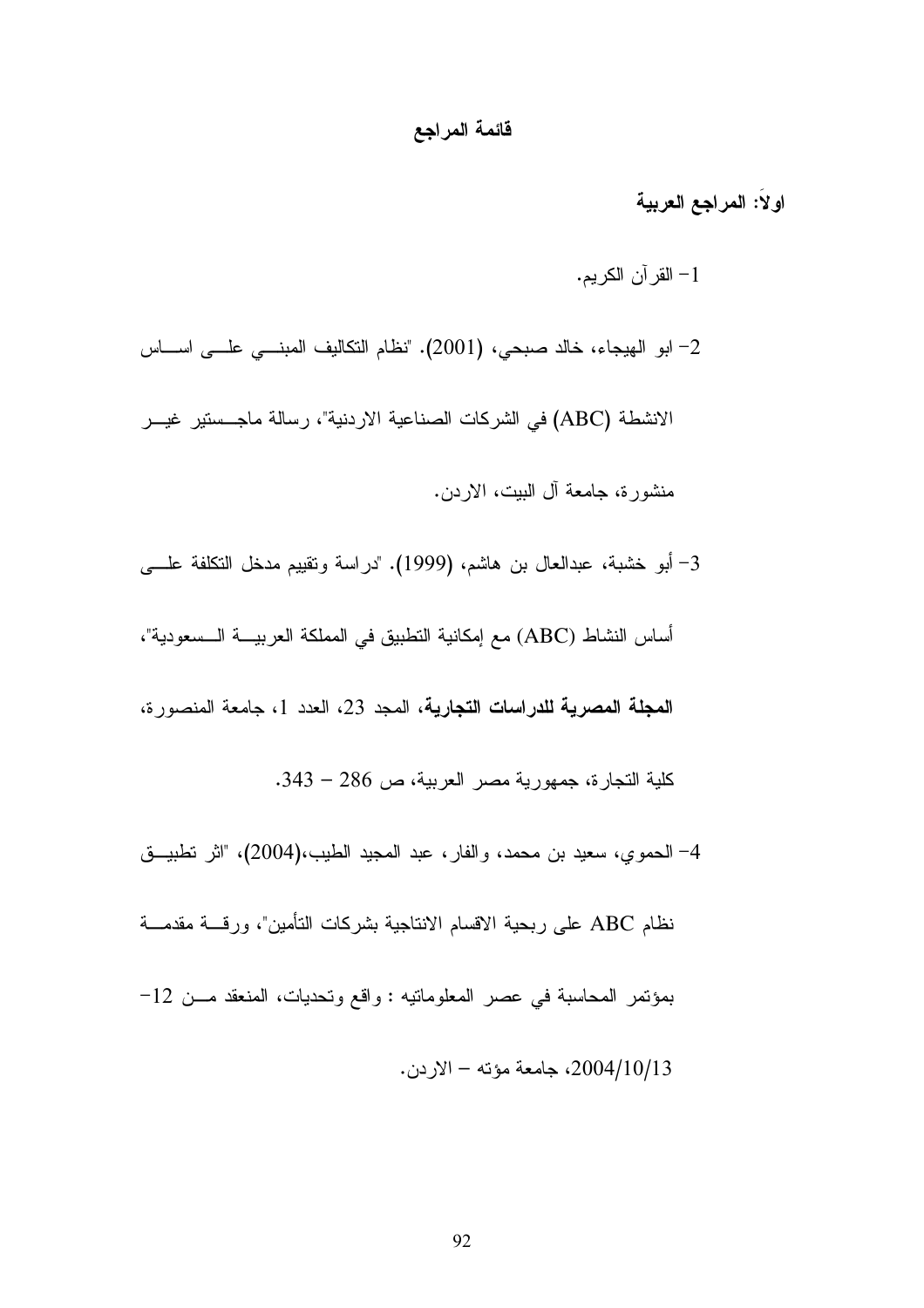# قائمة المراجع

## اولاً: المراجع العربية

1- القرآن الكريم.

2- ابو الهيجاء، خالد صبحي، (2001). "نظام التكاليف المبني على اساس الانشطة (ABC) في الشركات الصناعية الاردنية"، رسالة ماجستير غير منشورة، جامعة آل البيت، الاردن.

3- أبو خشبة، عبدالعال بن هاشم، (1999). "دراسة وتقييم مدخل التكلفة على أساس النشاط (ABC) مع إمكانية التطبيق في المملكة العربية السعودية"، **المجلة المصرية للدراسات التجارية**، المجد 23، العدد 1، جامعة المنصورة، كلية التجارة، جمهورية مصر العربية، ص 286 – 343.

4- الحموي، سعيد بن محمد، والفار، عبد المجيد الطيب،(2004)، "اثر تطبيق نظام ABC على ربحية الاقسام الانتاجية بشركات التأمين"، ورقة مقدمة بمؤتمر المحاسبة في عصر المعلوماتيه : واقع وتحديات، المنعقد من 12- 2004/10/13، جامعة مؤته – الاردن.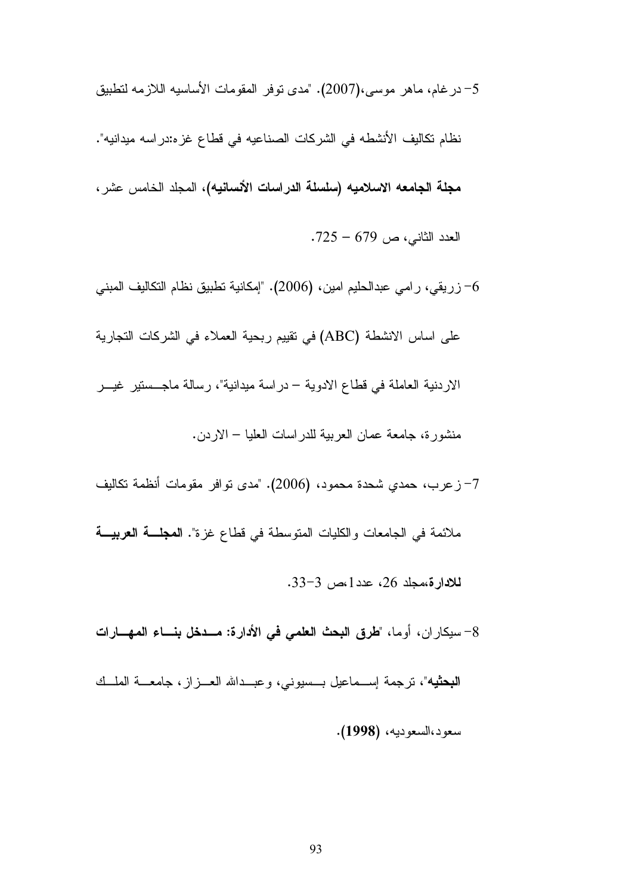5- درغام، ماهر موسى،(2007). "مدى توفر المقومات الأساسيه اللازمه لتطبيق نظام تكاليف الأنشطه في الشركات الصناعيه في قطاع غزه:دراسه ميدانيه". **مجلة الجامعه الاسلاميه (سلسلة الدراسات الأنسانيه)**، المجلد الخامس عشر، العدد الثاني، ص 679 – 725.

6- زريقي، رامي عبدالحليم امين، (2006). "إمكانية تطبيق نظام التكاليف المبني على اساس الانشطة (ABC) في تقييم ربحية العملاء في الشركات التجارية الاردنية العاملة في قطاع الادوية – دراسة ميدانية"، رسالة ماجستير غير منشورة، جامعة عمان العربية للدراسات العليا – الاردن.

7- زعرب، حمدي شحدة محمود، (2006). "مدى توافر مقومات أنظمة تكاليف ملائمة في الجامعات والكليات المتوسطة في قطاع غزة". **المجلة العربية للادارة**،مجلد 26، عدد1،ص 3-33.

8- سيكاران، أوما، "**طرق البحث العلمي في الأدارة: مدخل بناء المهارات البحثيه**"، ترجمة إسماعيل بسيوني، وعبدالله العزاز، جامعة الملك سعود،السعوديه، **(1998)**.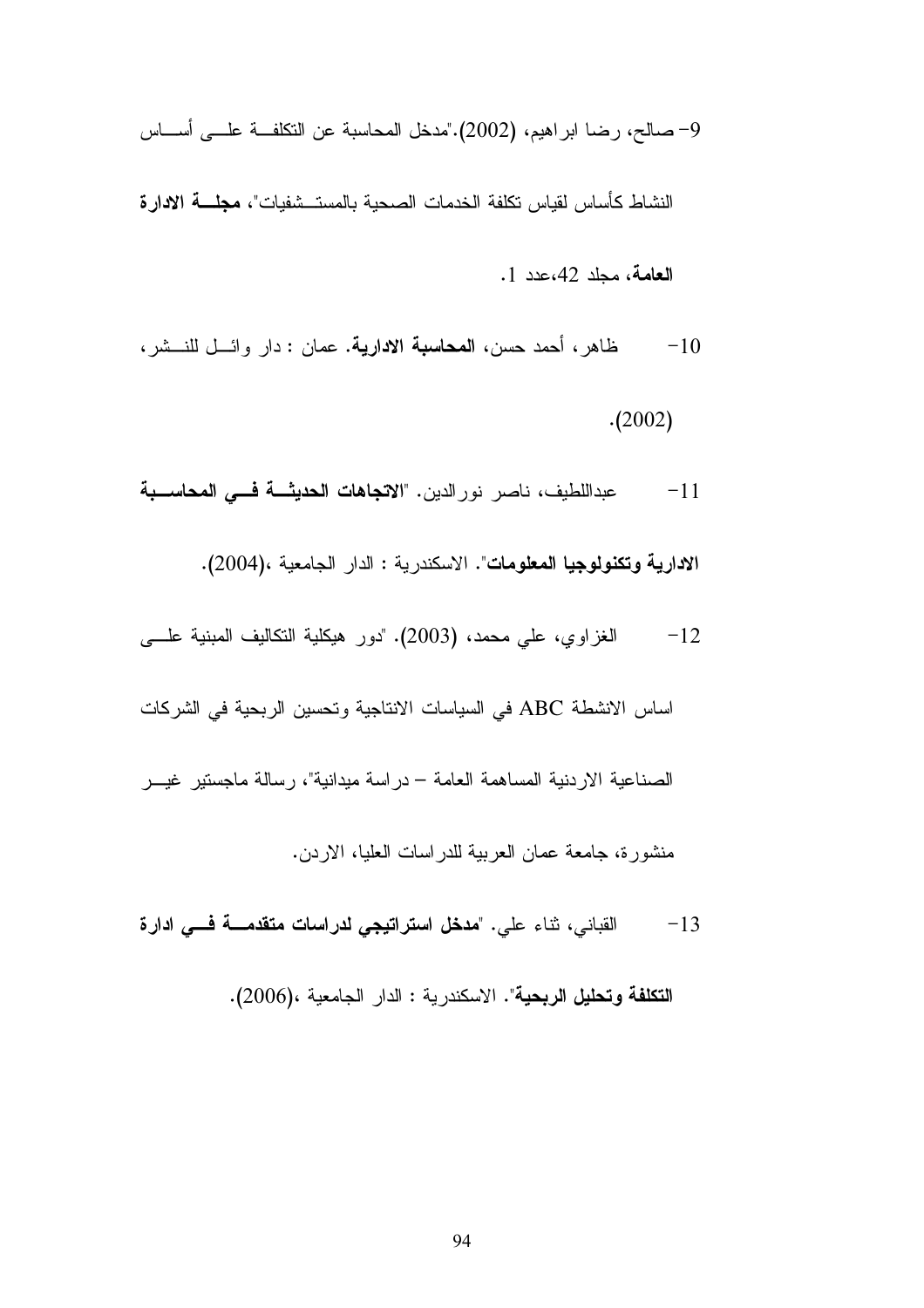9- صالح، رضا ابراهيم، (2002)."مدخل المحاسبة عن التكلفة على أساس النشاط كأساس لقياس تكلفة الخدمات الصحية بالمستشفيات"، **مجلة الادارة العامة**، مجلد 42،عدد 1.

10- ظاهر، أحمد حسن، **المحاسبة الادارية**. عمان : دار وائل للنشر، (2002).

11- عبداللطيف، ناصر نورالدين. "**الاتجاهات الحديثة في المحاسبة الادارية وتكنولوجيا المعلومات**". الاسكندرية : الدار الجامعية ،(2004).

12- الغزاوي، علي محمد، (2003). "دور هيكلية التكاليف المبنية على اساس الانشطة ABC في السياسات الانتاجية وتحسين الربحية في الشركات الصناعية الاردنية المساهمة العامة – دراسة ميدانية"، رسالة ماجستير غير منشورة، جامعة عمان العربية للدراسات العليا، الاردن.

13- القباني، ثناء علي. "**مدخل استراتيجي لدراسات متقدمة في ادارة التكلفة وتحليل الربحية**". الاسكندرية : الدار الجامعية ،(2006).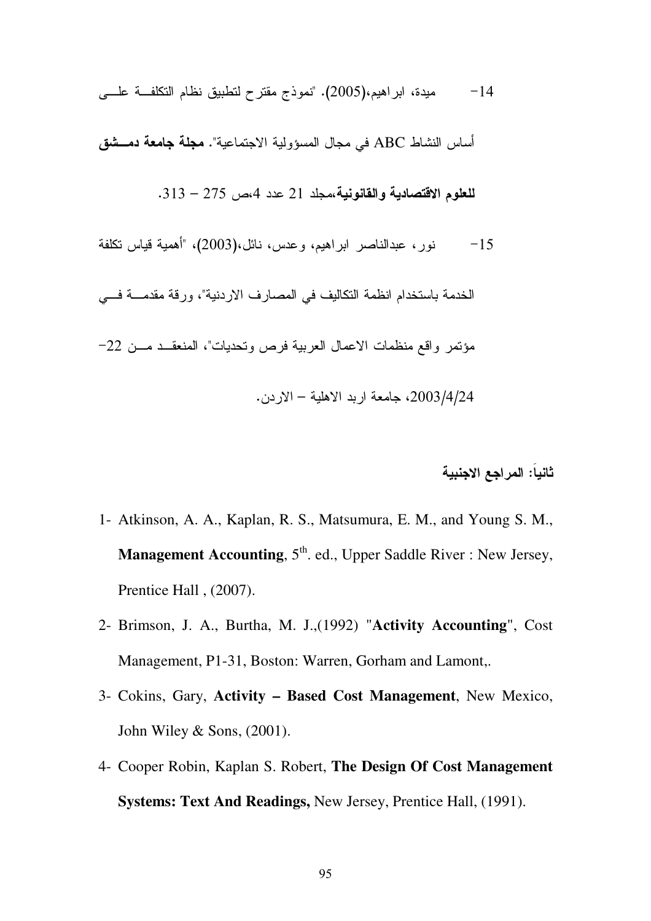14- ميدة، ابراهيم،(2005). "نموذج مقترح لتطبيق نظام التكلفة على أساس النشاط ABC في مجال المسؤولية الاجتماعية". **مجلة جامعة دمشق للعلوم الاقتصادية والقانونية**،مجلد 21 عدد 4،ص 275 – 313.

15- نور، عبدالناصر ابراهيم، وعدس، نائل،(2003)، "أهمية قياس تكلفة الخدمة باستخدام انظمة التكاليف في المصارف الاردنية"، ورقة مقدمة في مؤتمر واقع منظمات الاعمال العربية فرص وتحديات"، المنعقد من 22-2003/4/24، جامعة اربد الاهلية – الاردن.

## ثانياً: المراجع الاجنبية

1- Atkinson, A. A., Kaplan, R. S., Matsumura, E. M., and Young S. M., **Management Accounting**, 5th. ed., Upper Saddle River : New Jersey, Prentice Hall , (2007).

2- Brimson, J. A., Burtha, M. J.,(1992) "**Activity Accounting**", Cost Management, P1-31, Boston: Warren, Gorham and Lamont,.

3- Cokins, Gary, **Activity – Based Cost Management**, New Mexico, John Wiley & Sons, (2001).

4- Cooper Robin, Kaplan S. Robert, **The Design Of Cost Management Systems: Text And Readings,** New Jersey, Prentice Hall, (1991).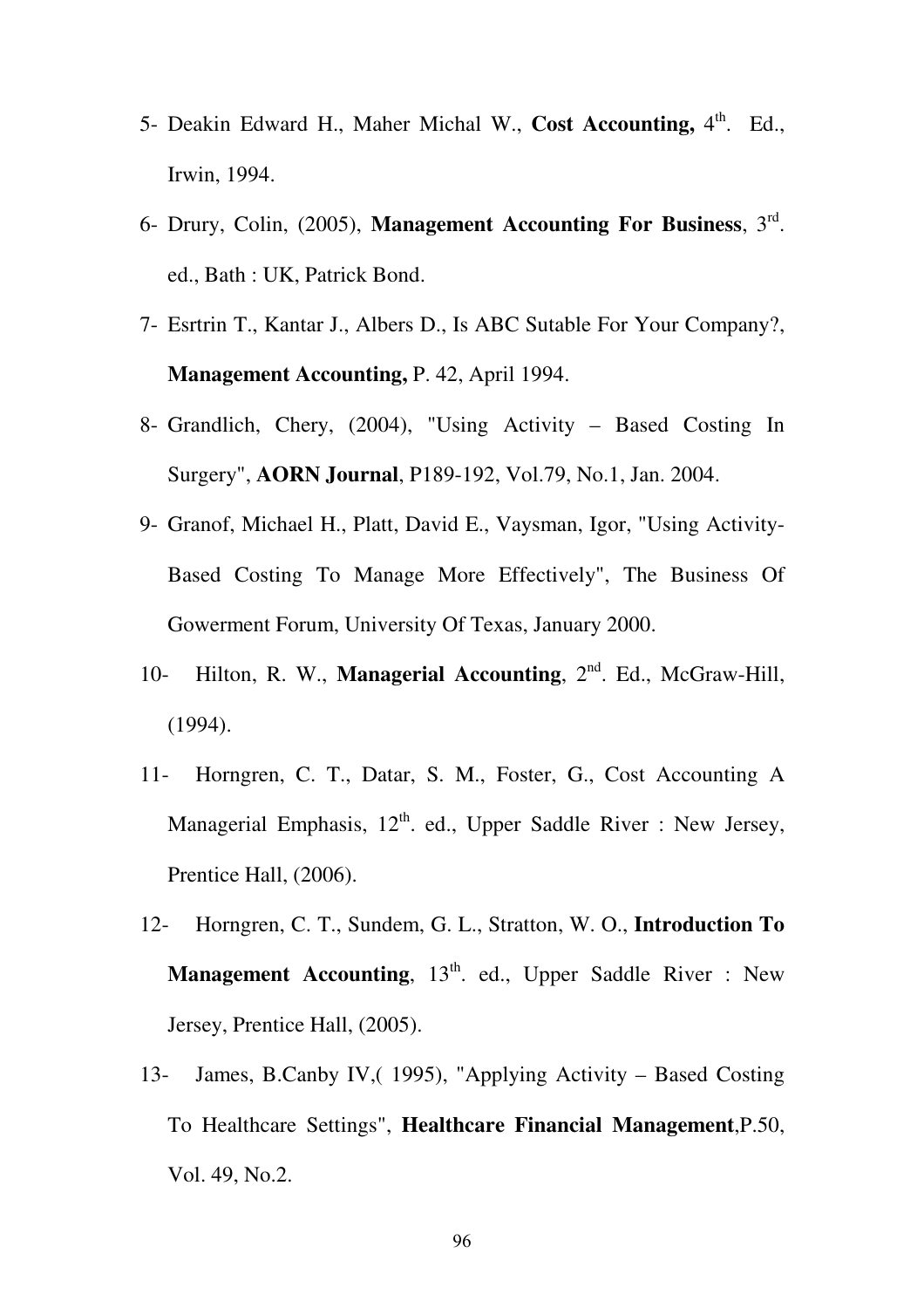5- Deakin Edward H., Maher Michal W., **Cost Accounting,** 4th. Ed., Irwin, 1994.

6- Drury, Colin, (2005), **Management Accounting For Business**, 3rd. ed., Bath : UK, Patrick Bond.

7- Esrtrin T., Kantar J., Albers D., Is ABC Sutable For Your Company?, **Management Accounting,** P. 42, April 1994.

8- Grandlich, Chery, (2004), "Using Activity – Based Costing In Surgery", **AORN Journal**, P189-192, Vol.79, No.1, Jan. 2004.

9- Granof, Michael H., Platt, David E., Vaysman, Igor, "Using Activity-Based Costing To Manage More Effectively", The Business Of Gowerment Forum, University Of Texas, January 2000.

10- Hilton, R. W., **Managerial Accounting**, 2nd. Ed., McGraw-Hill, (1994).

11- Horngren, C. T., Datar, S. M., Foster, G., Cost Accounting A Managerial Emphasis, 12th. ed., Upper Saddle River : New Jersey, Prentice Hall, (2006).

12- Horngren, C. T., Sundem, G. L., Stratton, W. O., **Introduction To Management Accounting**, 13th. ed., Upper Saddle River : New Jersey, Prentice Hall, (2005).

13- James, B.Canby IV,( 1995), "Applying Activity – Based Costing To Healthcare Settings", **Healthcare Financial Management**,P.50, Vol. 49, No.2.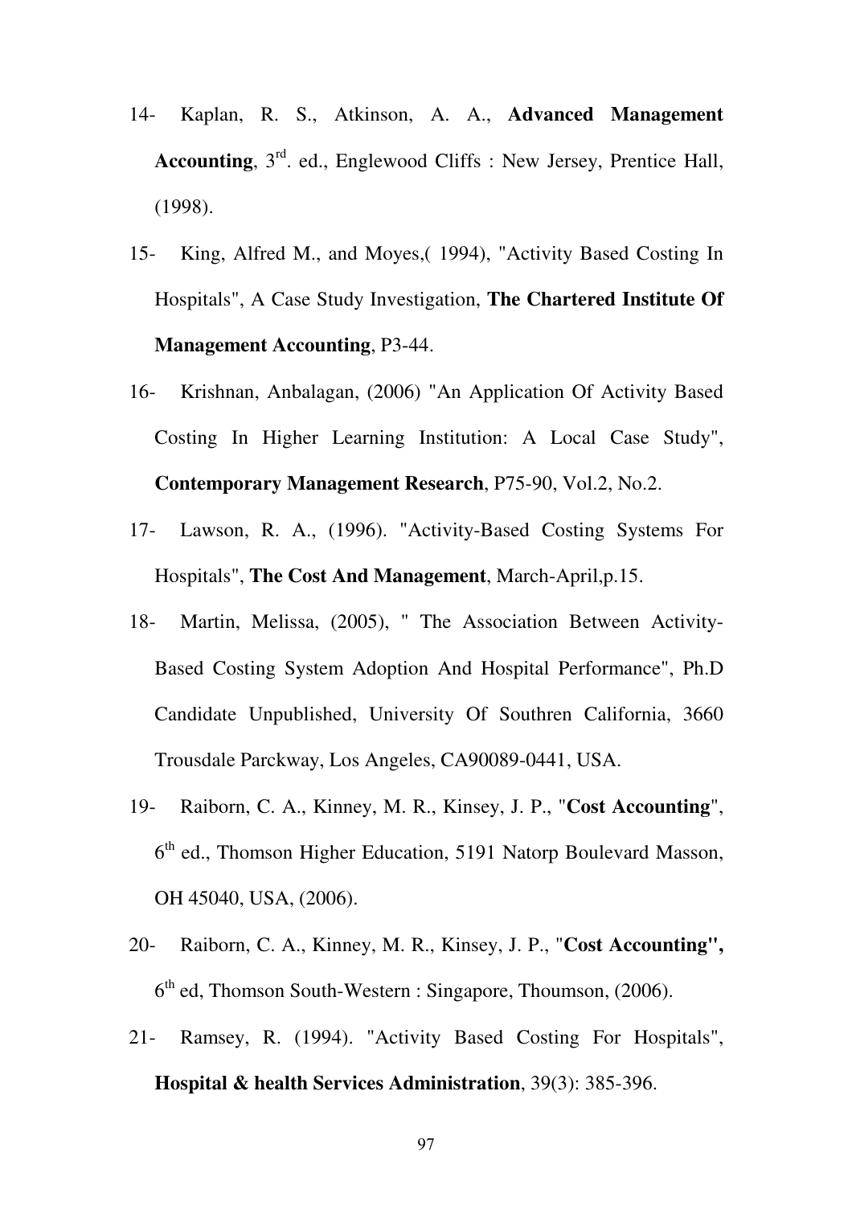14- Kaplan, R. S., Atkinson, A. A., **Advanced Management Accounting**, 3rd. ed., Englewood Cliffs : New Jersey, Prentice Hall, (1998).

15- King, Alfred M., and Moyes,( 1994), "Activity Based Costing In Hospitals", A Case Study Investigation, **The Chartered Institute Of Management Accounting**, P3-44.

16- Krishnan, Anbalagan, (2006) "An Application Of Activity Based Costing In Higher Learning Institution: A Local Case Study", **Contemporary Management Research**, P75-90, Vol.2, No.2.

17- Lawson, R. A., (1996). "Activity-Based Costing Systems For Hospitals", **The Cost And Management**, March-April,p.15.

18- Martin, Melissa, (2005), " The Association Between Activity-Based Costing System Adoption And Hospital Performance", Ph.D Candidate Unpublished, University Of Southren California, 3660 Trousdale Parckway, Los Angeles, CA90089-0441, USA.

19- Raiborn, C. A., Kinney, M. R., Kinsey, J. P., "**Cost Accounting**", 6th ed., Thomson Higher Education, 5191 Natorp Boulevard Masson, OH 45040, USA, (2006).

20- Raiborn, C. A., Kinney, M. R., Kinsey, J. P., "**Cost Accounting",** 6th ed, Thomson South-Western : Singapore, Thoumson, (2006).

21- Ramsey, R. (1994). "Activity Based Costing For Hospitals", **Hospital & health Services Administration**, 39(3): 385-396.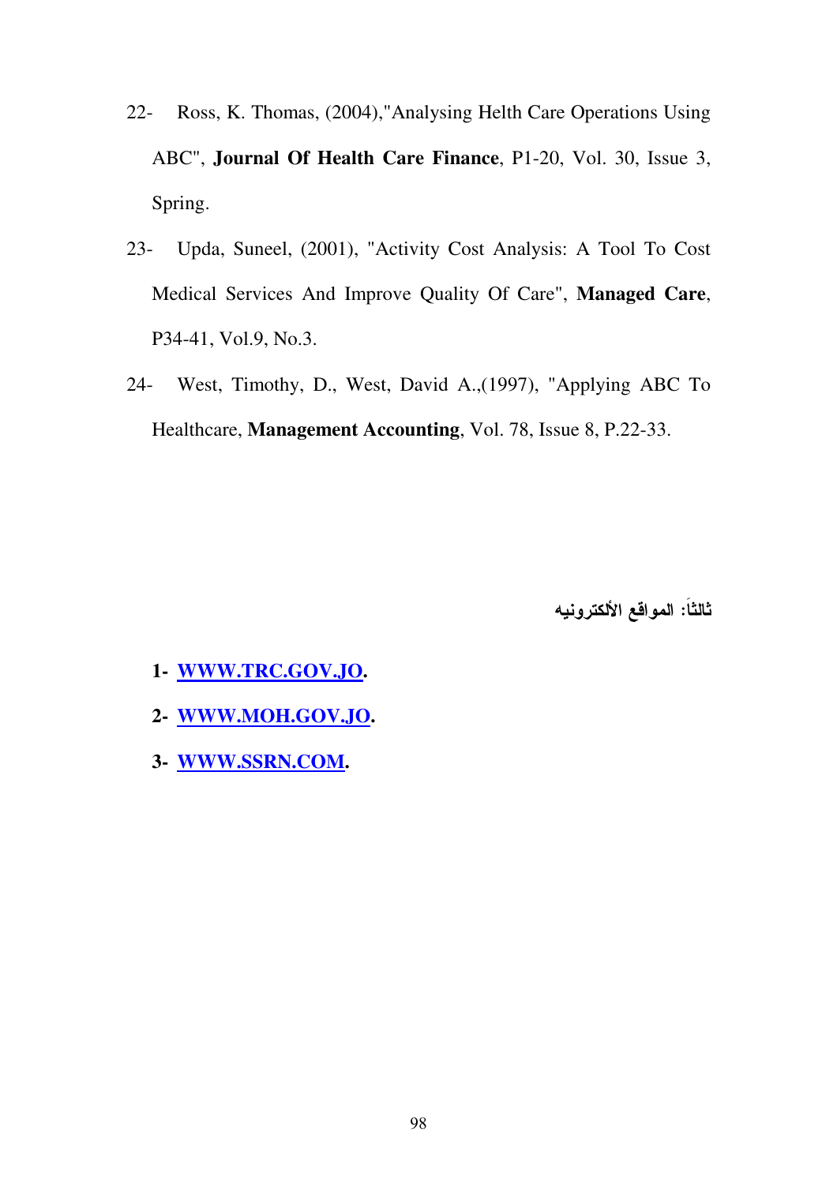22- Ross, K. Thomas, (2004),"Analysing Helth Care Operations Using ABC", **Journal Of Health Care Finance**, P1-20, Vol. 30, Issue 3, Spring.

23- Upda, Suneel, (2001), "Activity Cost Analysis: A Tool To Cost Medical Services And Improve Quality Of Care", **Managed Care**, P34-41, Vol.9, No.3.

24- West, Timothy, D., West, David A.,(1997), "Applying ABC To Healthcare, **Management Accounting**, Vol. 78, Issue 8, P.22-33.

**ثالثاَ: المواقع الألكترونيه**

1- **WWW.TRC.GOV.JO.**
2- **WWW.MOH.GOV.JO.**
3- **WWW.SSRN.COM.**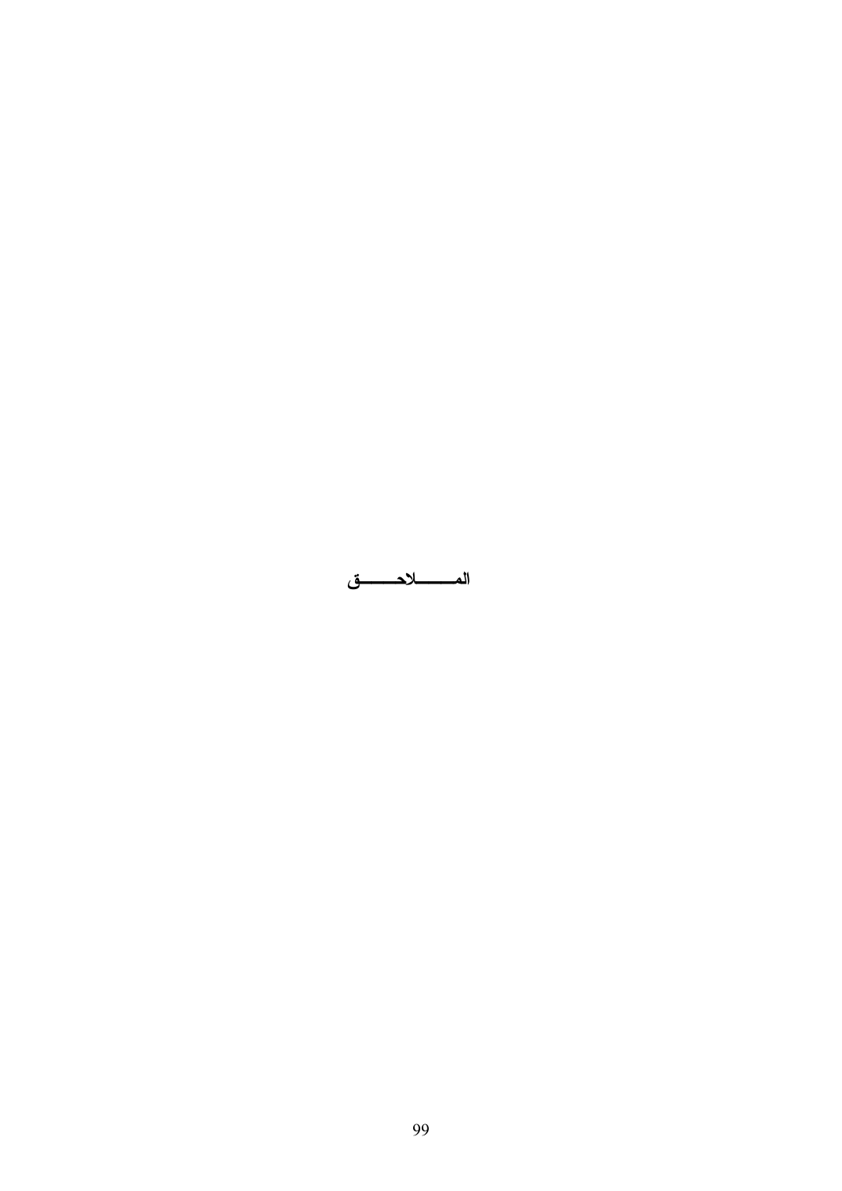# الملاحق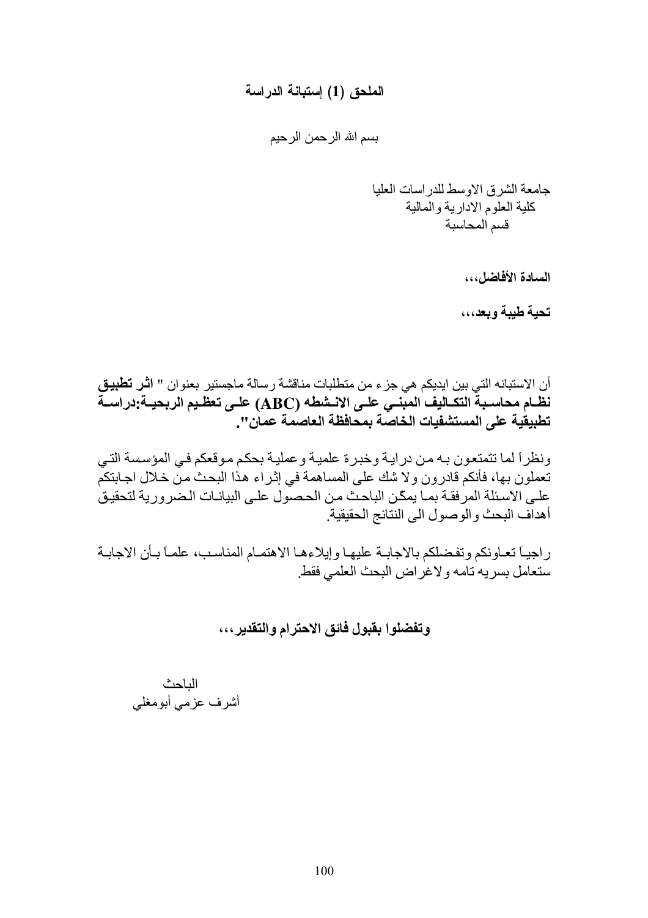## الملحق (1) إستبانة الدراسة

بسم الله الرحمن الرحيم

جامعة الشرق الاوسط للدراسات العليا
كلية العلوم الادارية والمالية
قسم المحاسبة

**السادة الأفاضل،،،**

**تحية طيبة وبعد،،،**

أن الاستبانه التي بين ايديكم هي جزء من متطلبات مناقشة رسالة ماجستير بعنوان " **اثر تطبيق نظام محاسبة التكاليف المبني على الانشطه (ABC) على تعظيم الربحية:دراسة تطبيقية على المستشفيات الخاصة بمحافظة العاصمة عمان".**

ونظراً لما تتمتعون به من دراية وخبرة علمية وعملية بحكم موقعكم في المؤسسة التي تعملون بها، فأنكم قادرون ولا شك على المساهمة في إثراء هذا البحث من خلال اجابتكم على الاسئلة المرفقة بما يمكّن الباحث من الحصول على البيانات الضرورية لتحقيق أهداف البحث والوصول الى النتائج الحقيقية.

راجياً تعاونكم وتفضلكم بالاجابة عليها وإيلاءها الاهتمام المناسب، علماً بأن الاجابة ستعامل بسريه تامه ولاغراض البحث العلمي فقط.

**وتفضلوا بقبول فائق الاحترام والتقدير،،،**

الباحث
أشرف عزمي أبومغلي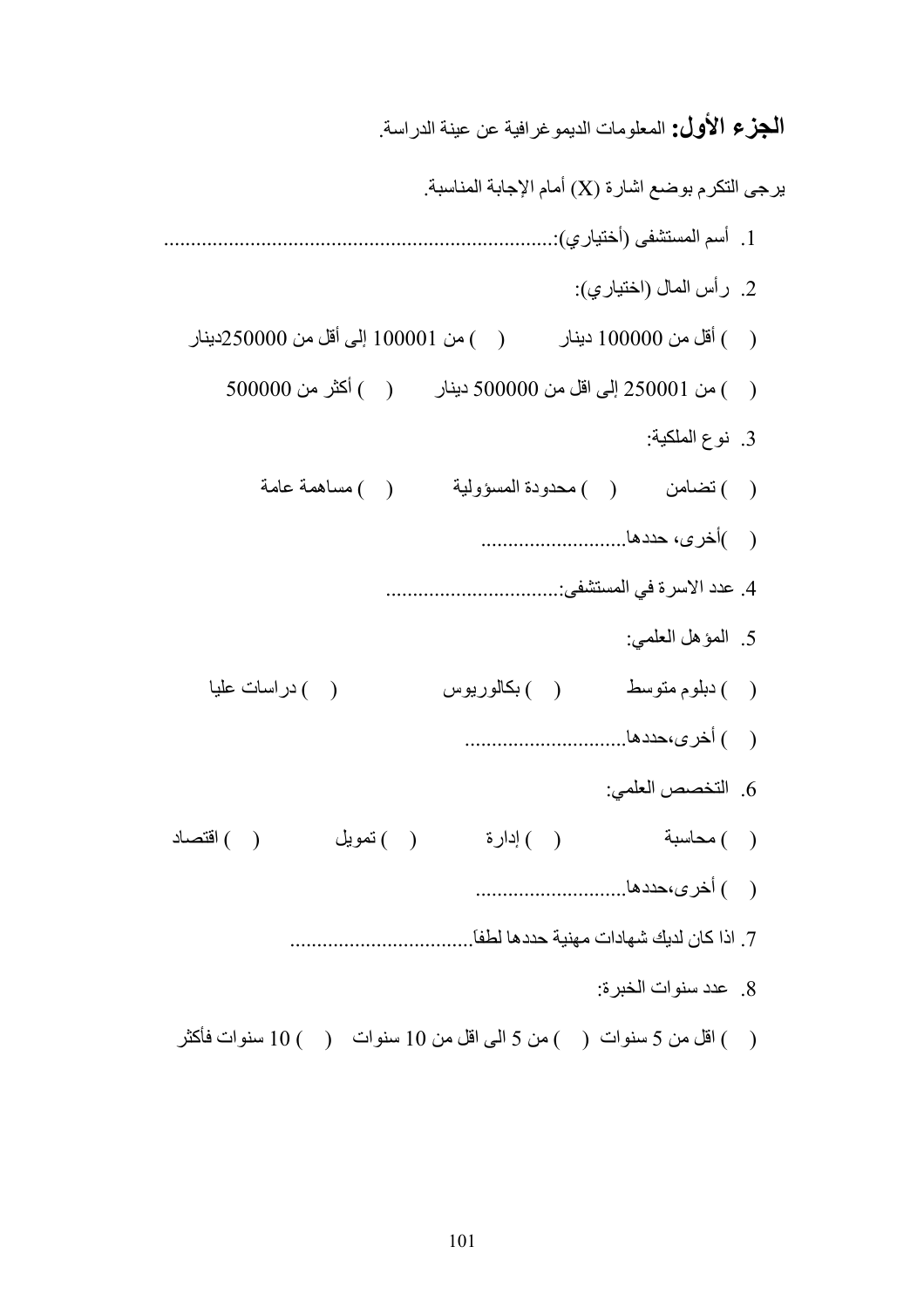**الجزء الأول:** المعلومات الديموغرافية عن عينة الدراسة.

يرجى التكرم بوضع اشارة (X) أمام الإجابة المناسبة.

1. أسم المستشفى (أختياري):.......................................................................

2. رأس المال (اختياري):

( ) أقل من 100000 دينار ( ) من 100001 إلى أقل من 250000دينار

( ) من 250001 إلى اقل من 500000 دينار ( ) أكثر من 500000

3. نوع الملكية:

( ) تضامن ( ) محدودة المسؤولية ( ) مساهمة عامة

( )أخرى، حددها...........................

4. عدد الاسرة في المستشفى:................................

5. المؤهل العلمي:

( ) دبلوم متوسط ( ) بكالوريوس ( ) دراسات عليا

( ) أخرى،حددها..............................

6. التخصص العلمي:

( ) محاسبة ( ) إدارة ( ) تمويل ( ) اقتصاد

( ) أخرى،حددها............................

7. اذا كان لديك شهادات مهنية حددها لطفاً.................................

8. عدد سنوات الخبرة:

( ) اقل من 5 سنوات ( ) من 5 الى اقل من 10 سنوات ( ) 10 سنوات فأكثر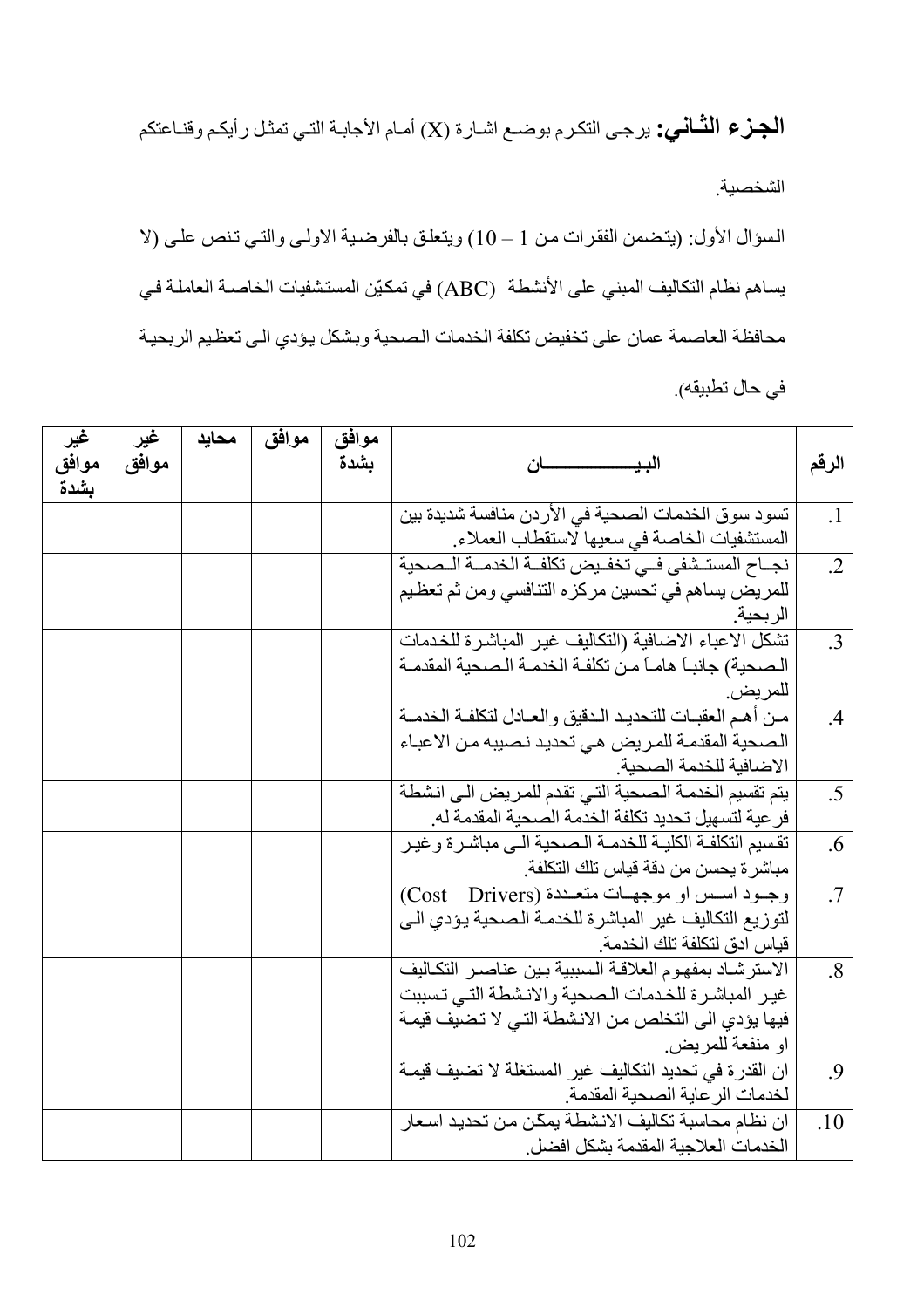**الجزء الثاني:** يرجى التكرم بوضع اشارة (X) أمام الأجابة التي تمثل رأيكم وقناعتكم الشخصية.

السؤال الأول: (يتضمن الفقرات من 1 – 10) ويتعلق بالفرضية الاولى والتي تنص على (لا يساهم نظام التكاليف المبني على الأنشطة (ABC) في تمكيّن المستشفيات الخاصة العاملة في محافظة العاصمة عمان على تخفيض تكلفة الخدمات الصحية وبشكل يؤدي الى تعظيم الربحية في حال تطبيقه).

| الرقم | البيـــــــــــــــان | موافق بشدة | موافق | محايد | غير موافق | غير موافق بشدة |
|---|---|---|---|---|---|---|
| .1 | تسود سوق الخدمات الصحية في الأردن منافسة شديدة بين المستشفيات الخاصة في سعيها لاستقطاب العملاء. | | | | | |
| .2 | نجاح المستشفى في تخفيض تكلفة الخدمة الصحية للمريض يساهم في تحسين مركزه التنافسي ومن ثم تعظيم الربحية. | | | | | |
| .3 | تشكل الاعباء الاضافية (التكاليف غير المباشرة للخدمات الصحية) جانباً هاماً من تكلفة الخدمة الصحية المقدمة للمريض. | | | | | |
| .4 | من أهم العقبات للتحديد الدقيق والعادل لتكلفة الخدمة الصحية المقدمة للمريض هي تحديد نصيبه من الاعباء الاضافية للخدمة الصحية. | | | | | |
| .5 | يتم تقسيم الخدمة الصحية التي تقدم للمريض الى انشطة فرعية لتسهيل تحديد تكلفة الخدمة الصحية المقدمة له. | | | | | |
| .6 | تقسيم التكلفة الكلية للخدمة الصحية الى مباشرة وغير مباشرة يحسن من دقة قياس تلك التكلفة. | | | | | |
| .7 | وجود اسس او موجهات متعددة (Cost Drivers) لتوزيع التكاليف غير المباشرة للخدمة الصحية يؤدي الى قياس ادق لتكلفة تلك الخدمة. | | | | | |
| .8 | الاسترشاد بمفهوم العلاقة السببية بين عناصر التكاليف غير المباشرة للخدمات الصحية والانشطة التي تسببت فيها يؤدي الى التخلص من الانشطة التي لا تضيف قيمة او منفعة للمريض. | | | | | |
| .9 | ان القدرة في تحديد التكاليف غير المستغلة لا تضيف قيمة لخدمات الرعاية الصحية المقدمة. | | | | | |
| .10 | ان نظام محاسبة تكاليف الانشطة يمكّن من تحديد اسعار الخدمات العلاجية المقدمة بشكل افضل. | | | | | |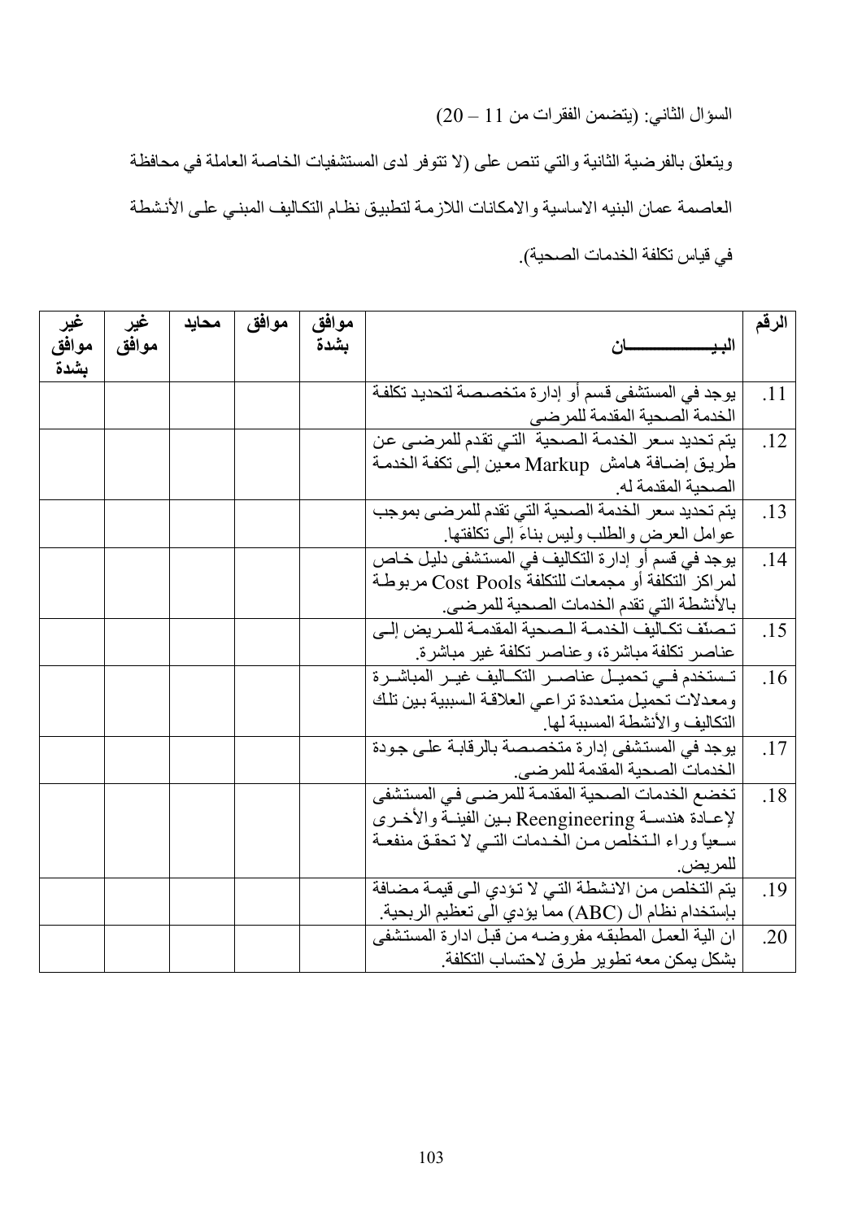السؤال الثاني: (يتضمن الفقرات من 11 – 20)

ويتعلق بالفرضية الثانية والتي تنص على (لا تتوفر لدى المستشفيات الخاصة العاملة في محافظة العاصمة عمان البنيه الاساسية والامكانات اللازمة لتطبيق نظام التكاليف المبني على الأنشطة في قياس تكلفة الخدمات الصحية).

| الرقم | البيـــــــــــــــان | موافق بشدة | موافق | محايد | غير موافق | غير موافق بشدة |
|---|---|---|---|---|---|---|
| .11 | يوجد في المستشفى قسم أو إدارة متخصصة لتحديد تكلفة الخدمة الصحية المقدمة للمرضى | | | | | |
| .12 | يتم تحديد سعر الخدمة الصحية التي تقدم للمرضى عن طريق إضافة هامش Markup معين إلى تكفة الخدمة الصحية المقدمة له. | | | | | |
| .13 | يتم تحديد سعر الخدمة الصحية التي تقدم للمرضى بموجب عوامل العرض والطلب وليس بناءً إلى تكلفتها. | | | | | |
| .14 | يوجد في قسم أو إدارة التكاليف في المستشفى دليل خاص لمراكز التكلفة أو مجمعات للتكلفة Cost Pools مربوطة بالأنشطة التي تقدم الخدمات الصحية للمرضى. | | | | | |
| .15 | تصنّف تكاليف الخدمة الصحية المقدمة للمريض إلى عناصر تكلفة مباشرة، وعناصر تكلفة غير مباشرة. | | | | | |
| .16 | تستخدم في تحميل عناصر التكاليف غير المباشرة ومعدلات تحميل متعددة تراعي العلاقة السببية بين تلك التكاليف والأنشطة المسببة لها. | | | | | |
| .17 | يوجد في المستشفى إدارة متخصصة بالرقابة على جودة الخدمات الصحية المقدمة للمرضى. | | | | | |
| .18 | تخضع الخدمات الصحية المقدمة للمرضى في المستشفى لإعادة هندسة Reengineering بين الفينة والأخرى سعياً وراء التخلص من الخدمات التي لا تحقق منفعة للمريض. | | | | | |
| .19 | يتم التخلص من الانشطة التي لا تؤدي الى قيمة مضافة بإستخدام نظام ال (ABC) مما يؤدي الى تعظيم الربحية. | | | | | |
| .20 | ان الية العمل المطبقه مفروضه من قبل ادارة المستشفى بشكل يمكن معه تطوير طرق لاحتساب التكلفة. | | | | | |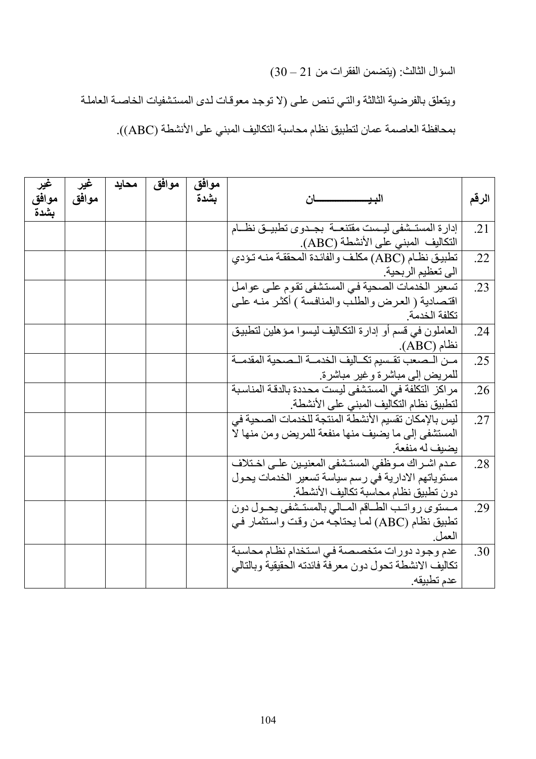السؤال الثالث: (يتضمن الفقرات من 21 – 30)

ويتعلق بالفرضية الثالثة والتي تنص على (لا توجد معوقات لدى المستشفيات الخاصة العاملة بمحافظة العاصمة عمان لتطبيق نظام محاسبة التكاليف المبني على الأنشطة (ABC)).

| الرقم | البيـــــــــــــان | موافق بشدة | موافق | محايد | غير موافق | غير موافق بشدة |
|---|---|---|---|---|---|---|
| .21 | إدارة المستشفى ليست مقتنعة بجدوى تطبيق نظام التكاليف المبني على الأنشطة (ABC). | | | | | |
| .22 | تطبيق نظام (ABC) مكلف والفائدة المحققة منه تؤدي الى تعظيم الربحية. | | | | | |
| .23 | تسعير الخدمات الصحية في المستشفى تقوم على عوامل اقتصادية ( العرض والطلب والمنافسة ) أكثر منه على تكلفة الخدمة. | | | | | |
| .24 | العاملون في قسم أو إدارة التكاليف ليسوا مؤهلين لتطبيق نظام (ABC). | | | | | |
| .25 | من الصعب تقسيم تكاليف الخدمة الصحية المقدمة للمريض إلى مباشرة وغير مباشرة. | | | | | |
| .26 | مراكز التكلفة في المستشفى ليست محددة بالدقة المناسبة لتطبيق نظام التكاليف المبني على الأنشطة. | | | | | |
| .27 | ليس بالإمكان تقسيم الأنشطة المنتجة للخدمات الصحية في المستشفى إلى ما يضيف منها منفعة للمريض ومن منها لا يضيف له منفعة. | | | | | |
| .28 | عدم اشراك موظفي المستشفى المعنيين على اختلاف مستوياتهم الادارية في رسم سياسة تسعير الخدمات يحول دون تطبيق نظام محاسبة تكاليف الأنشطة. | | | | | |
| .29 | مستوى رواتب الطاقم المالي بالمستشفى يحول دون تطبيق نظام (ABC) لما يحتاجه من وقت واستثمار في العمل. | | | | | |
| .30 | عدم وجود دورات متخصصة في استخدام نظام محاسبة تكاليف الانشطة تحول دون معرفة فائدته الحقيقية وبالتالي عدم تطبيقه. | | | | | |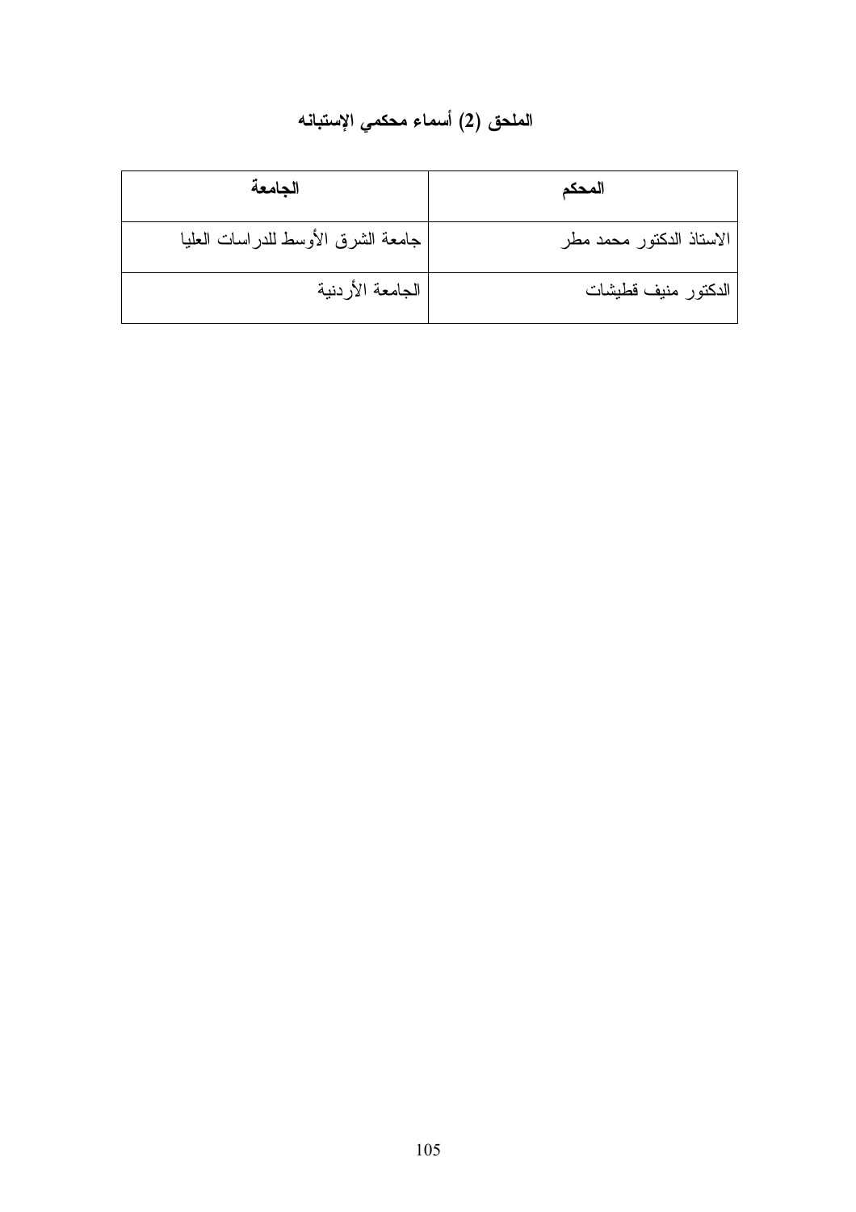## الملحق (2) أسماء محكمي الإستبانه

| المحكم | الجامعة |
|---|---|
| الاستاذ الدكتور محمد مطر | جامعة الشرق الأوسط للدراسات العليا |
| الدكتور منيف قطيشات | الجامعة الأردنية |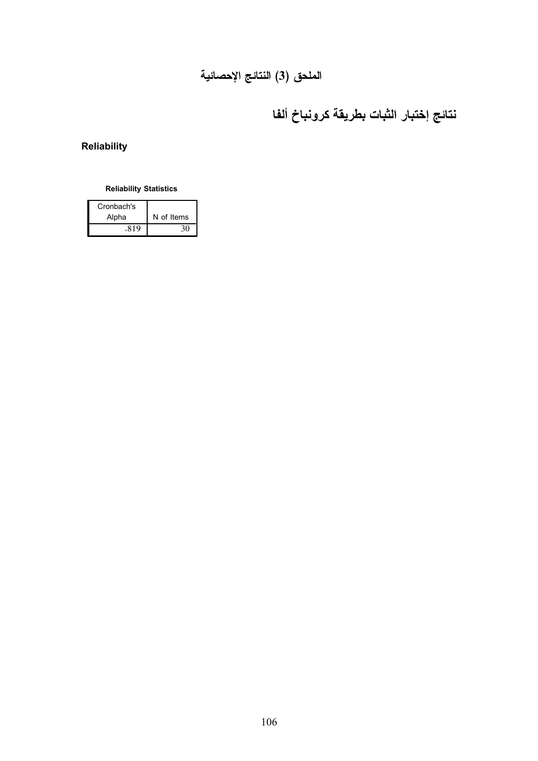# الملحق (3) النتائج الإحصائية

## نتائج إختبار الثبات بطريقة كرونباخ ألفا

**Reliability**

**Reliability Statistics**

| Cronbach's Alpha | N of Items |
|---|---|
| .819 | 30 |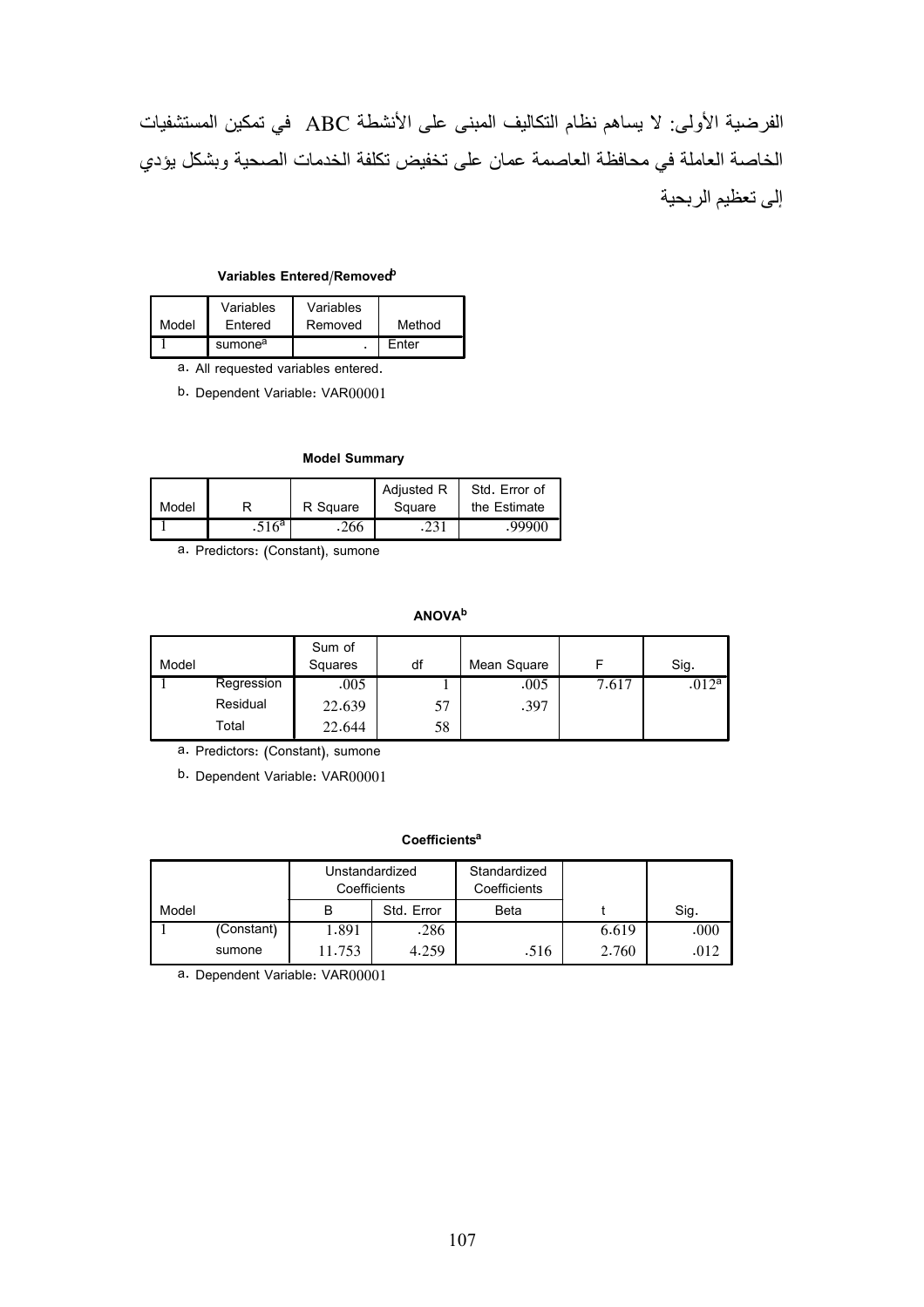الفرضية الأولى: لا يساهم نظام التكاليف المبنى على الأنشطة ABC في تمكين المستشفيات الخاصة العاملة في محافظة العاصمة عمان على تخفيض تكلفة الخدمات الصحية وبشكل يؤدي إلى تعظيم الربحية

**Variables Entered/Removed[b]**

| Model | Variables Entered | Variables Removed | Method |
|---|---|---|---|
| 1 | sumone[a] | . | Enter |

a. All requested variables entered.

b. Dependent Variable: VAR00001

**Model Summary**

| Model | R | R Square | Adjusted R Square | Std. Error of the Estimate |
|---|---|---|---|---|
| 1 | .516[a] | .266 | .231 | .99900 |

a. Predictors: (Constant), sumone

**ANOVA[b]**

| Model | | Sum of Squares | df | Mean Square | F | Sig. |
|---|---|---|---|---|---|---|
| 1 | Regression | .005 | 1 | .005 | 7.617 | .012[a] |
| | Residual | 22.639 | 57 | .397 | | |
| | Total | 22.644 | 58 | | | |

a. Predictors: (Constant), sumone

b. Dependent Variable: VAR00001

**Coefficients[a]**

| Model | | Unstandardized Coefficients | | Standardized Coefficients | t | Sig. |
|---|---|---|---|---|---|---|
| | | B | Std. Error | Beta | | |
| 1 | (Constant) | 1.891 | .286 | | 6.619 | .000 |
| | sumone | 11.753 | 4.259 | .516 | 2.760 | .012 |

a. Dependent Variable: VAR00001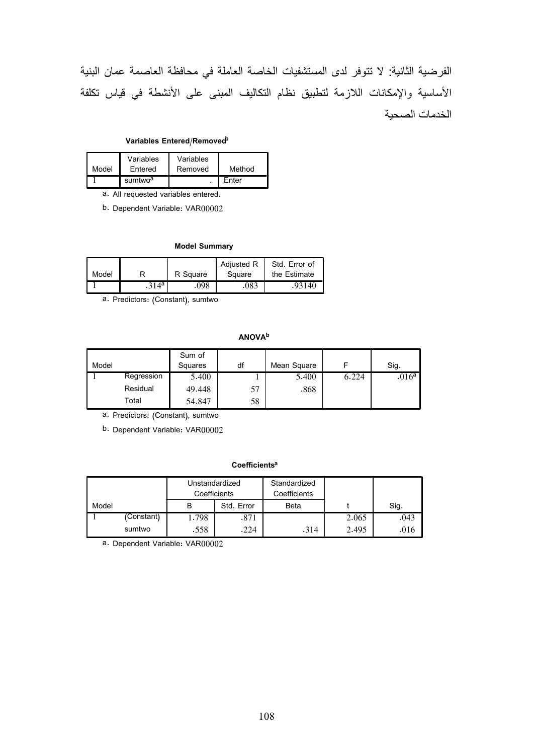الفرضية الثانية: لا تتوفر لدى المستشفيات الخاصة العاملة في محافظة العاصمة عمان البنية الأساسية والإمكانات اللازمة لتطبيق نظام التكاليف المبنى على الأنشطة في قياس تكلفة الخدمات الصحية

**Variables Entered/Removed[b]**

| Model | Variables Entered | Variables Removed | Method |
|---|---|---|---|
| 1 | sumtwo[a] | . | Enter |

a. All requested variables entered.

b. Dependent Variable: VAR00002

**Model Summary**

| Model | R | R Square | Adjusted R Square | Std. Error of the Estimate |
|---|---|---|---|---|
| 1 | .314[a] | .098 | .083 | .93140 |

a. Predictors: (Constant), sumtwo

**ANOVA[b]**

| Model | | Sum of Squares | df | Mean Square | F | Sig. |
|---|---|---|---|---|---|---|
| 1 | Regression | 5.400 | 1 | 5.400 | 6.224 | .016[a] |
| | Residual | 49.448 | 57 | .868 | | |
| | Total | 54.847 | 58 | | | |

a. Predictors: (Constant), sumtwo

b. Dependent Variable: VAR00002

**Coefficients[a]**

| Model | | Unstandardized Coefficients | | Standardized Coefficients | t | Sig. |
|---|---|---|---|---|---|---|
| | | B | Std. Error | Beta | | |
| 1 | (Constant) | 1.798 | .871 | | 2.065 | .043 |
| | sumtwo | .558 | .224 | .314 | 2.495 | .016 |

a. Dependent Variable: VAR00002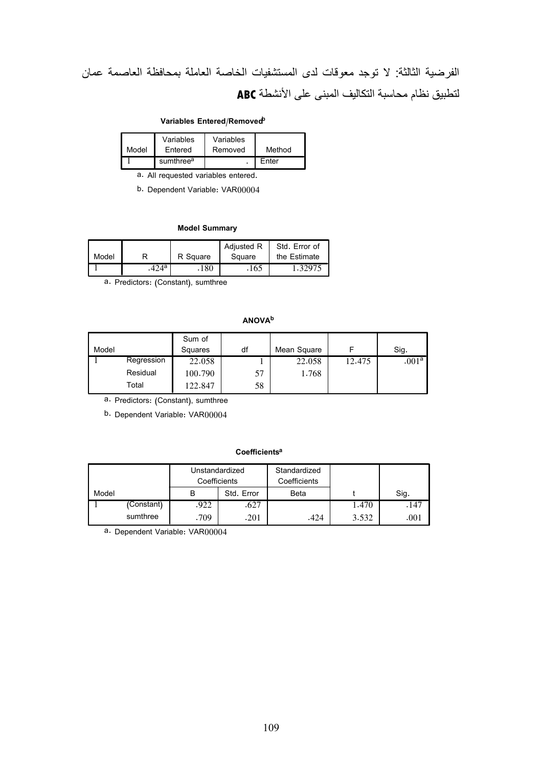الفرضية الثالثة: لا توجد معوقات لدى المستشفيات الخاصة العاملة بمحافظة العاصمة عمان لتطبيق نظام محاسبة التكاليف المبنى على الأنشطة **ABC**

**Variables Entered/Removed[b]**

| Model | Variables Entered | Variables Removed | Method |
|---|---|---|---|
| 1 | sumthree[a] | . | Enter |

a. All requested variables entered.

b. Dependent Variable: VAR00004

**Model Summary**

| Model | R | R Square | Adjusted R Square | Std. Error of the Estimate |
|---|---|---|---|---|
| 1 | .424[a] | .180 | .165 | 1.32975 |

a. Predictors: (Constant), sumthree

**ANOVA[b]**

| Model | | Sum of Squares | df | Mean Square | F | Sig. |
|---|---|---|---|---|---|---|
| 1 | Regression | 22.058 | 1 | 22.058 | 12.475 | .001[a] |
| | Residual | 100.790 | 57 | 1.768 | | |
| | Total | 122.847 | 58 | | | |

a. Predictors: (Constant), sumthree

b. Dependent Variable: VAR00004

**Coefficients[a]**

| Model | | Unstandardized Coefficients | | Standardized Coefficients | | |
|---|---|---|---|---|---|---|
| | | B | Std. Error | Beta | t | Sig. |
| 1 | (Constant) | .922 | .627 | | 1.470 | .147 |
| | sumthree | .709 | .201 | .424 | 3.532 | .001 |

a. Dependent Variable: VAR00004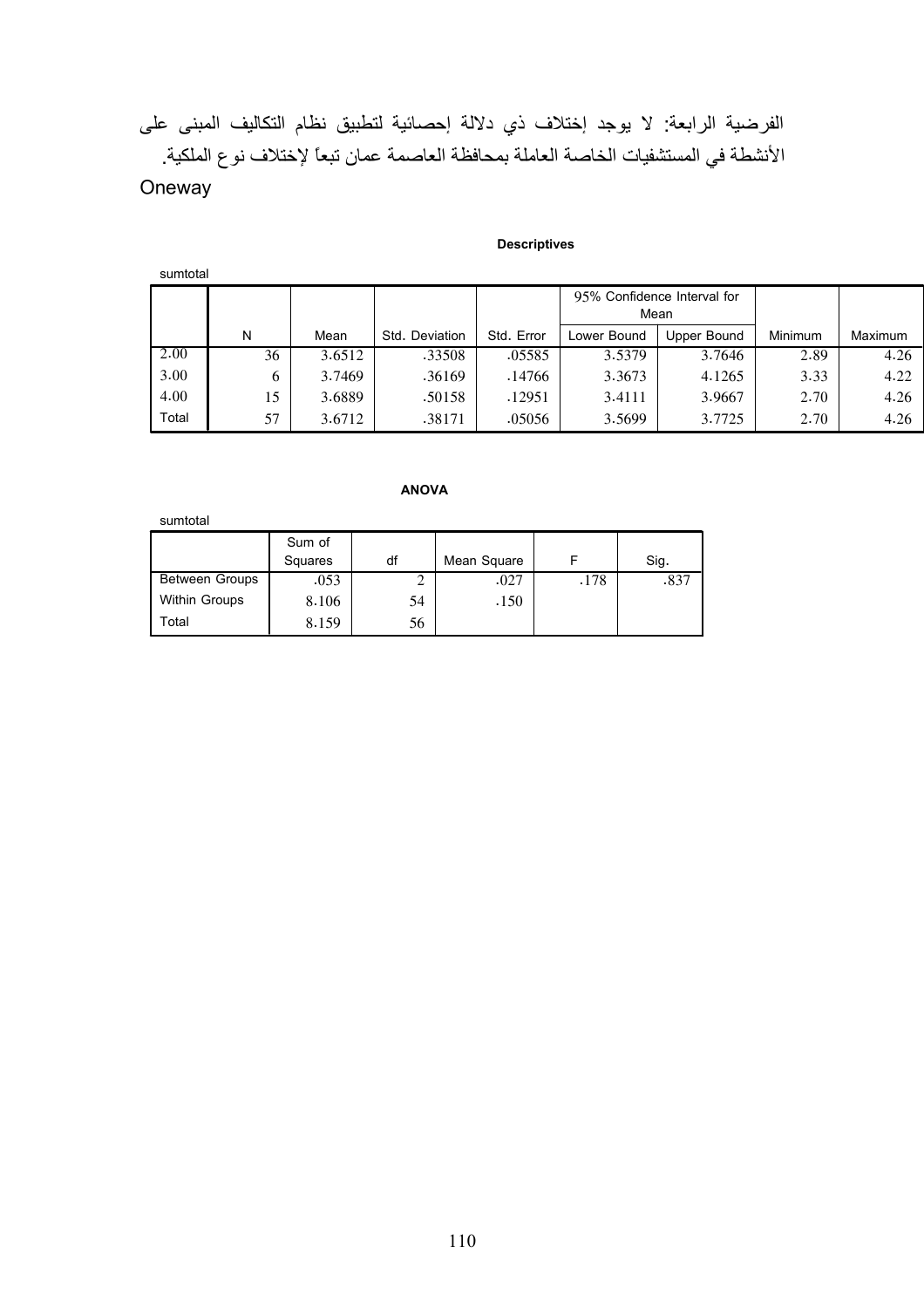الفرضية الرابعة: لا يوجد إختلاف ذي دلالة إحصائية لتطبيق نظام التكاليف المبنى على الأنشطة في المستشفيات الخاصة العاملة بمحافظة العاصمة عمان تبعاً لإختلاف نوع الملكية.

Oneway

**Descriptives**

sumtotal

| | N | Mean | Std. Deviation | Std. Error | 95% Confidence Interval for Mean | | Minimum | Maximum |
|---|---|---|---|---|---|---|---|---|
| | | | | | Lower Bound | Upper Bound | | |
| 2.00 | 36 | 3.6512 | .33508 | .05585 | 3.5379 | 3.7646 | 2.89 | 4.26 |
| 3.00 | 6 | 3.7469 | .36169 | .14766 | 3.3673 | 4.1265 | 3.33 | 4.22 |
| 4.00 | 15 | 3.6889 | .50158 | .12951 | 3.4111 | 3.9667 | 2.70 | 4.26 |
| Total | 57 | 3.6712 | .38171 | .05056 | 3.5699 | 3.7725 | 2.70 | 4.26 |

**ANOVA**

sumtotal

| | Sum of Squares | df | Mean Square | F | Sig. |
|---|---|---|---|---|---|
| Between Groups | .053 | 2 | .027 | .178 | .837 |
| Within Groups | 8.106 | 54 | .150 | | |
| Total | 8.159 | 56 | | | |